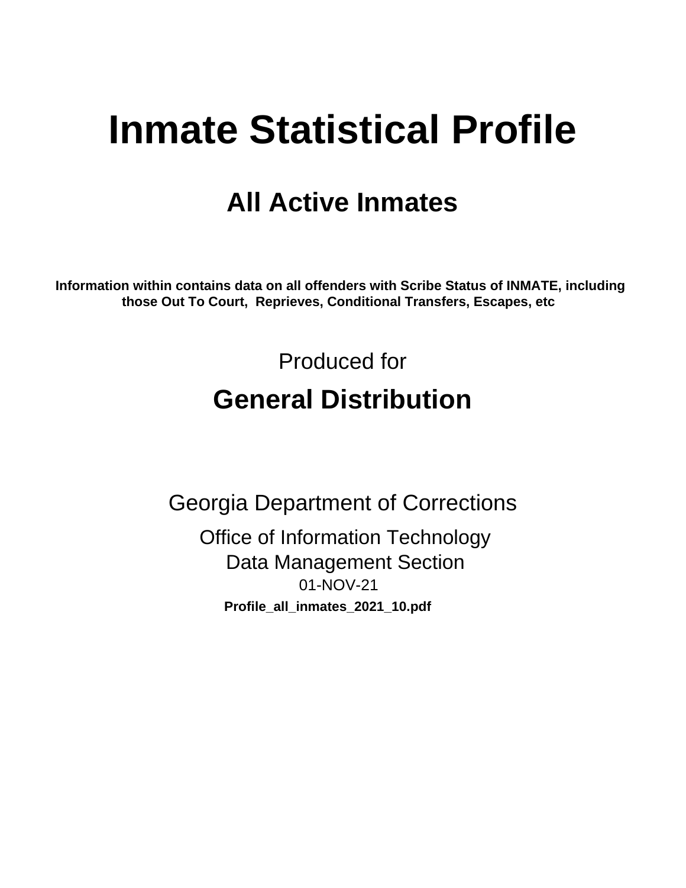# Inmate Statistical Profile

## All Active Inmates

**Information within contains data on all offenders with Scribe Status of INMATE, including those Out To Court, Reprieves, Conditional Transfers, Escapes, etc**

Produced for

## General Distribution

Georgia Department of Corrections

Office of Information Technology
Data Management Section
01-NOV-21

**Profile_all_inmates_2021_10.pdf**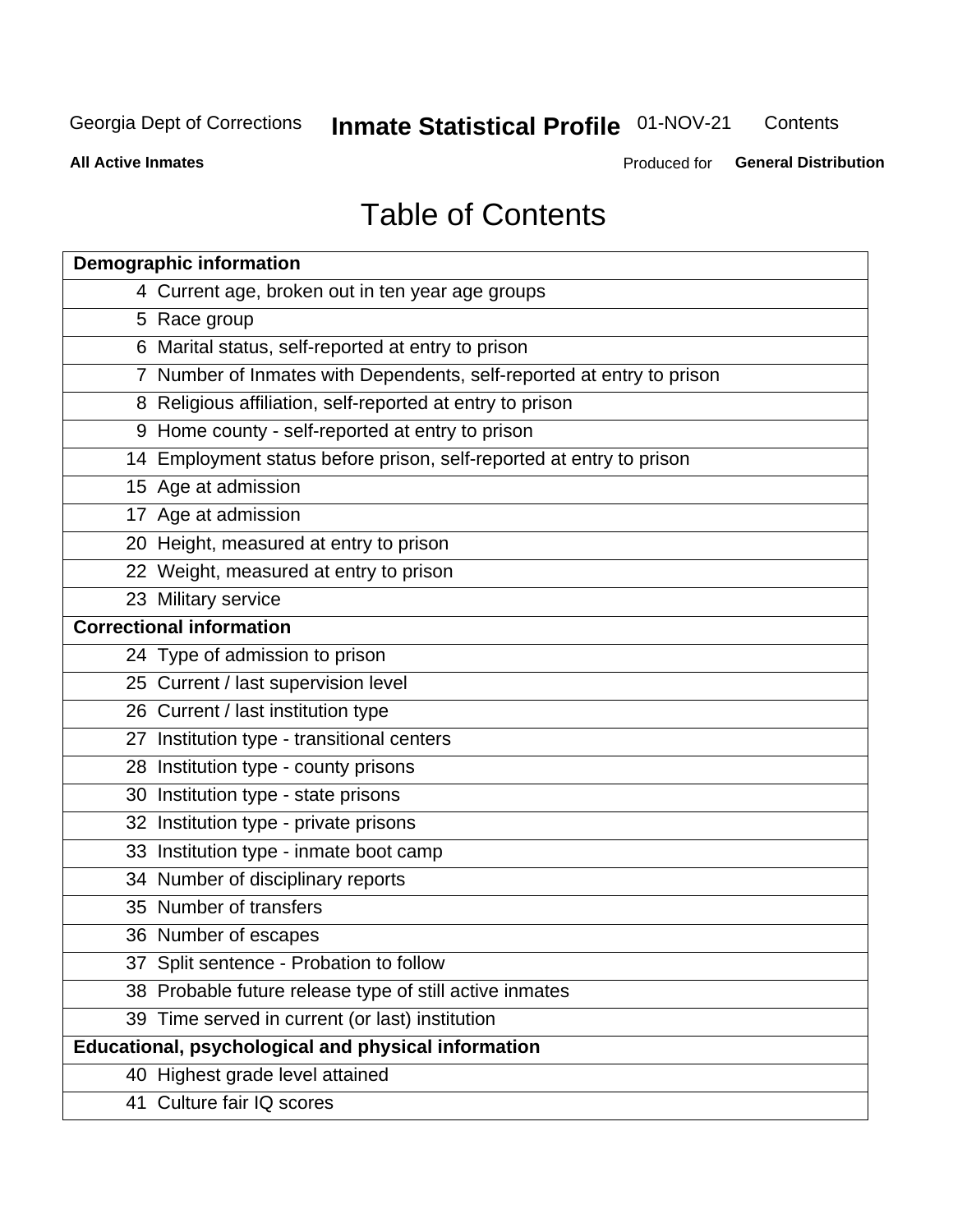Georgia Dept of Corrections **Inmate Statistical Profile** 01-NOV-21 Contents

**All Active Inmates** Produced for **General Distribution**

# Table of Contents

| **Demographic information** | |
|---|---|
| 4 | Current age, broken out in ten year age groups |
| 5 | Race group |
| 6 | Marital status, self-reported at entry to prison |
| 7 | Number of Inmates with Dependents, self-reported at entry to prison |
| 8 | Religious affiliation, self-reported at entry to prison |
| 9 | Home county - self-reported at entry to prison |
| 14 | Employment status before prison, self-reported at entry to prison |
| 15 | Age at admission |
| 17 | Age at admission |
| 20 | Height, measured at entry to prison |
| 22 | Weight, measured at entry to prison |
| 23 | Military service |
| **Correctional information** | |
| 24 | Type of admission to prison |
| 25 | Current / last supervision level |
| 26 | Current / last institution type |
| 27 | Institution type - transitional centers |
| 28 | Institution type - county prisons |
| 30 | Institution type - state prisons |
| 32 | Institution type - private prisons |
| 33 | Institution type - inmate boot camp |
| 34 | Number of disciplinary reports |
| 35 | Number of transfers |
| 36 | Number of escapes |
| 37 | Split sentence - Probation to follow |
| 38 | Probable future release type of still active inmates |
| 39 | Time served in current (or last) institution |
| **Educational, psychological and physical information** | |
| 40 | Highest grade level attained |
| 41 | Culture fair IQ scores |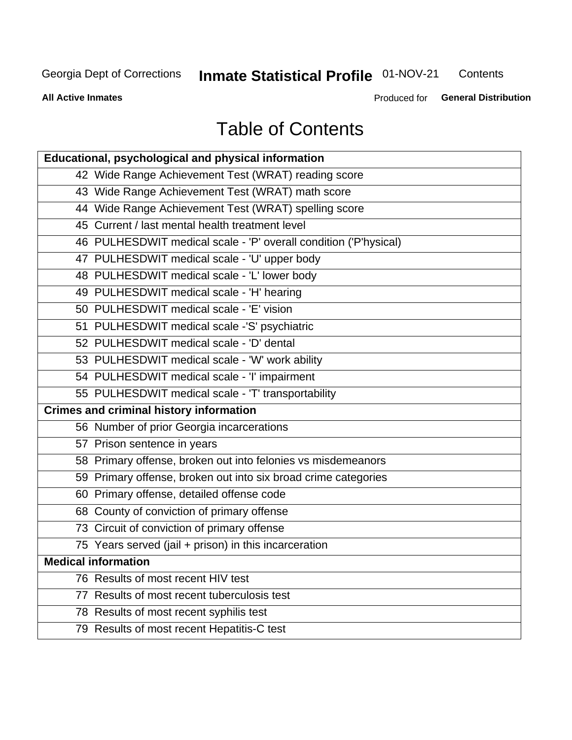# Table of Contents

| Educational, psychological and physical information |
|---|
| 42 Wide Range Achievement Test (WRAT) reading score |
| 43 Wide Range Achievement Test (WRAT) math score |
| 44 Wide Range Achievement Test (WRAT) spelling score |
| 45 Current / last mental health treatment level |
| 46 PULHESDWIT medical scale - 'P' overall condition ('P'hysical) |
| 47 PULHESDWIT medical scale - 'U' upper body |
| 48 PULHESDWIT medical scale - 'L' lower body |
| 49 PULHESDWIT medical scale - 'H' hearing |
| 50 PULHESDWIT medical scale - 'E' vision |
| 51 PULHESDWIT medical scale -'S' psychiatric |
| 52 PULHESDWIT medical scale - 'D' dental |
| 53 PULHESDWIT medical scale - 'W' work ability |
| 54 PULHESDWIT medical scale - 'I' impairment |
| 55 PULHESDWIT medical scale - 'T' transportability |
| **Crimes and criminal history information** |
| 56 Number of prior Georgia incarcerations |
| 57 Prison sentence in years |
| 58 Primary offense, broken out into felonies vs misdemeanors |
| 59 Primary offense, broken out into six broad crime categories |
| 60 Primary offense, detailed offense code |
| 68 County of conviction of primary offense |
| 73 Circuit of conviction of primary offense |
| 75 Years served (jail + prison) in this incarceration |
| **Medical information** |
| 76 Results of most recent HIV test |
| 77 Results of most recent tuberculosis test |
| 78 Results of most recent syphilis test |
| 79 Results of most recent Hepatitis-C test |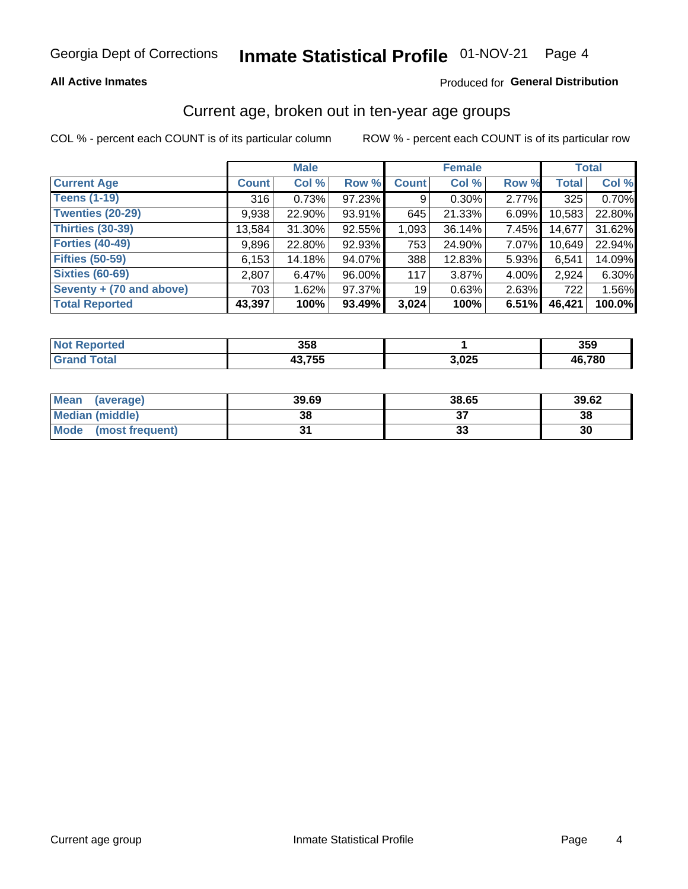Georgia Dept of Corrections **Inmate Statistical Profile** 01-NOV-21

**All Active Inmates**

Produced for **General Distribution**

## Current age, broken out in ten-year age groups

COL % - percent each COUNT is of its particular column

ROW % - percent each COUNT is of its particular row

| | Male | | | Female | | | Total | |
|---|---|---|---|---|---|---|---|---|
| **Current Age** | **Count** | **Col %** | **Row %** | **Count** | **Col %** | **Row %** | **Total** | **Col %** |
| **Teens (1-19)** | 316 | 0.73% | 97.23% | 9 | 0.30% | 2.77% | 325 | 0.70% |
| **Twenties (20-29)** | 9,938 | 22.90% | 93.91% | 645 | 21.33% | 6.09% | 10,583 | 22.80% |
| **Thirties (30-39)** | 13,584 | 31.30% | 92.55% | 1,093 | 36.14% | 7.45% | 14,677 | 31.62% |
| **Forties (40-49)** | 9,896 | 22.80% | 92.93% | 753 | 24.90% | 7.07% | 10,649 | 22.94% |
| **Fifties (50-59)** | 6,153 | 14.18% | 94.07% | 388 | 12.83% | 5.93% | 6,541 | 14.09% |
| **Sixties (60-69)** | 2,807 | 6.47% | 96.00% | 117 | 3.87% | 4.00% | 2,924 | 6.30% |
| **Seventy + (70 and above)** | 703 | 1.62% | 97.37% | 19 | 0.63% | 2.63% | 722 | 1.56% |
| **Total Reported** | **43,397** | **100%** | **93.49%** | **3,024** | **100%** | **6.51%** | **46,421** | **100.0%** |

| | Male | Female | Total |
|---|---|---|---|
| **Not Reported** | **358** | **1** | **359** |
| **Grand Total** | **43,755** | **3,025** | **46,780** |

| | Male | Female | Total |
|---|---|---|---|
| **Mean (average)** | **39.69** | **38.65** | **39.62** |
| **Median (middle)** | **38** | **37** | **38** |
| **Mode (most frequent)** | **31** | **33** | **30** |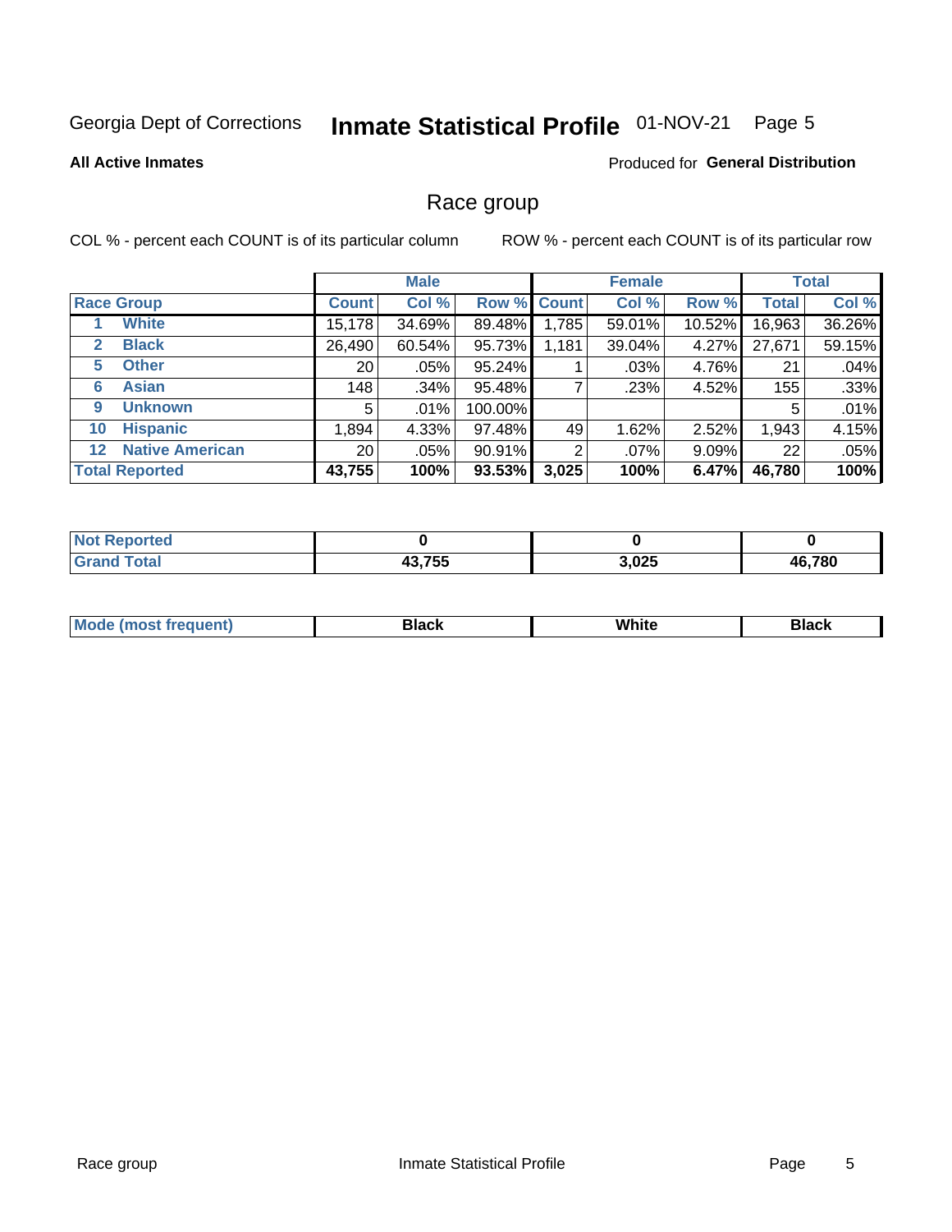Georgia Dept of Corrections **Inmate Statistical Profile** 01-NOV-21

**All Active Inmates**

Produced for **General Distribution**

## Race group

COL % - percent each COUNT is of its particular column ROW % - percent each COUNT is of its particular row

| | | Male | | | Female | | | Total | |
|---|---|---|---|---|---|---|---|---|---|
| **Race Group** | | **Count** | **Col %** | **Row %** | **Count** | **Col %** | **Row %** | **Total** | **Col %** |
| 1 | White | 15,178 | 34.69% | 89.48% | 1,785 | 59.01% | 10.52% | 16,963 | 36.26% |
| 2 | Black | 26,490 | 60.54% | 95.73% | 1,181 | 39.04% | 4.27% | 27,671 | 59.15% |
| 5 | Other | 20 | .05% | 95.24% | 1 | .03% | 4.76% | 21 | .04% |
| 6 | Asian | 148 | .34% | 95.48% | 7 | .23% | 4.52% | 155 | .33% |
| 9 | Unknown | 5 | .01% | 100.00% | | | | 5 | .01% |
| 10 | Hispanic | 1,894 | 4.33% | 97.48% | 49 | 1.62% | 2.52% | 1,943 | 4.15% |
| 12 | Native American | 20 | .05% | 90.91% | 2 | .07% | 9.09% | 22 | .05% |
| **Total Reported** | | **43,755** | **100%** | **93.53%** | **3,025** | **100%** | **6.47%** | **46,780** | **100%** |

| | Male | Female | Total |
|---|---|---|---|
| Not Reported | 0 | 0 | 0 |
| Grand Total | 43,755 | 3,025 | 46,780 |

| | Male | Female | Total |
|---|---|---|---|
| Mode (most frequent) | Black | White | Black |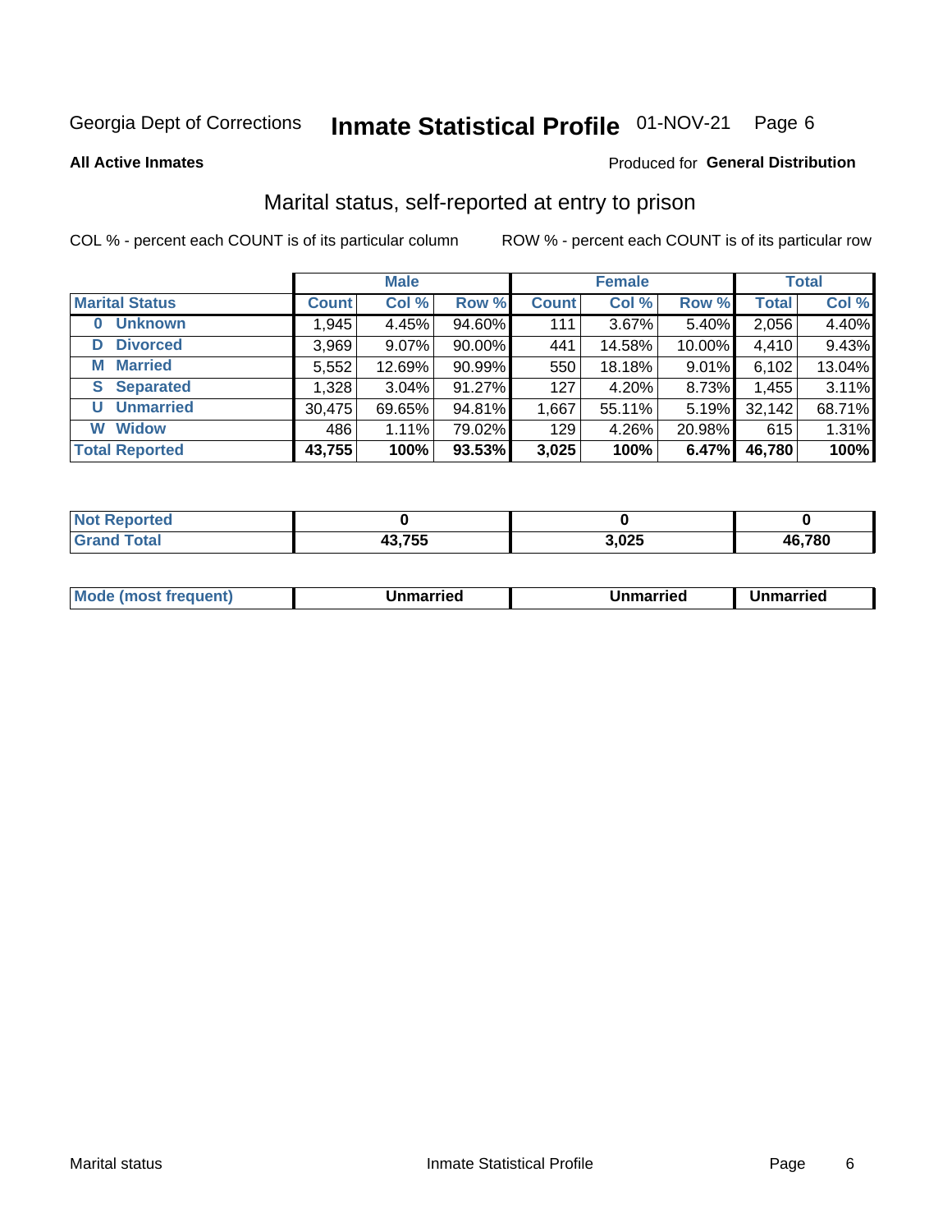Georgia Dept of Corrections **Inmate Statistical Profile** 01-NOV-21

**All Active Inmates**

Produced for **General Distribution**

## Marital status, self-reported at entry to prison

COL % - percent each COUNT is of its particular column

ROW % - percent each COUNT is of its particular row

| | Male | | | Female | | | Total | |
|---|---|---|---|---|---|---|---|---|
| **Marital Status** | **Count** | **Col %** | **Row %** | **Count** | **Col %** | **Row %** | **Total** | **Col %** |
| **0 Unknown** | 1,945 | 4.45% | 94.60% | 111 | 3.67% | 5.40% | 2,056 | 4.40% |
| **D Divorced** | 3,969 | 9.07% | 90.00% | 441 | 14.58% | 10.00% | 4,410 | 9.43% |
| **M Married** | 5,552 | 12.69% | 90.99% | 550 | 18.18% | 9.01% | 6,102 | 13.04% |
| **S Separated** | 1,328 | 3.04% | 91.27% | 127 | 4.20% | 8.73% | 1,455 | 3.11% |
| **U Unmarried** | 30,475 | 69.65% | 94.81% | 1,667 | 55.11% | 5.19% | 32,142 | 68.71% |
| **W Widow** | 486 | 1.11% | 79.02% | 129 | 4.26% | 20.98% | 615 | 1.31% |
| **Total Reported** | **43,755** | **100%** | **93.53%** | **3,025** | **100%** | **6.47%** | **46,780** | **100%** |

| | Male | Female | Total |
|---|---|---|---|
| **Not Reported** | **0** | **0** | **0** |
| **Grand Total** | **43,755** | **3,025** | **46,780** |

| | Male | Female | Total |
|---|---|---|---|
| **Mode (most frequent)** | **Unmarried** | **Unmarried** | **Unmarried** |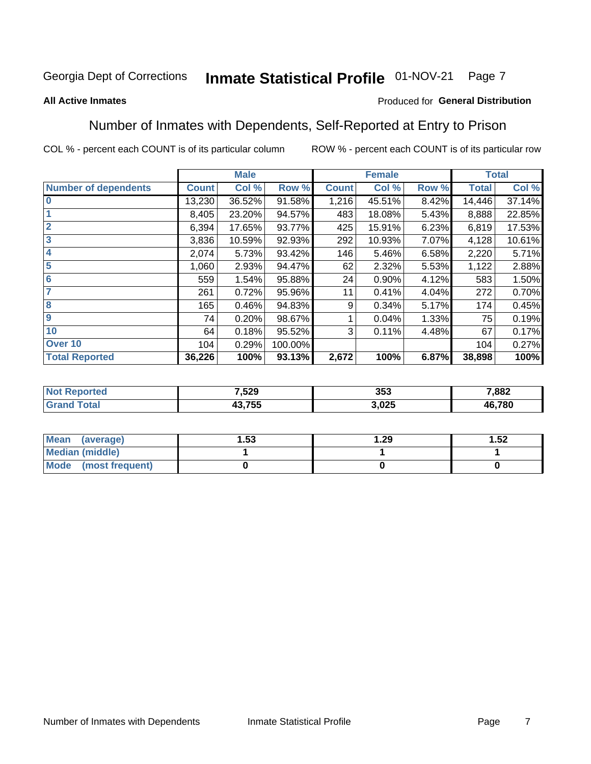Georgia Dept of Corrections **Inmate Statistical Profile** 01-NOV-21

**All Active Inmates**

Produced for **General Distribution**

## Number of Inmates with Dependents, Self-Reported at Entry to Prison

COL % - percent each COUNT is of its particular column

ROW % - percent each COUNT is of its particular row

| | Male | | | Female | | | Total | |
|---|---|---|---|---|---|---|---|---|
| **Number of dependents** | **Count** | **Col %** | **Row %** | **Count** | **Col %** | **Row %** | **Total** | **Col %** |
| **0** | 13,230 | 36.52% | 91.58% | 1,216 | 45.51% | 8.42% | 14,446 | 37.14% |
| **1** | 8,405 | 23.20% | 94.57% | 483 | 18.08% | 5.43% | 8,888 | 22.85% |
| **2** | 6,394 | 17.65% | 93.77% | 425 | 15.91% | 6.23% | 6,819 | 17.53% |
| **3** | 3,836 | 10.59% | 92.93% | 292 | 10.93% | 7.07% | 4,128 | 10.61% |
| **4** | 2,074 | 5.73% | 93.42% | 146 | 5.46% | 6.58% | 2,220 | 5.71% |
| **5** | 1,060 | 2.93% | 94.47% | 62 | 2.32% | 5.53% | 1,122 | 2.88% |
| **6** | 559 | 1.54% | 95.88% | 24 | 0.90% | 4.12% | 583 | 1.50% |
| **7** | 261 | 0.72% | 95.96% | 11 | 0.41% | 4.04% | 272 | 0.70% |
| **8** | 165 | 0.46% | 94.83% | 9 | 0.34% | 5.17% | 174 | 0.45% |
| **9** | 74 | 0.20% | 98.67% | 1 | 0.04% | 1.33% | 75 | 0.19% |
| **10** | 64 | 0.18% | 95.52% | 3 | 0.11% | 4.48% | 67 | 0.17% |
| **Over 10** | 104 | 0.29% | 100.00% | | | | 104 | 0.27% |
| **Total Reported** | **36,226** | **100%** | **93.13%** | **2,672** | **100%** | **6.87%** | **38,898** | **100%** |

| | Male | Female | Total |
|---|---|---|---|
| **Not Reported** | **7,529** | **353** | **7,882** |
| **Grand Total** | **43,755** | **3,025** | **46,780** |

| | Male | Female | Total |
|---|---|---|---|
| **Mean (average)** | **1.53** | **1.29** | **1.52** |
| **Median (middle)** | **1** | **1** | **1** |
| **Mode (most frequent)** | **0** | **0** | **0** |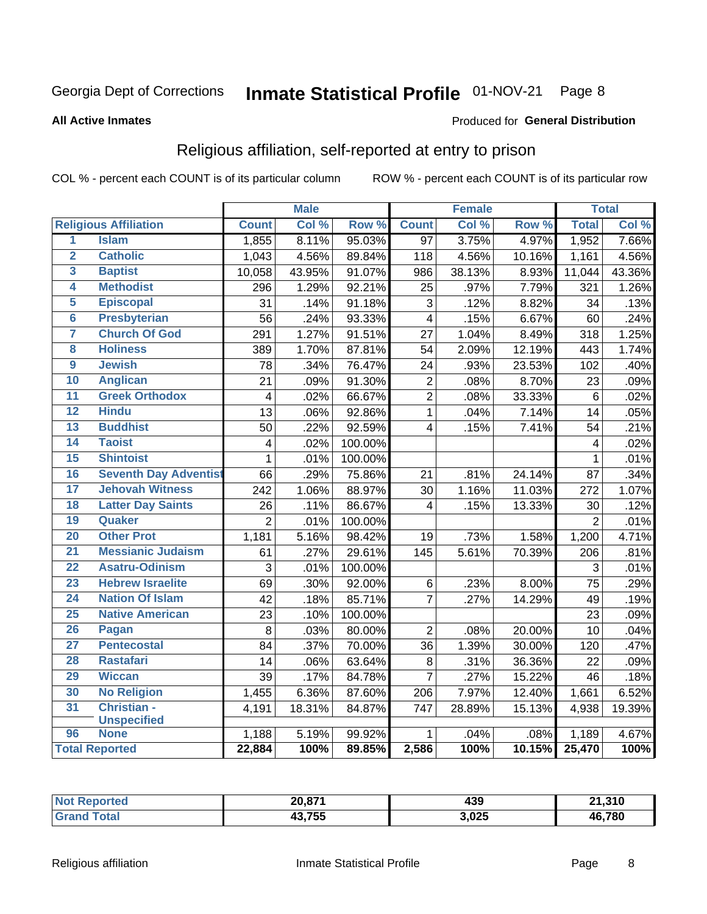Georgia Dept of Corrections **Inmate Statistical Profile** 01-NOV-21

**All Active Inmates**

Produced for **General Distribution**

## Religious affiliation, self-reported at entry to prison

COL % - percent each COUNT is of its particular column ROW % - percent each COUNT is of its particular row

| | | Male | | | Female | | | Total | |
|---|---|---|---|---|---|---|---|---|---|
| **Religious Affiliation** | | **Count** | **Col %** | **Row %** | **Count** | **Col %** | **Row %** | **Total** | **Col %** |
| 1 | Islam | 1,855 | 8.11% | 95.03% | 97 | 3.75% | 4.97% | 1,952 | 7.66% |
| 2 | Catholic | 1,043 | 4.56% | 89.84% | 118 | 4.56% | 10.16% | 1,161 | 4.56% |
| 3 | Baptist | 10,058 | 43.95% | 91.07% | 986 | 38.13% | 8.93% | 11,044 | 43.36% |
| 4 | Methodist | 296 | 1.29% | 92.21% | 25 | .97% | 7.79% | 321 | 1.26% |
| 5 | Episcopal | 31 | .14% | 91.18% | 3 | .12% | 8.82% | 34 | .13% |
| 6 | Presbyterian | 56 | .24% | 93.33% | 4 | .15% | 6.67% | 60 | .24% |
| 7 | Church Of God | 291 | 1.27% | 91.51% | 27 | 1.04% | 8.49% | 318 | 1.25% |
| 8 | Holiness | 389 | 1.70% | 87.81% | 54 | 2.09% | 12.19% | 443 | 1.74% |
| 9 | Jewish | 78 | .34% | 76.47% | 24 | .93% | 23.53% | 102 | .40% |
| 10 | Anglican | 21 | .09% | 91.30% | 2 | .08% | 8.70% | 23 | .09% |
| 11 | Greek Orthodox | 4 | .02% | 66.67% | 2 | .08% | 33.33% | 6 | .02% |
| 12 | Hindu | 13 | .06% | 92.86% | 1 | .04% | 7.14% | 14 | .05% |
| 13 | Buddhist | 50 | .22% | 92.59% | 4 | .15% | 7.41% | 54 | .21% |
| 14 | Taoist | 4 | .02% | 100.00% | | | | 4 | .02% |
| 15 | Shintoist | 1 | .01% | 100.00% | | | | 1 | .01% |
| 16 | Seventh Day Adventist | 66 | .29% | 75.86% | 21 | .81% | 24.14% | 87 | .34% |
| 17 | Jehovah Witness | 242 | 1.06% | 88.97% | 30 | 1.16% | 11.03% | 272 | 1.07% |
| 18 | Latter Day Saints | 26 | .11% | 86.67% | 4 | .15% | 13.33% | 30 | .12% |
| 19 | Quaker | 2 | .01% | 100.00% | | | | 2 | .01% |
| 20 | Other Prot | 1,181 | 5.16% | 98.42% | 19 | .73% | 1.58% | 1,200 | 4.71% |
| 21 | Messianic Judaism | 61 | .27% | 29.61% | 145 | 5.61% | 70.39% | 206 | .81% |
| 22 | Asatru-Odinism | 3 | .01% | 100.00% | | | | 3 | .01% |
| 23 | Hebrew Israelite | 69 | .30% | 92.00% | 6 | .23% | 8.00% | 75 | .29% |
| 24 | Nation Of Islam | 42 | .18% | 85.71% | 7 | .27% | 14.29% | 49 | .19% |
| 25 | Native American | 23 | .10% | 100.00% | | | | 23 | .09% |
| 26 | Pagan | 8 | .03% | 80.00% | 2 | .08% | 20.00% | 10 | .04% |
| 27 | Pentecostal | 84 | .37% | 70.00% | 36 | 1.39% | 30.00% | 120 | .47% |
| 28 | Rastafari | 14 | .06% | 63.64% | 8 | .31% | 36.36% | 22 | .09% |
| 29 | Wiccan | 39 | .17% | 84.78% | 7 | .27% | 15.22% | 46 | .18% |
| 30 | No Religion | 1,455 | 6.36% | 87.60% | 206 | 7.97% | 12.40% | 1,661 | 6.52% |
| 31 | Christian - Unspecified | 4,191 | 18.31% | 84.87% | 747 | 28.89% | 15.13% | 4,938 | 19.39% |
| 96 | None | 1,188 | 5.19% | 99.92% | 1 | .04% | .08% | 1,189 | 4.67% |
| **Total Reported** | | **22,884** | **100%** | **89.85%** | **2,586** | **100%** | **10.15%** | **25,470** | **100%** |

| | Male | Female | Total |
|---|---|---|---|
| **Not Reported** | **20,871** | **439** | **21,310** |
| **Grand Total** | **43,755** | **3,025** | **46,780** |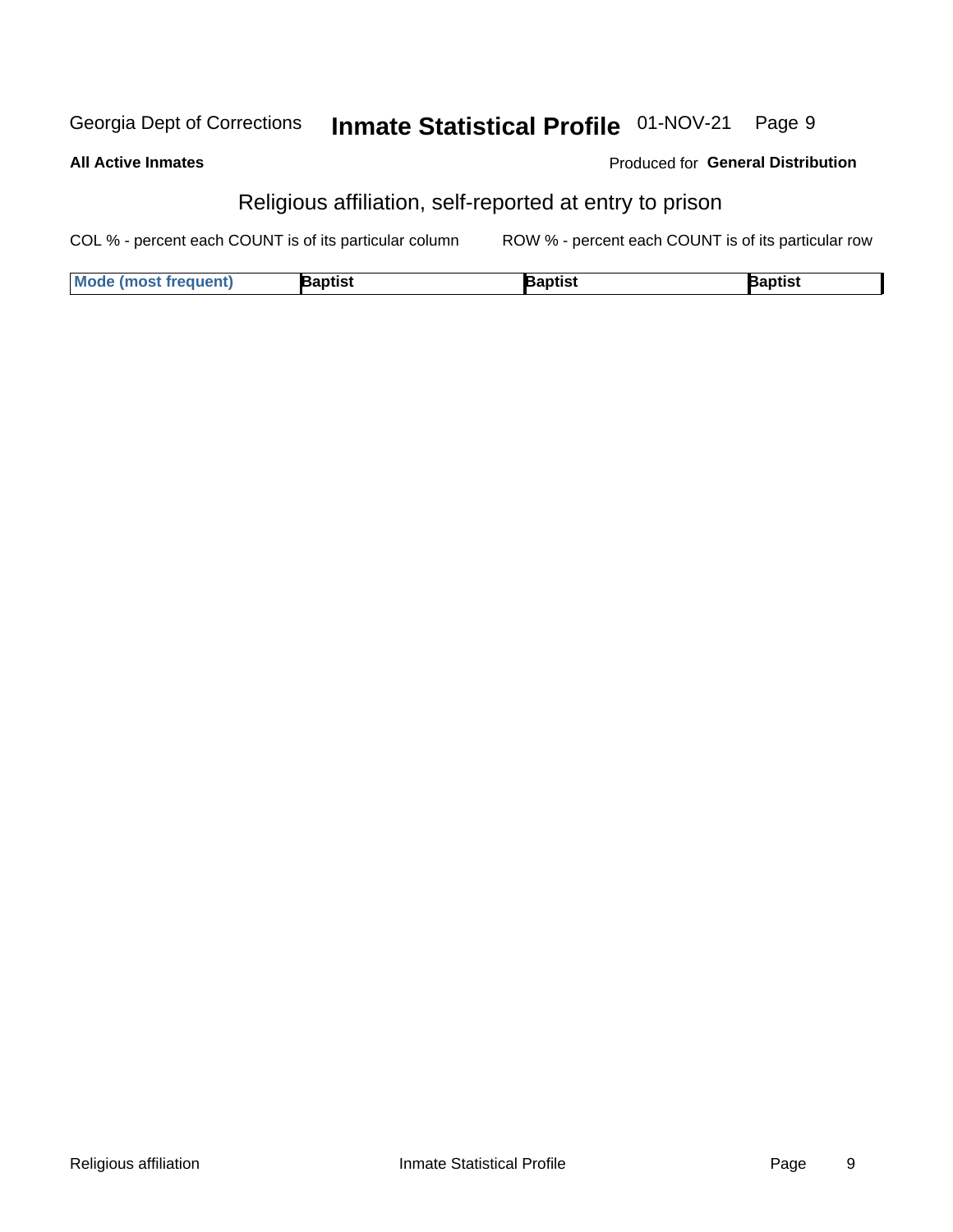## Religious affiliation, self-reported at entry to prison

**All Active Inmates**

Produced for **General Distribution**

COL % - percent each COUNT is of its particular column ROW % - percent each COUNT is of its particular row

| Mode (most frequent) | Baptist | Baptist | Baptist |
|---|---|---|---|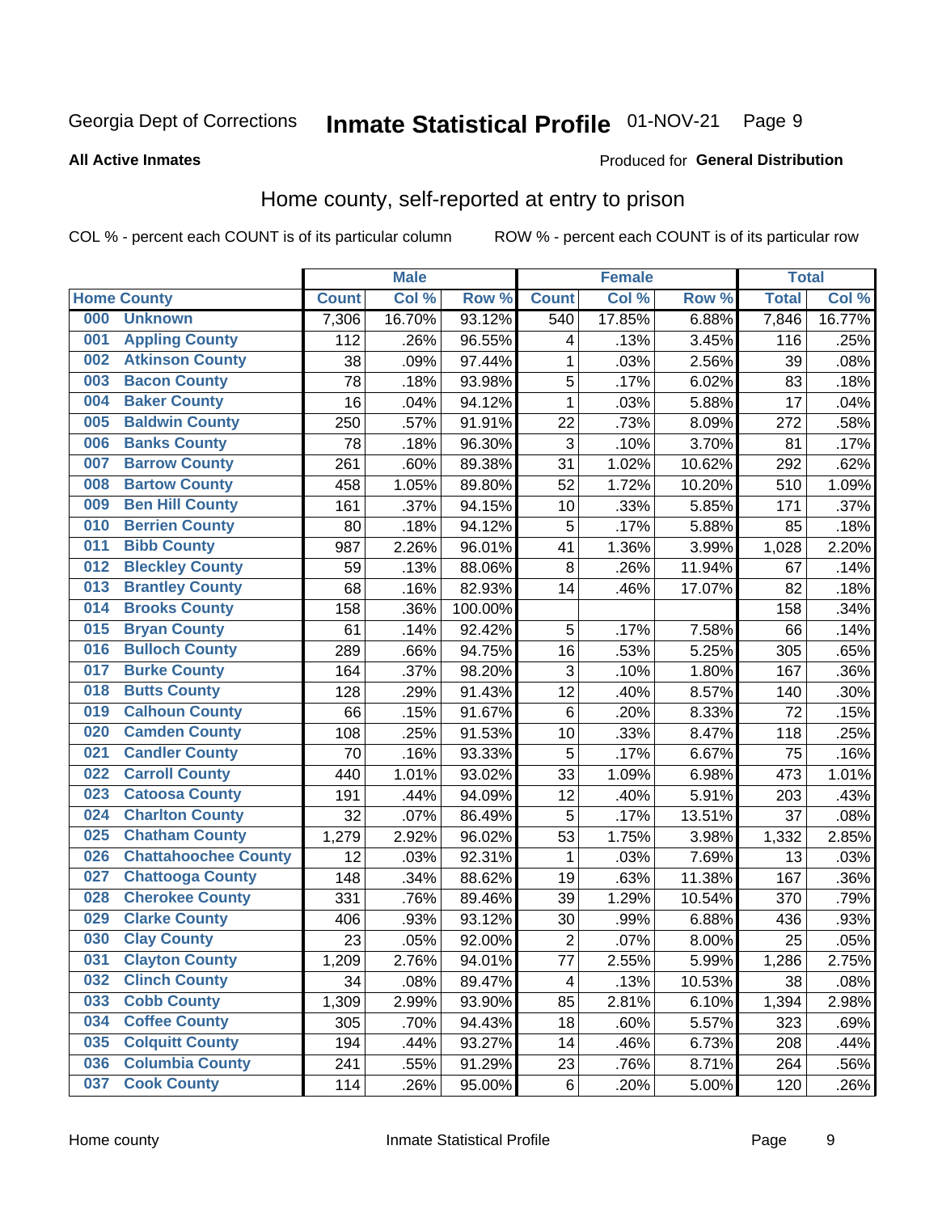Georgia Dept of Corrections **Inmate Statistical Profile** 01-NOV-21

**All Active Inmates**

Produced for **General Distribution**

## Home county, self-reported at entry to prison

COL % - percent each COUNT is of its particular column ROW % - percent each COUNT is of its particular row

| Home County | | Male | | | Female | | | Total | |
|---|---|---|---|---|---|---|---|---|---|
| | | Count | Col % | Row % | Count | Col % | Row % | Total | Col % |
| 000 | Unknown | 7,306 | 16.70% | 93.12% | 540 | 17.85% | 6.88% | 7,846 | 16.77% |
| 001 | Appling County | 112 | .26% | 96.55% | 4 | .13% | 3.45% | 116 | .25% |
| 002 | Atkinson County | 38 | .09% | 97.44% | 1 | .03% | 2.56% | 39 | .08% |
| 003 | Bacon County | 78 | .18% | 93.98% | 5 | .17% | 6.02% | 83 | .18% |
| 004 | Baker County | 16 | .04% | 94.12% | 1 | .03% | 5.88% | 17 | .04% |
| 005 | Baldwin County | 250 | .57% | 91.91% | 22 | .73% | 8.09% | 272 | .58% |
| 006 | Banks County | 78 | .18% | 96.30% | 3 | .10% | 3.70% | 81 | .17% |
| 007 | Barrow County | 261 | .60% | 89.38% | 31 | 1.02% | 10.62% | 292 | .62% |
| 008 | Bartow County | 458 | 1.05% | 89.80% | 52 | 1.72% | 10.20% | 510 | 1.09% |
| 009 | Ben Hill County | 161 | .37% | 94.15% | 10 | .33% | 5.85% | 171 | .37% |
| 010 | Berrien County | 80 | .18% | 94.12% | 5 | .17% | 5.88% | 85 | .18% |
| 011 | Bibb County | 987 | 2.26% | 96.01% | 41 | 1.36% | 3.99% | 1,028 | 2.20% |
| 012 | Bleckley County | 59 | .13% | 88.06% | 8 | .26% | 11.94% | 67 | .14% |
| 013 | Brantley County | 68 | .16% | 82.93% | 14 | .46% | 17.07% | 82 | .18% |
| 014 | Brooks County | 158 | .36% | 100.00% | | | | 158 | .34% |
| 015 | Bryan County | 61 | .14% | 92.42% | 5 | .17% | 7.58% | 66 | .14% |
| 016 | Bulloch County | 289 | .66% | 94.75% | 16 | .53% | 5.25% | 305 | .65% |
| 017 | Burke County | 164 | .37% | 98.20% | 3 | .10% | 1.80% | 167 | .36% |
| 018 | Butts County | 128 | .29% | 91.43% | 12 | .40% | 8.57% | 140 | .30% |
| 019 | Calhoun County | 66 | .15% | 91.67% | 6 | .20% | 8.33% | 72 | .15% |
| 020 | Camden County | 108 | .25% | 91.53% | 10 | .33% | 8.47% | 118 | .25% |
| 021 | Candler County | 70 | .16% | 93.33% | 5 | .17% | 6.67% | 75 | .16% |
| 022 | Carroll County | 440 | 1.01% | 93.02% | 33 | 1.09% | 6.98% | 473 | 1.01% |
| 023 | Catoosa County | 191 | .44% | 94.09% | 12 | .40% | 5.91% | 203 | .43% |
| 024 | Charlton County | 32 | .07% | 86.49% | 5 | .17% | 13.51% | 37 | .08% |
| 025 | Chatham County | 1,279 | 2.92% | 96.02% | 53 | 1.75% | 3.98% | 1,332 | 2.85% |
| 026 | Chattahoochee County | 12 | .03% | 92.31% | 1 | .03% | 7.69% | 13 | .03% |
| 027 | Chattooga County | 148 | .34% | 88.62% | 19 | .63% | 11.38% | 167 | .36% |
| 028 | Cherokee County | 331 | .76% | 89.46% | 39 | 1.29% | 10.54% | 370 | .79% |
| 029 | Clarke County | 406 | .93% | 93.12% | 30 | .99% | 6.88% | 436 | .93% |
| 030 | Clay County | 23 | .05% | 92.00% | 2 | .07% | 8.00% | 25 | .05% |
| 031 | Clayton County | 1,209 | 2.76% | 94.01% | 77 | 2.55% | 5.99% | 1,286 | 2.75% |
| 032 | Clinch County | 34 | .08% | 89.47% | 4 | .13% | 10.53% | 38 | .08% |
| 033 | Cobb County | 1,309 | 2.99% | 93.90% | 85 | 2.81% | 6.10% | 1,394 | 2.98% |
| 034 | Coffee County | 305 | .70% | 94.43% | 18 | .60% | 5.57% | 323 | .69% |
| 035 | Colquitt County | 194 | .44% | 93.27% | 14 | .46% | 6.73% | 208 | .44% |
| 036 | Columbia County | 241 | .55% | 91.29% | 23 | .76% | 8.71% | 264 | .56% |
| 037 | Cook County | 114 | .26% | 95.00% | 6 | .20% | 5.00% | 120 | .26% |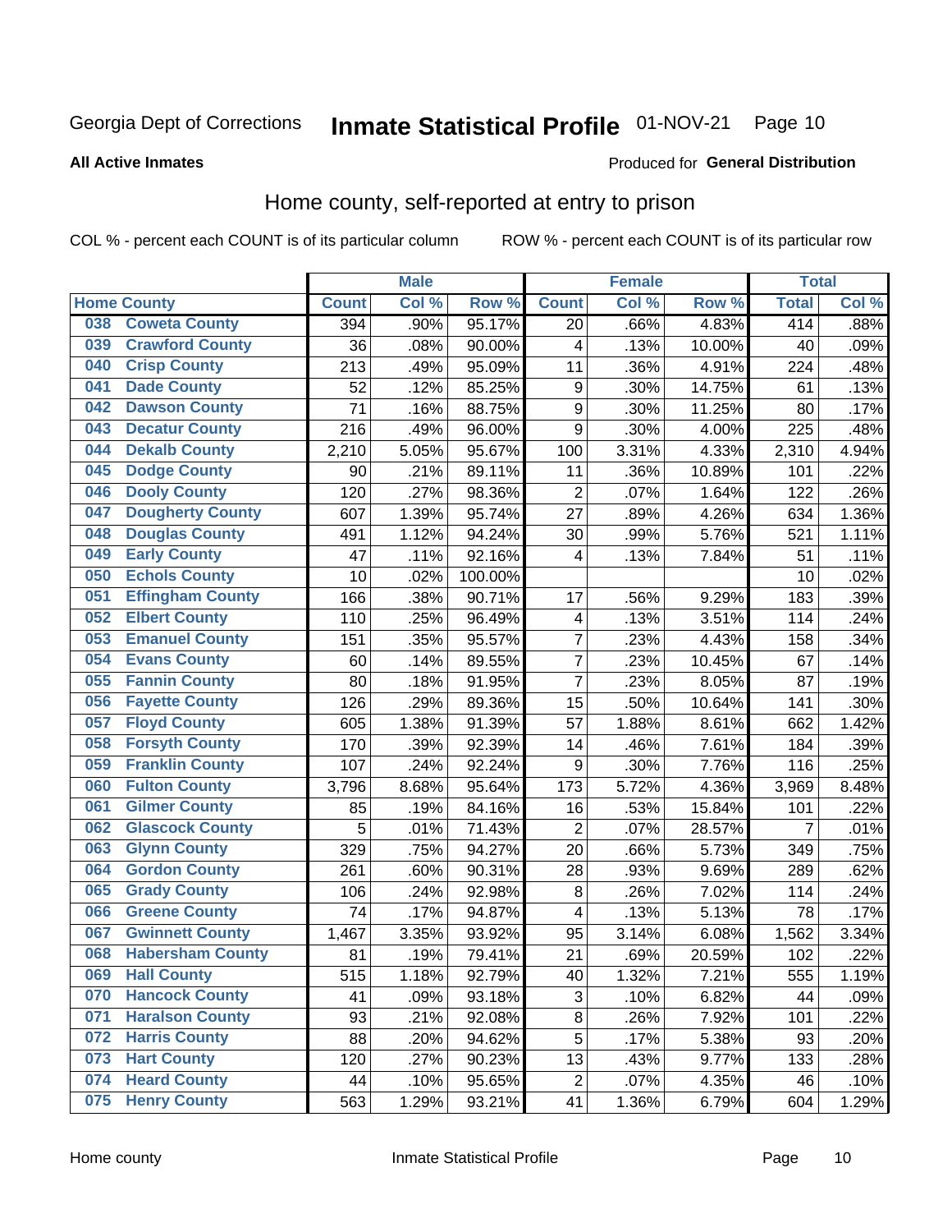Georgia Dept of Corrections **Inmate Statistical Profile** 01-NOV-21

**All Active Inmates**

Produced for **General Distribution**

## Home county, self-reported at entry to prison

COL % - percent each COUNT is of its particular column ROW % - percent each COUNT is of its particular row

| Home County | | Male | | | Female | | | Total | |
|---|---|---|---|---|---|---|---|---|---|
| | | Count | Col % | Row % | Count | Col % | Row % | Total | Col % |
| 038 | Coweta County | 394 | .90% | 95.17% | 20 | .66% | 4.83% | 414 | .88% |
| 039 | Crawford County | 36 | .08% | 90.00% | 4 | .13% | 10.00% | 40 | .09% |
| 040 | Crisp County | 213 | .49% | 95.09% | 11 | .36% | 4.91% | 224 | .48% |
| 041 | Dade County | 52 | .12% | 85.25% | 9 | .30% | 14.75% | 61 | .13% |
| 042 | Dawson County | 71 | .16% | 88.75% | 9 | .30% | 11.25% | 80 | .17% |
| 043 | Decatur County | 216 | .49% | 96.00% | 9 | .30% | 4.00% | 225 | .48% |
| 044 | Dekalb County | 2,210 | 5.05% | 95.67% | 100 | 3.31% | 4.33% | 2,310 | 4.94% |
| 045 | Dodge County | 90 | .21% | 89.11% | 11 | .36% | 10.89% | 101 | .22% |
| 046 | Dooly County | 120 | .27% | 98.36% | 2 | .07% | 1.64% | 122 | .26% |
| 047 | Dougherty County | 607 | 1.39% | 95.74% | 27 | .89% | 4.26% | 634 | 1.36% |
| 048 | Douglas County | 491 | 1.12% | 94.24% | 30 | .99% | 5.76% | 521 | 1.11% |
| 049 | Early County | 47 | .11% | 92.16% | 4 | .13% | 7.84% | 51 | .11% |
| 050 | Echols County | 10 | .02% | 100.00% | | | | 10 | .02% |
| 051 | Effingham County | 166 | .38% | 90.71% | 17 | .56% | 9.29% | 183 | .39% |
| 052 | Elbert County | 110 | .25% | 96.49% | 4 | .13% | 3.51% | 114 | .24% |
| 053 | Emanuel County | 151 | .35% | 95.57% | 7 | .23% | 4.43% | 158 | .34% |
| 054 | Evans County | 60 | .14% | 89.55% | 7 | .23% | 10.45% | 67 | .14% |
| 055 | Fannin County | 80 | .18% | 91.95% | 7 | .23% | 8.05% | 87 | .19% |
| 056 | Fayette County | 126 | .29% | 89.36% | 15 | .50% | 10.64% | 141 | .30% |
| 057 | Floyd County | 605 | 1.38% | 91.39% | 57 | 1.88% | 8.61% | 662 | 1.42% |
| 058 | Forsyth County | 170 | .39% | 92.39% | 14 | .46% | 7.61% | 184 | .39% |
| 059 | Franklin County | 107 | .24% | 92.24% | 9 | .30% | 7.76% | 116 | .25% |
| 060 | Fulton County | 3,796 | 8.68% | 95.64% | 173 | 5.72% | 4.36% | 3,969 | 8.48% |
| 061 | Gilmer County | 85 | .19% | 84.16% | 16 | .53% | 15.84% | 101 | .22% |
| 062 | Glascock County | 5 | .01% | 71.43% | 2 | .07% | 28.57% | 7 | .01% |
| 063 | Glynn County | 329 | .75% | 94.27% | 20 | .66% | 5.73% | 349 | .75% |
| 064 | Gordon County | 261 | .60% | 90.31% | 28 | .93% | 9.69% | 289 | .62% |
| 065 | Grady County | 106 | .24% | 92.98% | 8 | .26% | 7.02% | 114 | .24% |
| 066 | Greene County | 74 | .17% | 94.87% | 4 | .13% | 5.13% | 78 | .17% |
| 067 | Gwinnett County | 1,467 | 3.35% | 93.92% | 95 | 3.14% | 6.08% | 1,562 | 3.34% |
| 068 | Habersham County | 81 | .19% | 79.41% | 21 | .69% | 20.59% | 102 | .22% |
| 069 | Hall County | 515 | 1.18% | 92.79% | 40 | 1.32% | 7.21% | 555 | 1.19% |
| 070 | Hancock County | 41 | .09% | 93.18% | 3 | .10% | 6.82% | 44 | .09% |
| 071 | Haralson County | 93 | .21% | 92.08% | 8 | .26% | 7.92% | 101 | .22% |
| 072 | Harris County | 88 | .20% | 94.62% | 5 | .17% | 5.38% | 93 | .20% |
| 073 | Hart County | 120 | .27% | 90.23% | 13 | .43% | 9.77% | 133 | .28% |
| 074 | Heard County | 44 | .10% | 95.65% | 2 | .07% | 4.35% | 46 | .10% |
| 075 | Henry County | 563 | 1.29% | 93.21% | 41 | 1.36% | 6.79% | 604 | 1.29% |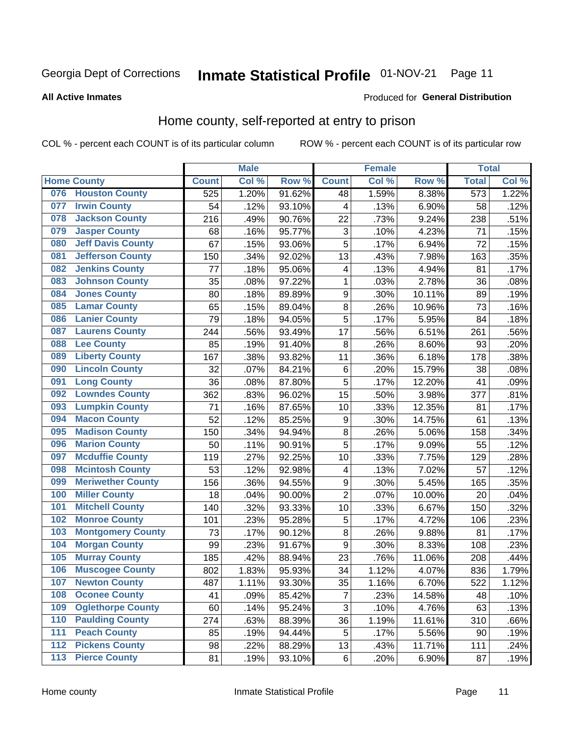Georgia Dept of Corrections **Inmate Statistical Profile** 01-NOV-21 Page 11

**All Active Inmates**

Produced for **General Distribution**

## Home county, self-reported at entry to prison

COL % - percent each COUNT is of its particular column ROW % - percent each COUNT is of its particular row

| Home County | | Male | | | Female | | | Total | |
|---|---|---|---|---|---|---|---|---|---|
| | | Count | Col % | Row % | Count | Col % | Row % | Total | Col % |
| 076 | Houston County | 525 | 1.20% | 91.62% | 48 | 1.59% | 8.38% | 573 | 1.22% |
| 077 | Irwin County | 54 | .12% | 93.10% | 4 | .13% | 6.90% | 58 | .12% |
| 078 | Jackson County | 216 | .49% | 90.76% | 22 | .73% | 9.24% | 238 | .51% |
| 079 | Jasper County | 68 | .16% | 95.77% | 3 | .10% | 4.23% | 71 | .15% |
| 080 | Jeff Davis County | 67 | .15% | 93.06% | 5 | .17% | 6.94% | 72 | .15% |
| 081 | Jefferson County | 150 | .34% | 92.02% | 13 | .43% | 7.98% | 163 | .35% |
| 082 | Jenkins County | 77 | .18% | 95.06% | 4 | .13% | 4.94% | 81 | .17% |
| 083 | Johnson County | 35 | .08% | 97.22% | 1 | .03% | 2.78% | 36 | .08% |
| 084 | Jones County | 80 | .18% | 89.89% | 9 | .30% | 10.11% | 89 | .19% |
| 085 | Lamar County | 65 | .15% | 89.04% | 8 | .26% | 10.96% | 73 | .16% |
| 086 | Lanier County | 79 | .18% | 94.05% | 5 | .17% | 5.95% | 84 | .18% |
| 087 | Laurens County | 244 | .56% | 93.49% | 17 | .56% | 6.51% | 261 | .56% |
| 088 | Lee County | 85 | .19% | 91.40% | 8 | .26% | 8.60% | 93 | .20% |
| 089 | Liberty County | 167 | .38% | 93.82% | 11 | .36% | 6.18% | 178 | .38% |
| 090 | Lincoln County | 32 | .07% | 84.21% | 6 | .20% | 15.79% | 38 | .08% |
| 091 | Long County | 36 | .08% | 87.80% | 5 | .17% | 12.20% | 41 | .09% |
| 092 | Lowndes County | 362 | .83% | 96.02% | 15 | .50% | 3.98% | 377 | .81% |
| 093 | Lumpkin County | 71 | .16% | 87.65% | 10 | .33% | 12.35% | 81 | .17% |
| 094 | Macon County | 52 | .12% | 85.25% | 9 | .30% | 14.75% | 61 | .13% |
| 095 | Madison County | 150 | .34% | 94.94% | 8 | .26% | 5.06% | 158 | .34% |
| 096 | Marion County | 50 | .11% | 90.91% | 5 | .17% | 9.09% | 55 | .12% |
| 097 | Mcduffie County | 119 | .27% | 92.25% | 10 | .33% | 7.75% | 129 | .28% |
| 098 | Mcintosh County | 53 | .12% | 92.98% | 4 | .13% | 7.02% | 57 | .12% |
| 099 | Meriwether County | 156 | .36% | 94.55% | 9 | .30% | 5.45% | 165 | .35% |
| 100 | Miller County | 18 | .04% | 90.00% | 2 | .07% | 10.00% | 20 | .04% |
| 101 | Mitchell County | 140 | .32% | 93.33% | 10 | .33% | 6.67% | 150 | .32% |
| 102 | Monroe County | 101 | .23% | 95.28% | 5 | .17% | 4.72% | 106 | .23% |
| 103 | Montgomery County | 73 | .17% | 90.12% | 8 | .26% | 9.88% | 81 | .17% |
| 104 | Morgan County | 99 | .23% | 91.67% | 9 | .30% | 8.33% | 108 | .23% |
| 105 | Murray County | 185 | .42% | 88.94% | 23 | .76% | 11.06% | 208 | .44% |
| 106 | Muscogee County | 802 | 1.83% | 95.93% | 34 | 1.12% | 4.07% | 836 | 1.79% |
| 107 | Newton County | 487 | 1.11% | 93.30% | 35 | 1.16% | 6.70% | 522 | 1.12% |
| 108 | Oconee County | 41 | .09% | 85.42% | 7 | .23% | 14.58% | 48 | .10% |
| 109 | Oglethorpe County | 60 | .14% | 95.24% | 3 | .10% | 4.76% | 63 | .13% |
| 110 | Paulding County | 274 | .63% | 88.39% | 36 | 1.19% | 11.61% | 310 | .66% |
| 111 | Peach County | 85 | .19% | 94.44% | 5 | .17% | 5.56% | 90 | .19% |
| 112 | Pickens County | 98 | .22% | 88.29% | 13 | .43% | 11.71% | 111 | .24% |
| 113 | Pierce County | 81 | .19% | 93.10% | 6 | .20% | 6.90% | 87 | .19% |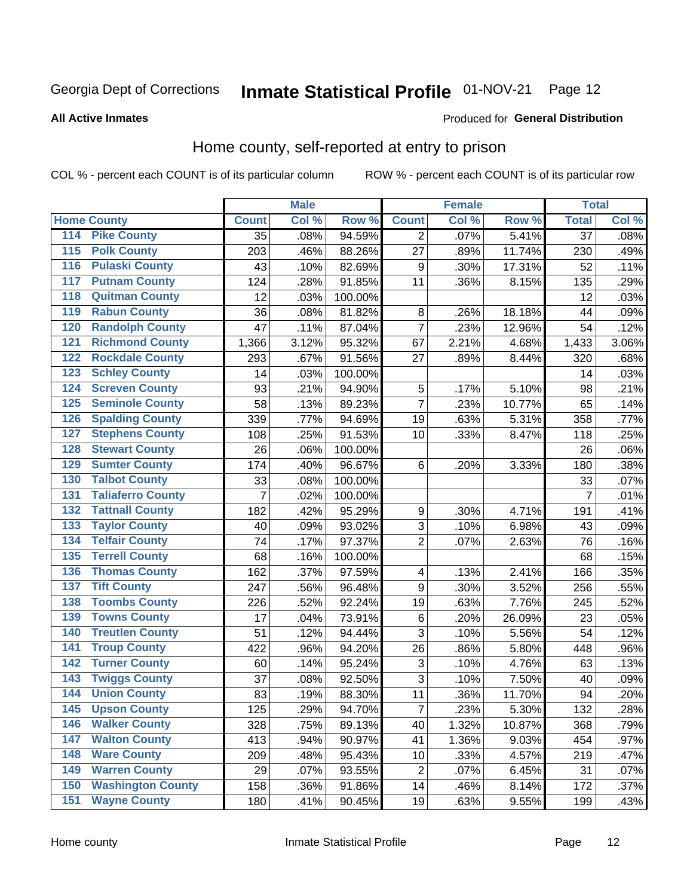Georgia Dept of Corrections **Inmate Statistical Profile** 01-NOV-21

**All Active Inmates**

Produced for **General Distribution**

## Home county, self-reported at entry to prison

COL % - percent each COUNT is of its particular column    ROW % - percent each COUNT is of its particular row

| Home County | | Male | | | Female | | | Total | |
|---|---|---|---|---|---|---|---|---|---|
| | | Count | Col % | Row % | Count | Col % | Row % | Total | Col % |
| 114 | Pike County | 35 | .08% | 94.59% | 2 | .07% | 5.41% | 37 | .08% |
| 115 | Polk County | 203 | .46% | 88.26% | 27 | .89% | 11.74% | 230 | .49% |
| 116 | Pulaski County | 43 | .10% | 82.69% | 9 | .30% | 17.31% | 52 | .11% |
| 117 | Putnam County | 124 | .28% | 91.85% | 11 | .36% | 8.15% | 135 | .29% |
| 118 | Quitman County | 12 | .03% | 100.00% | | | | 12 | .03% |
| 119 | Rabun County | 36 | .08% | 81.82% | 8 | .26% | 18.18% | 44 | .09% |
| 120 | Randolph County | 47 | .11% | 87.04% | 7 | .23% | 12.96% | 54 | .12% |
| 121 | Richmond County | 1,366 | 3.12% | 95.32% | 67 | 2.21% | 4.68% | 1,433 | 3.06% |
| 122 | Rockdale County | 293 | .67% | 91.56% | 27 | .89% | 8.44% | 320 | .68% |
| 123 | Schley County | 14 | .03% | 100.00% | | | | 14 | .03% |
| 124 | Screven County | 93 | .21% | 94.90% | 5 | .17% | 5.10% | 98 | .21% |
| 125 | Seminole County | 58 | .13% | 89.23% | 7 | .23% | 10.77% | 65 | .14% |
| 126 | Spalding County | 339 | .77% | 94.69% | 19 | .63% | 5.31% | 358 | .77% |
| 127 | Stephens County | 108 | .25% | 91.53% | 10 | .33% | 8.47% | 118 | .25% |
| 128 | Stewart County | 26 | .06% | 100.00% | | | | 26 | .06% |
| 129 | Sumter County | 174 | .40% | 96.67% | 6 | .20% | 3.33% | 180 | .38% |
| 130 | Talbot County | 33 | .08% | 100.00% | | | | 33 | .07% |
| 131 | Taliaferro County | 7 | .02% | 100.00% | | | | 7 | .01% |
| 132 | Tattnall County | 182 | .42% | 95.29% | 9 | .30% | 4.71% | 191 | .41% |
| 133 | Taylor County | 40 | .09% | 93.02% | 3 | .10% | 6.98% | 43 | .09% |
| 134 | Telfair County | 74 | .17% | 97.37% | 2 | .07% | 2.63% | 76 | .16% |
| 135 | Terrell County | 68 | .16% | 100.00% | | | | 68 | .15% |
| 136 | Thomas County | 162 | .37% | 97.59% | 4 | .13% | 2.41% | 166 | .35% |
| 137 | Tift County | 247 | .56% | 96.48% | 9 | .30% | 3.52% | 256 | .55% |
| 138 | Toombs County | 226 | .52% | 92.24% | 19 | .63% | 7.76% | 245 | .52% |
| 139 | Towns County | 17 | .04% | 73.91% | 6 | .20% | 26.09% | 23 | .05% |
| 140 | Treutlen County | 51 | .12% | 94.44% | 3 | .10% | 5.56% | 54 | .12% |
| 141 | Troup County | 422 | .96% | 94.20% | 26 | .86% | 5.80% | 448 | .96% |
| 142 | Turner County | 60 | .14% | 95.24% | 3 | .10% | 4.76% | 63 | .13% |
| 143 | Twiggs County | 37 | .08% | 92.50% | 3 | .10% | 7.50% | 40 | .09% |
| 144 | Union County | 83 | .19% | 88.30% | 11 | .36% | 11.70% | 94 | .20% |
| 145 | Upson County | 125 | .29% | 94.70% | 7 | .23% | 5.30% | 132 | .28% |
| 146 | Walker County | 328 | .75% | 89.13% | 40 | 1.32% | 10.87% | 368 | .79% |
| 147 | Walton County | 413 | .94% | 90.97% | 41 | 1.36% | 9.03% | 454 | .97% |
| 148 | Ware County | 209 | .48% | 95.43% | 10 | .33% | 4.57% | 219 | .47% |
| 149 | Warren County | 29 | .07% | 93.55% | 2 | .07% | 6.45% | 31 | .07% |
| 150 | Washington County | 158 | .36% | 91.86% | 14 | .46% | 8.14% | 172 | .37% |
| 151 | Wayne County | 180 | .41% | 90.45% | 19 | .63% | 9.55% | 199 | .43% |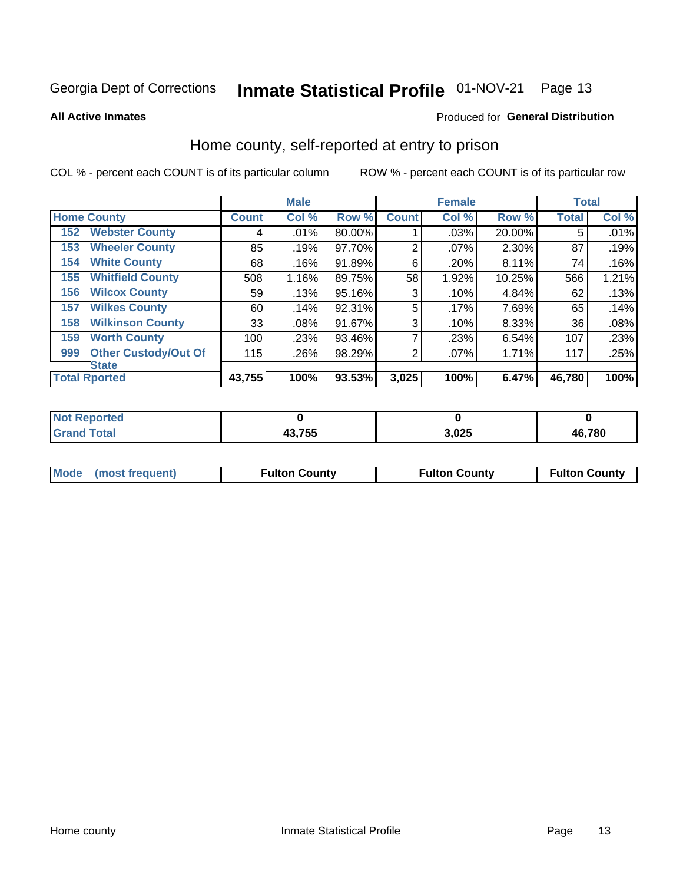Georgia Dept of Corrections **Inmate Statistical Profile** 01-NOV-21

**All Active Inmates**

Produced for **General Distribution**

## Home county, self-reported at entry to prison

COL % - percent each COUNT is of its particular column ROW % - percent each COUNT is of its particular row

| Home County | | Male | | | Female | | | Total | |
|---|---|---|---|---|---|---|---|---|---|
| | | Count | Col % | Row % | Count | Col % | Row % | Total | Col % |
| 152 | Webster County | 4 | .01% | 80.00% | 1 | .03% | 20.00% | 5 | .01% |
| 153 | Wheeler County | 85 | .19% | 97.70% | 2 | .07% | 2.30% | 87 | .19% |
| 154 | White County | 68 | .16% | 91.89% | 6 | .20% | 8.11% | 74 | .16% |
| 155 | Whitfield County | 508 | 1.16% | 89.75% | 58 | 1.92% | 10.25% | 566 | 1.21% |
| 156 | Wilcox County | 59 | .13% | 95.16% | 3 | .10% | 4.84% | 62 | .13% |
| 157 | Wilkes County | 60 | .14% | 92.31% | 5 | .17% | 7.69% | 65 | .14% |
| 158 | Wilkinson County | 33 | .08% | 91.67% | 3 | .10% | 8.33% | 36 | .08% |
| 159 | Worth County | 100 | .23% | 93.46% | 7 | .23% | 6.54% | 107 | .23% |
| 999 | Other Custody/Out Of State | 115 | .26% | 98.29% | 2 | .07% | 1.71% | 117 | .25% |
| **Total Rported** | | **43,755** | **100%** | **93.53%** | **3,025** | **100%** | **6.47%** | **46,780** | **100%** |

| | Male | Female | Total |
|---|---|---|---|
| Not Reported | 0 | 0 | 0 |
| Grand Total | 43,755 | 3,025 | 46,780 |

| | Male | Female | Total |
|---|---|---|---|
| Mode (most frequent) | Fulton County | Fulton County | Fulton County |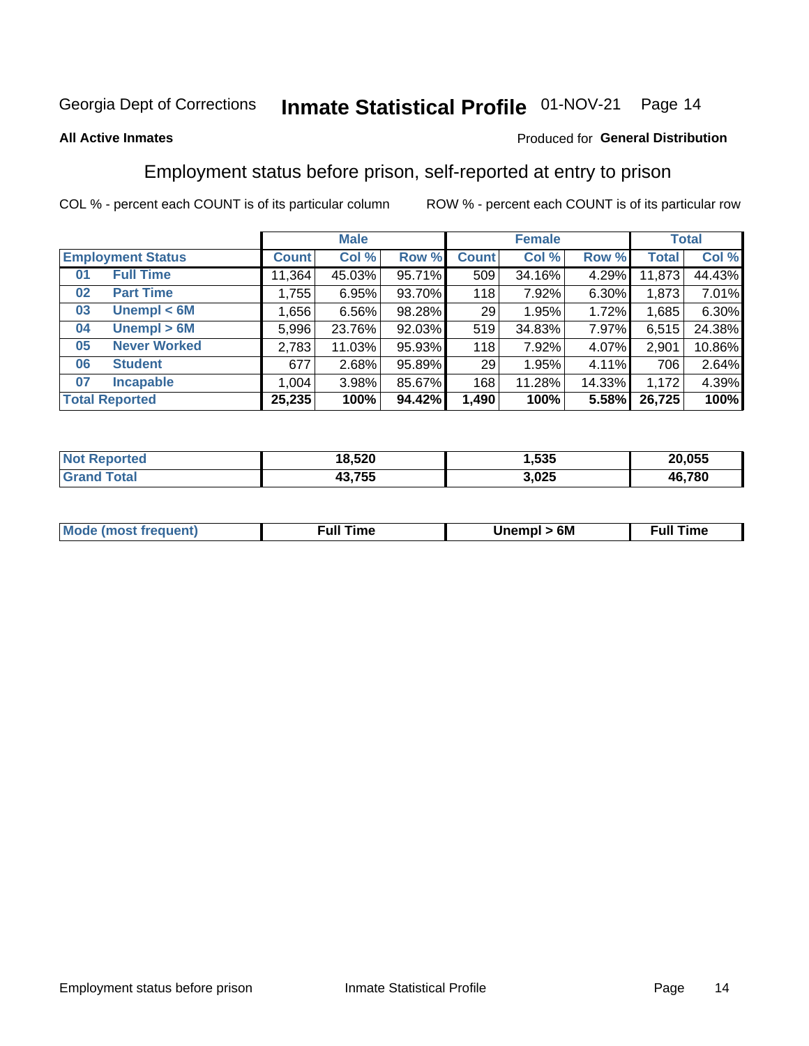Georgia Dept of Corrections **Inmate Statistical Profile** 01-NOV-21

**All Active Inmates**

Produced for **General Distribution**

## Employment status before prison, self-reported at entry to prison

COL % - percent each COUNT is of its particular column ROW % - percent each COUNT is of its particular row

| Employment Status | | Male | | | Female | | | Total | |
|---|---|---|---|---|---|---|---|---|---|
| | | Count | Col % | Row % | Count | Col % | Row % | Total | Col % |
| 01 | Full Time | 11,364 | 45.03% | 95.71% | 509 | 34.16% | 4.29% | 11,873 | 44.43% |
| 02 | Part Time | 1,755 | 6.95% | 93.70% | 118 | 7.92% | 6.30% | 1,873 | 7.01% |
| 03 | Unempl < 6M | 1,656 | 6.56% | 98.28% | 29 | 1.95% | 1.72% | 1,685 | 6.30% |
| 04 | Unempl > 6M | 5,996 | 23.76% | 92.03% | 519 | 34.83% | 7.97% | 6,515 | 24.38% |
| 05 | Never Worked | 2,783 | 11.03% | 95.93% | 118 | 7.92% | 4.07% | 2,901 | 10.86% |
| 06 | Student | 677 | 2.68% | 95.89% | 29 | 1.95% | 4.11% | 706 | 2.64% |
| 07 | Incapable | 1,004 | 3.98% | 85.67% | 168 | 11.28% | 14.33% | 1,172 | 4.39% |
| **Total Reported** | | **25,235** | **100%** | **94.42%** | **1,490** | **100%** | **5.58%** | **26,725** | **100%** |

| | Male | Female | Total |
|---|---|---|---|
| Not Reported | 18,520 | 1,535 | 20,055 |
| Grand Total | 43,755 | 3,025 | 46,780 |

| | Male | Female | Total |
|---|---|---|---|
| Mode (most frequent) | Full Time | Unempl > 6M | Full Time |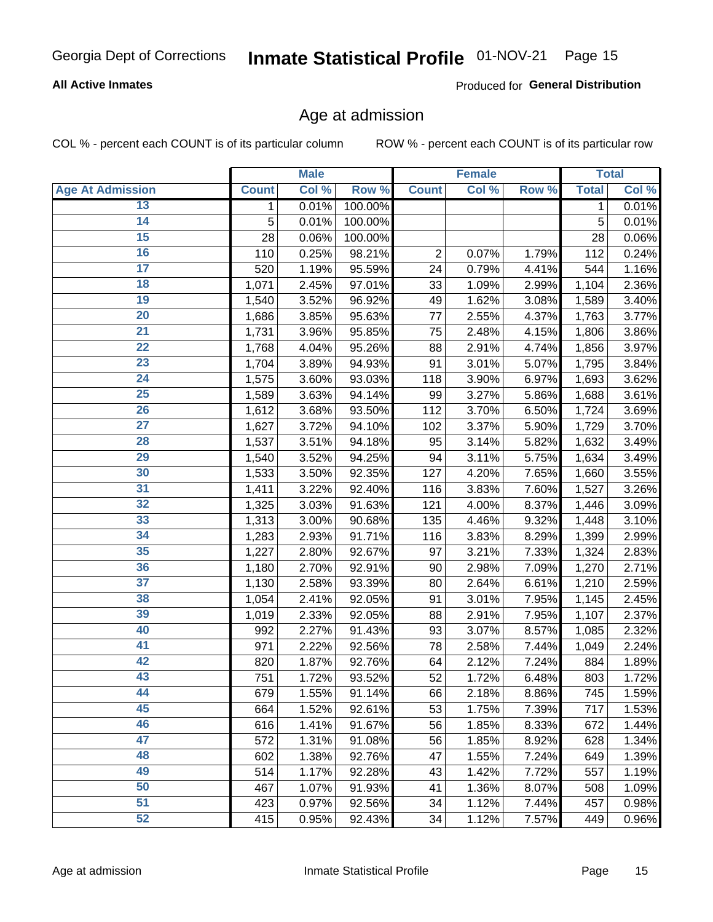All Active Inmates

Produced for **General Distribution**

## Age at admission

COL % - percent each COUNT is of its particular column

ROW % - percent each COUNT is of its particular row

| | Male | | | Female | | | Total | |
|---|---|---|---|---|---|---|---|---|
| Age At Admission | Count | Col % | Row % | Count | Col % | Row % | Total | Col % |
| 13 | 1 | 0.01% | 100.00% | | | | 1 | 0.01% |
| 14 | 5 | 0.01% | 100.00% | | | | 5 | 0.01% |
| 15 | 28 | 0.06% | 100.00% | | | | 28 | 0.06% |
| 16 | 110 | 0.25% | 98.21% | 2 | 0.07% | 1.79% | 112 | 0.24% |
| 17 | 520 | 1.19% | 95.59% | 24 | 0.79% | 4.41% | 544 | 1.16% |
| 18 | 1,071 | 2.45% | 97.01% | 33 | 1.09% | 2.99% | 1,104 | 2.36% |
| 19 | 1,540 | 3.52% | 96.92% | 49 | 1.62% | 3.08% | 1,589 | 3.40% |
| 20 | 1,686 | 3.85% | 95.63% | 77 | 2.55% | 4.37% | 1,763 | 3.77% |
| 21 | 1,731 | 3.96% | 95.85% | 75 | 2.48% | 4.15% | 1,806 | 3.86% |
| 22 | 1,768 | 4.04% | 95.26% | 88 | 2.91% | 4.74% | 1,856 | 3.97% |
| 23 | 1,704 | 3.89% | 94.93% | 91 | 3.01% | 5.07% | 1,795 | 3.84% |
| 24 | 1,575 | 3.60% | 93.03% | 118 | 3.90% | 6.97% | 1,693 | 3.62% |
| 25 | 1,589 | 3.63% | 94.14% | 99 | 3.27% | 5.86% | 1,688 | 3.61% |
| 26 | 1,612 | 3.68% | 93.50% | 112 | 3.70% | 6.50% | 1,724 | 3.69% |
| 27 | 1,627 | 3.72% | 94.10% | 102 | 3.37% | 5.90% | 1,729 | 3.70% |
| 28 | 1,537 | 3.51% | 94.18% | 95 | 3.14% | 5.82% | 1,632 | 3.49% |
| 29 | 1,540 | 3.52% | 94.25% | 94 | 3.11% | 5.75% | 1,634 | 3.49% |
| 30 | 1,533 | 3.50% | 92.35% | 127 | 4.20% | 7.65% | 1,660 | 3.55% |
| 31 | 1,411 | 3.22% | 92.40% | 116 | 3.83% | 7.60% | 1,527 | 3.26% |
| 32 | 1,325 | 3.03% | 91.63% | 121 | 4.00% | 8.37% | 1,446 | 3.09% |
| 33 | 1,313 | 3.00% | 90.68% | 135 | 4.46% | 9.32% | 1,448 | 3.10% |
| 34 | 1,283 | 2.93% | 91.71% | 116 | 3.83% | 8.29% | 1,399 | 2.99% |
| 35 | 1,227 | 2.80% | 92.67% | 97 | 3.21% | 7.33% | 1,324 | 2.83% |
| 36 | 1,180 | 2.70% | 92.91% | 90 | 2.98% | 7.09% | 1,270 | 2.71% |
| 37 | 1,130 | 2.58% | 93.39% | 80 | 2.64% | 6.61% | 1,210 | 2.59% |
| 38 | 1,054 | 2.41% | 92.05% | 91 | 3.01% | 7.95% | 1,145 | 2.45% |
| 39 | 1,019 | 2.33% | 92.05% | 88 | 2.91% | 7.95% | 1,107 | 2.37% |
| 40 | 992 | 2.27% | 91.43% | 93 | 3.07% | 8.57% | 1,085 | 2.32% |
| 41 | 971 | 2.22% | 92.56% | 78 | 2.58% | 7.44% | 1,049 | 2.24% |
| 42 | 820 | 1.87% | 92.76% | 64 | 2.12% | 7.24% | 884 | 1.89% |
| 43 | 751 | 1.72% | 93.52% | 52 | 1.72% | 6.48% | 803 | 1.72% |
| 44 | 679 | 1.55% | 91.14% | 66 | 2.18% | 8.86% | 745 | 1.59% |
| 45 | 664 | 1.52% | 92.61% | 53 | 1.75% | 7.39% | 717 | 1.53% |
| 46 | 616 | 1.41% | 91.67% | 56 | 1.85% | 8.33% | 672 | 1.44% |
| 47 | 572 | 1.31% | 91.08% | 56 | 1.85% | 8.92% | 628 | 1.34% |
| 48 | 602 | 1.38% | 92.76% | 47 | 1.55% | 7.24% | 649 | 1.39% |
| 49 | 514 | 1.17% | 92.28% | 43 | 1.42% | 7.72% | 557 | 1.19% |
| 50 | 467 | 1.07% | 91.93% | 41 | 1.36% | 8.07% | 508 | 1.09% |
| 51 | 423 | 0.97% | 92.56% | 34 | 1.12% | 7.44% | 457 | 0.98% |
| 52 | 415 | 0.95% | 92.43% | 34 | 1.12% | 7.57% | 449 | 0.96% |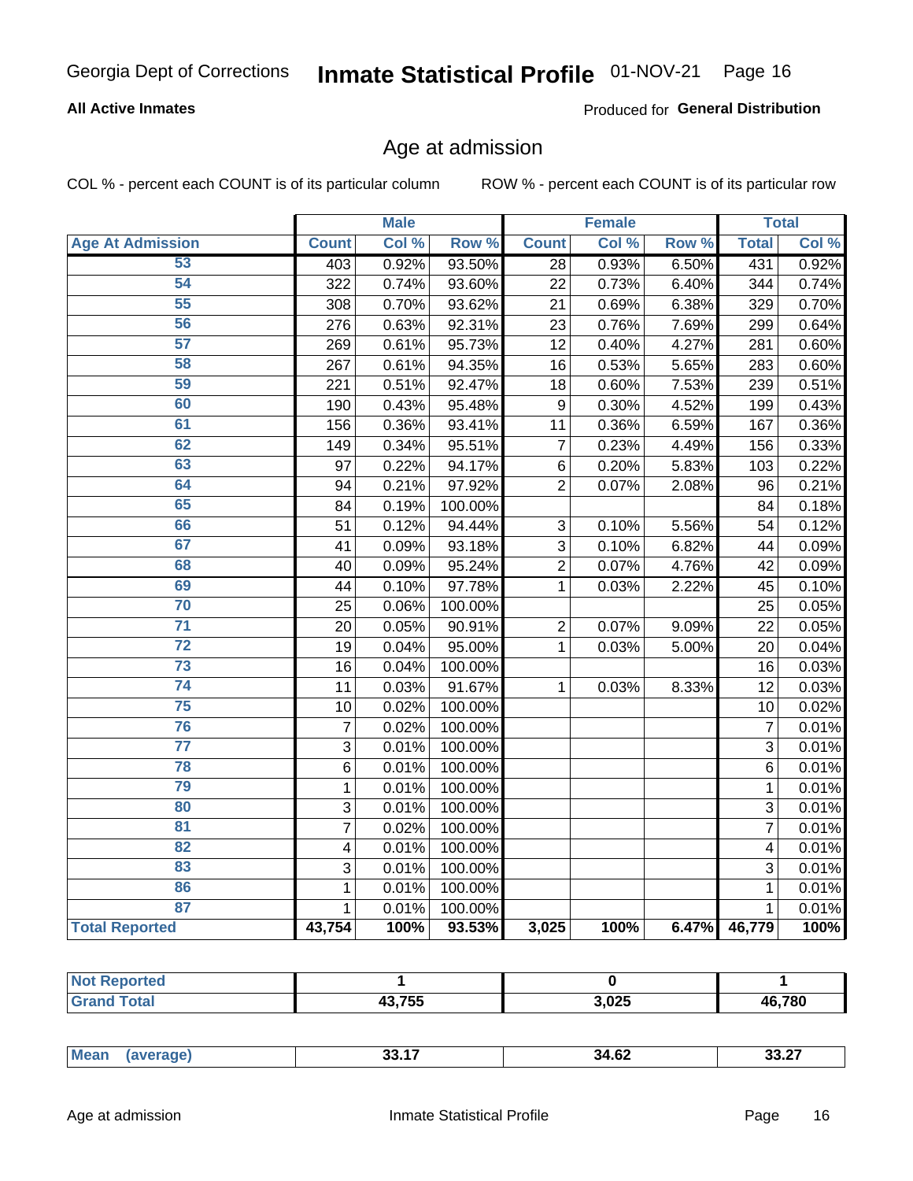Georgia Dept of Corrections **Inmate Statistical Profile** 01-NOV-21

**All Active Inmates** Produced for **General Distribution**

## Age at admission

COL % - percent each COUNT is of its particular column ROW % - percent each COUNT is of its particular row

| Age At Admission | Male | | | Female | | | Total | |
|---|---|---|---|---|---|---|---|---|
| | Count | Col % | Row % | Count | Col % | Row % | Total | Col % |
| 53 | 403 | 0.92% | 93.50% | 28 | 0.93% | 6.50% | 431 | 0.92% |
| 54 | 322 | 0.74% | 93.60% | 22 | 0.73% | 6.40% | 344 | 0.74% |
| 55 | 308 | 0.70% | 93.62% | 21 | 0.69% | 6.38% | 329 | 0.70% |
| 56 | 276 | 0.63% | 92.31% | 23 | 0.76% | 7.69% | 299 | 0.64% |
| 57 | 269 | 0.61% | 95.73% | 12 | 0.40% | 4.27% | 281 | 0.60% |
| 58 | 267 | 0.61% | 94.35% | 16 | 0.53% | 5.65% | 283 | 0.60% |
| 59 | 221 | 0.51% | 92.47% | 18 | 0.60% | 7.53% | 239 | 0.51% |
| 60 | 190 | 0.43% | 95.48% | 9 | 0.30% | 4.52% | 199 | 0.43% |
| 61 | 156 | 0.36% | 93.41% | 11 | 0.36% | 6.59% | 167 | 0.36% |
| 62 | 149 | 0.34% | 95.51% | 7 | 0.23% | 4.49% | 156 | 0.33% |
| 63 | 97 | 0.22% | 94.17% | 6 | 0.20% | 5.83% | 103 | 0.22% |
| 64 | 94 | 0.21% | 97.92% | 2 | 0.07% | 2.08% | 96 | 0.21% |
| 65 | 84 | 0.19% | 100.00% | | | | 84 | 0.18% |
| 66 | 51 | 0.12% | 94.44% | 3 | 0.10% | 5.56% | 54 | 0.12% |
| 67 | 41 | 0.09% | 93.18% | 3 | 0.10% | 6.82% | 44 | 0.09% |
| 68 | 40 | 0.09% | 95.24% | 2 | 0.07% | 4.76% | 42 | 0.09% |
| 69 | 44 | 0.10% | 97.78% | 1 | 0.03% | 2.22% | 45 | 0.10% |
| 70 | 25 | 0.06% | 100.00% | | | | 25 | 0.05% |
| 71 | 20 | 0.05% | 90.91% | 2 | 0.07% | 9.09% | 22 | 0.05% |
| 72 | 19 | 0.04% | 95.00% | 1 | 0.03% | 5.00% | 20 | 0.04% |
| 73 | 16 | 0.04% | 100.00% | | | | 16 | 0.03% |
| 74 | 11 | 0.03% | 91.67% | 1 | 0.03% | 8.33% | 12 | 0.03% |
| 75 | 10 | 0.02% | 100.00% | | | | 10 | 0.02% |
| 76 | 7 | 0.02% | 100.00% | | | | 7 | 0.01% |
| 77 | 3 | 0.01% | 100.00% | | | | 3 | 0.01% |
| 78 | 6 | 0.01% | 100.00% | | | | 6 | 0.01% |
| 79 | 1 | 0.01% | 100.00% | | | | 1 | 0.01% |
| 80 | 3 | 0.01% | 100.00% | | | | 3 | 0.01% |
| 81 | 7 | 0.02% | 100.00% | | | | 7 | 0.01% |
| 82 | 4 | 0.01% | 100.00% | | | | 4 | 0.01% |
| 83 | 3 | 0.01% | 100.00% | | | | 3 | 0.01% |
| 86 | 1 | 0.01% | 100.00% | | | | 1 | 0.01% |
| 87 | 1 | 0.01% | 100.00% | | | | 1 | 0.01% |
| **Total Reported** | **43,754** | **100%** | **93.53%** | **3,025** | **100%** | **6.47%** | **46,779** | **100%** |

| | Male | Female | Total |
|---|---|---|---|
| Not Reported | 1 | 0 | 1 |
| Grand Total | 43,755 | 3,025 | 46,780 |

| | Male | Female | Total |
|---|---|---|---|
| Mean (average) | 33.17 | 34.62 | 33.27 |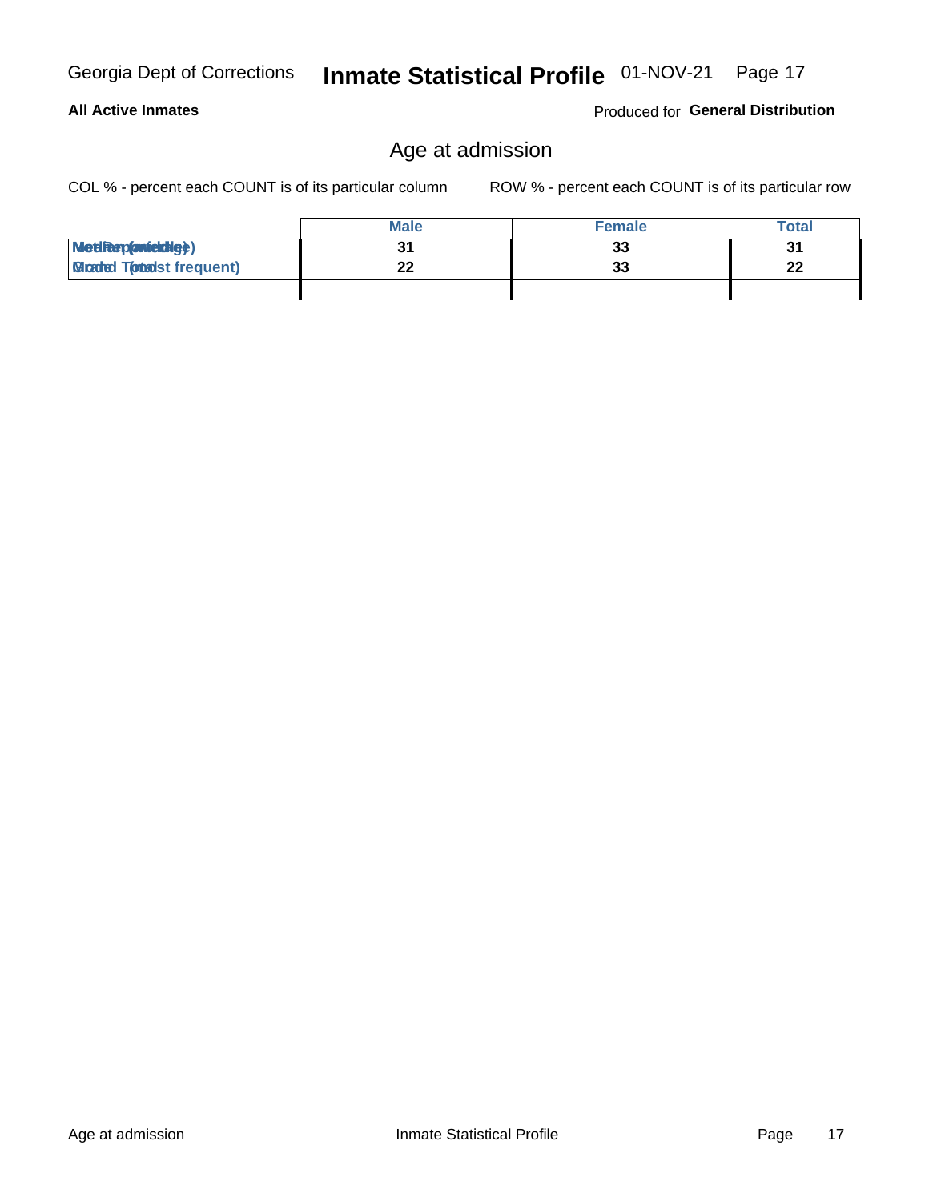Georgia Dept of Corrections **Inmate Statistical Profile** 01-NOV-21

**All Active Inmates** Produced for **General Distribution**

## Age at admission

COL % - percent each COUNT is of its particular column ROW % - percent each COUNT is of its particular row

| | Male | Female | Total |
|---|---|---|---|
| Median (middle) | 31 | 33 | 31 |
| Mode (most frequent) | 22 | 33 | 22 |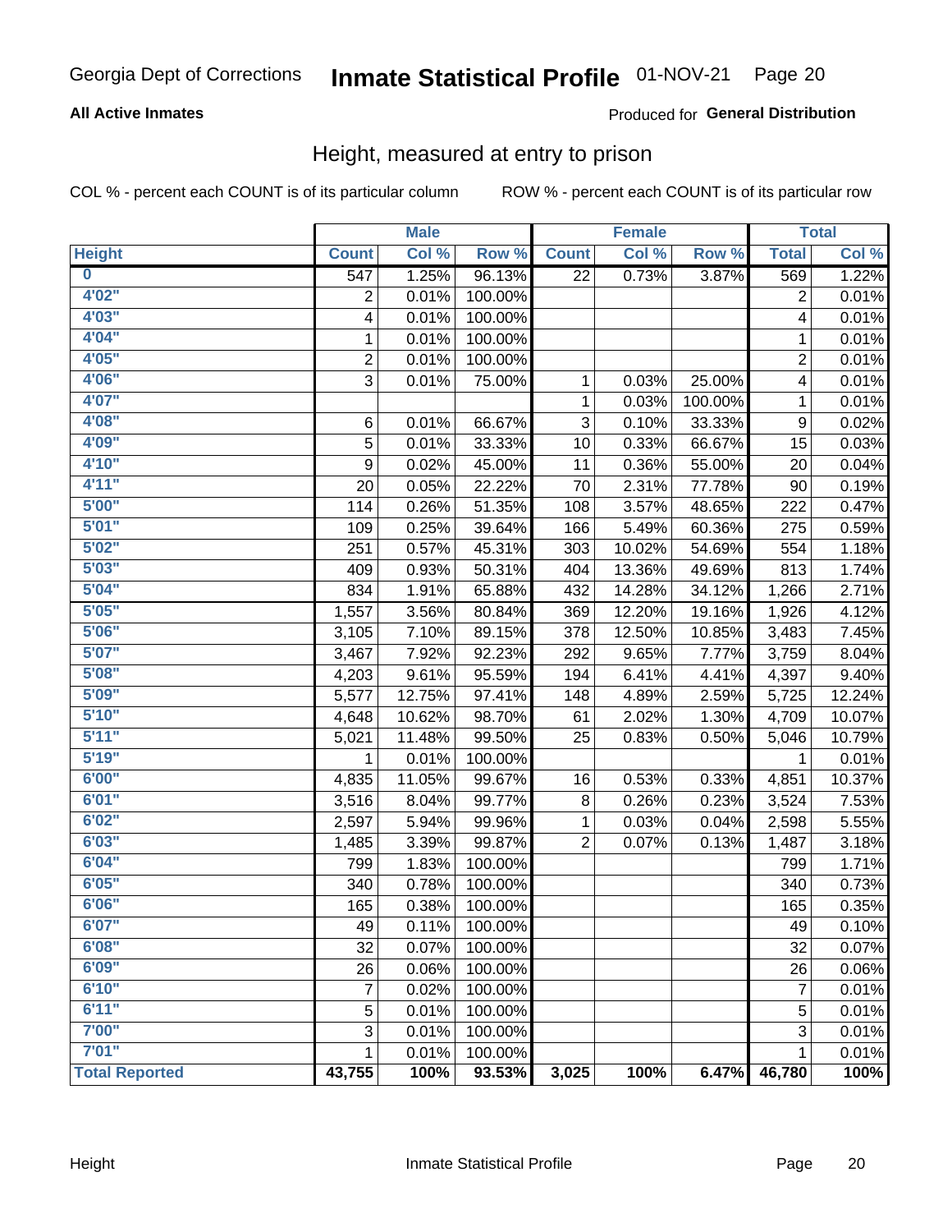Georgia Dept of Corrections **Inmate Statistical Profile** 01-NOV-21

**All Active Inmates**

Produced for **General Distribution**

## Height, measured at entry to prison

COL % - percent each COUNT is of its particular column

ROW % - percent each COUNT is of its particular row

| | Male | | | Female | | | Total | |
|---|---|---|---|---|---|---|---|---|
| **Height** | **Count** | **Col %** | **Row %** | **Count** | **Col %** | **Row %** | **Total** | **Col %** |
| **0** | 547 | 1.25% | 96.13% | 22 | 0.73% | 3.87% | 569 | 1.22% |
| **4'02"** | 2 | 0.01% | 100.00% | | | | 2 | 0.01% |
| **4'03"** | 4 | 0.01% | 100.00% | | | | 4 | 0.01% |
| **4'04"** | 1 | 0.01% | 100.00% | | | | 1 | 0.01% |
| **4'05"** | 2 | 0.01% | 100.00% | | | | 2 | 0.01% |
| **4'06"** | 3 | 0.01% | 75.00% | 1 | 0.03% | 25.00% | 4 | 0.01% |
| **4'07"** | | | | 1 | 0.03% | 100.00% | 1 | 0.01% |
| **4'08"** | 6 | 0.01% | 66.67% | 3 | 0.10% | 33.33% | 9 | 0.02% |
| **4'09"** | 5 | 0.01% | 33.33% | 10 | 0.33% | 66.67% | 15 | 0.03% |
| **4'10"** | 9 | 0.02% | 45.00% | 11 | 0.36% | 55.00% | 20 | 0.04% |
| **4'11"** | 20 | 0.05% | 22.22% | 70 | 2.31% | 77.78% | 90 | 0.19% |
| **5'00"** | 114 | 0.26% | 51.35% | 108 | 3.57% | 48.65% | 222 | 0.47% |
| **5'01"** | 109 | 0.25% | 39.64% | 166 | 5.49% | 60.36% | 275 | 0.59% |
| **5'02"** | 251 | 0.57% | 45.31% | 303 | 10.02% | 54.69% | 554 | 1.18% |
| **5'03"** | 409 | 0.93% | 50.31% | 404 | 13.36% | 49.69% | 813 | 1.74% |
| **5'04"** | 834 | 1.91% | 65.88% | 432 | 14.28% | 34.12% | 1,266 | 2.71% |
| **5'05"** | 1,557 | 3.56% | 80.84% | 369 | 12.20% | 19.16% | 1,926 | 4.12% |
| **5'06"** | 3,105 | 7.10% | 89.15% | 378 | 12.50% | 10.85% | 3,483 | 7.45% |
| **5'07"** | 3,467 | 7.92% | 92.23% | 292 | 9.65% | 7.77% | 3,759 | 8.04% |
| **5'08"** | 4,203 | 9.61% | 95.59% | 194 | 6.41% | 4.41% | 4,397 | 9.40% |
| **5'09"** | 5,577 | 12.75% | 97.41% | 148 | 4.89% | 2.59% | 5,725 | 12.24% |
| **5'10"** | 4,648 | 10.62% | 98.70% | 61 | 2.02% | 1.30% | 4,709 | 10.07% |
| **5'11"** | 5,021 | 11.48% | 99.50% | 25 | 0.83% | 0.50% | 5,046 | 10.79% |
| **5'19"** | 1 | 0.01% | 100.00% | | | | 1 | 0.01% |
| **6'00"** | 4,835 | 11.05% | 99.67% | 16 | 0.53% | 0.33% | 4,851 | 10.37% |
| **6'01"** | 3,516 | 8.04% | 99.77% | 8 | 0.26% | 0.23% | 3,524 | 7.53% |
| **6'02"** | 2,597 | 5.94% | 99.96% | 1 | 0.03% | 0.04% | 2,598 | 5.55% |
| **6'03"** | 1,485 | 3.39% | 99.87% | 2 | 0.07% | 0.13% | 1,487 | 3.18% |
| **6'04"** | 799 | 1.83% | 100.00% | | | | 799 | 1.71% |
| **6'05"** | 340 | 0.78% | 100.00% | | | | 340 | 0.73% |
| **6'06"** | 165 | 0.38% | 100.00% | | | | 165 | 0.35% |
| **6'07"** | 49 | 0.11% | 100.00% | | | | 49 | 0.10% |
| **6'08"** | 32 | 0.07% | 100.00% | | | | 32 | 0.07% |
| **6'09"** | 26 | 0.06% | 100.00% | | | | 26 | 0.06% |
| **6'10"** | 7 | 0.02% | 100.00% | | | | 7 | 0.01% |
| **6'11"** | 5 | 0.01% | 100.00% | | | | 5 | 0.01% |
| **7'00"** | 3 | 0.01% | 100.00% | | | | 3 | 0.01% |
| **7'01"** | 1 | 0.01% | 100.00% | | | | 1 | 0.01% |
| **Total Reported** | **43,755** | **100%** | **93.53%** | **3,025** | **100%** | **6.47%** | **46,780** | **100%** |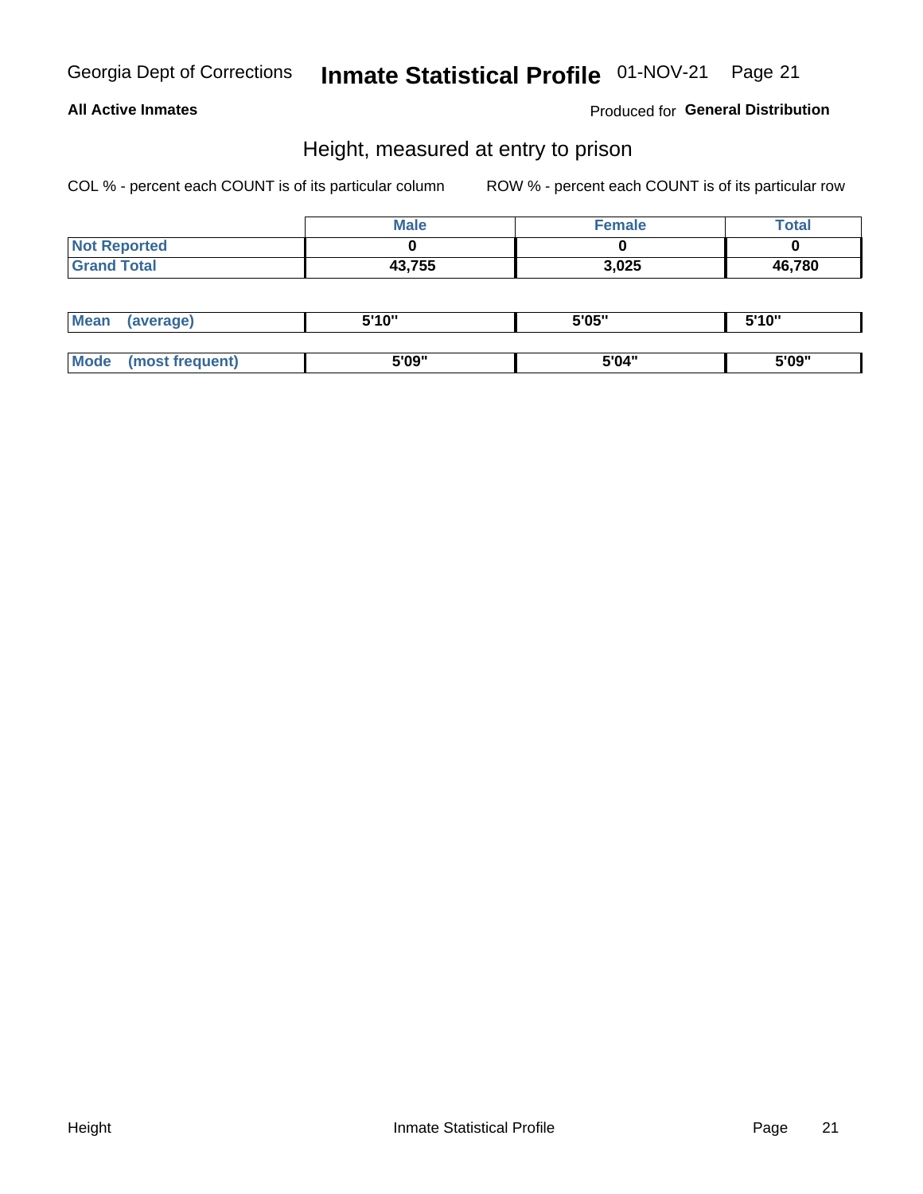**All Active Inmates**

Produced for **General Distribution**

## Height, measured at entry to prison

COL % - percent each COUNT is of its particular column

ROW % - percent each COUNT is of its particular row

| | Male | Female | Total |
|---|---|---|---|
| Not Reported | 0 | 0 | 0 |
| Grand Total | 43,755 | 3,025 | 46,780 |

| | Male | Female | Total |
|---|---|---|---|
| Mean (average) | 5'10" | 5'05" | 5'10" |
| Mode (most frequent) | 5'09" | 5'04" | 5'09" |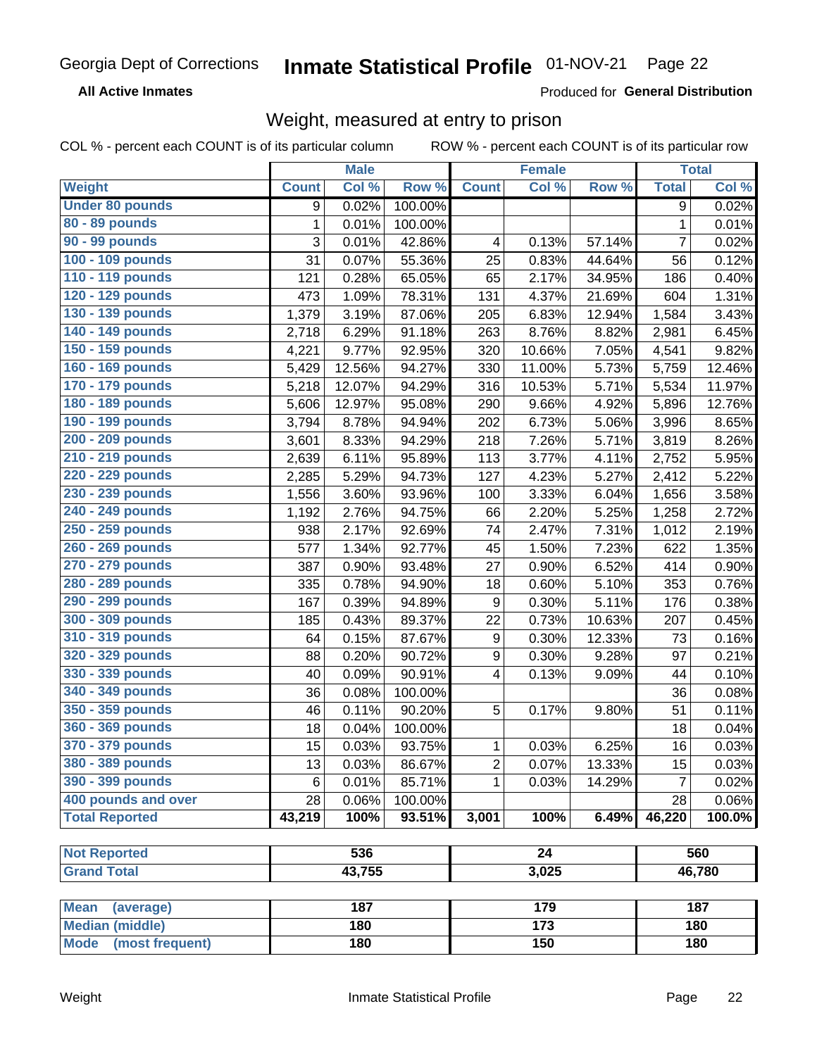Georgia Dept of Corrections **Inmate Statistical Profile** 01-NOV-21

**All Active Inmates**

Produced for **General Distribution**

## Weight, measured at entry to prison

COL % - percent each COUNT is of its particular column ROW % - percent each COUNT is of its particular row

| | Male | | | Female | | | Total | |
|---|---|---|---|---|---|---|---|---|
| **Weight** | **Count** | **Col %** | **Row %** | **Count** | **Col %** | **Row %** | **Total** | **Col %** |
| **Under 80 pounds** | 9 | 0.02% | 100.00% | | | | 9 | 0.02% |
| **80 - 89 pounds** | 1 | 0.01% | 100.00% | | | | 1 | 0.01% |
| **90 - 99 pounds** | 3 | 0.01% | 42.86% | 4 | 0.13% | 57.14% | 7 | 0.02% |
| **100 - 109 pounds** | 31 | 0.07% | 55.36% | 25 | 0.83% | 44.64% | 56 | 0.12% |
| **110 - 119 pounds** | 121 | 0.28% | 65.05% | 65 | 2.17% | 34.95% | 186 | 0.40% |
| **120 - 129 pounds** | 473 | 1.09% | 78.31% | 131 | 4.37% | 21.69% | 604 | 1.31% |
| **130 - 139 pounds** | 1,379 | 3.19% | 87.06% | 205 | 6.83% | 12.94% | 1,584 | 3.43% |
| **140 - 149 pounds** | 2,718 | 6.29% | 91.18% | 263 | 8.76% | 8.82% | 2,981 | 6.45% |
| **150 - 159 pounds** | 4,221 | 9.77% | 92.95% | 320 | 10.66% | 7.05% | 4,541 | 9.82% |
| **160 - 169 pounds** | 5,429 | 12.56% | 94.27% | 330 | 11.00% | 5.73% | 5,759 | 12.46% |
| **170 - 179 pounds** | 5,218 | 12.07% | 94.29% | 316 | 10.53% | 5.71% | 5,534 | 11.97% |
| **180 - 189 pounds** | 5,606 | 12.97% | 95.08% | 290 | 9.66% | 4.92% | 5,896 | 12.76% |
| **190 - 199 pounds** | 3,794 | 8.78% | 94.94% | 202 | 6.73% | 5.06% | 3,996 | 8.65% |
| **200 - 209 pounds** | 3,601 | 8.33% | 94.29% | 218 | 7.26% | 5.71% | 3,819 | 8.26% |
| **210 - 219 pounds** | 2,639 | 6.11% | 95.89% | 113 | 3.77% | 4.11% | 2,752 | 5.95% |
| **220 - 229 pounds** | 2,285 | 5.29% | 94.73% | 127 | 4.23% | 5.27% | 2,412 | 5.22% |
| **230 - 239 pounds** | 1,556 | 3.60% | 93.96% | 100 | 3.33% | 6.04% | 1,656 | 3.58% |
| **240 - 249 pounds** | 1,192 | 2.76% | 94.75% | 66 | 2.20% | 5.25% | 1,258 | 2.72% |
| **250 - 259 pounds** | 938 | 2.17% | 92.69% | 74 | 2.47% | 7.31% | 1,012 | 2.19% |
| **260 - 269 pounds** | 577 | 1.34% | 92.77% | 45 | 1.50% | 7.23% | 622 | 1.35% |
| **270 - 279 pounds** | 387 | 0.90% | 93.48% | 27 | 0.90% | 6.52% | 414 | 0.90% |
| **280 - 289 pounds** | 335 | 0.78% | 94.90% | 18 | 0.60% | 5.10% | 353 | 0.76% |
| **290 - 299 pounds** | 167 | 0.39% | 94.89% | 9 | 0.30% | 5.11% | 176 | 0.38% |
| **300 - 309 pounds** | 185 | 0.43% | 89.37% | 22 | 0.73% | 10.63% | 207 | 0.45% |
| **310 - 319 pounds** | 64 | 0.15% | 87.67% | 9 | 0.30% | 12.33% | 73 | 0.16% |
| **320 - 329 pounds** | 88 | 0.20% | 90.72% | 9 | 0.30% | 9.28% | 97 | 0.21% |
| **330 - 339 pounds** | 40 | 0.09% | 90.91% | 4 | 0.13% | 9.09% | 44 | 0.10% |
| **340 - 349 pounds** | 36 | 0.08% | 100.00% | | | | 36 | 0.08% |
| **350 - 359 pounds** | 46 | 0.11% | 90.20% | 5 | 0.17% | 9.80% | 51 | 0.11% |
| **360 - 369 pounds** | 18 | 0.04% | 100.00% | | | | 18 | 0.04% |
| **370 - 379 pounds** | 15 | 0.03% | 93.75% | 1 | 0.03% | 6.25% | 16 | 0.03% |
| **380 - 389 pounds** | 13 | 0.03% | 86.67% | 2 | 0.07% | 13.33% | 15 | 0.03% |
| **390 - 399 pounds** | 6 | 0.01% | 85.71% | 1 | 0.03% | 14.29% | 7 | 0.02% |
| **400 pounds and over** | 28 | 0.06% | 100.00% | | | | 28 | 0.06% |
| **Total Reported** | **43,219** | **100%** | **93.51%** | **3,001** | **100%** | **6.49%** | **46,220** | **100.0%** |

| | Male | Female | Total |
|---|---|---|---|
| **Not Reported** | 536 | 24 | 560 |
| **Grand Total** | 43,755 | 3,025 | 46,780 |

| | Male | Female | Total |
|---|---|---|---|
| **Mean (average)** | 187 | 179 | 187 |
| **Median (middle)** | 180 | 173 | 180 |
| **Mode (most frequent)** | 180 | 150 | 180 |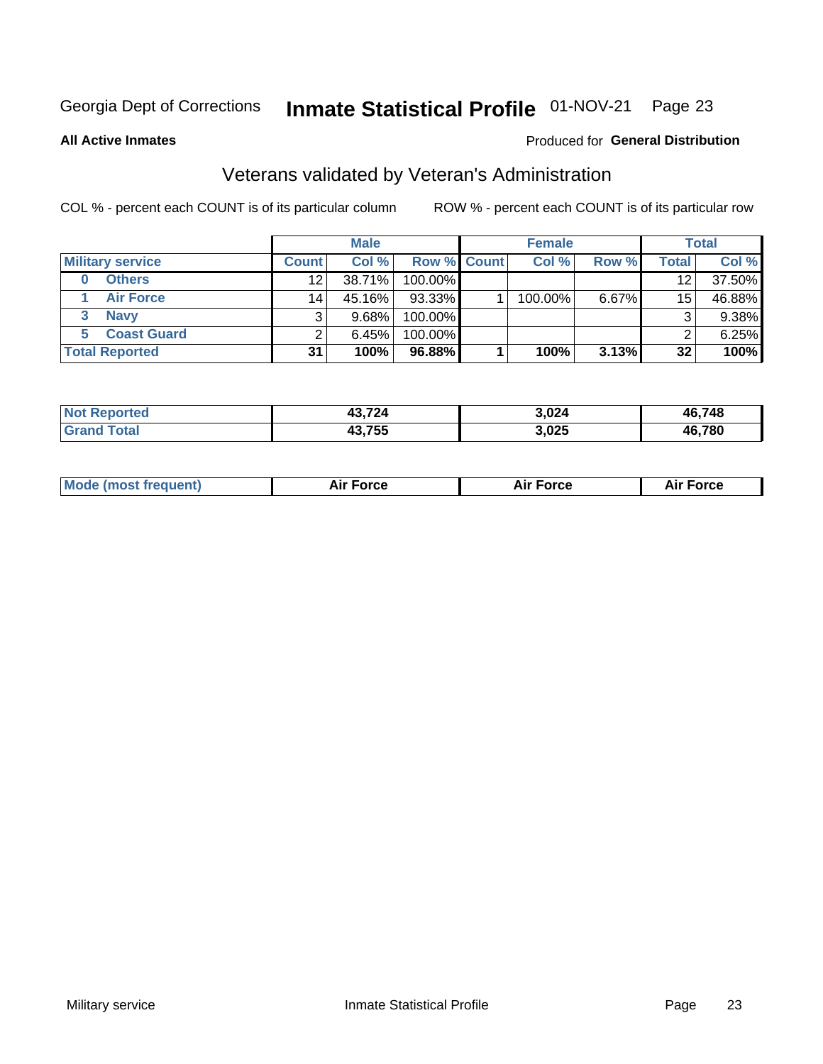Georgia Dept of Corrections **Inmate Statistical Profile** 01-NOV-21

**All Active Inmates**

Produced for **General Distribution**

## Veterans validated by Veteran's Administration

COL % - percent each COUNT is of its particular column

ROW % - percent each COUNT is of its particular row

| Military service | Male | | | Female | | | Total | |
|---|---|---|---|---|---|---|---|---|
| | Count | Col % | Row % | Count | Col % | Row % | Total | Col % |
| 0 Others | 12 | 38.71% | 100.00% | | | | 12 | 37.50% |
| 1 Air Force | 14 | 45.16% | 93.33% | 1 | 100.00% | 6.67% | 15 | 46.88% |
| 3 Navy | 3 | 9.68% | 100.00% | | | | 3 | 9.38% |
| 5 Coast Guard | 2 | 6.45% | 100.00% | | | | 2 | 6.25% |
| **Total Reported** | **31** | **100%** | **96.88%** | **1** | **100%** | **3.13%** | **32** | **100%** |

| | Male | Female | Total |
|---|---|---|---|
| Not Reported | 43,724 | 3,024 | 46,748 |
| Grand Total | 43,755 | 3,025 | 46,780 |

| | Male | Female | Total |
|---|---|---|---|
| Mode (most frequent) | Air Force | Air Force | Air Force |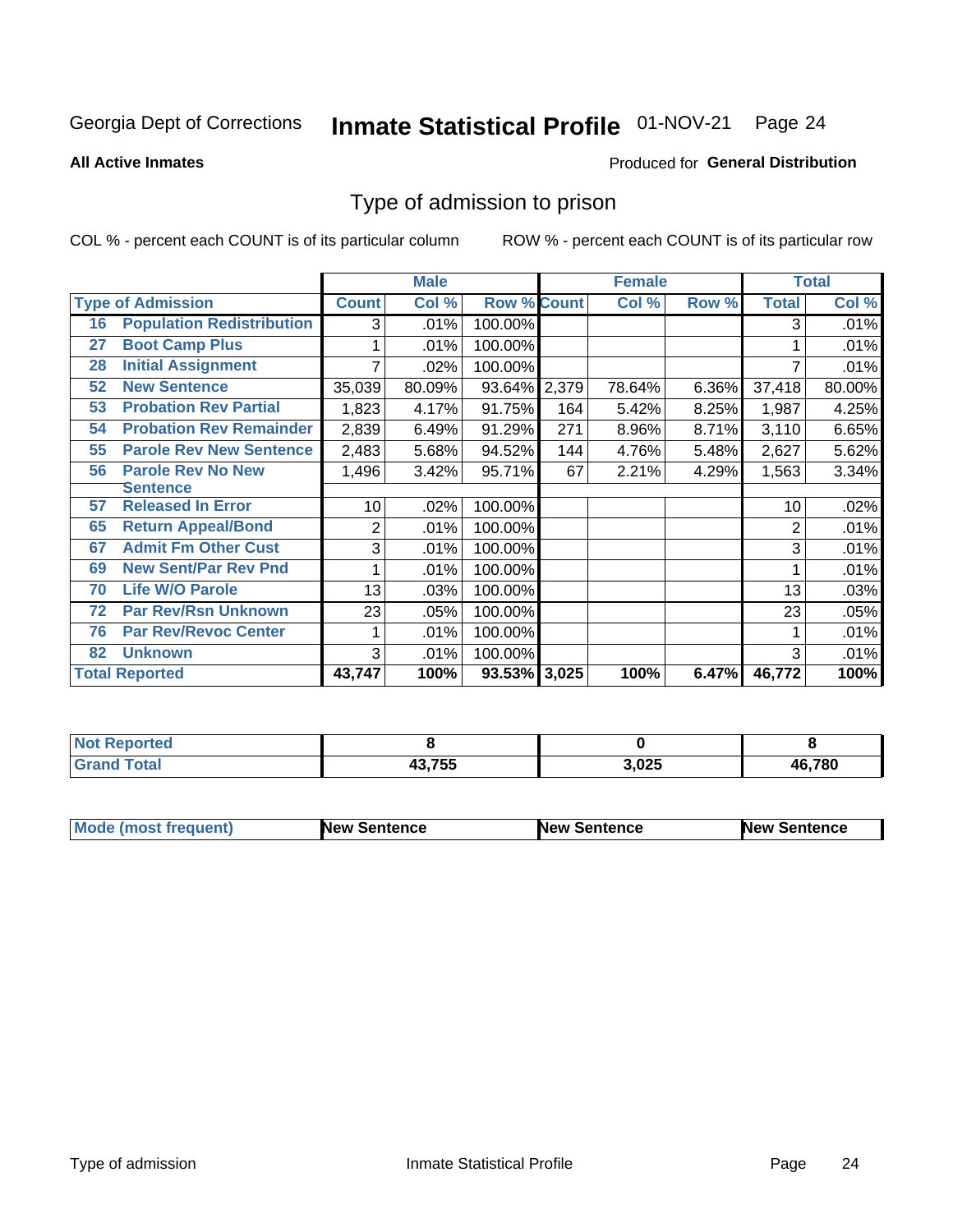Georgia Dept of Corrections **Inmate Statistical Profile** 01-NOV-21

**All Active Inmates**

Produced for **General Distribution**

## Type of admission to prison

COL % - percent each COUNT is of its particular column ROW % - percent each COUNT is of its particular row

| Type of Admission | | Male | | | Female | | | Total | |
|---|---|---|---|---|---|---|---|---|---|
| | | Count | Col % | Row % | Count | Col % | Row % | Total | Col % |
| 16 | Population Redistribution | 3 | .01% | 100.00% | | | | 3 | .01% |
| 27 | Boot Camp Plus | 1 | .01% | 100.00% | | | | 1 | .01% |
| 28 | Initial Assignment | 7 | .02% | 100.00% | | | | 7 | .01% |
| 52 | New Sentence | 35,039 | 80.09% | 93.64% | 2,379 | 78.64% | 6.36% | 37,418 | 80.00% |
| 53 | Probation Rev Partial | 1,823 | 4.17% | 91.75% | 164 | 5.42% | 8.25% | 1,987 | 4.25% |
| 54 | Probation Rev Remainder | 2,839 | 6.49% | 91.29% | 271 | 8.96% | 8.71% | 3,110 | 6.65% |
| 55 | Parole Rev New Sentence | 2,483 | 5.68% | 94.52% | 144 | 4.76% | 5.48% | 2,627 | 5.62% |
| 56 | Parole Rev No New Sentence | 1,496 | 3.42% | 95.71% | 67 | 2.21% | 4.29% | 1,563 | 3.34% |
| 57 | Released In Error | 10 | .02% | 100.00% | | | | 10 | .02% |
| 65 | Return Appeal/Bond | 2 | .01% | 100.00% | | | | 2 | .01% |
| 67 | Admit Fm Other Cust | 3 | .01% | 100.00% | | | | 3 | .01% |
| 69 | New Sent/Par Rev Pnd | 1 | .01% | 100.00% | | | | 1 | .01% |
| 70 | Life W/O Parole | 13 | .03% | 100.00% | | | | 13 | .03% |
| 72 | Par Rev/Rsn Unknown | 23 | .05% | 100.00% | | | | 23 | .05% |
| 76 | Par Rev/Revoc Center | 1 | .01% | 100.00% | | | | 1 | .01% |
| 82 | Unknown | 3 | .01% | 100.00% | | | | 3 | .01% |
| **Total Reported** | | **43,747** | **100%** | **93.53%** | **3,025** | **100%** | **6.47%** | **46,772** | **100%** |

| | Male | Female | Total |
|---|---|---|---|
| Not Reported | 8 | 0 | 8 |
| Grand Total | 43,755 | 3,025 | 46,780 |

| | Male | Female | Total |
|---|---|---|---|
| Mode (most frequent) | New Sentence | New Sentence | New Sentence |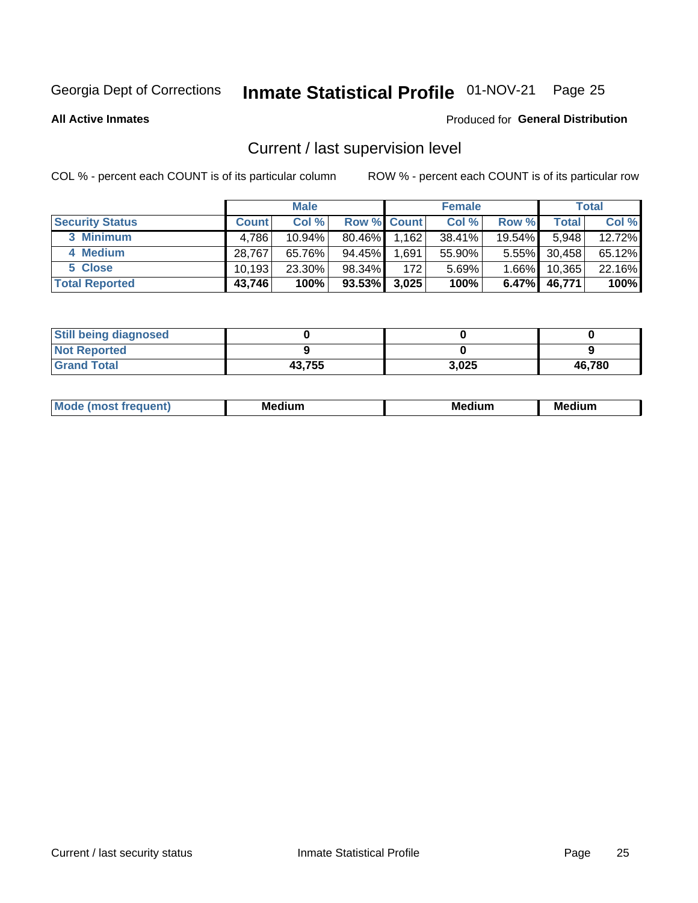Georgia Dept of Corrections **Inmate Statistical Profile** 01-NOV-21

**All Active Inmates**

Produced for **General Distribution**

## Current / last supervision level

COL % - percent each COUNT is of its particular column ROW % - percent each COUNT is of its particular row

| | Male | | | Female | | | Total | |
|---|---|---|---|---|---|---|---|---|
| **Security Status** | **Count** | **Col %** | **Row %** | **Count** | **Col %** | **Row %** | **Total** | **Col %** |
| 3 Minimum | 4,786 | 10.94% | 80.46% | 1,162 | 38.41% | 19.54% | 5,948 | 12.72% |
| 4 Medium | 28,767 | 65.76% | 94.45% | 1,691 | 55.90% | 5.55% | 30,458 | 65.12% |
| 5 Close | 10,193 | 23.30% | 98.34% | 172 | 5.69% | 1.66% | 10,365 | 22.16% |
| **Total Reported** | **43,746** | **100%** | **93.53%** | **3,025** | **100%** | **6.47%** | **46,771** | **100%** |

| | Male | Female | Total |
|---|---|---|---|
| **Still being diagnosed** | **0** | **0** | **0** |
| **Not Reported** | **9** | **0** | **9** |
| **Grand Total** | **43,755** | **3,025** | **46,780** |

| | Male | Female | Total |
|---|---|---|---|
| **Mode (most frequent)** | **Medium** | **Medium** | **Medium** |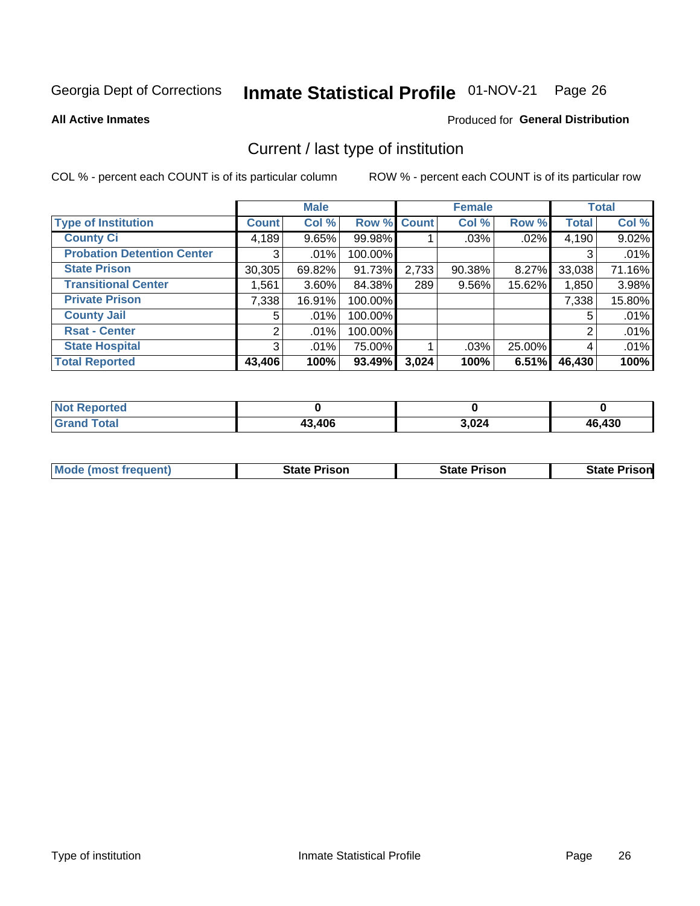Georgia Dept of Corrections **Inmate Statistical Profile** 01-NOV-21

**All Active Inmates**

Produced for **General Distribution**

## Current / last type of institution

COL % - percent each COUNT is of its particular column ROW % - percent each COUNT is of its particular row

| | Male | | | Female | | | Total | |
|---|---|---|---|---|---|---|---|---|
| **Type of Institution** | **Count** | **Col %** | **Row %** | **Count** | **Col %** | **Row %** | **Total** | **Col %** |
| **County Ci** | 4,189 | 9.65% | 99.98% | 1 | .03% | .02% | 4,190 | 9.02% |
| **Probation Detention Center** | 3 | .01% | 100.00% | | | | 3 | .01% |
| **State Prison** | 30,305 | 69.82% | 91.73% | 2,733 | 90.38% | 8.27% | 33,038 | 71.16% |
| **Transitional Center** | 1,561 | 3.60% | 84.38% | 289 | 9.56% | 15.62% | 1,850 | 3.98% |
| **Private Prison** | 7,338 | 16.91% | 100.00% | | | | 7,338 | 15.80% |
| **County Jail** | 5 | .01% | 100.00% | | | | 5 | .01% |
| **Rsat - Center** | 2 | .01% | 100.00% | | | | 2 | .01% |
| **State Hospital** | 3 | .01% | 75.00% | 1 | .03% | 25.00% | 4 | .01% |
| **Total Reported** | **43,406** | **100%** | **93.49%** | **3,024** | **100%** | **6.51%** | **46,430** | **100%** |

| | Male | Female | Total |
|---|---|---|---|
| **Not Reported** | **0** | **0** | **0** |
| **Grand Total** | **43,406** | **3,024** | **46,430** |

| | Male | Female | Total |
|---|---|---|---|
| **Mode (most frequent)** | **State Prison** | **State Prison** | **State Prison** |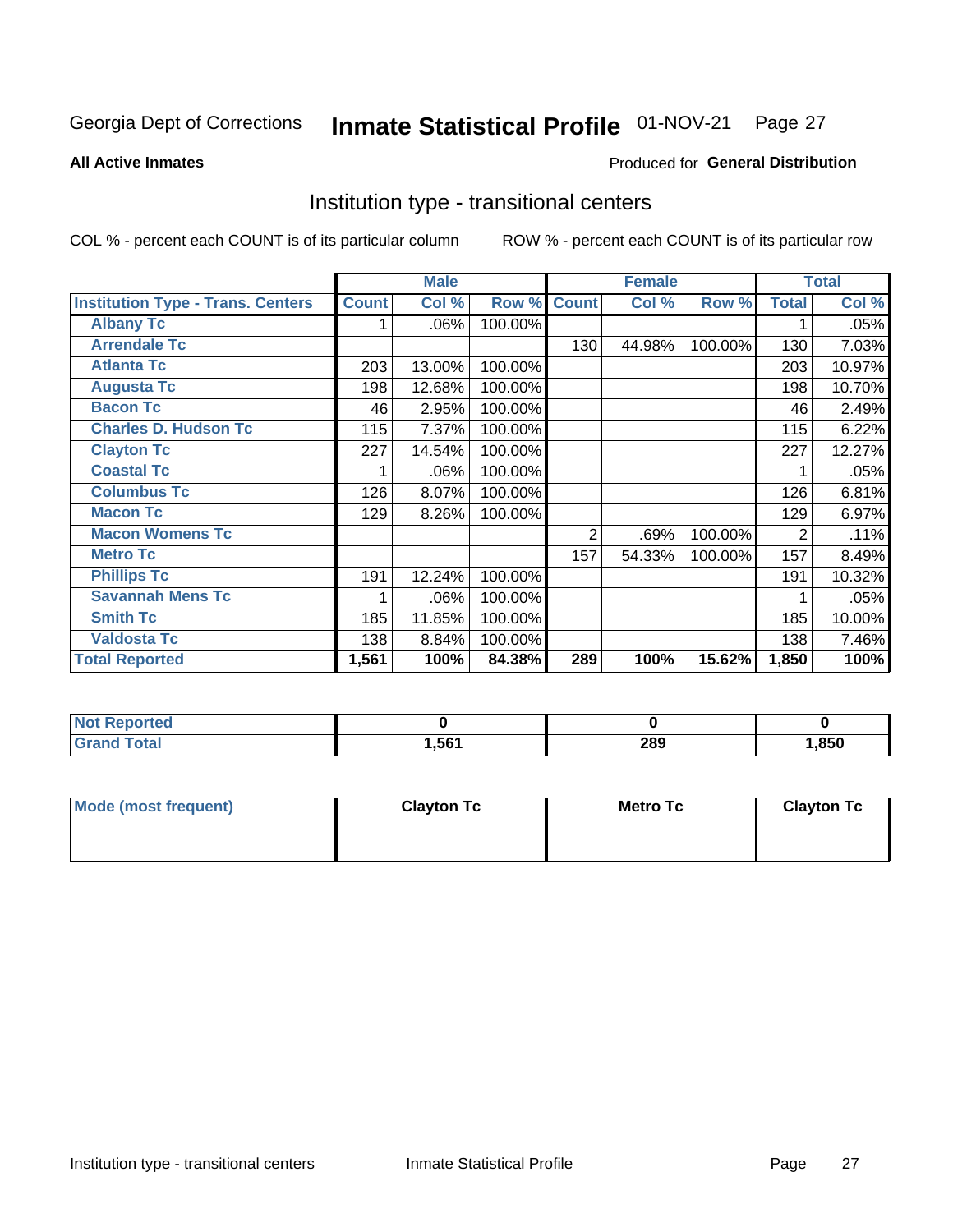Georgia Dept of Corrections **Inmate Statistical Profile** 01-NOV-21 Page 27

**All Active Inmates**

Produced for **General Distribution**

## Institution type - transitional centers

COL % - percent each COUNT is of its particular column ROW % - percent each COUNT is of its particular row

| | Male | | | Female | | | Total | |
|---|---|---|---|---|---|---|---|---|
| **Institution Type - Trans. Centers** | **Count** | **Col %** | **Row %** | **Count** | **Col %** | **Row %** | **Total** | **Col %** |
| **Albany Tc** | 1 | .06% | 100.00% | | | | 1 | .05% |
| **Arrendale Tc** | | | | 130 | 44.98% | 100.00% | 130 | 7.03% |
| **Atlanta Tc** | 203 | 13.00% | 100.00% | | | | 203 | 10.97% |
| **Augusta Tc** | 198 | 12.68% | 100.00% | | | | 198 | 10.70% |
| **Bacon Tc** | 46 | 2.95% | 100.00% | | | | 46 | 2.49% |
| **Charles D. Hudson Tc** | 115 | 7.37% | 100.00% | | | | 115 | 6.22% |
| **Clayton Tc** | 227 | 14.54% | 100.00% | | | | 227 | 12.27% |
| **Coastal Tc** | 1 | .06% | 100.00% | | | | 1 | .05% |
| **Columbus Tc** | 126 | 8.07% | 100.00% | | | | 126 | 6.81% |
| **Macon Tc** | 129 | 8.26% | 100.00% | | | | 129 | 6.97% |
| **Macon Womens Tc** | | | | 2 | .69% | 100.00% | 2 | .11% |
| **Metro Tc** | | | | 157 | 54.33% | 100.00% | 157 | 8.49% |
| **Phillips Tc** | 191 | 12.24% | 100.00% | | | | 191 | 10.32% |
| **Savannah Mens Tc** | 1 | .06% | 100.00% | | | | 1 | .05% |
| **Smith Tc** | 185 | 11.85% | 100.00% | | | | 185 | 10.00% |
| **Valdosta Tc** | 138 | 8.84% | 100.00% | | | | 138 | 7.46% |
| **Total Reported** | **1,561** | **100%** | **84.38%** | **289** | **100%** | **15.62%** | **1,850** | **100%** |

| | Male | Female | Total |
|---|---|---|---|
| **Not Reported** | **0** | **0** | **0** |
| **Grand Total** | **1,561** | **289** | **1,850** |

| | Male | Female | Total |
|---|---|---|---|
| **Mode (most frequent)** | **Clayton Tc** | **Metro Tc** | **Clayton Tc** |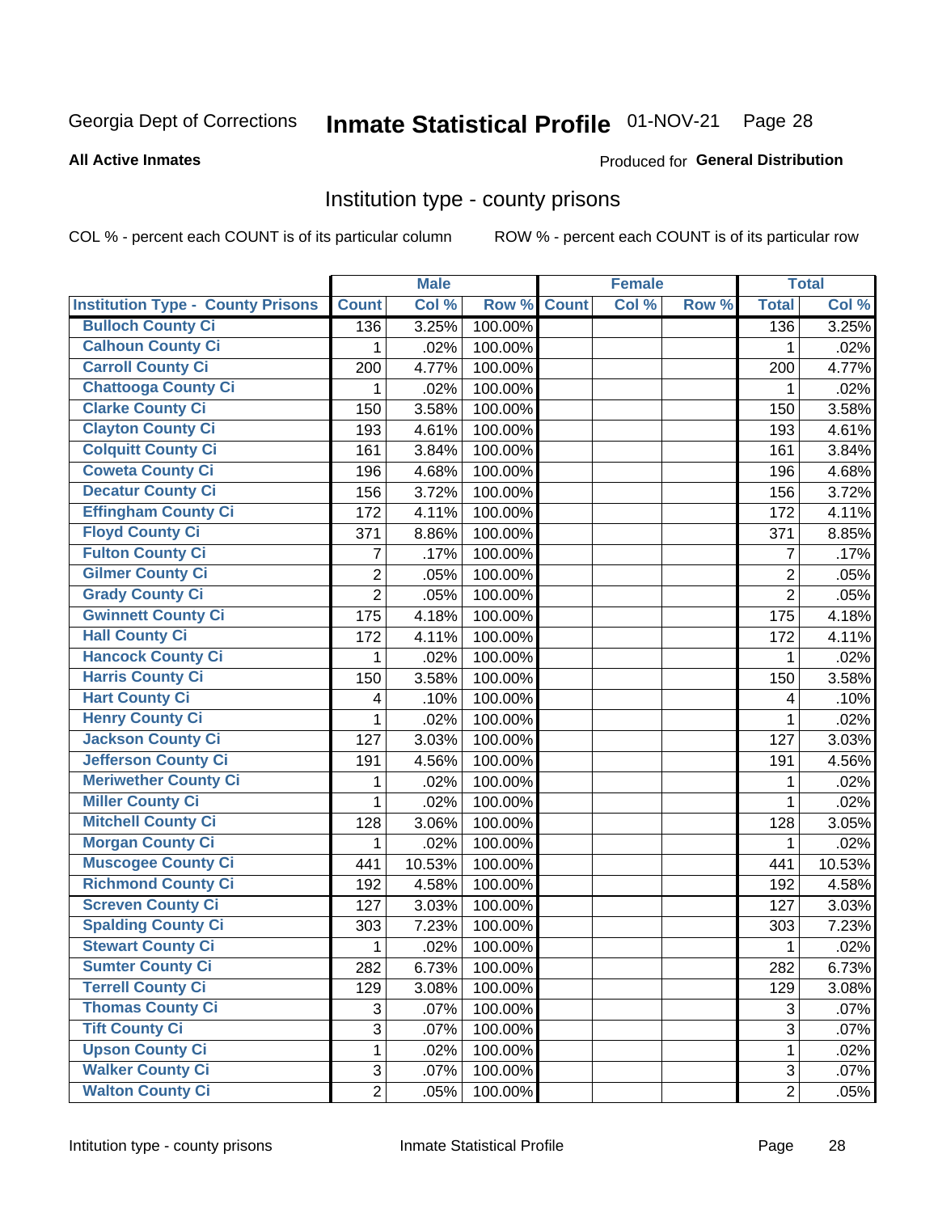Georgia Dept of Corrections **Inmate Statistical Profile** 01-NOV-21 Page 28

**All Active Inmates**

Produced for **General Distribution**

## Institution type - county prisons

COL % - percent each COUNT is of its particular column

ROW % - percent each COUNT is of its particular row

| | Male | | | Female | | | Total | |
|---|---|---|---|---|---|---|---|---|
| Institution Type - County Prisons | Count | Col % | Row % | Count | Col % | Row % | Total | Col % |
| Bulloch County Ci | 136 | 3.25% | 100.00% | | | | 136 | 3.25% |
| Calhoun County Ci | 1 | .02% | 100.00% | | | | 1 | .02% |
| Carroll County Ci | 200 | 4.77% | 100.00% | | | | 200 | 4.77% |
| Chattooga County Ci | 1 | .02% | 100.00% | | | | 1 | .02% |
| Clarke County Ci | 150 | 3.58% | 100.00% | | | | 150 | 3.58% |
| Clayton County Ci | 193 | 4.61% | 100.00% | | | | 193 | 4.61% |
| Colquitt County Ci | 161 | 3.84% | 100.00% | | | | 161 | 3.84% |
| Coweta County Ci | 196 | 4.68% | 100.00% | | | | 196 | 4.68% |
| Decatur County Ci | 156 | 3.72% | 100.00% | | | | 156 | 3.72% |
| Effingham County Ci | 172 | 4.11% | 100.00% | | | | 172 | 4.11% |
| Floyd County Ci | 371 | 8.86% | 100.00% | | | | 371 | 8.85% |
| Fulton County Ci | 7 | .17% | 100.00% | | | | 7 | .17% |
| Gilmer County Ci | 2 | .05% | 100.00% | | | | 2 | .05% |
| Grady County Ci | 2 | .05% | 100.00% | | | | 2 | .05% |
| Gwinnett County Ci | 175 | 4.18% | 100.00% | | | | 175 | 4.18% |
| Hall County Ci | 172 | 4.11% | 100.00% | | | | 172 | 4.11% |
| Hancock County Ci | 1 | .02% | 100.00% | | | | 1 | .02% |
| Harris County Ci | 150 | 3.58% | 100.00% | | | | 150 | 3.58% |
| Hart County Ci | 4 | .10% | 100.00% | | | | 4 | .10% |
| Henry County Ci | 1 | .02% | 100.00% | | | | 1 | .02% |
| Jackson County Ci | 127 | 3.03% | 100.00% | | | | 127 | 3.03% |
| Jefferson County Ci | 191 | 4.56% | 100.00% | | | | 191 | 4.56% |
| Meriwether County Ci | 1 | .02% | 100.00% | | | | 1 | .02% |
| Miller County Ci | 1 | .02% | 100.00% | | | | 1 | .02% |
| Mitchell County Ci | 128 | 3.06% | 100.00% | | | | 128 | 3.05% |
| Morgan County Ci | 1 | .02% | 100.00% | | | | 1 | .02% |
| Muscogee County Ci | 441 | 10.53% | 100.00% | | | | 441 | 10.53% |
| Richmond County Ci | 192 | 4.58% | 100.00% | | | | 192 | 4.58% |
| Screven County Ci | 127 | 3.03% | 100.00% | | | | 127 | 3.03% |
| Spalding County Ci | 303 | 7.23% | 100.00% | | | | 303 | 7.23% |
| Stewart County Ci | 1 | .02% | 100.00% | | | | 1 | .02% |
| Sumter County Ci | 282 | 6.73% | 100.00% | | | | 282 | 6.73% |
| Terrell County Ci | 129 | 3.08% | 100.00% | | | | 129 | 3.08% |
| Thomas County Ci | 3 | .07% | 100.00% | | | | 3 | .07% |
| Tift County Ci | 3 | .07% | 100.00% | | | | 3 | .07% |
| Upson County Ci | 1 | .02% | 100.00% | | | | 1 | .02% |
| Walker County Ci | 3 | .07% | 100.00% | | | | 3 | .07% |
| Walton County Ci | 2 | .05% | 100.00% | | | | 2 | .05% |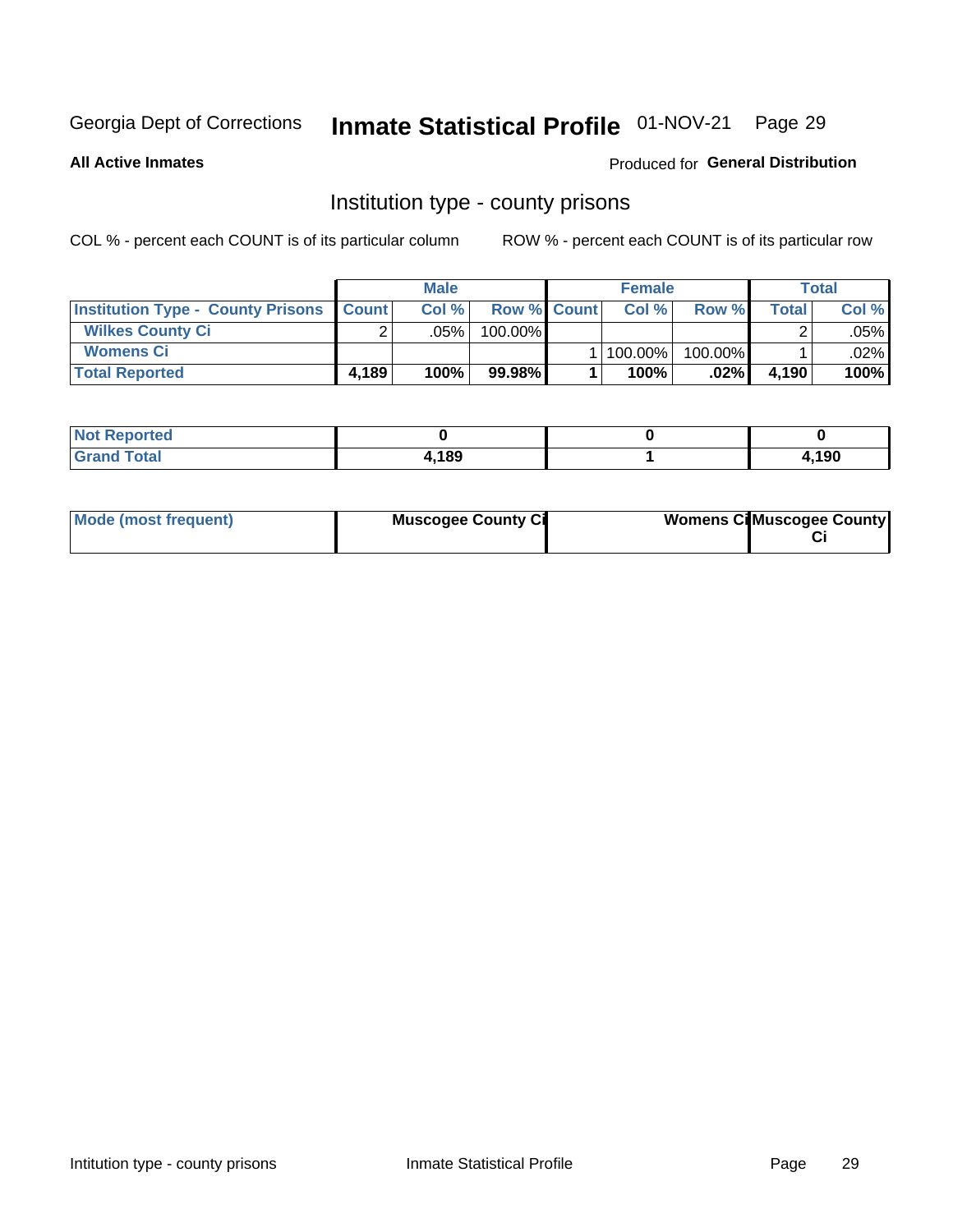Georgia Dept of Corrections **Inmate Statistical Profile** 01-NOV-21

**All Active Inmates**

Produced for **General Distribution**

## Institution type - county prisons

COL % - percent each COUNT is of its particular column

ROW % - percent each COUNT is of its particular row

| | Male | | | Female | | | Total | |
|---|---|---|---|---|---|---|---|---|
| **Institution Type - County Prisons** | **Count** | **Col %** | **Row %** | **Count** | **Col %** | **Row %** | **Total** | **Col %** |
| **Wilkes County Ci** | 2 | .05% | 100.00% | | | | 2 | .05% |
| **Womens Ci** | | | | 1 | 100.00% | 100.00% | 1 | .02% |
| **Total Reported** | **4,189** | **100%** | **99.98%** | **1** | **100%** | **.02%** | **4,190** | **100%** |

| | Male | Female | Total |
|---|---|---|---|
| **Not Reported** | **0** | **0** | **0** |
| **Grand Total** | **4,189** | **1** | **4,190** |

| | Male | Female | Total |
|---|---|---|---|
| **Mode (most frequent)** | **Muscogee County Ci** | **Womens Ci** | **Muscogee County Ci** |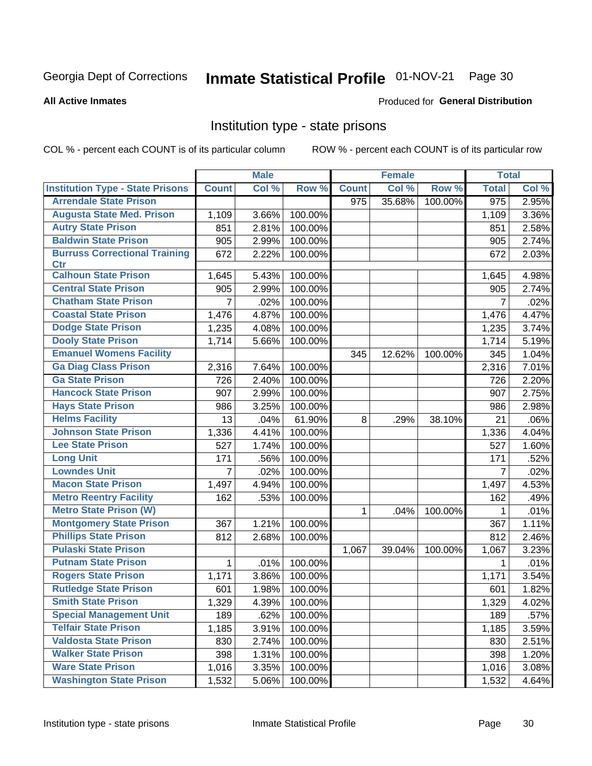Georgia Dept of Corrections **Inmate Statistical Profile** 01-NOV-21

**All Active Inmates**

Produced for **General Distribution**

## Institution type - state prisons

COL % - percent each COUNT is of its particular column ROW % - percent each COUNT is of its particular row

| | Male | | | Female | | | Total | |
|---|---|---|---|---|---|---|---|---|
| Institution Type - State Prisons | Count | Col % | Row % | Count | Col % | Row % | Total | Col % |
| Arrendale State Prison | | | | 975 | 35.68% | 100.00% | 975 | 2.95% |
| Augusta State Med. Prison | 1,109 | 3.66% | 100.00% | | | | 1,109 | 3.36% |
| Autry State Prison | 851 | 2.81% | 100.00% | | | | 851 | 2.58% |
| Baldwin State Prison | 905 | 2.99% | 100.00% | | | | 905 | 2.74% |
| Burruss Correctional Training Ctr | 672 | 2.22% | 100.00% | | | | 672 | 2.03% |
| Calhoun State Prison | 1,645 | 5.43% | 100.00% | | | | 1,645 | 4.98% |
| Central State Prison | 905 | 2.99% | 100.00% | | | | 905 | 2.74% |
| Chatham State Prison | 7 | .02% | 100.00% | | | | 7 | .02% |
| Coastal State Prison | 1,476 | 4.87% | 100.00% | | | | 1,476 | 4.47% |
| Dodge State Prison | 1,235 | 4.08% | 100.00% | | | | 1,235 | 3.74% |
| Dooly State Prison | 1,714 | 5.66% | 100.00% | | | | 1,714 | 5.19% |
| Emanuel Womens Facility | | | | 345 | 12.62% | 100.00% | 345 | 1.04% |
| Ga Diag Class Prison | 2,316 | 7.64% | 100.00% | | | | 2,316 | 7.01% |
| Ga State Prison | 726 | 2.40% | 100.00% | | | | 726 | 2.20% |
| Hancock State Prison | 907 | 2.99% | 100.00% | | | | 907 | 2.75% |
| Hays State Prison | 986 | 3.25% | 100.00% | | | | 986 | 2.98% |
| Helms Facility | 13 | .04% | 61.90% | 8 | .29% | 38.10% | 21 | .06% |
| Johnson State Prison | 1,336 | 4.41% | 100.00% | | | | 1,336 | 4.04% |
| Lee State Prison | 527 | 1.74% | 100.00% | | | | 527 | 1.60% |
| Long Unit | 171 | .56% | 100.00% | | | | 171 | .52% |
| Lowndes Unit | 7 | .02% | 100.00% | | | | 7 | .02% |
| Macon State Prison | 1,497 | 4.94% | 100.00% | | | | 1,497 | 4.53% |
| Metro Reentry Facility | 162 | .53% | 100.00% | | | | 162 | .49% |
| Metro State Prison (W) | | | | 1 | .04% | 100.00% | 1 | .01% |
| Montgomery State Prison | 367 | 1.21% | 100.00% | | | | 367 | 1.11% |
| Phillips State Prison | 812 | 2.68% | 100.00% | | | | 812 | 2.46% |
| Pulaski State Prison | | | | 1,067 | 39.04% | 100.00% | 1,067 | 3.23% |
| Putnam State Prison | 1 | .01% | 100.00% | | | | 1 | .01% |
| Rogers State Prison | 1,171 | 3.86% | 100.00% | | | | 1,171 | 3.54% |
| Rutledge State Prison | 601 | 1.98% | 100.00% | | | | 601 | 1.82% |
| Smith State Prison | 1,329 | 4.39% | 100.00% | | | | 1,329 | 4.02% |
| Special Management Unit | 189 | .62% | 100.00% | | | | 189 | .57% |
| Telfair State Prison | 1,185 | 3.91% | 100.00% | | | | 1,185 | 3.59% |
| Valdosta State Prison | 830 | 2.74% | 100.00% | | | | 830 | 2.51% |
| Walker State Prison | 398 | 1.31% | 100.00% | | | | 398 | 1.20% |
| Ware State Prison | 1,016 | 3.35% | 100.00% | | | | 1,016 | 3.08% |
| Washington State Prison | 1,532 | 5.06% | 100.00% | | | | 1,532 | 4.64% |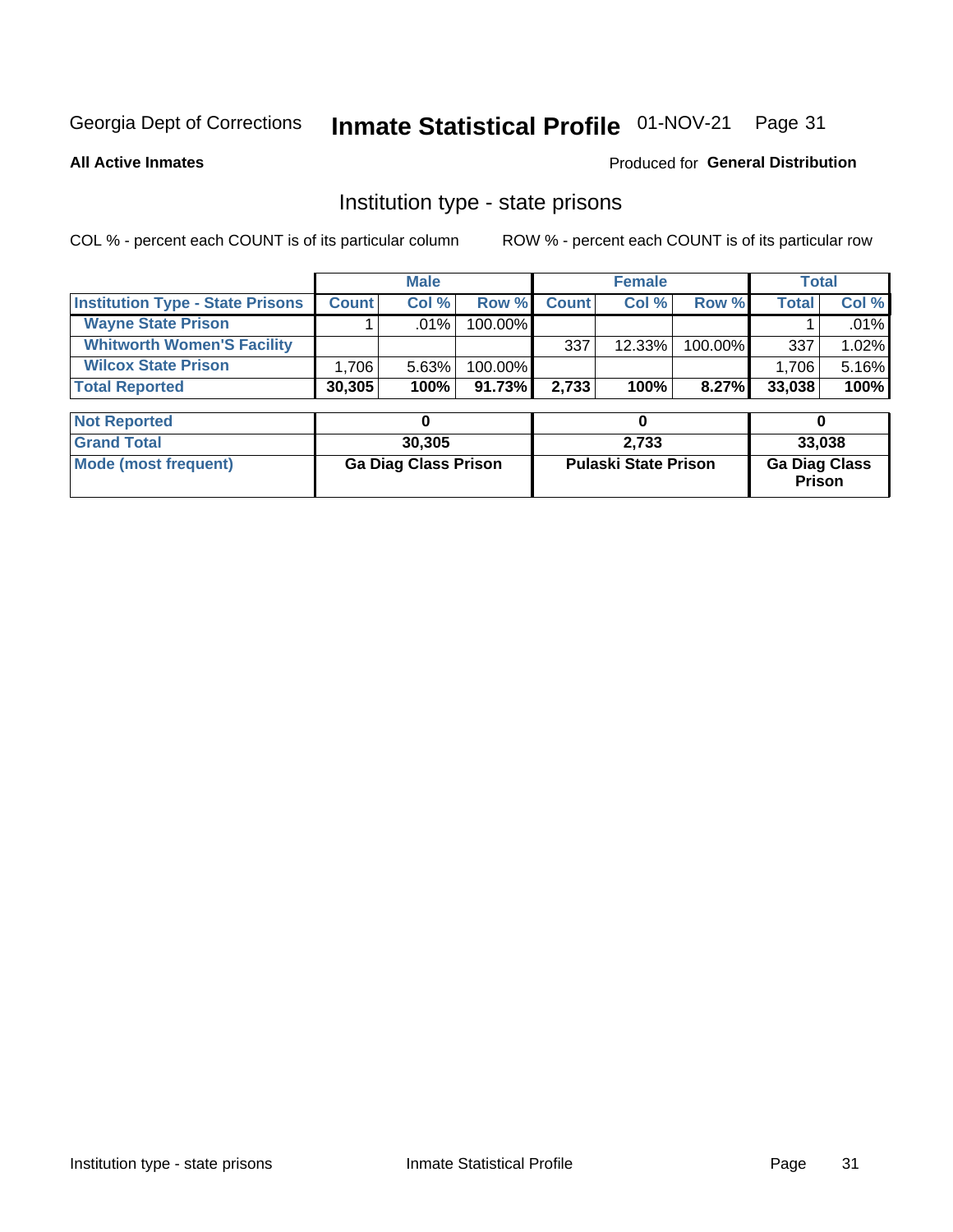Georgia Dept of Corrections **Inmate Statistical Profile** 01-NOV-21

**All Active Inmates**

Produced for **General Distribution**

## Institution type - state prisons

COL % - percent each COUNT is of its particular column ROW % - percent each COUNT is of its particular row

| | Male | | | Female | | | Total | |
|---|---|---|---|---|---|---|---|---|
| **Institution Type - State Prisons** | **Count** | **Col %** | **Row %** | **Count** | **Col %** | **Row %** | **Total** | **Col %** |
| **Wayne State Prison** | 1 | .01% | 100.00% | | | | 1 | .01% |
| **Whitworth Women'S Facility** | | | | 337 | 12.33% | 100.00% | 337 | 1.02% |
| **Wilcox State Prison** | 1,706 | 5.63% | 100.00% | | | | 1,706 | 5.16% |
| **Total Reported** | **30,305** | **100%** | **91.73%** | **2,733** | **100%** | **8.27%** | **33,038** | **100%** |

| | Male | Female | Total |
|---|---|---|---|
| **Not Reported** | **0** | **0** | **0** |
| **Grand Total** | **30,305** | **2,733** | **33,038** |
| **Mode (most frequent)** | **Ga Diag Class Prison** | **Pulaski State Prison** | **Ga Diag Class Prison** |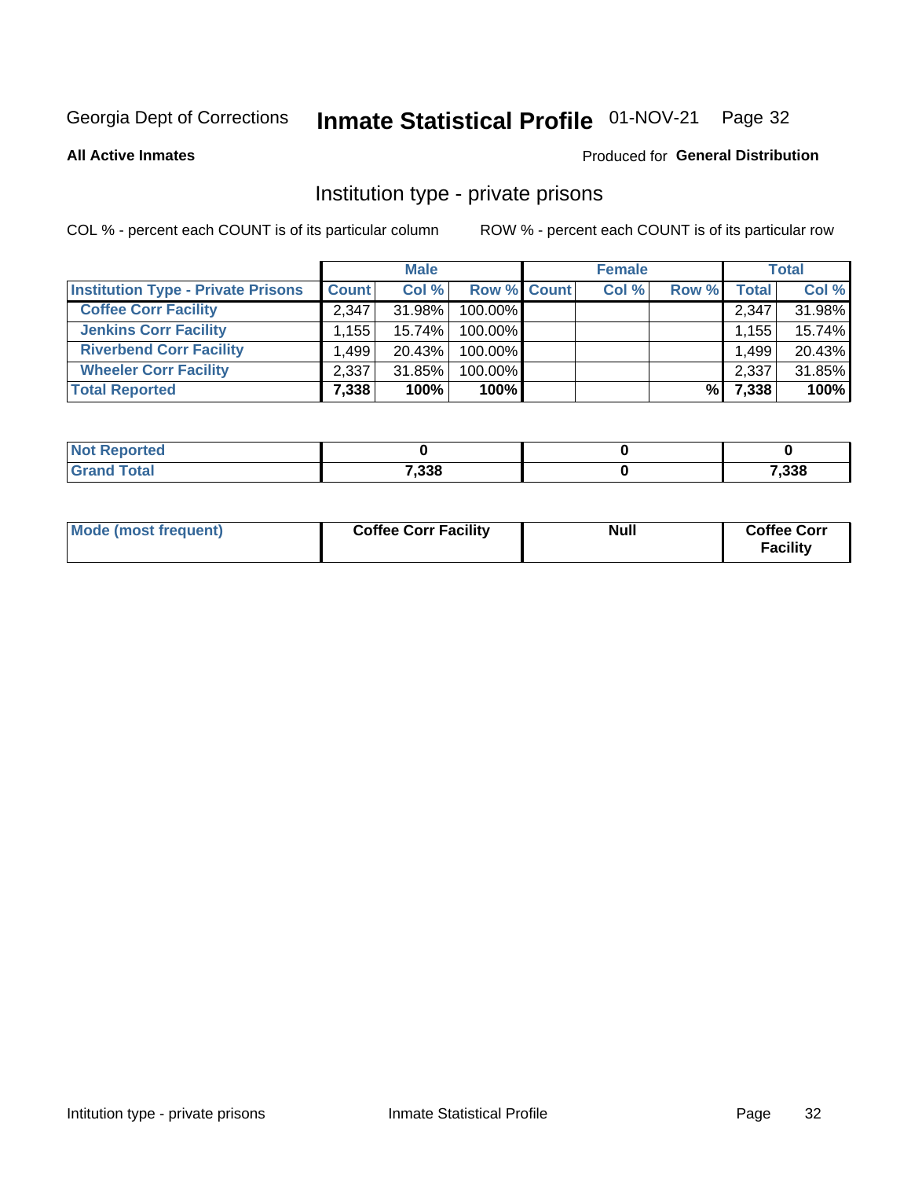Georgia Dept of Corrections **Inmate Statistical Profile** 01-NOV-21

**All Active Inmates**

Produced for **General Distribution**

## Institution type - private prisons

COL % - percent each COUNT is of its particular column

ROW % - percent each COUNT is of its particular row

| | Male | | | Female | | | Total | |
|---|---|---|---|---|---|---|---|---|
| **Institution Type - Private Prisons** | **Count** | **Col %** | **Row %** | **Count** | **Col %** | **Row %** | **Total** | **Col %** |
| **Coffee Corr Facility** | 2,347 | 31.98% | 100.00% | | | | 2,347 | 31.98% |
| **Jenkins Corr Facility** | 1,155 | 15.74% | 100.00% | | | | 1,155 | 15.74% |
| **Riverbend Corr Facility** | 1,499 | 20.43% | 100.00% | | | | 1,499 | 20.43% |
| **Wheeler Corr Facility** | 2,337 | 31.85% | 100.00% | | | | 2,337 | 31.85% |
| **Total Reported** | **7,338** | **100%** | **100%** | | | **%** | **7,338** | **100%** |

| | Male | Female | Total |
|---|---|---|---|
| **Not Reported** | **0** | **0** | **0** |
| **Grand Total** | **7,338** | **0** | **7,338** |

| | Male | Female | Total |
|---|---|---|---|
| **Mode (most frequent)** | **Coffee Corr Facility** | **Null** | **Coffee Corr Facility** |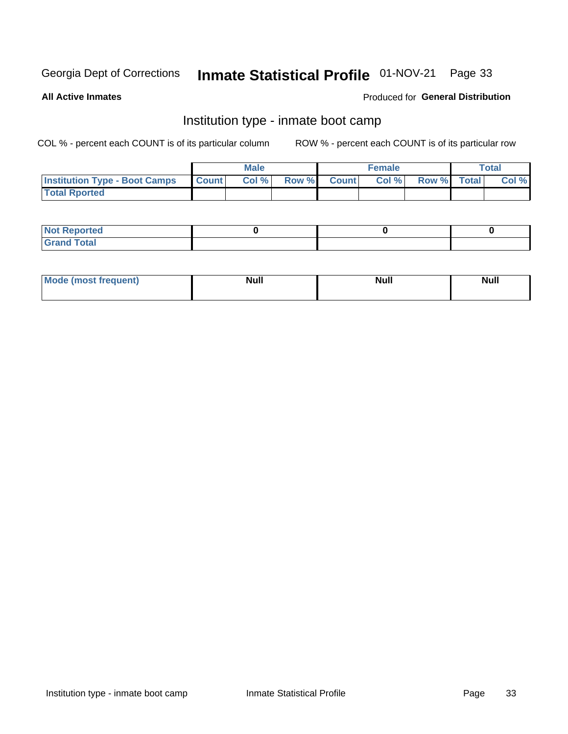Georgia Dept of Corrections **Inmate Statistical Profile** 01-NOV-21

**All Active Inmates**

Produced for **General Distribution**

## Institution type - inmate boot camp

COL % - percent each COUNT is of its particular column

ROW % - percent each COUNT is of its particular row

| | Male | | | Female | | | Total | |
|---|---|---|---|---|---|---|---|---|
| **Institution Type - Boot Camps** | **Count** | **Col %** | **Row %** | **Count** | **Col %** | **Row %** | **Total** | **Col %** |
| **Total Rported** | | | | | | | | |
| **Not Reported** | 0 | | | 0 | | | 0 | |
| **Grand Total** | | | | | | | | |

| | Male | Female | Total |
|---|---|---|---|
| **Mode (most frequent)** | Null | Null | Null |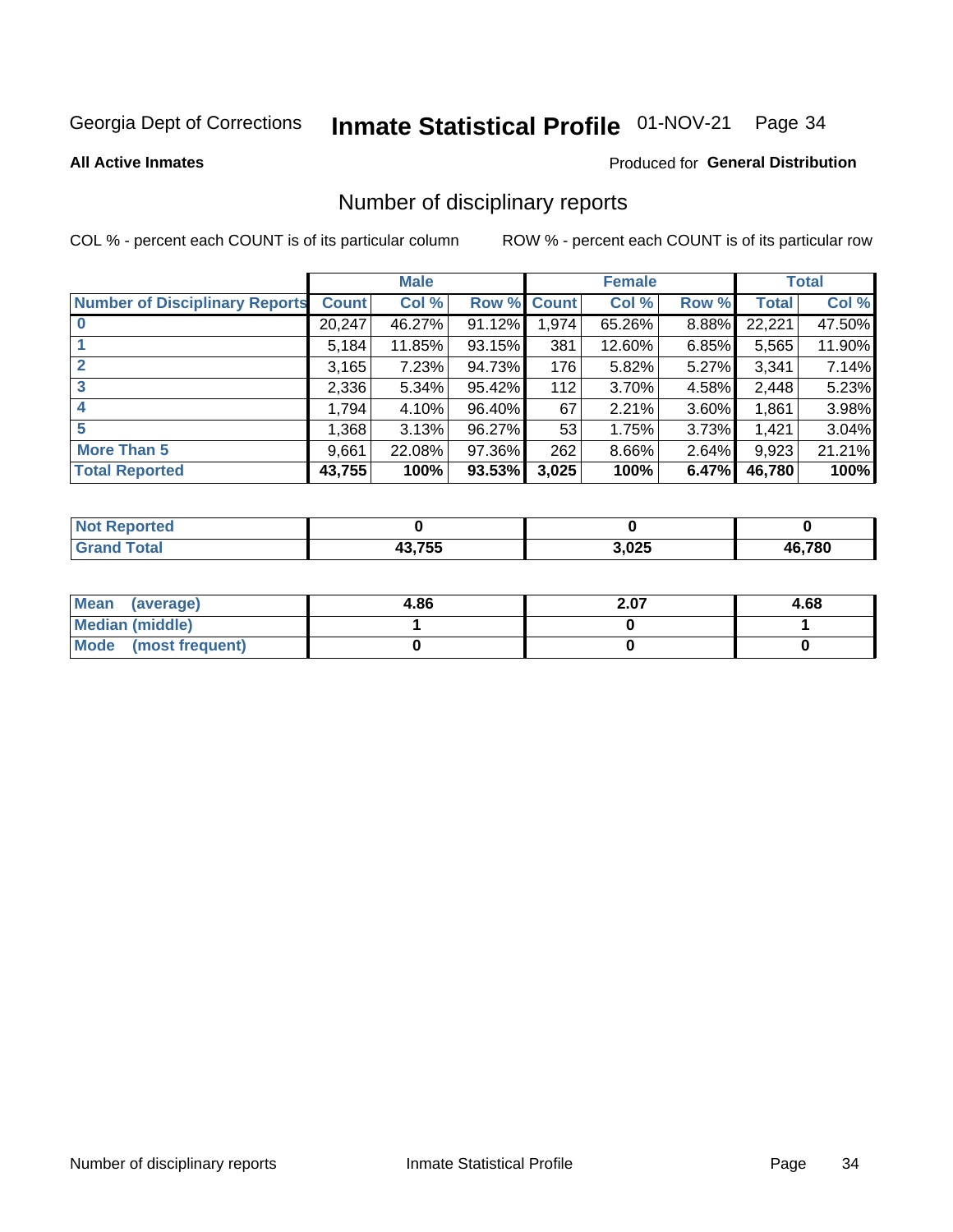Georgia Dept of Corrections **Inmate Statistical Profile** 01-NOV-21

**All Active Inmates**

Produced for **General Distribution**

## Number of disciplinary reports

COL % - percent each COUNT is of its particular column

ROW % - percent each COUNT is of its particular row

| | Male | | | Female | | | Total | |
|---|---|---|---|---|---|---|---|---|
| **Number of Disciplinary Reports** | **Count** | **Col %** | **Row %** | **Count** | **Col %** | **Row %** | **Total** | **Col %** |
| **0** | 20,247 | 46.27% | 91.12% | 1,974 | 65.26% | 8.88% | 22,221 | 47.50% |
| **1** | 5,184 | 11.85% | 93.15% | 381 | 12.60% | 6.85% | 5,565 | 11.90% |
| **2** | 3,165 | 7.23% | 94.73% | 176 | 5.82% | 5.27% | 3,341 | 7.14% |
| **3** | 2,336 | 5.34% | 95.42% | 112 | 3.70% | 4.58% | 2,448 | 5.23% |
| **4** | 1,794 | 4.10% | 96.40% | 67 | 2.21% | 3.60% | 1,861 | 3.98% |
| **5** | 1,368 | 3.13% | 96.27% | 53 | 1.75% | 3.73% | 1,421 | 3.04% |
| **More Than 5** | 9,661 | 22.08% | 97.36% | 262 | 8.66% | 2.64% | 9,923 | 21.21% |
| **Total Reported** | **43,755** | **100%** | **93.53%** | **3,025** | **100%** | **6.47%** | **46,780** | **100%** |

| | Male | Female | Total |
|---|---|---|---|
| **Not Reported** | **0** | **0** | **0** |
| **Grand Total** | **43,755** | **3,025** | **46,780** |

| | Male | Female | Total |
|---|---|---|---|
| **Mean (average)** | **4.86** | **2.07** | **4.68** |
| **Median (middle)** | **1** | **0** | **1** |
| **Mode (most frequent)** | **0** | **0** | **0** |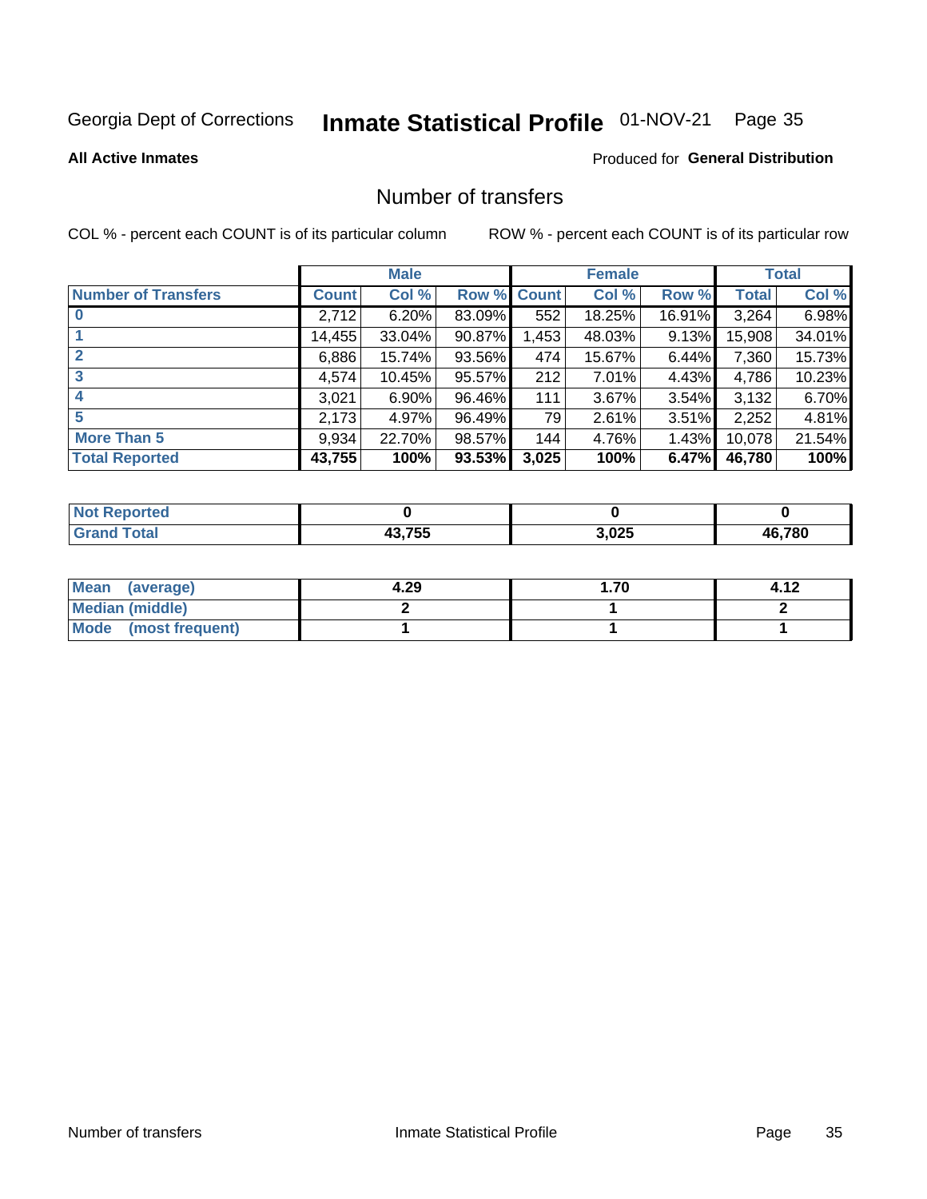Georgia Dept of Corrections **Inmate Statistical Profile** 01-NOV-21 Page 35

**All Active Inmates**

Produced for **General Distribution**

## Number of transfers

COL % - percent each COUNT is of its particular column

ROW % - percent each COUNT is of its particular row

| | Male | | | Female | | | Total | |
|---|---|---|---|---|---|---|---|---|
| **Number of Transfers** | **Count** | **Col %** | **Row %** | **Count** | **Col %** | **Row %** | **Total** | **Col %** |
| **0** | 2,712 | 6.20% | 83.09% | 552 | 18.25% | 16.91% | 3,264 | 6.98% |
| **1** | 14,455 | 33.04% | 90.87% | 1,453 | 48.03% | 9.13% | 15,908 | 34.01% |
| **2** | 6,886 | 15.74% | 93.56% | 474 | 15.67% | 6.44% | 7,360 | 15.73% |
| **3** | 4,574 | 10.45% | 95.57% | 212 | 7.01% | 4.43% | 4,786 | 10.23% |
| **4** | 3,021 | 6.90% | 96.46% | 111 | 3.67% | 3.54% | 3,132 | 6.70% |
| **5** | 2,173 | 4.97% | 96.49% | 79 | 2.61% | 3.51% | 2,252 | 4.81% |
| **More Than 5** | 9,934 | 22.70% | 98.57% | 144 | 4.76% | 1.43% | 10,078 | 21.54% |
| **Total Reported** | **43,755** | **100%** | **93.53%** | **3,025** | **100%** | **6.47%** | **46,780** | **100%** |

| | Male | Female | Total |
|---|---|---|---|
| **Not Reported** | **0** | **0** | **0** |
| **Grand Total** | **43,755** | **3,025** | **46,780** |

| | Male | Female | Total |
|---|---|---|---|
| **Mean (average)** | **4.29** | **1.70** | **4.12** |
| **Median (middle)** | **2** | **1** | **2** |
| **Mode (most frequent)** | **1** | **1** | **1** |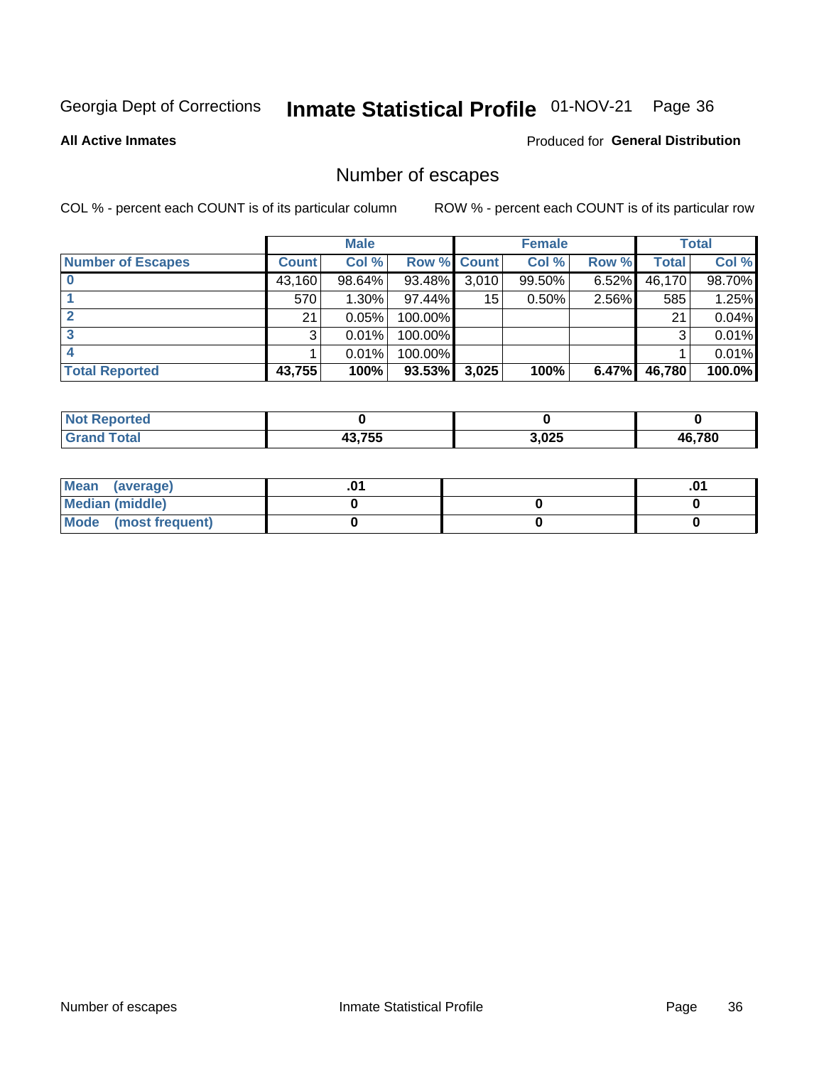Georgia Dept of Corrections **Inmate Statistical Profile** 01-NOV-21

**All Active Inmates**

Produced for **General Distribution**

## Number of escapes

COL % - percent each COUNT is of its particular column

ROW % - percent each COUNT is of its particular row

| | Male | | | Female | | | Total | |
|---|---|---|---|---|---|---|---|---|
| **Number of Escapes** | **Count** | **Col %** | **Row %** | **Count** | **Col %** | **Row %** | **Total** | **Col %** |
| **0** | 43,160 | 98.64% | 93.48% | 3,010 | 99.50% | 6.52% | 46,170 | 98.70% |
| **1** | 570 | 1.30% | 97.44% | 15 | 0.50% | 2.56% | 585 | 1.25% |
| **2** | 21 | 0.05% | 100.00% | | | | 21 | 0.04% |
| **3** | 3 | 0.01% | 100.00% | | | | 3 | 0.01% |
| **4** | 1 | 0.01% | 100.00% | | | | 1 | 0.01% |
| **Total Reported** | **43,755** | **100%** | **93.53%** | **3,025** | **100%** | **6.47%** | **46,780** | **100.0%** |

| | Male | Female | Total |
|---|---|---|---|
| **Not Reported** | **0** | **0** | **0** |
| **Grand Total** | **43,755** | **3,025** | **46,780** |

| | Male | Female | Total |
|---|---|---|---|
| **Mean (average)** | **.01** | | **.01** |
| **Median (middle)** | **0** | **0** | **0** |
| **Mode (most frequent)** | **0** | **0** | **0** |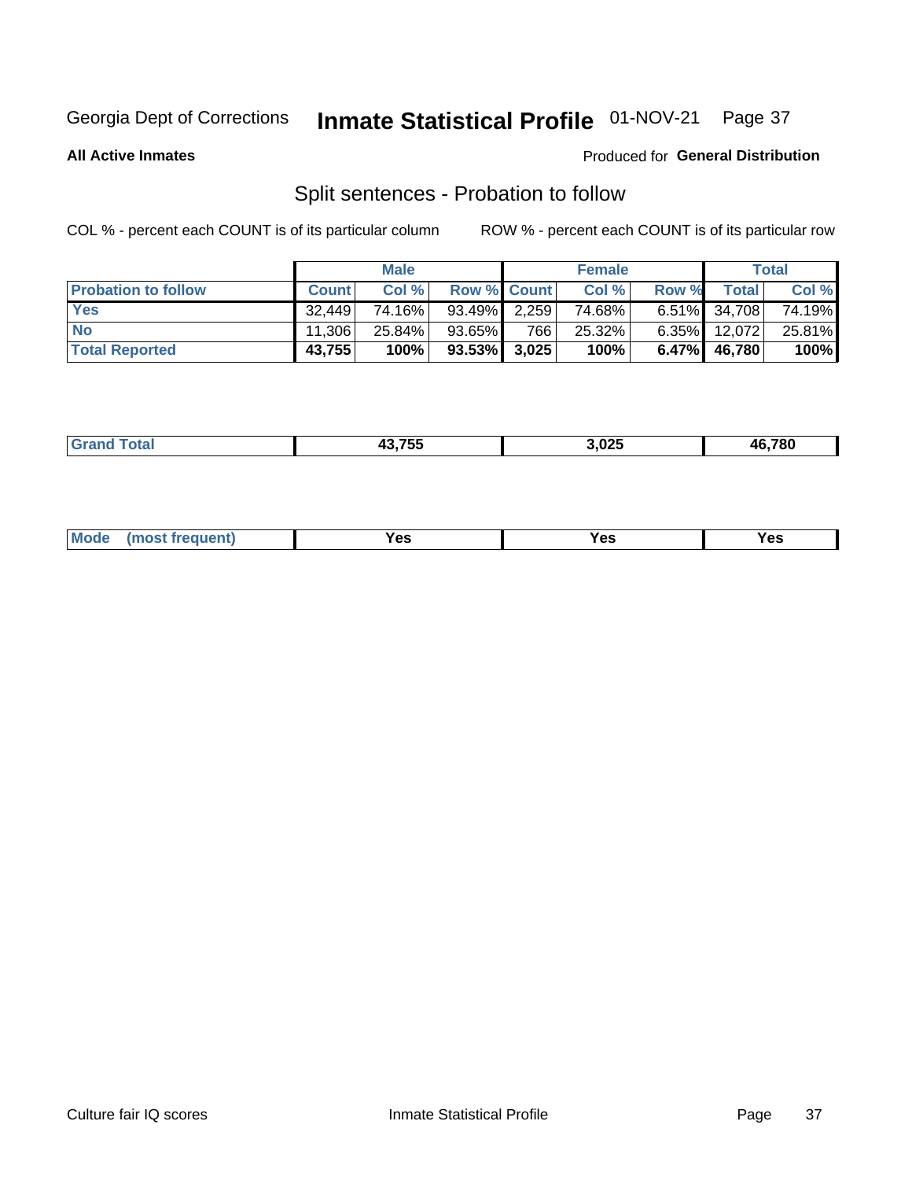Georgia Dept of Corrections **Inmate Statistical Profile** 01-NOV-21

**All Active Inmates**

Produced for **General Distribution**

## Split sentences - Probation to follow

COL % - percent each COUNT is of its particular column

ROW % - percent each COUNT is of its particular row

| | Male | | | Female | | | Total | |
|---|---|---|---|---|---|---|---|---|
| **Probation to follow** | **Count** | **Col %** | **Row %** | **Count** | **Col %** | **Row %** | **Total** | **Col %** |
| **Yes** | 32,449 | 74.16% | 93.49% | 2,259 | 74.68% | 6.51% | 34,708 | 74.19% |
| **No** | 11,306 | 25.84% | 93.65% | 766 | 25.32% | 6.35% | 12,072 | 25.81% |
| **Total Reported** | **43,755** | **100%** | **93.53%** | **3,025** | **100%** | **6.47%** | **46,780** | **100%** |

| | | | |
|---|---|---|---|
| **Grand Total** | **43,755** | **3,025** | **46,780** |

| | | | |
|---|---|---|---|
| **Mode (most frequent)** | **Yes** | **Yes** | **Yes** |

Culture fair IQ scores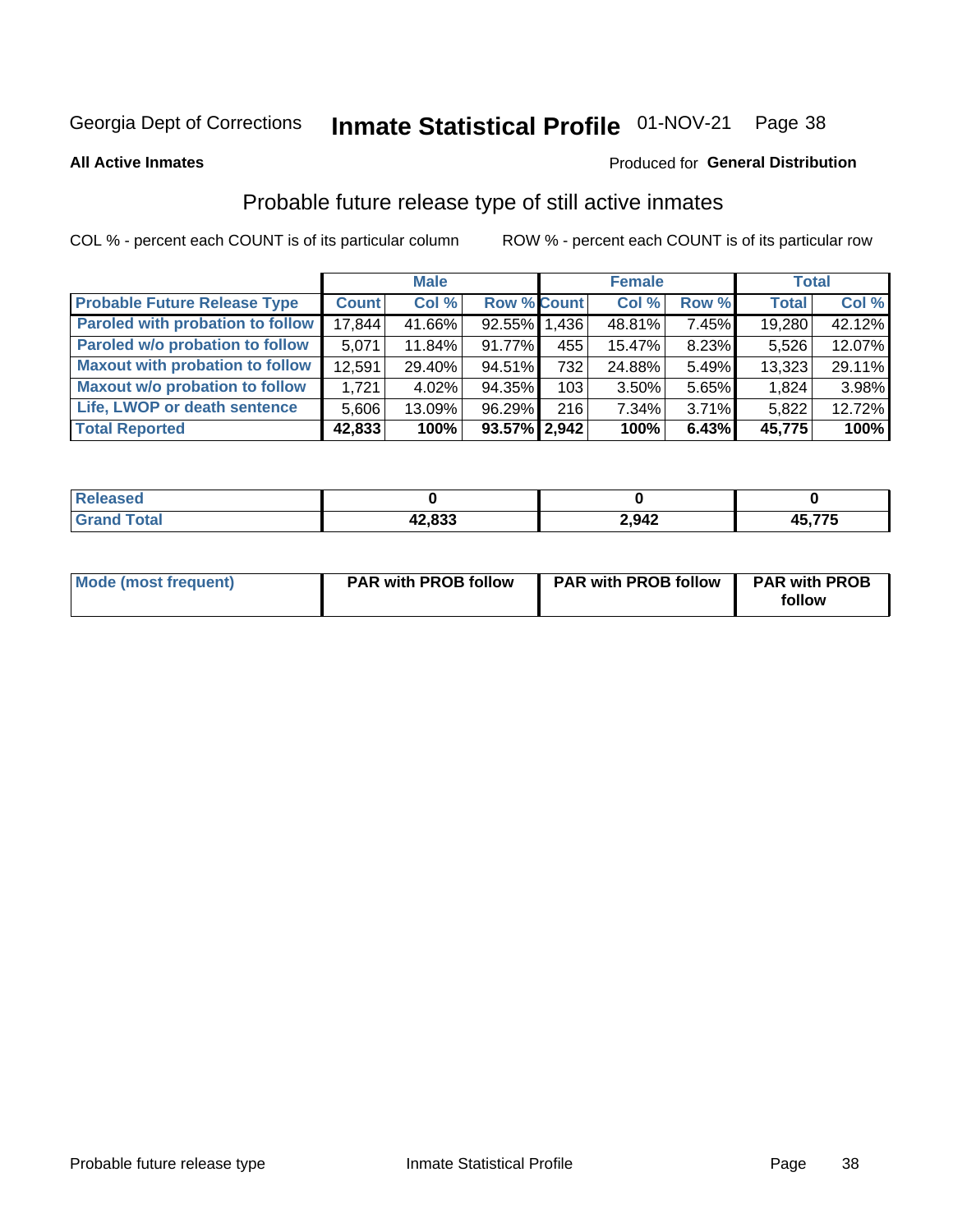Georgia Dept of Corrections **Inmate Statistical Profile** 01-NOV-21 Page 38

**All Active Inmates**

Produced for **General Distribution**

## Probable future release type of still active inmates

COL % - percent each COUNT is of its particular column

ROW % - percent each COUNT is of its particular row

| | Male | | | Female | | | Total | |
|---|---|---|---|---|---|---|---|---|
| **Probable Future Release Type** | **Count** | **Col %** | **Row %** | **Count** | **Col %** | **Row %** | **Total** | **Col %** |
| **Paroled with probation to follow** | 17,844 | 41.66% | 92.55% | 1,436 | 48.81% | 7.45% | 19,280 | 42.12% |
| **Paroled w/o probation to follow** | 5,071 | 11.84% | 91.77% | 455 | 15.47% | 8.23% | 5,526 | 12.07% |
| **Maxout with probation to follow** | 12,591 | 29.40% | 94.51% | 732 | 24.88% | 5.49% | 13,323 | 29.11% |
| **Maxout w/o probation to follow** | 1,721 | 4.02% | 94.35% | 103 | 3.50% | 5.65% | 1,824 | 3.98% |
| **Life, LWOP or death sentence** | 5,606 | 13.09% | 96.29% | 216 | 7.34% | 3.71% | 5,822 | 12.72% |
| **Total Reported** | **42,833** | **100%** | **93.57%** | **2,942** | **100%** | **6.43%** | **45,775** | **100%** |

| | Male | Female | Total |
|---|---|---|---|
| **Released** | **0** | **0** | **0** |
| **Grand Total** | **42,833** | **2,942** | **45,775** |

| | Male | Female | Total |
|---|---|---|---|
| **Mode (most frequent)** | **PAR with PROB follow** | **PAR with PROB follow** | **PAR with PROB follow** |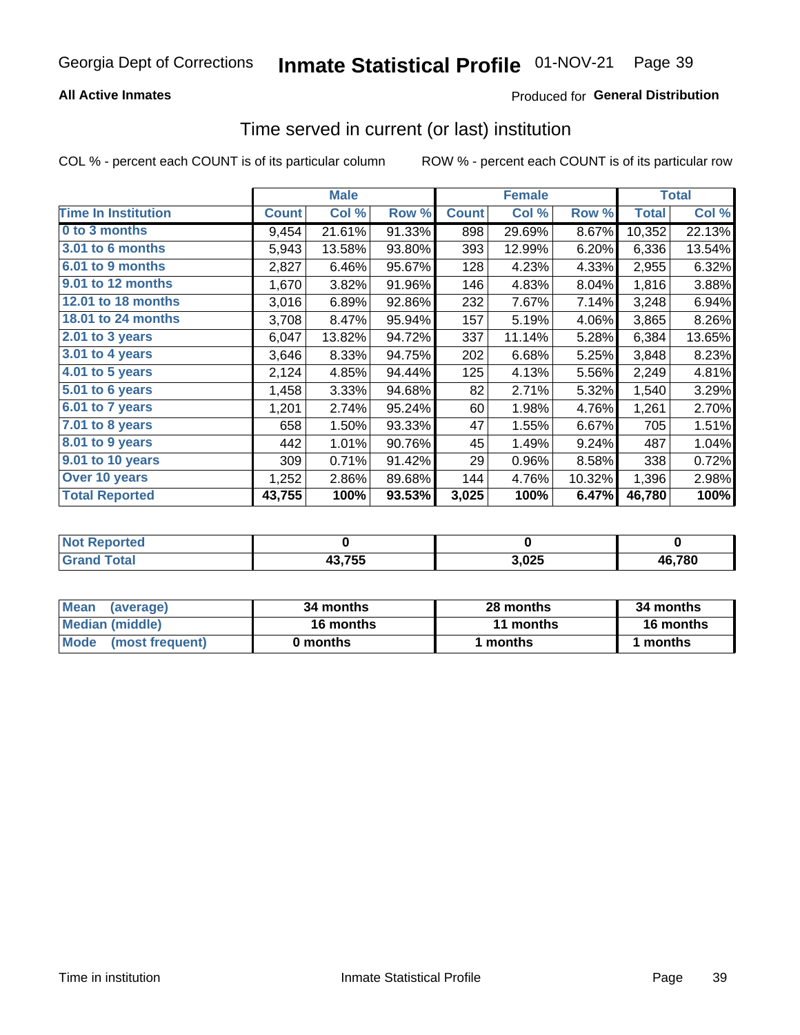Georgia Dept of Corrections **Inmate Statistical Profile** 01-NOV-21

**All Active Inmates**

Produced for **General Distribution**

## Time served in current (or last) institution

COL % - percent each COUNT is of its particular column

ROW % - percent each COUNT is of its particular row

| | Male | | | Female | | | Total | |
|---|---|---|---|---|---|---|---|---|
| **Time In Institution** | **Count** | **Col %** | **Row %** | **Count** | **Col %** | **Row %** | **Total** | **Col %** |
| **0 to 3 months** | 9,454 | 21.61% | 91.33% | 898 | 29.69% | 8.67% | 10,352 | 22.13% |
| **3.01 to 6 months** | 5,943 | 13.58% | 93.80% | 393 | 12.99% | 6.20% | 6,336 | 13.54% |
| **6.01 to 9 months** | 2,827 | 6.46% | 95.67% | 128 | 4.23% | 4.33% | 2,955 | 6.32% |
| **9.01 to 12 months** | 1,670 | 3.82% | 91.96% | 146 | 4.83% | 8.04% | 1,816 | 3.88% |
| **12.01 to 18 months** | 3,016 | 6.89% | 92.86% | 232 | 7.67% | 7.14% | 3,248 | 6.94% |
| **18.01 to 24 months** | 3,708 | 8.47% | 95.94% | 157 | 5.19% | 4.06% | 3,865 | 8.26% |
| **2.01 to 3 years** | 6,047 | 13.82% | 94.72% | 337 | 11.14% | 5.28% | 6,384 | 13.65% |
| **3.01 to 4 years** | 3,646 | 8.33% | 94.75% | 202 | 6.68% | 5.25% | 3,848 | 8.23% |
| **4.01 to 5 years** | 2,124 | 4.85% | 94.44% | 125 | 4.13% | 5.56% | 2,249 | 4.81% |
| **5.01 to 6 years** | 1,458 | 3.33% | 94.68% | 82 | 2.71% | 5.32% | 1,540 | 3.29% |
| **6.01 to 7 years** | 1,201 | 2.74% | 95.24% | 60 | 1.98% | 4.76% | 1,261 | 2.70% |
| **7.01 to 8 years** | 658 | 1.50% | 93.33% | 47 | 1.55% | 6.67% | 705 | 1.51% |
| **8.01 to 9 years** | 442 | 1.01% | 90.76% | 45 | 1.49% | 9.24% | 487 | 1.04% |
| **9.01 to 10 years** | 309 | 0.71% | 91.42% | 29 | 0.96% | 8.58% | 338 | 0.72% |
| **Over 10 years** | 1,252 | 2.86% | 89.68% | 144 | 4.76% | 10.32% | 1,396 | 2.98% |
| **Total Reported** | **43,755** | **100%** | **93.53%** | **3,025** | **100%** | **6.47%** | **46,780** | **100%** |

| | Male | Female | Total |
|---|---|---|---|
| **Not Reported** | **0** | **0** | **0** |
| **Grand Total** | **43,755** | **3,025** | **46,780** |

| | Male | Female | Total |
|---|---|---|---|
| **Mean (average)** | **34 months** | **28 months** | **34 months** |
| **Median (middle)** | **16 months** | **11 months** | **16 months** |
| **Mode (most frequent)** | **0 months** | **1 months** | **1 months** |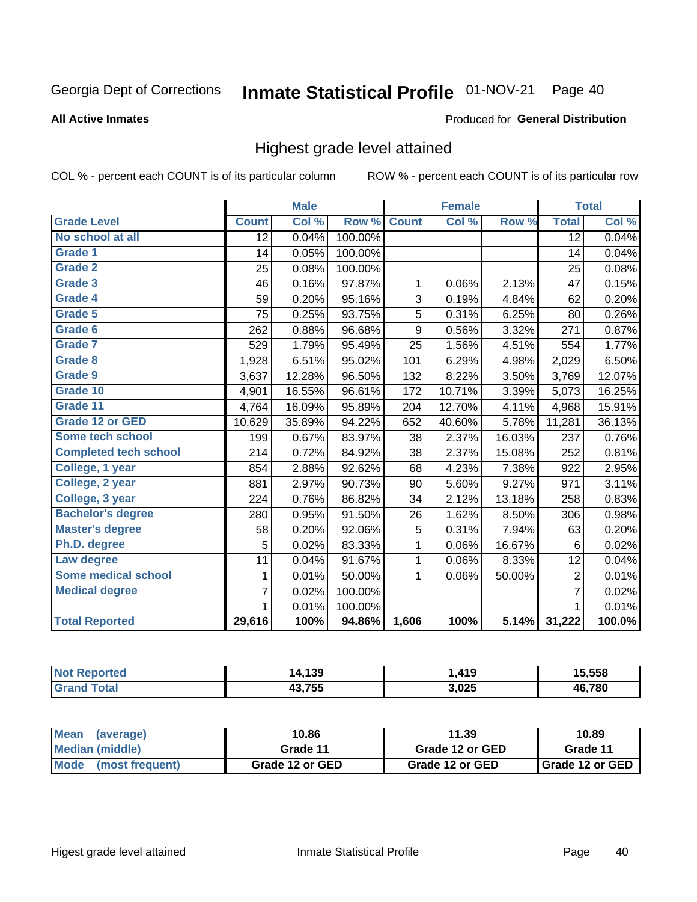Georgia Dept of Corrections **Inmate Statistical Profile** 01-NOV-21

**All Active Inmates**

Produced for **General Distribution**

## Highest grade level attained

COL % - percent each COUNT is of its particular column ROW % - percent each COUNT is of its particular row

| | Male | | | Female | | | Total | |
|---|---|---|---|---|---|---|---|---|
| **Grade Level** | **Count** | **Col %** | **Row %** | **Count** | **Col %** | **Row %** | **Total** | **Col %** |
| No school at all | 12 | 0.04% | 100.00% | | | | 12 | 0.04% |
| Grade 1 | 14 | 0.05% | 100.00% | | | | 14 | 0.04% |
| Grade 2 | 25 | 0.08% | 100.00% | | | | 25 | 0.08% |
| Grade 3 | 46 | 0.16% | 97.87% | 1 | 0.06% | 2.13% | 47 | 0.15% |
| Grade 4 | 59 | 0.20% | 95.16% | 3 | 0.19% | 4.84% | 62 | 0.20% |
| Grade 5 | 75 | 0.25% | 93.75% | 5 | 0.31% | 6.25% | 80 | 0.26% |
| Grade 6 | 262 | 0.88% | 96.68% | 9 | 0.56% | 3.32% | 271 | 0.87% |
| Grade 7 | 529 | 1.79% | 95.49% | 25 | 1.56% | 4.51% | 554 | 1.77% |
| Grade 8 | 1,928 | 6.51% | 95.02% | 101 | 6.29% | 4.98% | 2,029 | 6.50% |
| Grade 9 | 3,637 | 12.28% | 96.50% | 132 | 8.22% | 3.50% | 3,769 | 12.07% |
| Grade 10 | 4,901 | 16.55% | 96.61% | 172 | 10.71% | 3.39% | 5,073 | 16.25% |
| Grade 11 | 4,764 | 16.09% | 95.89% | 204 | 12.70% | 4.11% | 4,968 | 15.91% |
| Grade 12 or GED | 10,629 | 35.89% | 94.22% | 652 | 40.60% | 5.78% | 11,281 | 36.13% |
| Some tech school | 199 | 0.67% | 83.97% | 38 | 2.37% | 16.03% | 237 | 0.76% |
| Completed tech school | 214 | 0.72% | 84.92% | 38 | 2.37% | 15.08% | 252 | 0.81% |
| College, 1 year | 854 | 2.88% | 92.62% | 68 | 4.23% | 7.38% | 922 | 2.95% |
| College, 2 year | 881 | 2.97% | 90.73% | 90 | 5.60% | 9.27% | 971 | 3.11% |
| College, 3 year | 224 | 0.76% | 86.82% | 34 | 2.12% | 13.18% | 258 | 0.83% |
| Bachelor's degree | 280 | 0.95% | 91.50% | 26 | 1.62% | 8.50% | 306 | 0.98% |
| Master's degree | 58 | 0.20% | 92.06% | 5 | 0.31% | 7.94% | 63 | 0.20% |
| Ph.D. degree | 5 | 0.02% | 83.33% | 1 | 0.06% | 16.67% | 6 | 0.02% |
| Law degree | 11 | 0.04% | 91.67% | 1 | 0.06% | 8.33% | 12 | 0.04% |
| Some medical school | 1 | 0.01% | 50.00% | 1 | 0.06% | 50.00% | 2 | 0.01% |
| Medical degree | 7 | 0.02% | 100.00% | | | | 7 | 0.02% |
| | 1 | 0.01% | 100.00% | | | | 1 | 0.01% |
| **Total Reported** | **29,616** | **100%** | **94.86%** | **1,606** | **100%** | **5.14%** | **31,222** | **100.0%** |

| | Male | Female | Total |
|---|---|---|---|
| Not Reported | 14,139 | 1,419 | 15,558 |
| Grand Total | 43,755 | 3,025 | 46,780 |

| | Male | Female | Total |
|---|---|---|---|
| Mean (average) | 10.86 | 11.39 | 10.89 |
| Median (middle) | Grade 11 | Grade 12 or GED | Grade 11 |
| Mode (most frequent) | Grade 12 or GED | Grade 12 or GED | Grade 12 or GED |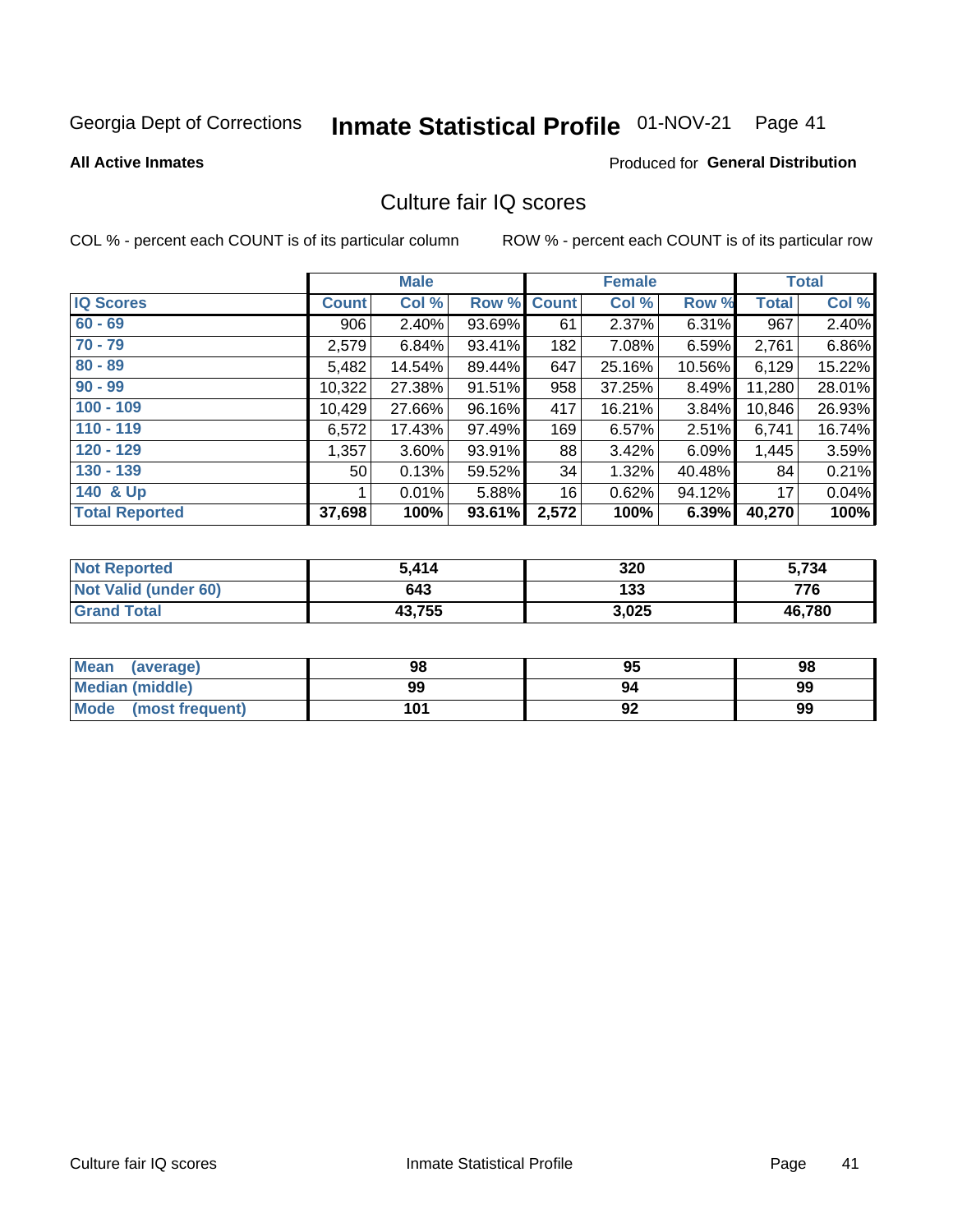Georgia Dept of Corrections **Inmate Statistical Profile** 01-NOV-21

**All Active Inmates**

Produced for **General Distribution**

## Culture fair IQ scores

COL % - percent each COUNT is of its particular column

ROW % - percent each COUNT is of its particular row

| | Male | | | Female | | | Total | |
|---|---|---|---|---|---|---|---|---|
| **IQ Scores** | **Count** | **Col %** | **Row %** | **Count** | **Col %** | **Row %** | **Total** | **Col %** |
| 60 - 69 | 906 | 2.40% | 93.69% | 61 | 2.37% | 6.31% | 967 | 2.40% |
| 70 - 79 | 2,579 | 6.84% | 93.41% | 182 | 7.08% | 6.59% | 2,761 | 6.86% |
| 80 - 89 | 5,482 | 14.54% | 89.44% | 647 | 25.16% | 10.56% | 6,129 | 15.22% |
| 90 - 99 | 10,322 | 27.38% | 91.51% | 958 | 37.25% | 8.49% | 11,280 | 28.01% |
| 100 - 109 | 10,429 | 27.66% | 96.16% | 417 | 16.21% | 3.84% | 10,846 | 26.93% |
| 110 - 119 | 6,572 | 17.43% | 97.49% | 169 | 6.57% | 2.51% | 6,741 | 16.74% |
| 120 - 129 | 1,357 | 3.60% | 93.91% | 88 | 3.42% | 6.09% | 1,445 | 3.59% |
| 130 - 139 | 50 | 0.13% | 59.52% | 34 | 1.32% | 40.48% | 84 | 0.21% |
| 140 & Up | 1 | 0.01% | 5.88% | 16 | 0.62% | 94.12% | 17 | 0.04% |
| **Total Reported** | **37,698** | **100%** | **93.61%** | **2,572** | **100%** | **6.39%** | **40,270** | **100%** |

| | Male | Female | Total |
|---|---|---|---|
| Not Reported | 5,414 | 320 | 5,734 |
| Not Valid (under 60) | 643 | 133 | 776 |
| Grand Total | 43,755 | 3,025 | 46,780 |

| | Male | Female | Total |
|---|---|---|---|
| Mean (average) | 98 | 95 | 98 |
| Median (middle) | 99 | 94 | 99 |
| Mode (most frequent) | 101 | 92 | 99 |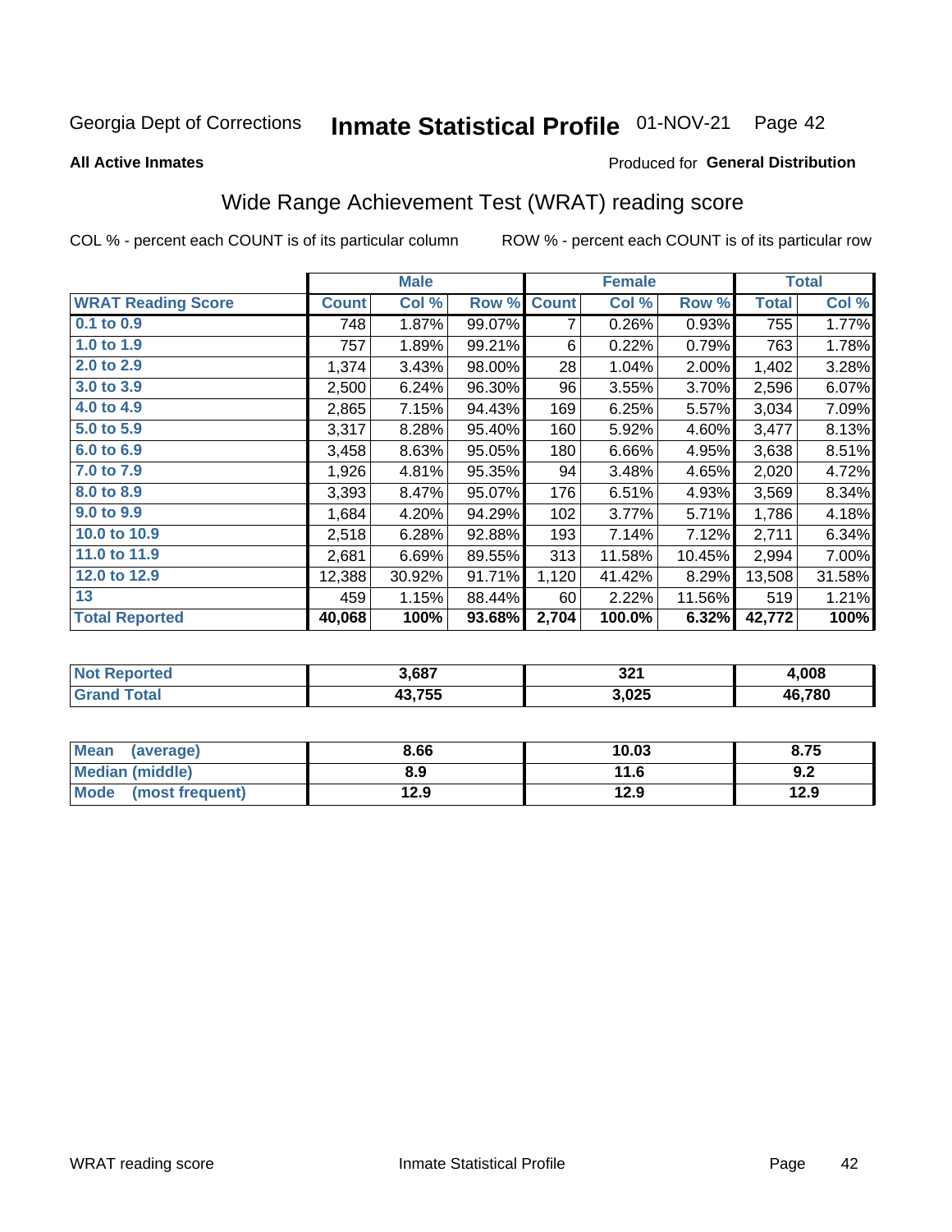Georgia Dept of Corrections **Inmate Statistical Profile** 01-NOV-21

**All Active Inmates**

Produced for **General Distribution**

## Wide Range Achievement Test (WRAT) reading score

COL % - percent each COUNT is of its particular column ROW % - percent each COUNT is of its particular row

| | Male | | | Female | | | Total | |
|---|---|---|---|---|---|---|---|---|
| **WRAT Reading Score** | **Count** | **Col %** | **Row %** | **Count** | **Col %** | **Row %** | **Total** | **Col %** |
| 0.1 to 0.9 | 748 | 1.87% | 99.07% | 7 | 0.26% | 0.93% | 755 | 1.77% |
| 1.0 to 1.9 | 757 | 1.89% | 99.21% | 6 | 0.22% | 0.79% | 763 | 1.78% |
| 2.0 to 2.9 | 1,374 | 3.43% | 98.00% | 28 | 1.04% | 2.00% | 1,402 | 3.28% |
| 3.0 to 3.9 | 2,500 | 6.24% | 96.30% | 96 | 3.55% | 3.70% | 2,596 | 6.07% |
| 4.0 to 4.9 | 2,865 | 7.15% | 94.43% | 169 | 6.25% | 5.57% | 3,034 | 7.09% |
| 5.0 to 5.9 | 3,317 | 8.28% | 95.40% | 160 | 5.92% | 4.60% | 3,477 | 8.13% |
| 6.0 to 6.9 | 3,458 | 8.63% | 95.05% | 180 | 6.66% | 4.95% | 3,638 | 8.51% |
| 7.0 to 7.9 | 1,926 | 4.81% | 95.35% | 94 | 3.48% | 4.65% | 2,020 | 4.72% |
| 8.0 to 8.9 | 3,393 | 8.47% | 95.07% | 176 | 6.51% | 4.93% | 3,569 | 8.34% |
| 9.0 to 9.9 | 1,684 | 4.20% | 94.29% | 102 | 3.77% | 5.71% | 1,786 | 4.18% |
| 10.0 to 10.9 | 2,518 | 6.28% | 92.88% | 193 | 7.14% | 7.12% | 2,711 | 6.34% |
| 11.0 to 11.9 | 2,681 | 6.69% | 89.55% | 313 | 11.58% | 10.45% | 2,994 | 7.00% |
| 12.0 to 12.9 | 12,388 | 30.92% | 91.71% | 1,120 | 41.42% | 8.29% | 13,508 | 31.58% |
| 13 | 459 | 1.15% | 88.44% | 60 | 2.22% | 11.56% | 519 | 1.21% |
| **Total Reported** | **40,068** | **100%** | **93.68%** | **2,704** | **100.0%** | **6.32%** | **42,772** | **100%** |

| | Male | Female | Total |
|---|---|---|---|
| **Not Reported** | **3,687** | **321** | **4,008** |
| **Grand Total** | **43,755** | **3,025** | **46,780** |

| | Male | Female | Total |
|---|---|---|---|
| **Mean (average)** | **8.66** | **10.03** | **8.75** |
| **Median (middle)** | **8.9** | **11.6** | **9.2** |
| **Mode (most frequent)** | **12.9** | **12.9** | **12.9** |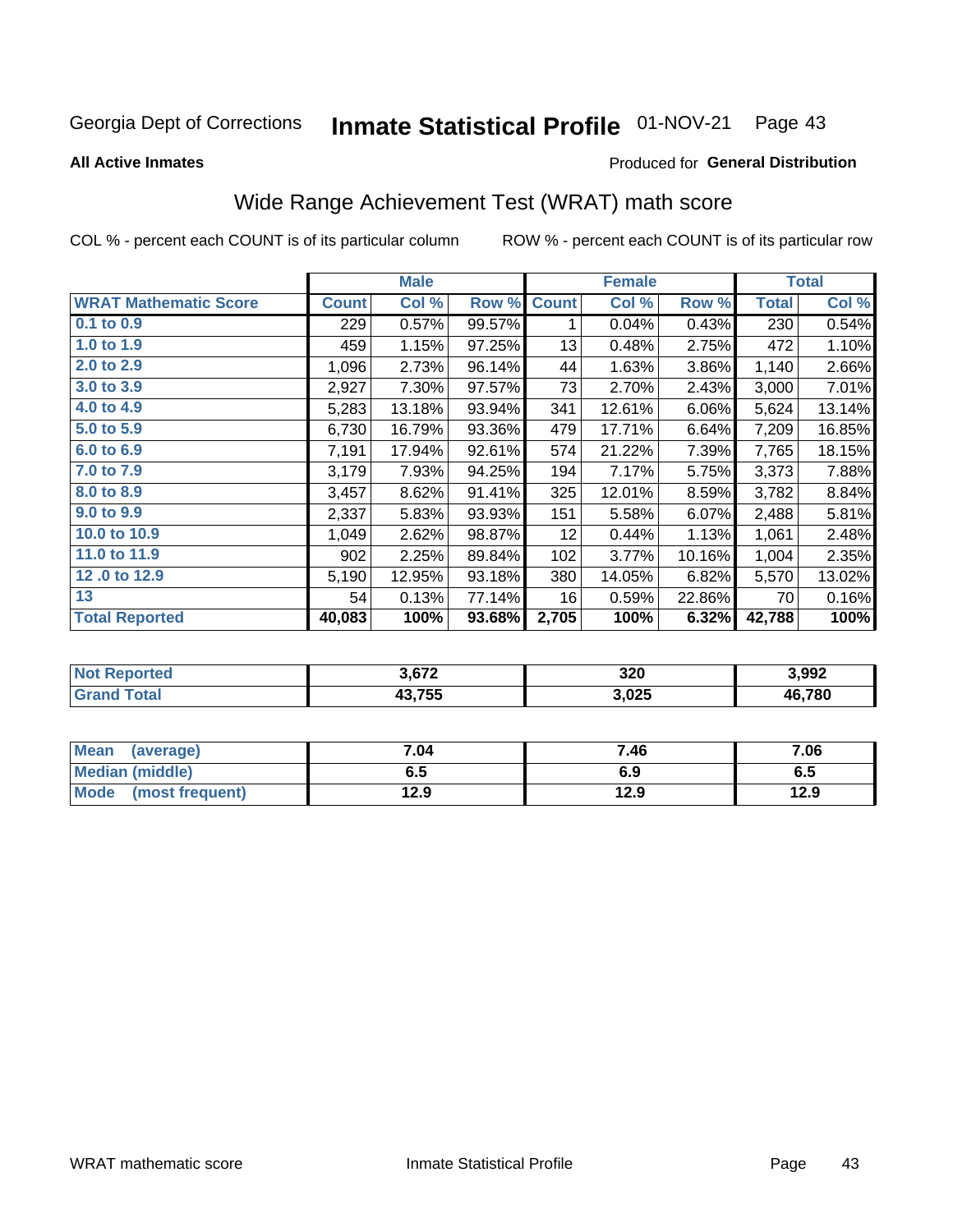Georgia Dept of Corrections **Inmate Statistical Profile** 01-NOV-21

**All Active Inmates**

Produced for **General Distribution**

## Wide Range Achievement Test (WRAT) math score

COL % - percent each COUNT is of its particular column

ROW % - percent each COUNT is of its particular row

| | Male | | | Female | | | Total | |
|---|---|---|---|---|---|---|---|---|
| **WRAT Mathematic Score** | **Count** | **Col %** | **Row %** | **Count** | **Col %** | **Row %** | **Total** | **Col %** |
| 0.1 to 0.9 | 229 | 0.57% | 99.57% | 1 | 0.04% | 0.43% | 230 | 0.54% |
| 1.0 to 1.9 | 459 | 1.15% | 97.25% | 13 | 0.48% | 2.75% | 472 | 1.10% |
| 2.0 to 2.9 | 1,096 | 2.73% | 96.14% | 44 | 1.63% | 3.86% | 1,140 | 2.66% |
| 3.0 to 3.9 | 2,927 | 7.30% | 97.57% | 73 | 2.70% | 2.43% | 3,000 | 7.01% |
| 4.0 to 4.9 | 5,283 | 13.18% | 93.94% | 341 | 12.61% | 6.06% | 5,624 | 13.14% |
| 5.0 to 5.9 | 6,730 | 16.79% | 93.36% | 479 | 17.71% | 6.64% | 7,209 | 16.85% |
| 6.0 to 6.9 | 7,191 | 17.94% | 92.61% | 574 | 21.22% | 7.39% | 7,765 | 18.15% |
| 7.0 to 7.9 | 3,179 | 7.93% | 94.25% | 194 | 7.17% | 5.75% | 3,373 | 7.88% |
| 8.0 to 8.9 | 3,457 | 8.62% | 91.41% | 325 | 12.01% | 8.59% | 3,782 | 8.84% |
| 9.0 to 9.9 | 2,337 | 5.83% | 93.93% | 151 | 5.58% | 6.07% | 2,488 | 5.81% |
| 10.0 to 10.9 | 1,049 | 2.62% | 98.87% | 12 | 0.44% | 1.13% | 1,061 | 2.48% |
| 11.0 to 11.9 | 902 | 2.25% | 89.84% | 102 | 3.77% | 10.16% | 1,004 | 2.35% |
| 12 .0 to 12.9 | 5,190 | 12.95% | 93.18% | 380 | 14.05% | 6.82% | 5,570 | 13.02% |
| 13 | 54 | 0.13% | 77.14% | 16 | 0.59% | 22.86% | 70 | 0.16% |
| **Total Reported** | **40,083** | **100%** | **93.68%** | **2,705** | **100%** | **6.32%** | **42,788** | **100%** |

| | Male | Female | Total |
|---|---|---|---|
| Not Reported | 3,672 | 320 | 3,992 |
| Grand Total | 43,755 | 3,025 | 46,780 |

| | Male | Female | Total |
|---|---|---|---|
| Mean (average) | 7.04 | 7.46 | 7.06 |
| Median (middle) | 6.5 | 6.9 | 6.5 |
| Mode (most frequent) | 12.9 | 12.9 | 12.9 |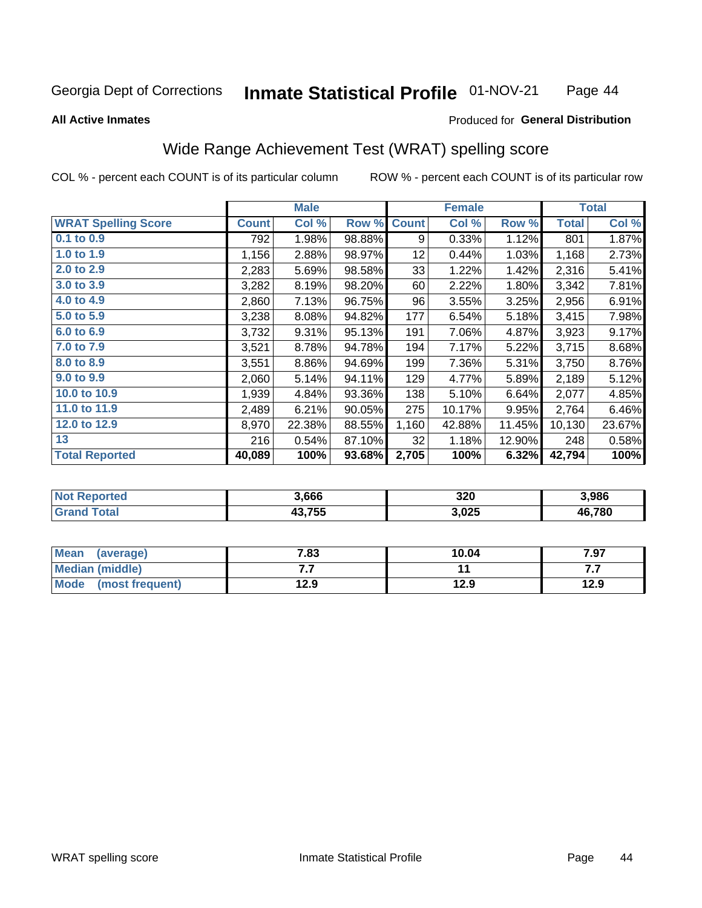Georgia Dept of Corrections **Inmate Statistical Profile** 01-NOV-21

**All Active Inmates**

Produced for **General Distribution**

## Wide Range Achievement Test (WRAT) spelling score

COL % - percent each COUNT is of its particular column     ROW % - percent each COUNT is of its particular row

| | Male | | | Female | | | Total | |
|---|---|---|---|---|---|---|---|---|
| **WRAT Spelling Score** | **Count** | **Col %** | **Row %** | **Count** | **Col %** | **Row %** | **Total** | **Col %** |
| 0.1 to 0.9 | 792 | 1.98% | 98.88% | 9 | 0.33% | 1.12% | 801 | 1.87% |
| 1.0 to 1.9 | 1,156 | 2.88% | 98.97% | 12 | 0.44% | 1.03% | 1,168 | 2.73% |
| 2.0 to 2.9 | 2,283 | 5.69% | 98.58% | 33 | 1.22% | 1.42% | 2,316 | 5.41% |
| 3.0 to 3.9 | 3,282 | 8.19% | 98.20% | 60 | 2.22% | 1.80% | 3,342 | 7.81% |
| 4.0 to 4.9 | 2,860 | 7.13% | 96.75% | 96 | 3.55% | 3.25% | 2,956 | 6.91% |
| 5.0 to 5.9 | 3,238 | 8.08% | 94.82% | 177 | 6.54% | 5.18% | 3,415 | 7.98% |
| 6.0 to 6.9 | 3,732 | 9.31% | 95.13% | 191 | 7.06% | 4.87% | 3,923 | 9.17% |
| 7.0 to 7.9 | 3,521 | 8.78% | 94.78% | 194 | 7.17% | 5.22% | 3,715 | 8.68% |
| 8.0 to 8.9 | 3,551 | 8.86% | 94.69% | 199 | 7.36% | 5.31% | 3,750 | 8.76% |
| 9.0 to 9.9 | 2,060 | 5.14% | 94.11% | 129 | 4.77% | 5.89% | 2,189 | 5.12% |
| 10.0 to 10.9 | 1,939 | 4.84% | 93.36% | 138 | 5.10% | 6.64% | 2,077 | 4.85% |
| 11.0 to 11.9 | 2,489 | 6.21% | 90.05% | 275 | 10.17% | 9.95% | 2,764 | 6.46% |
| 12.0 to 12.9 | 8,970 | 22.38% | 88.55% | 1,160 | 42.88% | 11.45% | 10,130 | 23.67% |
| 13 | 216 | 0.54% | 87.10% | 32 | 1.18% | 12.90% | 248 | 0.58% |
| **Total Reported** | **40,089** | **100%** | **93.68%** | **2,705** | **100%** | **6.32%** | **42,794** | **100%** |

| | Male | Female | Total |
|---|---|---|---|
| Not Reported | 3,666 | 320 | 3,986 |
| Grand Total | 43,755 | 3,025 | 46,780 |

| | Male | Female | Total |
|---|---|---|---|
| Mean (average) | 7.83 | 10.04 | 7.97 |
| Median (middle) | 7.7 | 11 | 7.7 |
| Mode (most frequent) | 12.9 | 12.9 | 12.9 |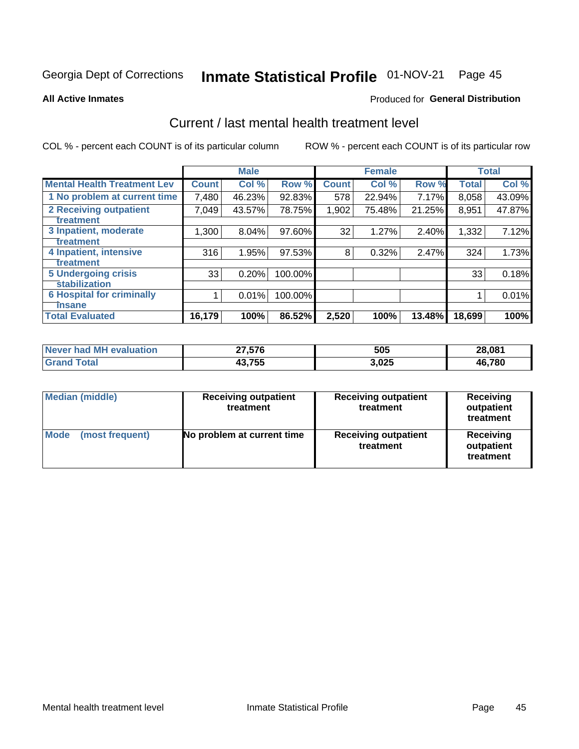Georgia Dept of Corrections **Inmate Statistical Profile** 01-NOV-21

**All Active Inmates**

Produced for **General Distribution**

## Current / last mental health treatment level

COL % - percent each COUNT is of its particular column

ROW % - percent each COUNT is of its particular row

| | Male | | | Female | | | Total | |
|---|---|---|---|---|---|---|---|---|
| **Mental Health Treatment Lev** | **Count** | **Col %** | **Row %** | **Count** | **Col %** | **Row %** | **Total** | **Col %** |
| 1 No problem at current time | 7,480 | 46.23% | 92.83% | 578 | 22.94% | 7.17% | 8,058 | 43.09% |
| 2 Receiving outpatient treatment | 7,049 | 43.57% | 78.75% | 1,902 | 75.48% | 21.25% | 8,951 | 47.87% |
| 3 Inpatient, moderate treatment | 1,300 | 8.04% | 97.60% | 32 | 1.27% | 2.40% | 1,332 | 7.12% |
| 4 Inpatient, intensive treatment | 316 | 1.95% | 97.53% | 8 | 0.32% | 2.47% | 324 | 1.73% |
| 5 Undergoing crisis stabilization | 33 | 0.20% | 100.00% | | | | 33 | 0.18% |
| 6 Hospital for criminally insane | 1 | 0.01% | 100.00% | | | | 1 | 0.01% |
| **Total Evaluated** | **16,179** | **100%** | **86.52%** | **2,520** | **100%** | **13.48%** | **18,699** | **100%** |

| | Male | Female | Total |
|---|---|---|---|
| **Never had MH evaluation** | **27,576** | **505** | **28,081** |
| **Grand Total** | **43,755** | **3,025** | **46,780** |

| | Male | Female | Total |
|---|---|---|---|
| **Median (middle)** | **Receiving outpatient treatment** | **Receiving outpatient treatment** | **Receiving outpatient treatment** |
| **Mode (most frequent)** | **No problem at current time** | **Receiving outpatient treatment** | **Receiving outpatient treatment** |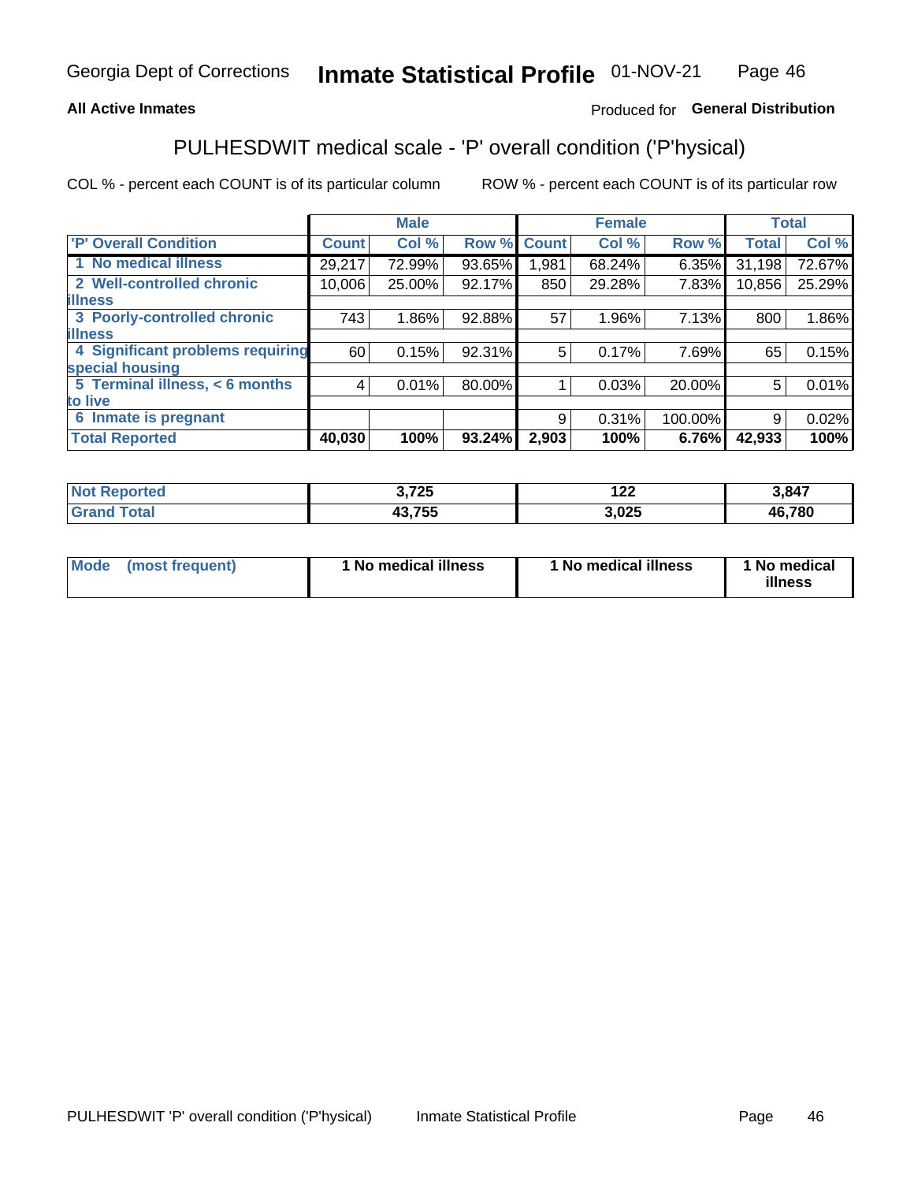Georgia Dept of Corrections **Inmate Statistical Profile** 01-NOV-21

**All Active Inmates**

Produced for **General Distribution**

## PULHESDWIT medical scale - 'P' overall condition ('P'hysical)

COL % - percent each COUNT is of its particular column ROW % - percent each COUNT is of its particular row

| | Male | | | Female | | | Total | |
|---|---|---|---|---|---|---|---|---|
| 'P' Overall Condition | Count | Col % | Row % | Count | Col % | Row % | Total | Col % |
| 1 No medical illness | 29,217 | 72.99% | 93.65% | 1,981 | 68.24% | 6.35% | 31,198 | 72.67% |
| 2 Well-controlled chronic illness | 10,006 | 25.00% | 92.17% | 850 | 29.28% | 7.83% | 10,856 | 25.29% |
| 3 Poorly-controlled chronic illness | 743 | 1.86% | 92.88% | 57 | 1.96% | 7.13% | 800 | 1.86% |
| 4 Significant problems requiring special housing | 60 | 0.15% | 92.31% | 5 | 0.17% | 7.69% | 65 | 0.15% |
| 5 Terminal illness, < 6 months to live | 4 | 0.01% | 80.00% | 1 | 0.03% | 20.00% | 5 | 0.01% |
| 6 Inmate is pregnant | | | | 9 | 0.31% | 100.00% | 9 | 0.02% |
| **Total Reported** | **40,030** | **100%** | **93.24%** | **2,903** | **100%** | **6.76%** | **42,933** | **100%** |

| | Male | Female | Total |
|---|---|---|---|
| Not Reported | 3,725 | 122 | 3,847 |
| Grand Total | 43,755 | 3,025 | 46,780 |

| | Male | Female | Total |
|---|---|---|---|
| Mode (most frequent) | 1 No medical illness | 1 No medical illness | 1 No medical illness |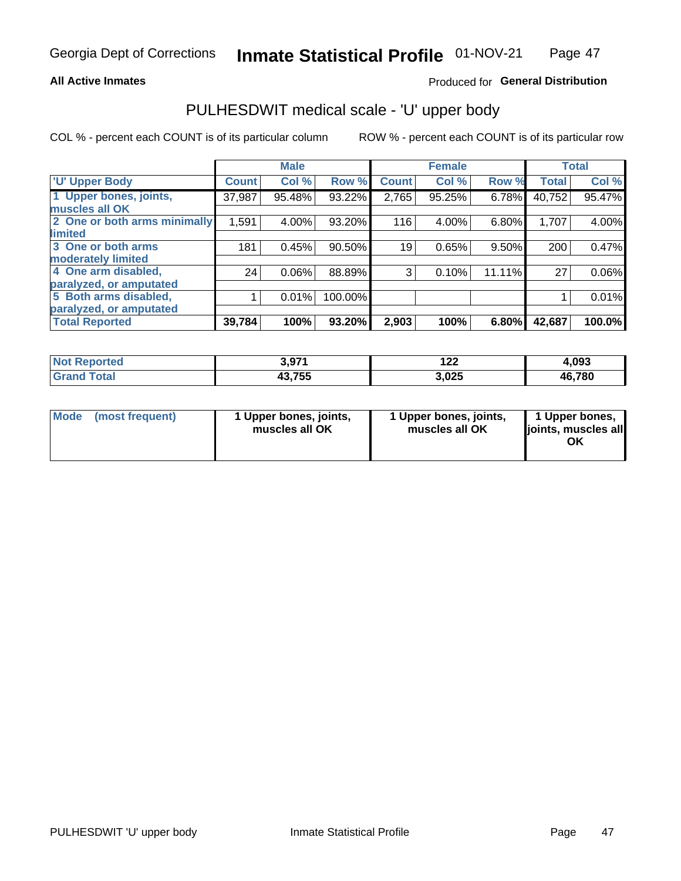Georgia Dept of Corrections **Inmate Statistical Profile** 01-NOV-21

**All Active Inmates**

Produced for **General Distribution**

## PULHESDWIT medical scale - 'U' upper body

COL % - percent each COUNT is of its particular column    ROW % - percent each COUNT is of its particular row

| | Male | | | Female | | | Total | |
|---|---|---|---|---|---|---|---|---|
| 'U' Upper Body | Count | Col % | Row % | Count | Col % | Row % | Total | Col % |
| 1 Upper bones, joints, muscles all OK | 37,987 | 95.48% | 93.22% | 2,765 | 95.25% | 6.78% | 40,752 | 95.47% |
| 2 One or both arms minimally limited | 1,591 | 4.00% | 93.20% | 116 | 4.00% | 6.80% | 1,707 | 4.00% |
| 3 One or both arms moderately limited | 181 | 0.45% | 90.50% | 19 | 0.65% | 9.50% | 200 | 0.47% |
| 4 One arm disabled, paralyzed, or amputated | 24 | 0.06% | 88.89% | 3 | 0.10% | 11.11% | 27 | 0.06% |
| 5 Both arms disabled, paralyzed, or amputated | 1 | 0.01% | 100.00% | | | | 1 | 0.01% |
| **Total Reported** | **39,784** | **100%** | **93.20%** | **2,903** | **100%** | **6.80%** | **42,687** | **100.0%** |

| | Male | Female | Total |
|---|---|---|---|
| Not Reported | 3,971 | 122 | 4,093 |
| Grand Total | 43,755 | 3,025 | 46,780 |

| | Male | Female | Total |
|---|---|---|---|
| Mode (most frequent) | 1 Upper bones, joints, muscles all OK | 1 Upper bones, joints, muscles all OK | 1 Upper bones, joints, muscles all OK |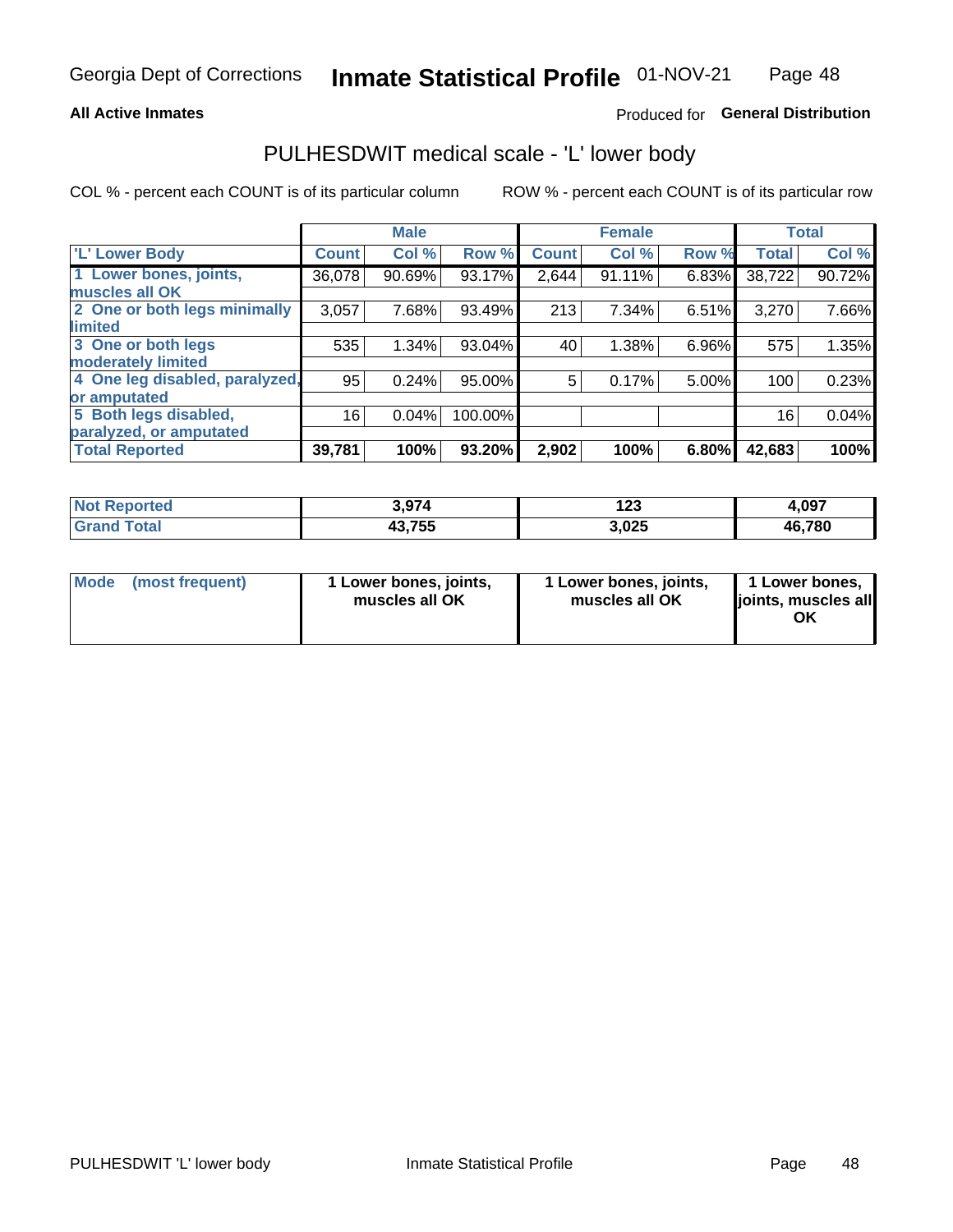Georgia Dept of Corrections **Inmate Statistical Profile** 01-NOV-21

**All Active Inmates**

Produced for **General Distribution**

## PULHESDWIT medical scale - 'L' lower body

COL % - percent each COUNT is of its particular column

ROW % - percent each COUNT is of its particular row

| | Male | | | Female | | | Total | |
|---|---|---|---|---|---|---|---|---|
| 'L' Lower Body | Count | Col % | Row % | Count | Col % | Row % | Total | Col % |
| 1 Lower bones, joints, muscles all OK | 36,078 | 90.69% | 93.17% | 2,644 | 91.11% | 6.83% | 38,722 | 90.72% |
| 2 One or both legs minimally limited | 3,057 | 7.68% | 93.49% | 213 | 7.34% | 6.51% | 3,270 | 7.66% |
| 3 One or both legs moderately limited | 535 | 1.34% | 93.04% | 40 | 1.38% | 6.96% | 575 | 1.35% |
| 4 One leg disabled, paralyzed, or amputated | 95 | 0.24% | 95.00% | 5 | 0.17% | 5.00% | 100 | 0.23% |
| 5 Both legs disabled, paralyzed, or amputated | 16 | 0.04% | 100.00% | | | | 16 | 0.04% |
| **Total Reported** | **39,781** | **100%** | **93.20%** | **2,902** | **100%** | **6.80%** | **42,683** | **100%** |

| | Male | Female | Total |
|---|---|---|---|
| Not Reported | 3,974 | 123 | 4,097 |
| Grand Total | 43,755 | 3,025 | 46,780 |

| | Male | Female | Total |
|---|---|---|---|
| Mode (most frequent) | 1 Lower bones, joints, muscles all OK | 1 Lower bones, joints, muscles all OK | 1 Lower bones, joints, muscles all OK |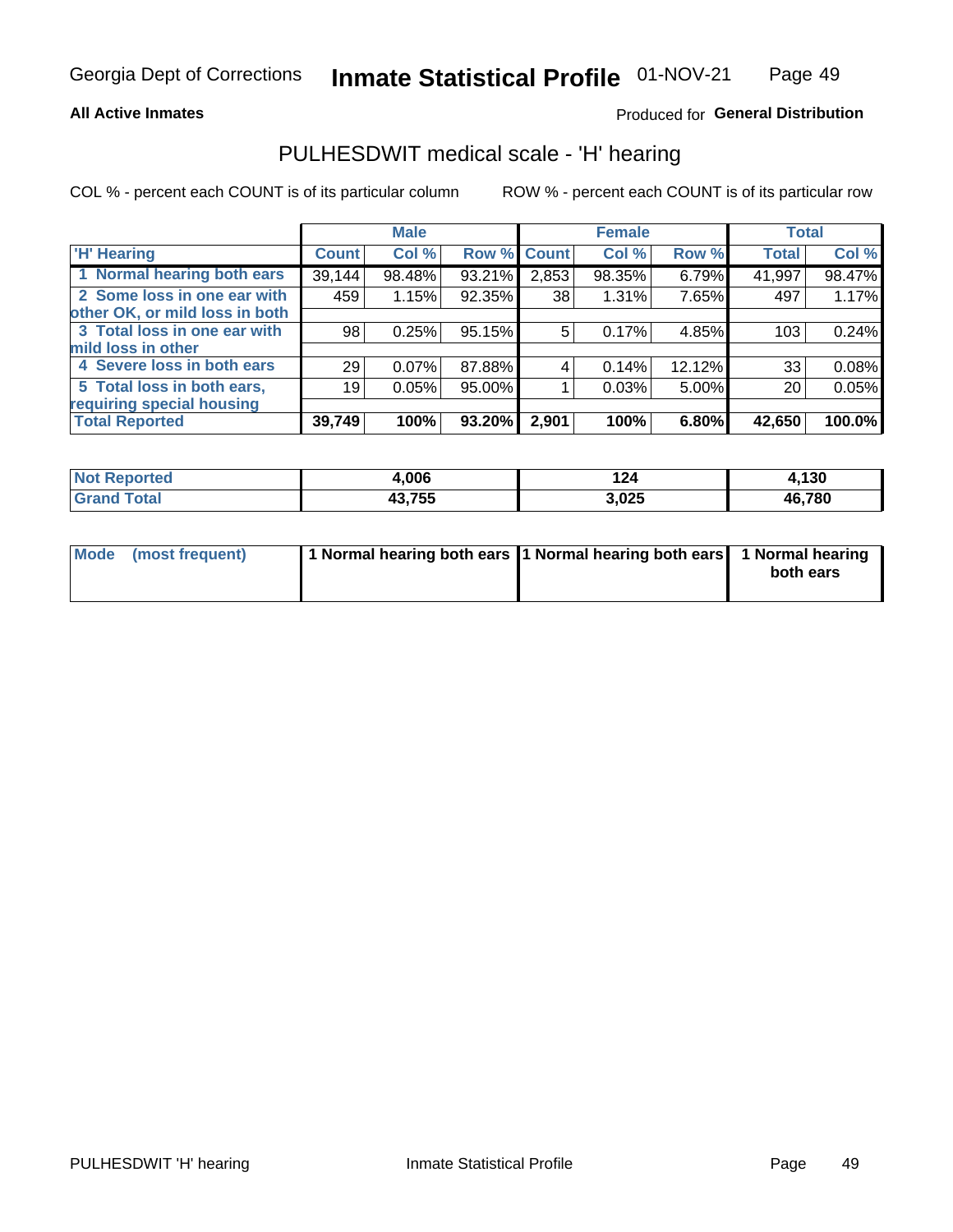**All Active Inmates**

Produced for **General Distribution**

## PULHESDWIT medical scale - 'H' hearing

COL % - percent each COUNT is of its particular column

ROW % - percent each COUNT is of its particular row

| | Male | | | Female | | | Total | |
|---|---|---|---|---|---|---|---|---|
| 'H' Hearing | Count | Col % | Row % | Count | Col % | Row % | Total | Col % |
| 1 Normal hearing both ears | 39,144 | 98.48% | 93.21% | 2,853 | 98.35% | 6.79% | 41,997 | 98.47% |
| 2 Some loss in one ear with other OK, or mild loss in both | 459 | 1.15% | 92.35% | 38 | 1.31% | 7.65% | 497 | 1.17% |
| 3 Total loss in one ear with mild loss in other | 98 | 0.25% | 95.15% | 5 | 0.17% | 4.85% | 103 | 0.24% |
| 4 Severe loss in both ears | 29 | 0.07% | 87.88% | 4 | 0.14% | 12.12% | 33 | 0.08% |
| 5 Total loss in both ears, requiring special housing | 19 | 0.05% | 95.00% | 1 | 0.03% | 5.00% | 20 | 0.05% |
| **Total Reported** | **39,749** | **100%** | **93.20%** | **2,901** | **100%** | **6.80%** | **42,650** | **100.0%** |

| | Male | Female | Total |
|---|---|---|---|
| **Not Reported** | **4,006** | **124** | **4,130** |
| **Grand Total** | **43,755** | **3,025** | **46,780** |

| | Male | Female | Total |
|---|---|---|---|
| **Mode (most frequent)** | **1 Normal hearing both ears** | **1 Normal hearing both ears** | **1 Normal hearing both ears** |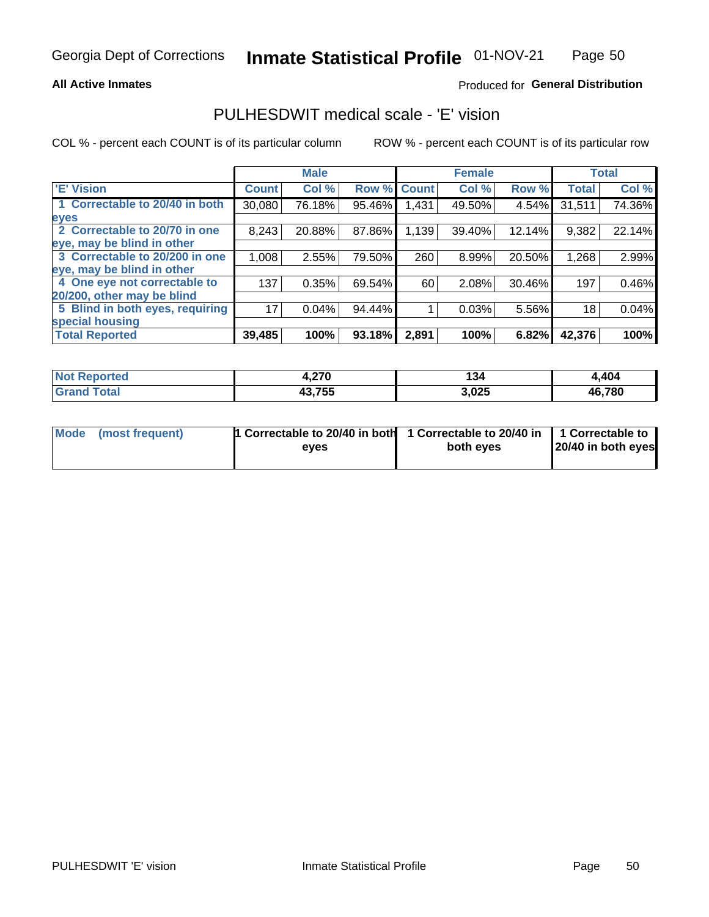Georgia Dept of Corrections **Inmate Statistical Profile** 01-NOV-21

**All Active Inmates**

Produced for **General Distribution**

## PULHESDWIT medical scale - 'E' vision

COL % - percent each COUNT is of its particular column    ROW % - percent each COUNT is of its particular row

| | Male | | | Female | | | Total | |
|---|---|---|---|---|---|---|---|---|
| 'E' Vision | Count | Col % | Row % | Count | Col % | Row % | Total | Col % |
| 1 Correctable to 20/40 in both eyes | 30,080 | 76.18% | 95.46% | 1,431 | 49.50% | 4.54% | 31,511 | 74.36% |
| 2 Correctable to 20/70 in one eye, may be blind in other | 8,243 | 20.88% | 87.86% | 1,139 | 39.40% | 12.14% | 9,382 | 22.14% |
| 3 Correctable to 20/200 in one eye, may be blind in other | 1,008 | 2.55% | 79.50% | 260 | 8.99% | 20.50% | 1,268 | 2.99% |
| 4 One eye not correctable to 20/200, other may be blind | 137 | 0.35% | 69.54% | 60 | 2.08% | 30.46% | 197 | 0.46% |
| 5 Blind in both eyes, requiring special housing | 17 | 0.04% | 94.44% | 1 | 0.03% | 5.56% | 18 | 0.04% |
| **Total Reported** | **39,485** | **100%** | **93.18%** | **2,891** | **100%** | **6.82%** | **42,376** | **100%** |

| | Male | Female | Total |
|---|---|---|---|
| **Not Reported** | **4,270** | **134** | **4,404** |
| **Grand Total** | **43,755** | **3,025** | **46,780** |

| | Male | Female | Total |
|---|---|---|---|
| **Mode (most frequent)** | **1 Correctable to 20/40 in both eyes** | **1 Correctable to 20/40 in both eyes** | **1 Correctable to 20/40 in both eyes** |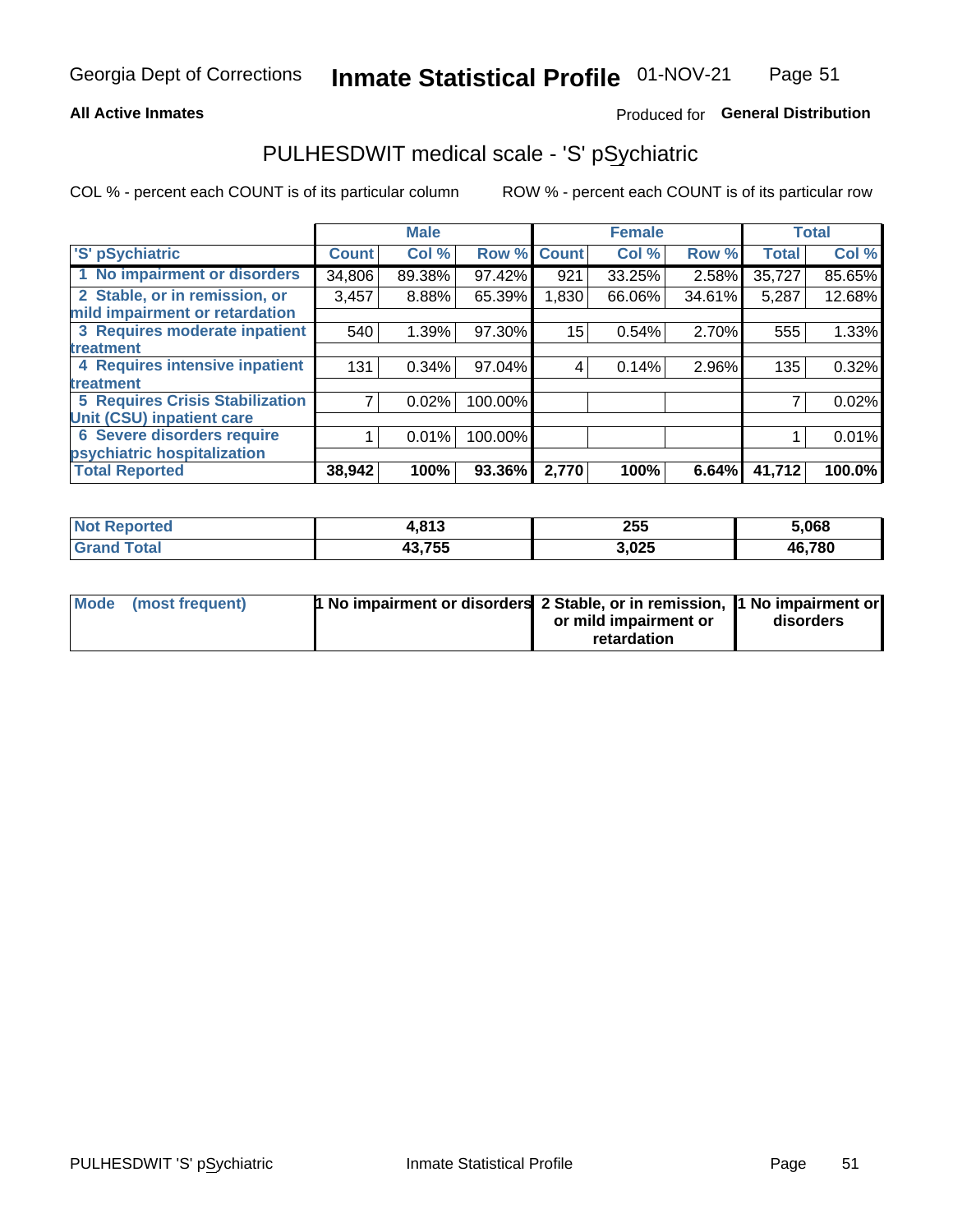**All Active Inmates**

Produced for **General Distribution**

## PULHESDWIT medical scale - 'S' pSychiatric

COL % - percent each COUNT is of its particular column

ROW % - percent each COUNT is of its particular row

| | Male | | | Female | | | Total | |
|---|---|---|---|---|---|---|---|---|
| 'S' pSychiatric | Count | Col % | Row % | Count | Col % | Row % | Total | Col % |
| 1 No impairment or disorders | 34,806 | 89.38% | 97.42% | 921 | 33.25% | 2.58% | 35,727 | 85.65% |
| 2 Stable, or in remission, or mild impairment or retardation | 3,457 | 8.88% | 65.39% | 1,830 | 66.06% | 34.61% | 5,287 | 12.68% |
| 3 Requires moderate inpatient treatment | 540 | 1.39% | 97.30% | 15 | 0.54% | 2.70% | 555 | 1.33% |
| 4 Requires intensive inpatient treatment | 131 | 0.34% | 97.04% | 4 | 0.14% | 2.96% | 135 | 0.32% |
| 5 Requires Crisis Stabilization Unit (CSU) inpatient care | 7 | 0.02% | 100.00% | | | | 7 | 0.02% |
| 6 Severe disorders require psychiatric hospitalization | 1 | 0.01% | 100.00% | | | | 1 | 0.01% |
| **Total Reported** | **38,942** | **100%** | **93.36%** | **2,770** | **100%** | **6.64%** | **41,712** | **100.0%** |

| | Male | Female | Total |
|---|---|---|---|
| Not Reported | 4,813 | 255 | 5,068 |
| Grand Total | 43,755 | 3,025 | 46,780 |

| | Male | Female | Total |
|---|---|---|---|
| Mode (most frequent) | 1 No impairment or disorders | 2 Stable, or in remission, or mild impairment or retardation | 1 No impairment or disorders |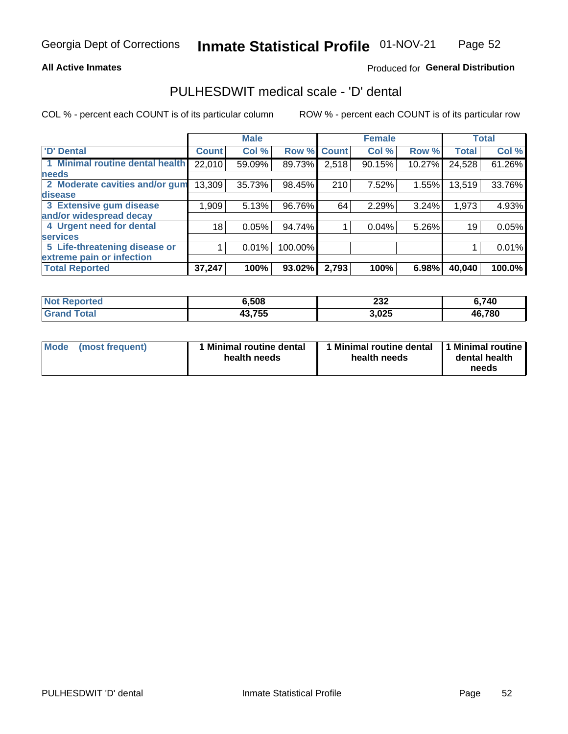Georgia Dept of Corrections **Inmate Statistical Profile** 01-NOV-21

**All Active Inmates**

Produced for **General Distribution**

## PULHESDWIT medical scale - 'D' dental

COL % - percent each COUNT is of its particular column

ROW % - percent each COUNT is of its particular row

| | Male | | | Female | | | Total | |
|---|---|---|---|---|---|---|---|---|
| 'D' Dental | Count | Col % | Row % | Count | Col % | Row % | Total | Col % |
| 1 Minimal routine dental health needs | 22,010 | 59.09% | 89.73% | 2,518 | 90.15% | 10.27% | 24,528 | 61.26% |
| 2 Moderate cavities and/or gum disease | 13,309 | 35.73% | 98.45% | 210 | 7.52% | 1.55% | 13,519 | 33.76% |
| 3 Extensive gum disease and/or widespread decay | 1,909 | 5.13% | 96.76% | 64 | 2.29% | 3.24% | 1,973 | 4.93% |
| 4 Urgent need for dental services | 18 | 0.05% | 94.74% | 1 | 0.04% | 5.26% | 19 | 0.05% |
| 5 Life-threatening disease or extreme pain or infection | 1 | 0.01% | 100.00% | | | | 1 | 0.01% |
| **Total Reported** | **37,247** | **100%** | **93.02%** | **2,793** | **100%** | **6.98%** | **40,040** | **100.0%** |

| | Male | Female | Total |
|---|---|---|---|
| **Not Reported** | **6,508** | **232** | **6,740** |
| **Grand Total** | **43,755** | **3,025** | **46,780** |

| | Male | Female | Total |
|---|---|---|---|
| **Mode (most frequent)** | **1 Minimal routine dental health needs** | **1 Minimal routine dental health needs** | **1 Minimal routine dental health needs** |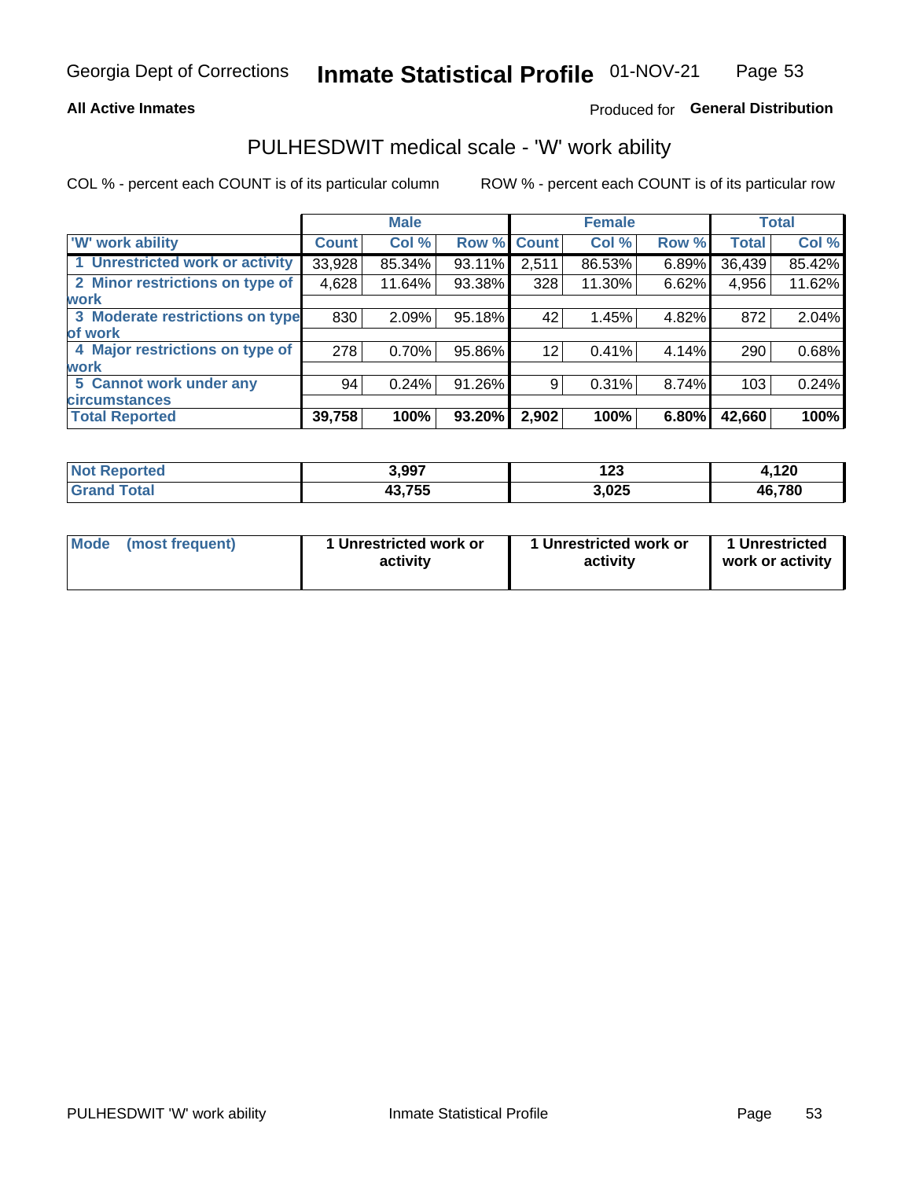**All Active Inmates**

Produced for **General Distribution**

## PULHESDWIT medical scale - 'W' work ability

COL % - percent each COUNT is of its particular column

ROW % - percent each COUNT is of its particular row

| | Male | | | Female | | | Total | |
|---|---|---|---|---|---|---|---|---|
| 'W' work ability | Count | Col % | Row % | Count | Col % | Row % | Total | Col % |
| 1 Unrestricted work or activity | 33,928 | 85.34% | 93.11% | 2,511 | 86.53% | 6.89% | 36,439 | 85.42% |
| 2 Minor restrictions on type of work | 4,628 | 11.64% | 93.38% | 328 | 11.30% | 6.62% | 4,956 | 11.62% |
| 3 Moderate restrictions on type of work | 830 | 2.09% | 95.18% | 42 | 1.45% | 4.82% | 872 | 2.04% |
| 4 Major restrictions on type of work | 278 | 0.70% | 95.86% | 12 | 0.41% | 4.14% | 290 | 0.68% |
| 5 Cannot work under any circumstances | 94 | 0.24% | 91.26% | 9 | 0.31% | 8.74% | 103 | 0.24% |
| **Total Reported** | **39,758** | **100%** | **93.20%** | **2,902** | **100%** | **6.80%** | **42,660** | **100%** |

| | Male | Female | Total |
|---|---|---|---|
| Not Reported | 3,997 | 123 | 4,120 |
| Grand Total | 43,755 | 3,025 | 46,780 |

| | Male | Female | Total |
|---|---|---|---|
| Mode (most frequent) | 1 Unrestricted work or activity | 1 Unrestricted work or activity | 1 Unrestricted work or activity |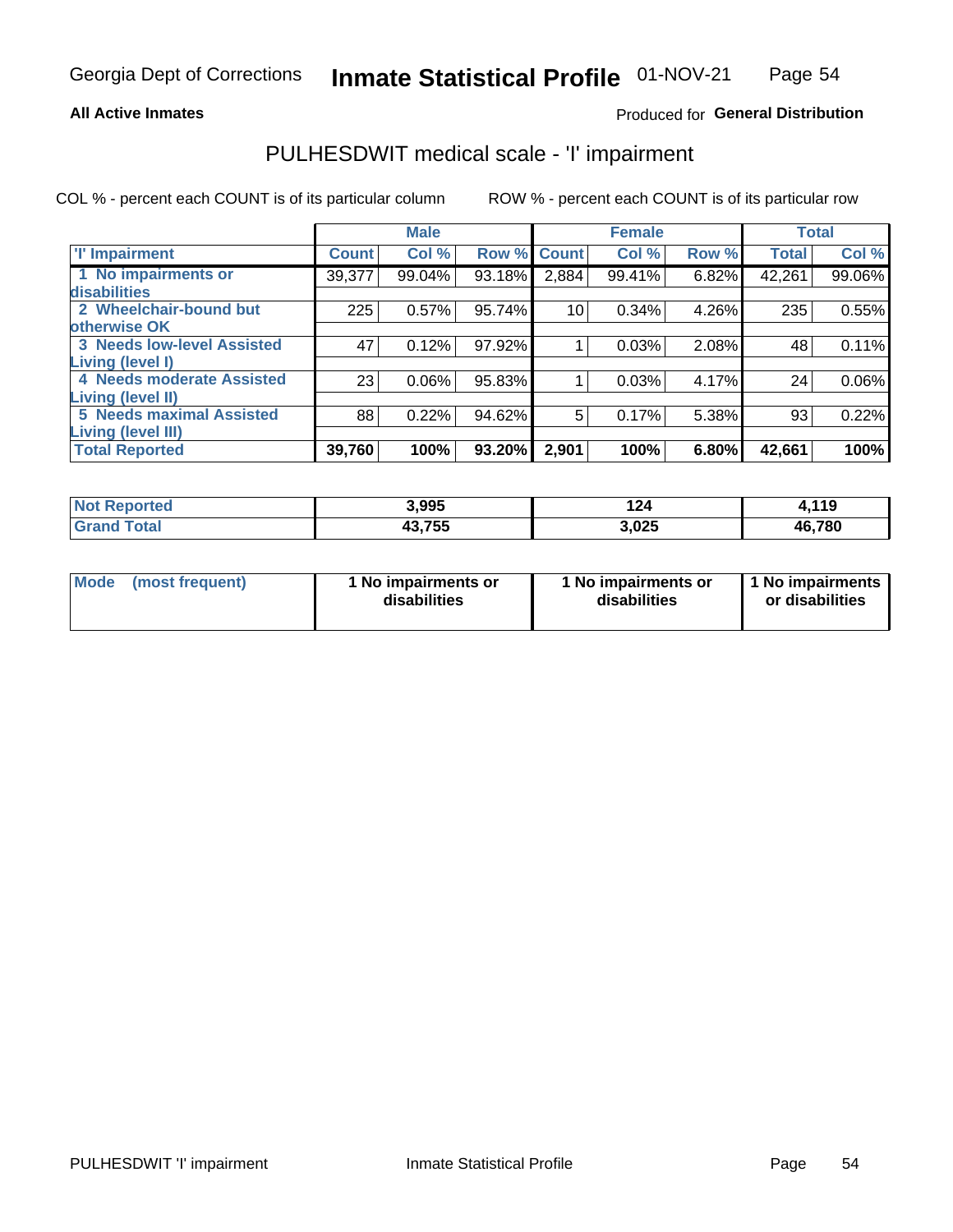Georgia Dept of Corrections **Inmate Statistical Profile** 01-NOV-21

**All Active Inmates**

Produced for **General Distribution**

## PULHESDWIT medical scale - 'I' impairment

COL % - percent each COUNT is of its particular column ROW % - percent each COUNT is of its particular row

| | Male | | | Female | | | Total | |
|---|---|---|---|---|---|---|---|---|
| 'I' Impairment | Count | Col % | Row % | Count | Col % | Row % | Total | Col % |
| 1 No impairments or disabilities | 39,377 | 99.04% | 93.18% | 2,884 | 99.41% | 6.82% | 42,261 | 99.06% |
| 2 Wheelchair-bound but otherwise OK | 225 | 0.57% | 95.74% | 10 | 0.34% | 4.26% | 235 | 0.55% |
| 3 Needs low-level Assisted Living (level I) | 47 | 0.12% | 97.92% | 1 | 0.03% | 2.08% | 48 | 0.11% |
| 4 Needs moderate Assisted Living (level II) | 23 | 0.06% | 95.83% | 1 | 0.03% | 4.17% | 24 | 0.06% |
| 5 Needs maximal Assisted Living (level III) | 88 | 0.22% | 94.62% | 5 | 0.17% | 5.38% | 93 | 0.22% |
| **Total Reported** | **39,760** | **100%** | **93.20%** | **2,901** | **100%** | **6.80%** | **42,661** | **100%** |

| | Male | Female | Total |
|---|---|---|---|
| Not Reported | 3,995 | 124 | 4,119 |
| Grand Total | 43,755 | 3,025 | 46,780 |

| | Male | Female | Total |
|---|---|---|---|
| Mode (most frequent) | 1 No impairments or disabilities | 1 No impairments or disabilities | 1 No impairments or disabilities |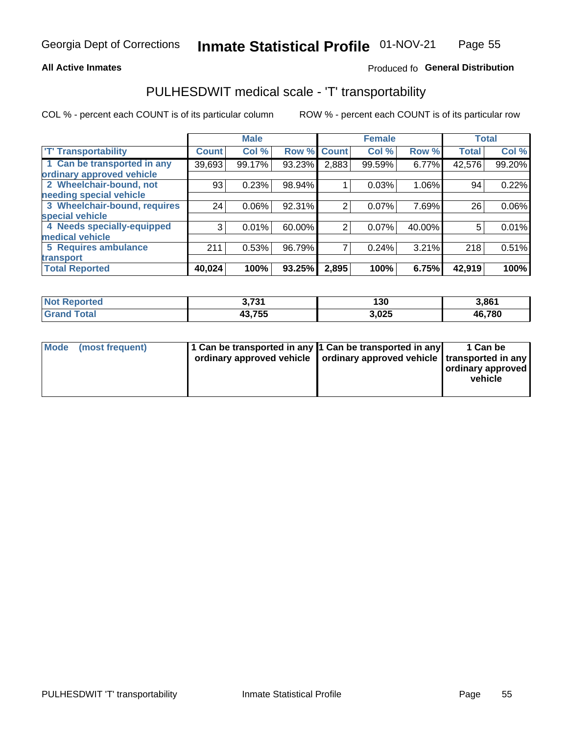Georgia Dept of Corrections **Inmate Statistical Profile** 01-NOV-21

**All Active Inmates**

Produced fo **General Distribution**

## PULHESDWIT medical scale - 'T' transportability

COL % - percent each COUNT is of its particular column

ROW % - percent each COUNT is of its particular row

| 'T' Transportability | Male | | | Female | | | Total | |
|---|---|---|---|---|---|---|---|---|
| | Count | Col % | Row % | Count | Col % | Row % | Total | Col % |
| 1 Can be transported in any ordinary approved vehicle | 39,693 | 99.17% | 93.23% | 2,883 | 99.59% | 6.77% | 42,576 | 99.20% |
| 2 Wheelchair-bound, not needing special vehicle | 93 | 0.23% | 98.94% | 1 | 0.03% | 1.06% | 94 | 0.22% |
| 3 Wheelchair-bound, requires special vehicle | 24 | 0.06% | 92.31% | 2 | 0.07% | 7.69% | 26 | 0.06% |
| 4 Needs specially-equipped medical vehicle | 3 | 0.01% | 60.00% | 2 | 0.07% | 40.00% | 5 | 0.01% |
| 5 Requires ambulance transport | 211 | 0.53% | 96.79% | 7 | 0.24% | 3.21% | 218 | 0.51% |
| **Total Reported** | **40,024** | **100%** | **93.25%** | **2,895** | **100%** | **6.75%** | **42,919** | **100%** |

| | Male | Female | Total |
|---|---|---|---|
| **Not Reported** | **3,731** | **130** | **3,861** |
| **Grand Total** | **43,755** | **3,025** | **46,780** |

| | Male | Female | Total |
|---|---|---|---|
| **Mode (most frequent)** | **1 Can be transported in any ordinary approved vehicle** | **1 Can be transported in any ordinary approved vehicle** | **1 Can be transported in any ordinary approved vehicle** |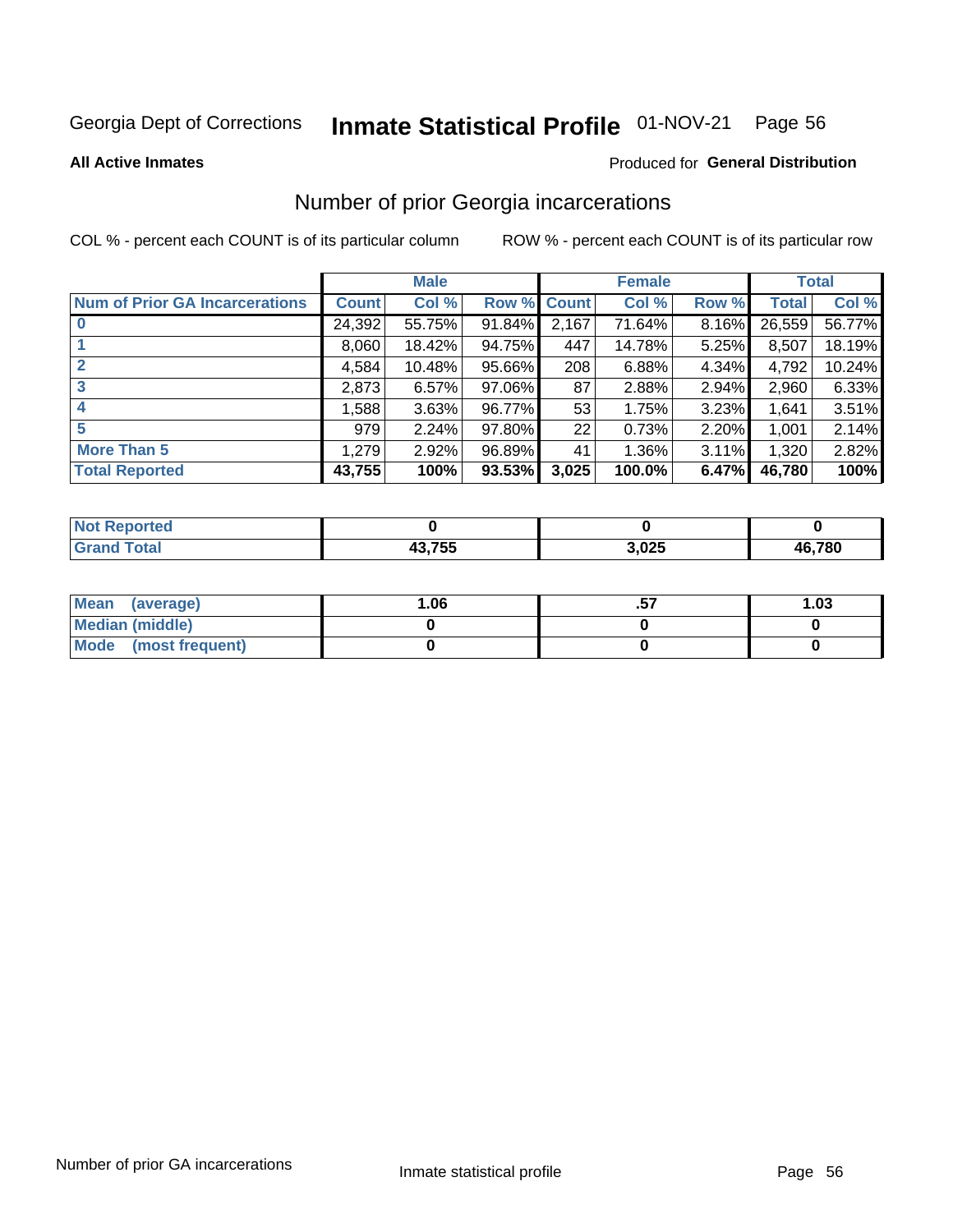Georgia Dept of Corrections **Inmate Statistical Profile** 01-NOV-21

**All Active Inmates**

Produced for **General Distribution**

## Number of prior Georgia incarcerations

COL % - percent each COUNT is of its particular column ROW % - percent each COUNT is of its particular row

| | Male | | | Female | | | Total | |
|---|---|---|---|---|---|---|---|---|
| **Num of Prior GA Incarcerations** | **Count** | **Col %** | **Row %** | **Count** | **Col %** | **Row %** | **Total** | **Col %** |
| **0** | 24,392 | 55.75% | 91.84% | 2,167 | 71.64% | 8.16% | 26,559 | 56.77% |
| **1** | 8,060 | 18.42% | 94.75% | 447 | 14.78% | 5.25% | 8,507 | 18.19% |
| **2** | 4,584 | 10.48% | 95.66% | 208 | 6.88% | 4.34% | 4,792 | 10.24% |
| **3** | 2,873 | 6.57% | 97.06% | 87 | 2.88% | 2.94% | 2,960 | 6.33% |
| **4** | 1,588 | 3.63% | 96.77% | 53 | 1.75% | 3.23% | 1,641 | 3.51% |
| **5** | 979 | 2.24% | 97.80% | 22 | 0.73% | 2.20% | 1,001 | 2.14% |
| **More Than 5** | 1,279 | 2.92% | 96.89% | 41 | 1.36% | 3.11% | 1,320 | 2.82% |
| **Total Reported** | **43,755** | **100%** | **93.53%** | **3,025** | **100.0%** | **6.47%** | **46,780** | **100%** |

| | Male | Female | Total |
|---|---|---|---|
| **Not Reported** | **0** | **0** | **0** |
| **Grand Total** | **43,755** | **3,025** | **46,780** |

| | Male | Female | Total |
|---|---|---|---|
| **Mean (average)** | **1.06** | **.57** | **1.03** |
| **Median (middle)** | **0** | **0** | **0** |
| **Mode (most frequent)** | **0** | **0** | **0** |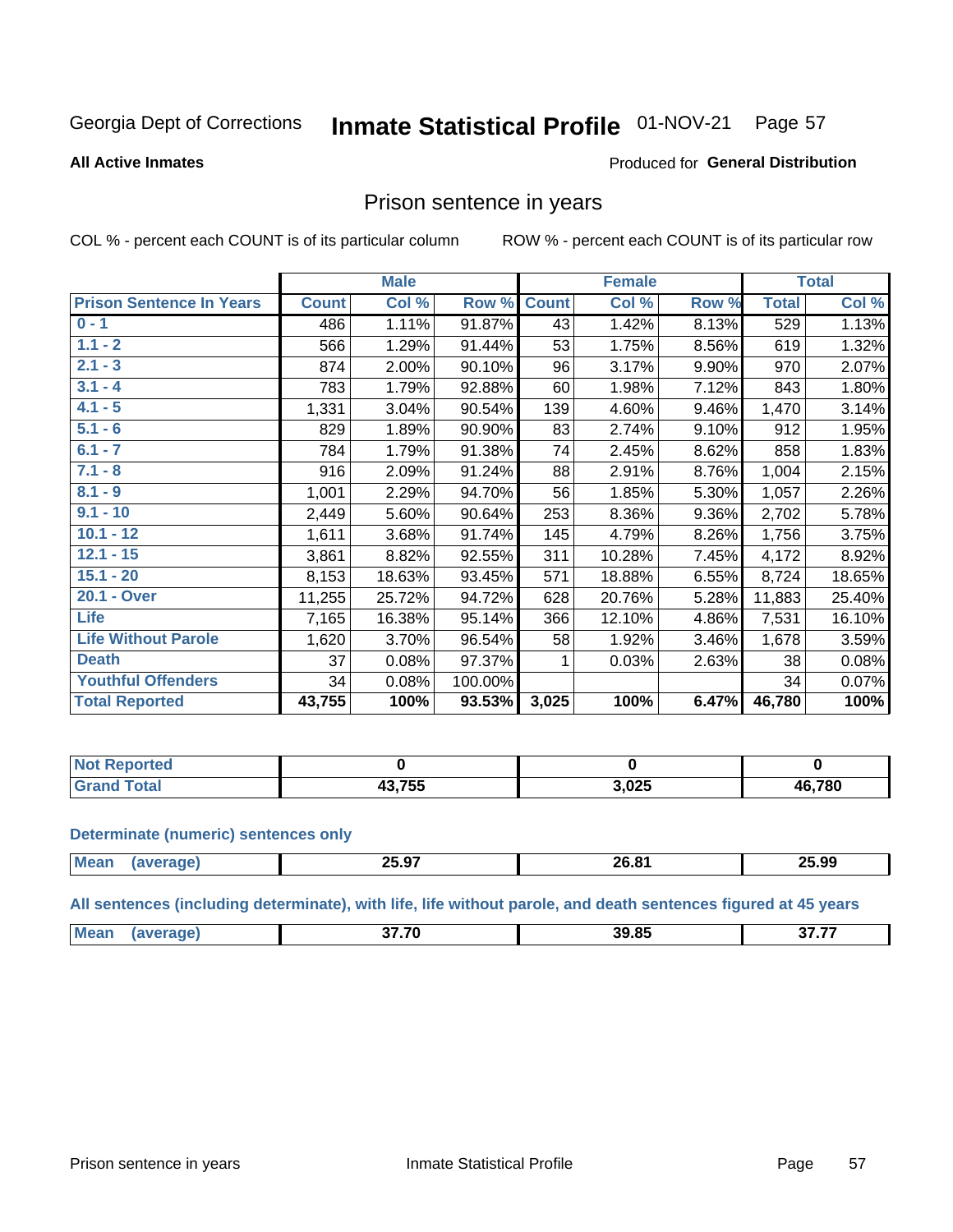Georgia Dept of Corrections **Inmate Statistical Profile** 01-NOV-21

**All Active Inmates**

Produced for **General Distribution**

## Prison sentence in years

COL % - percent each COUNT is of its particular column ROW % - percent each COUNT is of its particular row

| | Male | | | Female | | | Total | |
|---|---|---|---|---|---|---|---|---|
| **Prison Sentence In Years** | **Count** | **Col %** | **Row %** | **Count** | **Col %** | **Row %** | **Total** | **Col %** |
| **0 - 1** | 486 | 1.11% | 91.87% | 43 | 1.42% | 8.13% | 529 | 1.13% |
| **1.1 - 2** | 566 | 1.29% | 91.44% | 53 | 1.75% | 8.56% | 619 | 1.32% |
| **2.1 - 3** | 874 | 2.00% | 90.10% | 96 | 3.17% | 9.90% | 970 | 2.07% |
| **3.1 - 4** | 783 | 1.79% | 92.88% | 60 | 1.98% | 7.12% | 843 | 1.80% |
| **4.1 - 5** | 1,331 | 3.04% | 90.54% | 139 | 4.60% | 9.46% | 1,470 | 3.14% |
| **5.1 - 6** | 829 | 1.89% | 90.90% | 83 | 2.74% | 9.10% | 912 | 1.95% |
| **6.1 - 7** | 784 | 1.79% | 91.38% | 74 | 2.45% | 8.62% | 858 | 1.83% |
| **7.1 - 8** | 916 | 2.09% | 91.24% | 88 | 2.91% | 8.76% | 1,004 | 2.15% |
| **8.1 - 9** | 1,001 | 2.29% | 94.70% | 56 | 1.85% | 5.30% | 1,057 | 2.26% |
| **9.1 - 10** | 2,449 | 5.60% | 90.64% | 253 | 8.36% | 9.36% | 2,702 | 5.78% |
| **10.1 - 12** | 1,611 | 3.68% | 91.74% | 145 | 4.79% | 8.26% | 1,756 | 3.75% |
| **12.1 - 15** | 3,861 | 8.82% | 92.55% | 311 | 10.28% | 7.45% | 4,172 | 8.92% |
| **15.1 - 20** | 8,153 | 18.63% | 93.45% | 571 | 18.88% | 6.55% | 8,724 | 18.65% |
| **20.1 - Over** | 11,255 | 25.72% | 94.72% | 628 | 20.76% | 5.28% | 11,883 | 25.40% |
| **Life** | 7,165 | 16.38% | 95.14% | 366 | 12.10% | 4.86% | 7,531 | 16.10% |
| **Life Without Parole** | 1,620 | 3.70% | 96.54% | 58 | 1.92% | 3.46% | 1,678 | 3.59% |
| **Death** | 37 | 0.08% | 97.37% | 1 | 0.03% | 2.63% | 38 | 0.08% |
| **Youthful Offenders** | 34 | 0.08% | 100.00% | | | | 34 | 0.07% |
| **Total Reported** | **43,755** | **100%** | **93.53%** | **3,025** | **100%** | **6.47%** | **46,780** | **100%** |

| | Male | Female | Total |
|---|---|---|---|
| **Not Reported** | **0** | **0** | **0** |
| **Grand Total** | **43,755** | **3,025** | **46,780** |

**Determinate (numeric) sentences only**

| | Male | Female | Total |
|---|---|---|---|
| **Mean (average)** | **25.97** | **26.81** | **25.99** |

**All sentences (including determinate), with life, life without parole, and death sentences figured at 45 years**

| | Male | Female | Total |
|---|---|---|---|
| **Mean (average)** | **37.70** | **39.85** | **37.77** |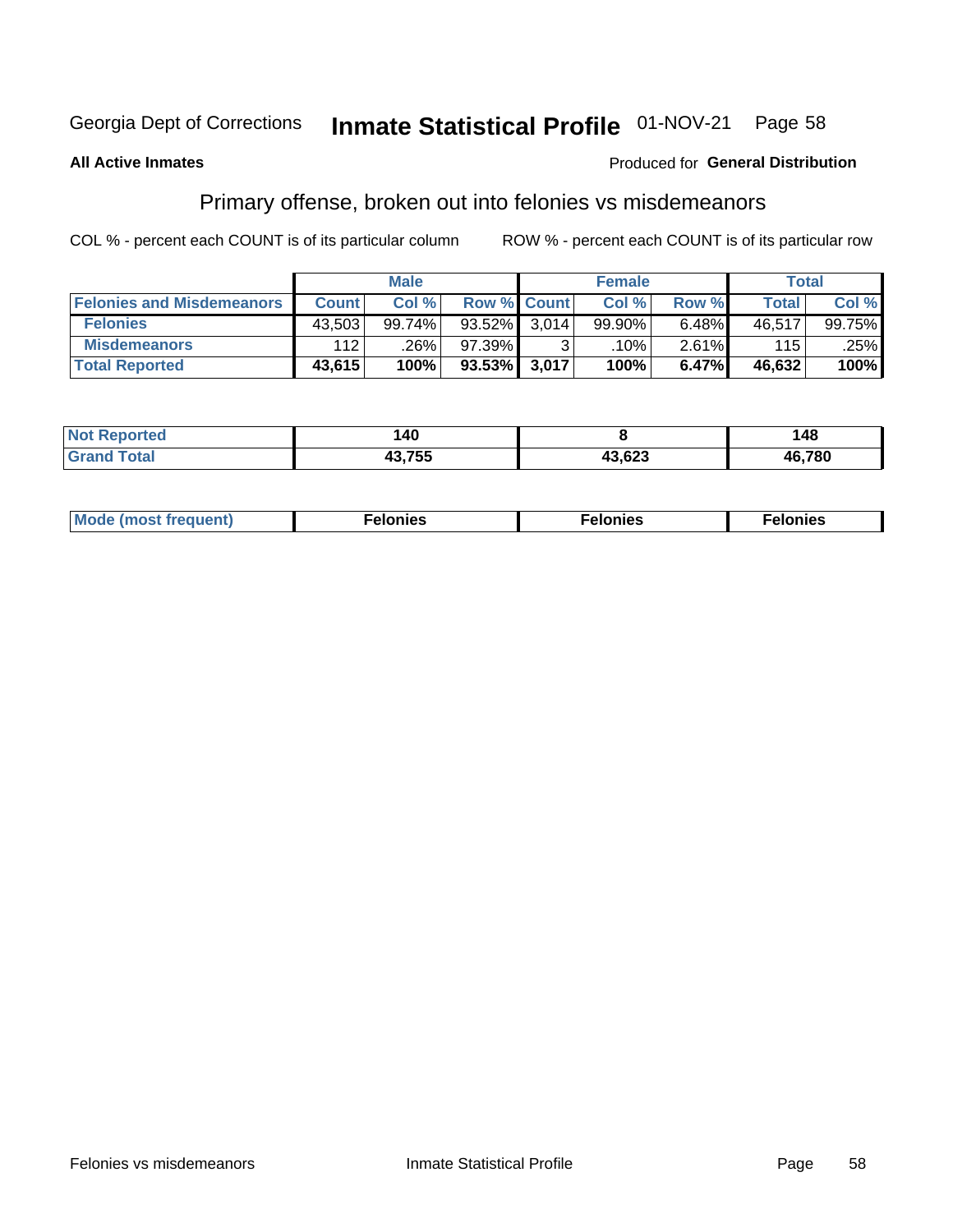Georgia Dept of Corrections **Inmate Statistical Profile** 01-NOV-21

**All Active Inmates**

Produced for **General Distribution**

## Primary offense, broken out into felonies vs misdemeanors

COL % - percent each COUNT is of its particular column

ROW % - percent each COUNT is of its particular row

| | Male | | | Female | | | Total | |
|---|---|---|---|---|---|---|---|---|
| **Felonies and Misdemeanors** | **Count** | **Col %** | **Row %** | **Count** | **Col %** | **Row %** | **Total** | **Col %** |
| **Felonies** | 43,503 | 99.74% | 93.52% | 3,014 | 99.90% | 6.48% | 46,517 | 99.75% |
| **Misdemeanors** | 112 | .26% | 97.39% | 3 | .10% | 2.61% | 115 | .25% |
| **Total Reported** | **43,615** | **100%** | **93.53%** | **3,017** | **100%** | **6.47%** | **46,632** | **100%** |

| | Male | Female | Total |
|---|---|---|---|
| **Not Reported** | **140** | **8** | **148** |
| **Grand Total** | **43,755** | **43,623** | **46,780** |

| | Male | Female | Total |
|---|---|---|---|
| **Mode (most frequent)** | **Felonies** | **Felonies** | **Felonies** |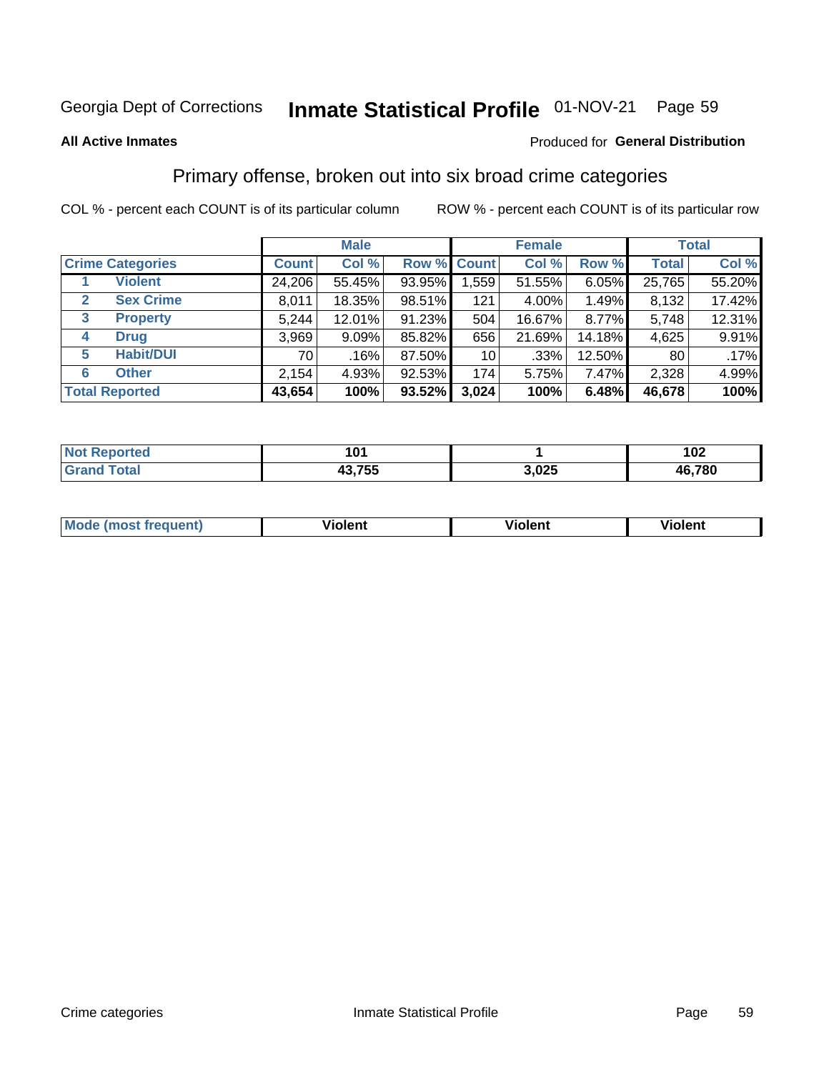Georgia Dept of Corrections **Inmate Statistical Profile** 01-NOV-21

**All Active Inmates** Produced for **General Distribution**

## Primary offense, broken out into six broad crime categories

COL % - percent each COUNT is of its particular column    ROW % - percent each COUNT is of its particular row

| | | Male | | | Female | | | Total | |
|---|---|---|---|---|---|---|---|---|---|
| Crime Categories | | Count | Col % | Row % | Count | Col % | Row % | Total | Col % |
| 1 | Violent | 24,206 | 55.45% | 93.95% | 1,559 | 51.55% | 6.05% | 25,765 | 55.20% |
| 2 | Sex Crime | 8,011 | 18.35% | 98.51% | 121 | 4.00% | 1.49% | 8,132 | 17.42% |
| 3 | Property | 5,244 | 12.01% | 91.23% | 504 | 16.67% | 8.77% | 5,748 | 12.31% |
| 4 | Drug | 3,969 | 9.09% | 85.82% | 656 | 21.69% | 14.18% | 4,625 | 9.91% |
| 5 | Habit/DUI | 70 | .16% | 87.50% | 10 | .33% | 12.50% | 80 | .17% |
| 6 | Other | 2,154 | 4.93% | 92.53% | 174 | 5.75% | 7.47% | 2,328 | 4.99% |
| Total Reported | | **43,654** | **100%** | **93.52%** | **3,024** | **100%** | **6.48%** | **46,678** | **100%** |

| | Male | Female | Total |
|---|---|---|---|
| Not Reported | **101** | **1** | **102** |
| Grand Total | **43,755** | **3,025** | **46,780** |

| | Male | Female | Total |
|---|---|---|---|
| Mode (most frequent) | **Violent** | **Violent** | **Violent** |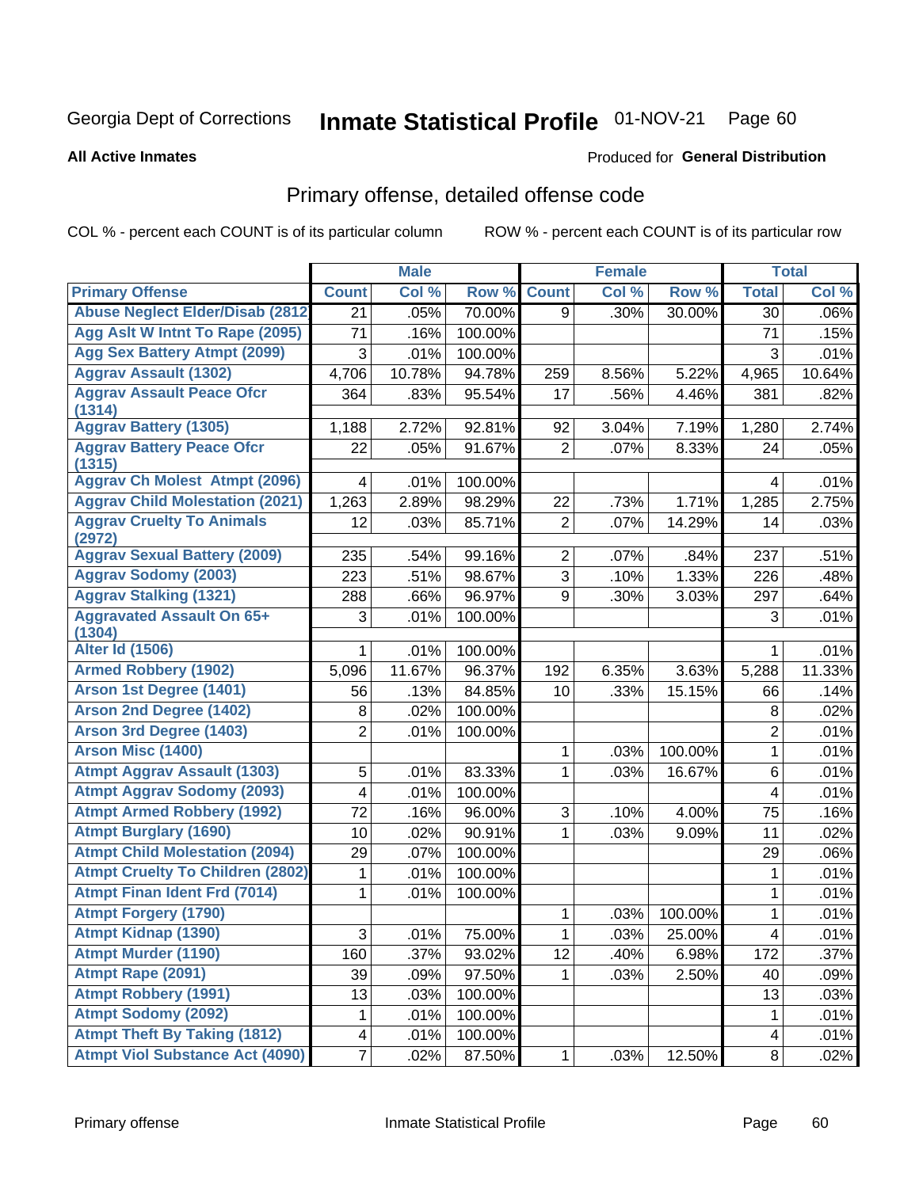Georgia Dept of Corrections **Inmate Statistical Profile** 01-NOV-21

**All Active Inmates**

Produced for **General Distribution**

## Primary offense, detailed offense code

COL % - percent each COUNT is of its particular column ROW % - percent each COUNT is of its particular row

| | Male | | | Female | | | Total | |
|---|---|---|---|---|---|---|---|---|
| **Primary Offense** | **Count** | **Col %** | **Row %** | **Count** | **Col %** | **Row %** | **Total** | **Col %** |
| Abuse Neglect Elder/Disab (2812 | 21 | .05% | 70.00% | 9 | .30% | 30.00% | 30 | .06% |
| Agg Aslt W Intnt To Rape (2095) | 71 | .16% | 100.00% | | | | 71 | .15% |
| Agg Sex Battery Atmpt (2099) | 3 | .01% | 100.00% | | | | 3 | .01% |
| Aggrav Assault (1302) | 4,706 | 10.78% | 94.78% | 259 | 8.56% | 5.22% | 4,965 | 10.64% |
| Aggrav Assault Peace Ofcr (1314) | 364 | .83% | 95.54% | 17 | .56% | 4.46% | 381 | .82% |
| Aggrav Battery (1305) | 1,188 | 2.72% | 92.81% | 92 | 3.04% | 7.19% | 1,280 | 2.74% |
| Aggrav Battery Peace Ofcr (1315) | 22 | .05% | 91.67% | 2 | .07% | 8.33% | 24 | .05% |
| Aggrav Ch Molest Atmpt (2096) | 4 | .01% | 100.00% | | | | 4 | .01% |
| Aggrav Child Molestation (2021) | 1,263 | 2.89% | 98.29% | 22 | .73% | 1.71% | 1,285 | 2.75% |
| Aggrav Cruelty To Animals (2972) | 12 | .03% | 85.71% | 2 | .07% | 14.29% | 14 | .03% |
| Aggrav Sexual Battery (2009) | 235 | .54% | 99.16% | 2 | .07% | .84% | 237 | .51% |
| Aggrav Sodomy (2003) | 223 | .51% | 98.67% | 3 | .10% | 1.33% | 226 | .48% |
| Aggrav Stalking (1321) | 288 | .66% | 96.97% | 9 | .30% | 3.03% | 297 | .64% |
| Aggravated Assault On 65+ (1304) | 3 | .01% | 100.00% | | | | 3 | .01% |
| Alter Id (1506) | 1 | .01% | 100.00% | | | | 1 | .01% |
| Armed Robbery (1902) | 5,096 | 11.67% | 96.37% | 192 | 6.35% | 3.63% | 5,288 | 11.33% |
| Arson 1st Degree (1401) | 56 | .13% | 84.85% | 10 | .33% | 15.15% | 66 | .14% |
| Arson 2nd Degree (1402) | 8 | .02% | 100.00% | | | | 8 | .02% |
| Arson 3rd Degree (1403) | 2 | .01% | 100.00% | | | | 2 | .01% |
| Arson Misc (1400) | | | | 1 | .03% | 100.00% | 1 | .01% |
| Atmpt Aggrav Assault (1303) | 5 | .01% | 83.33% | 1 | .03% | 16.67% | 6 | .01% |
| Atmpt Aggrav Sodomy (2093) | 4 | .01% | 100.00% | | | | 4 | .01% |
| Atmpt Armed Robbery (1992) | 72 | .16% | 96.00% | 3 | .10% | 4.00% | 75 | .16% |
| Atmpt Burglary (1690) | 10 | .02% | 90.91% | 1 | .03% | 9.09% | 11 | .02% |
| Atmpt Child Molestation (2094) | 29 | .07% | 100.00% | | | | 29 | .06% |
| Atmpt Cruelty To Children (2802) | 1 | .01% | 100.00% | | | | 1 | .01% |
| Atmpt Finan Ident Frd (7014) | 1 | .01% | 100.00% | | | | 1 | .01% |
| Atmpt Forgery (1790) | | | | 1 | .03% | 100.00% | 1 | .01% |
| Atmpt Kidnap (1390) | 3 | .01% | 75.00% | 1 | .03% | 25.00% | 4 | .01% |
| Atmpt Murder (1190) | 160 | .37% | 93.02% | 12 | .40% | 6.98% | 172 | .37% |
| Atmpt Rape (2091) | 39 | .09% | 97.50% | 1 | .03% | 2.50% | 40 | .09% |
| Atmpt Robbery (1991) | 13 | .03% | 100.00% | | | | 13 | .03% |
| Atmpt Sodomy (2092) | 1 | .01% | 100.00% | | | | 1 | .01% |
| Atmpt Theft By Taking (1812) | 4 | .01% | 100.00% | | | | 4 | .01% |
| Atmpt Viol Substance Act (4090) | 7 | .02% | 87.50% | 1 | .03% | 12.50% | 8 | .02% |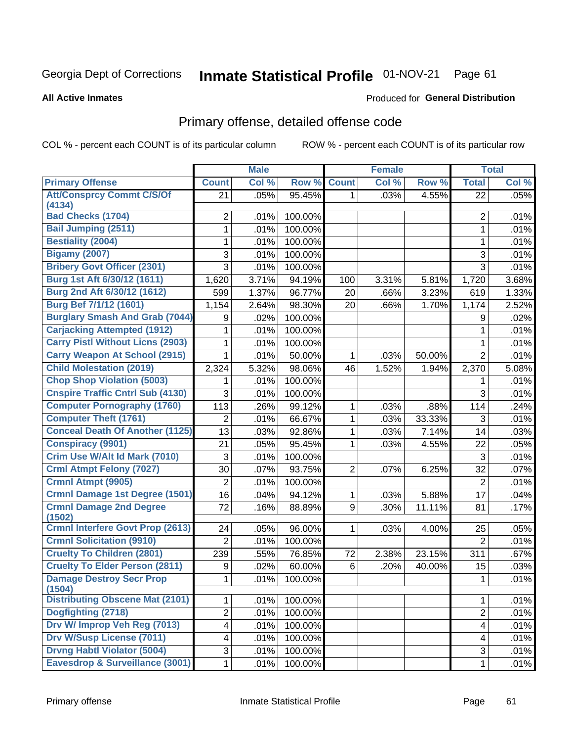Georgia Dept of Corrections **Inmate Statistical Profile** 01-NOV-21 Page 61

**All Active Inmates**

Produced for **General Distribution**

## Primary offense, detailed offense code

COL % - percent each COUNT is of its particular column ROW % - percent each COUNT is of its particular row

| | Male | | | Female | | | Total | |
|---|---|---|---|---|---|---|---|---|
| Primary Offense | Count | Col % | Row % | Count | Col % | Row % | Total | Col % |
| Att/Consprcy Commt C/S/Of (4134) | 21 | .05% | 95.45% | 1 | .03% | 4.55% | 22 | .05% |
| Bad Checks (1704) | 2 | .01% | 100.00% | | | | 2 | .01% |
| Bail Jumping (2511) | 1 | .01% | 100.00% | | | | 1 | .01% |
| Bestiality (2004) | 1 | .01% | 100.00% | | | | 1 | .01% |
| Bigamy (2007) | 3 | .01% | 100.00% | | | | 3 | .01% |
| Bribery Govt Officer (2301) | 3 | .01% | 100.00% | | | | 3 | .01% |
| Burg 1st Aft 6/30/12 (1611) | 1,620 | 3.71% | 94.19% | 100 | 3.31% | 5.81% | 1,720 | 3.68% |
| Burg 2nd Aft 6/30/12 (1612) | 599 | 1.37% | 96.77% | 20 | .66% | 3.23% | 619 | 1.33% |
| Burg Bef 7/1/12 (1601) | 1,154 | 2.64% | 98.30% | 20 | .66% | 1.70% | 1,174 | 2.52% |
| Burglary Smash And Grab (7044) | 9 | .02% | 100.00% | | | | 9 | .02% |
| Carjacking Attempted (1912) | 1 | .01% | 100.00% | | | | 1 | .01% |
| Carry Pistl Without Licns (2903) | 1 | .01% | 100.00% | | | | 1 | .01% |
| Carry Weapon At School (2915) | 1 | .01% | 50.00% | 1 | .03% | 50.00% | 2 | .01% |
| Child Molestation (2019) | 2,324 | 5.32% | 98.06% | 46 | 1.52% | 1.94% | 2,370 | 5.08% |
| Chop Shop Violation (5003) | 1 | .01% | 100.00% | | | | 1 | .01% |
| Cnspire Traffic Cntrl Sub (4130) | 3 | .01% | 100.00% | | | | 3 | .01% |
| Computer Pornography (1760) | 113 | .26% | 99.12% | 1 | .03% | .88% | 114 | .24% |
| Computer Theft (1761) | 2 | .01% | 66.67% | 1 | .03% | 33.33% | 3 | .01% |
| Conceal Death Of Another (1125) | 13 | .03% | 92.86% | 1 | .03% | 7.14% | 14 | .03% |
| Conspiracy (9901) | 21 | .05% | 95.45% | 1 | .03% | 4.55% | 22 | .05% |
| Crim Use W/Alt Id Mark (7010) | 3 | .01% | 100.00% | | | | 3 | .01% |
| Crml Atmpt Felony (7027) | 30 | .07% | 93.75% | 2 | .07% | 6.25% | 32 | .07% |
| Crmnl Atmpt (9905) | 2 | .01% | 100.00% | | | | 2 | .01% |
| Crmnl Damage 1st Degree (1501) | 16 | .04% | 94.12% | 1 | .03% | 5.88% | 17 | .04% |
| Crmnl Damage 2nd Degree (1502) | 72 | .16% | 88.89% | 9 | .30% | 11.11% | 81 | .17% |
| Crmnl Interfere Govt Prop (2613) | 24 | .05% | 96.00% | 1 | .03% | 4.00% | 25 | .05% |
| Crmnl Solicitation (9910) | 2 | .01% | 100.00% | | | | 2 | .01% |
| Cruelty To Children (2801) | 239 | .55% | 76.85% | 72 | 2.38% | 23.15% | 311 | .67% |
| Cruelty To Elder Person (2811) | 9 | .02% | 60.00% | 6 | .20% | 40.00% | 15 | .03% |
| Damage Destroy Secr Prop (1504) | 1 | .01% | 100.00% | | | | 1 | .01% |
| Distributing Obscene Mat (2101) | 1 | .01% | 100.00% | | | | 1 | .01% |
| Dogfighting (2718) | 2 | .01% | 100.00% | | | | 2 | .01% |
| Drv W/ Improp Veh Reg (7013) | 4 | .01% | 100.00% | | | | 4 | .01% |
| Drv W/Susp License (7011) | 4 | .01% | 100.00% | | | | 4 | .01% |
| Drvng Habtl Violator (5004) | 3 | .01% | 100.00% | | | | 3 | .01% |
| Eavesdrop & Surveillance (3001) | 1 | .01% | 100.00% | | | | 1 | .01% |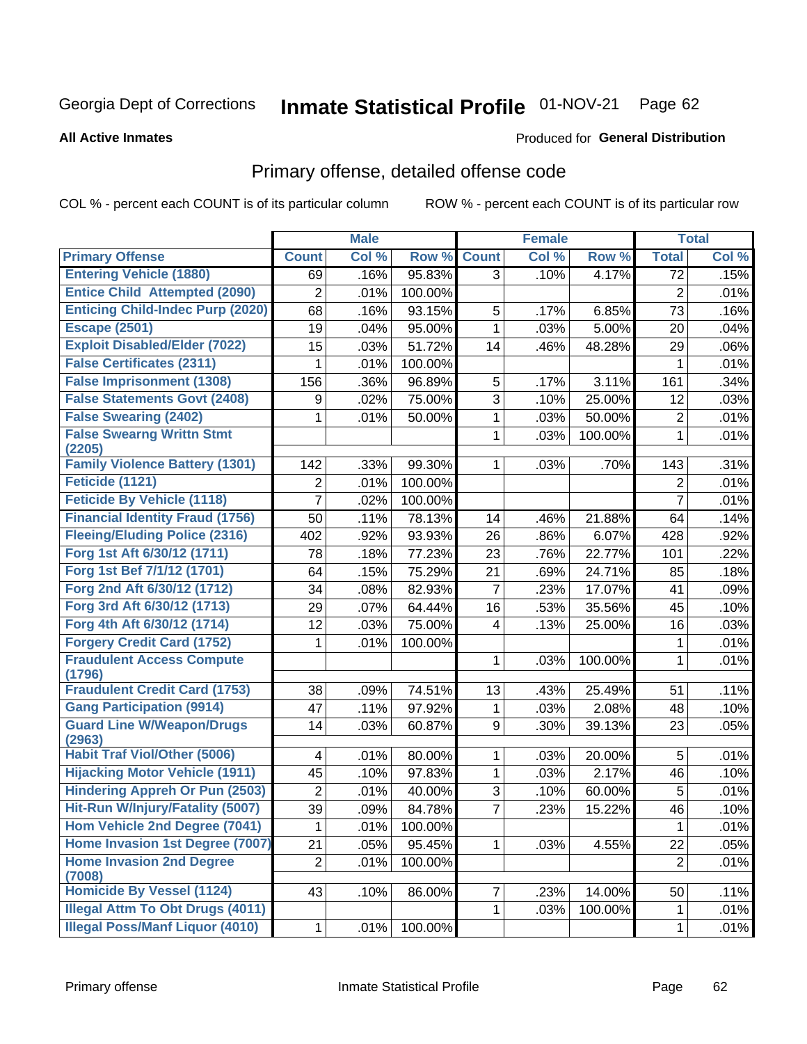Georgia Dept of Corrections **Inmate Statistical Profile** 01-NOV-21 Page 62

**All Active Inmates**

Produced for **General Distribution**

## Primary offense, detailed offense code

COL % - percent each COUNT is of its particular column ROW % - percent each COUNT is of its particular row

| | Male | | | Female | | | Total | |
|---|---|---|---|---|---|---|---|---|
| **Primary Offense** | **Count** | **Col %** | **Row %** | **Count** | **Col %** | **Row %** | **Total** | **Col %** |
| **Entering Vehicle (1880)** | 69 | .16% | 95.83% | 3 | .10% | 4.17% | 72 | .15% |
| **Entice Child Attempted (2090)** | 2 | .01% | 100.00% | | | | 2 | .01% |
| **Enticing Child-Indec Purp (2020)** | 68 | .16% | 93.15% | 5 | .17% | 6.85% | 73 | .16% |
| **Escape (2501)** | 19 | .04% | 95.00% | 1 | .03% | 5.00% | 20 | .04% |
| **Exploit Disabled/Elder (7022)** | 15 | .03% | 51.72% | 14 | .46% | 48.28% | 29 | .06% |
| **False Certificates (2311)** | 1 | .01% | 100.00% | | | | 1 | .01% |
| **False Imprisonment (1308)** | 156 | .36% | 96.89% | 5 | .17% | 3.11% | 161 | .34% |
| **False Statements Govt (2408)** | 9 | .02% | 75.00% | 3 | .10% | 25.00% | 12 | .03% |
| **False Swearing (2402)** | 1 | .01% | 50.00% | 1 | .03% | 50.00% | 2 | .01% |
| **False Swearng Writtn Stmt (2205)** | | | | 1 | .03% | 100.00% | 1 | .01% |
| **Family Violence Battery (1301)** | 142 | .33% | 99.30% | 1 | .03% | .70% | 143 | .31% |
| **Feticide (1121)** | 2 | .01% | 100.00% | | | | 2 | .01% |
| **Feticide By Vehicle (1118)** | 7 | .02% | 100.00% | | | | 7 | .01% |
| **Financial Identity Fraud (1756)** | 50 | .11% | 78.13% | 14 | .46% | 21.88% | 64 | .14% |
| **Fleeing/Eluding Police (2316)** | 402 | .92% | 93.93% | 26 | .86% | 6.07% | 428 | .92% |
| **Forg 1st Aft 6/30/12 (1711)** | 78 | .18% | 77.23% | 23 | .76% | 22.77% | 101 | .22% |
| **Forg 1st Bef 7/1/12 (1701)** | 64 | .15% | 75.29% | 21 | .69% | 24.71% | 85 | .18% |
| **Forg 2nd Aft 6/30/12 (1712)** | 34 | .08% | 82.93% | 7 | .23% | 17.07% | 41 | .09% |
| **Forg 3rd Aft 6/30/12 (1713)** | 29 | .07% | 64.44% | 16 | .53% | 35.56% | 45 | .10% |
| **Forg 4th Aft 6/30/12 (1714)** | 12 | .03% | 75.00% | 4 | .13% | 25.00% | 16 | .03% |
| **Forgery Credit Card (1752)** | 1 | .01% | 100.00% | | | | 1 | .01% |
| **Fraudulent Access Compute (1796)** | | | | 1 | .03% | 100.00% | 1 | .01% |
| **Fraudulent Credit Card (1753)** | 38 | .09% | 74.51% | 13 | .43% | 25.49% | 51 | .11% |
| **Gang Participation (9914)** | 47 | .11% | 97.92% | 1 | .03% | 2.08% | 48 | .10% |
| **Guard Line W/Weapon/Drugs (2963)** | 14 | .03% | 60.87% | 9 | .30% | 39.13% | 23 | .05% |
| **Habit Traf Viol/Other (5006)** | 4 | .01% | 80.00% | 1 | .03% | 20.00% | 5 | .01% |
| **Hijacking Motor Vehicle (1911)** | 45 | .10% | 97.83% | 1 | .03% | 2.17% | 46 | .10% |
| **Hindering Appreh Or Pun (2503)** | 2 | .01% | 40.00% | 3 | .10% | 60.00% | 5 | .01% |
| **Hit-Run W/Injury/Fatality (5007)** | 39 | .09% | 84.78% | 7 | .23% | 15.22% | 46 | .10% |
| **Hom Vehicle 2nd Degree (7041)** | 1 | .01% | 100.00% | | | | 1 | .01% |
| **Home Invasion 1st Degree (7007)** | 21 | .05% | 95.45% | 1 | .03% | 4.55% | 22 | .05% |
| **Home Invasion 2nd Degree (7008)** | 2 | .01% | 100.00% | | | | 2 | .01% |
| **Homicide By Vessel (1124)** | 43 | .10% | 86.00% | 7 | .23% | 14.00% | 50 | .11% |
| **Illegal Attm To Obt Drugs (4011)** | | | | 1 | .03% | 100.00% | 1 | .01% |
| **Illegal Poss/Manf Liquor (4010)** | 1 | .01% | 100.00% | | | | 1 | .01% |

Primary offense Inmate Statistical Profile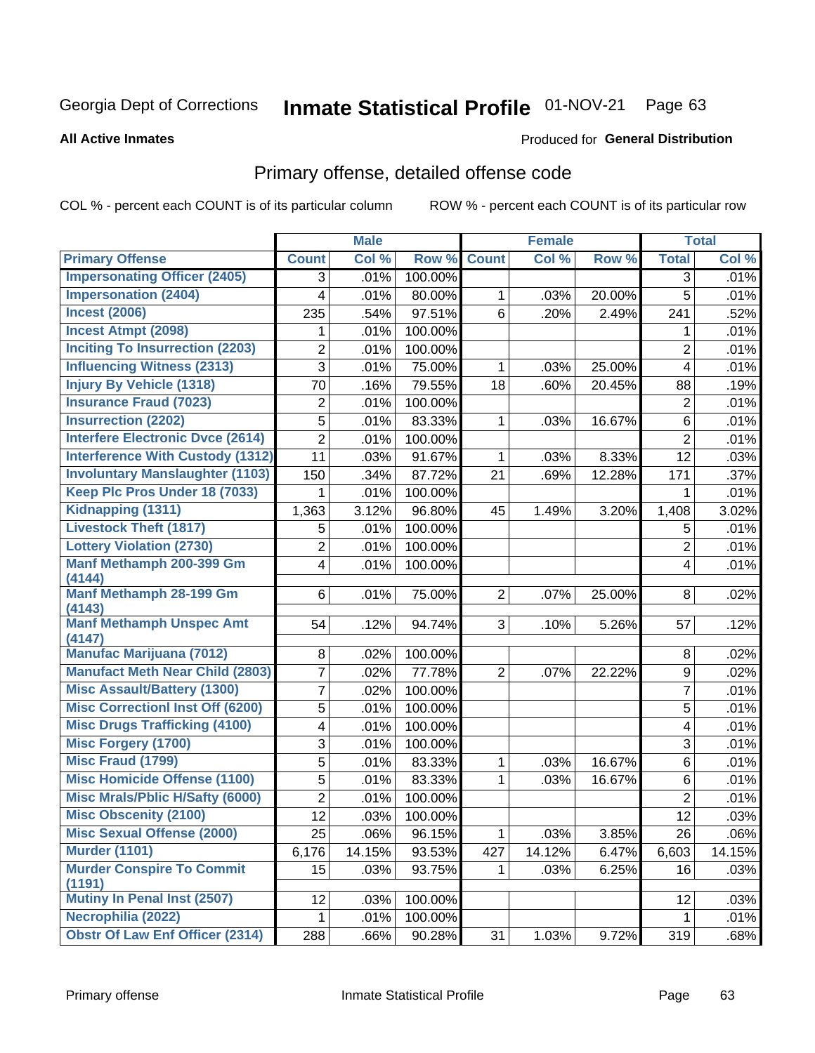Georgia Dept of Corrections **Inmate Statistical Profile** 01-NOV-21

**All Active Inmates**

Produced for **General Distribution**

## Primary offense, detailed offense code

COL % - percent each COUNT is of its particular column    ROW % - percent each COUNT is of its particular row

| | Male | | | Female | | | Total | |
|---|---|---|---|---|---|---|---|---|
| Primary Offense | Count | Col % | Row % | Count | Col % | Row % | Total | Col % |
| Impersonating Officer (2405) | 3 | .01% | 100.00% | | | | 3 | .01% |
| Impersonation (2404) | 4 | .01% | 80.00% | 1 | .03% | 20.00% | 5 | .01% |
| Incest (2006) | 235 | .54% | 97.51% | 6 | .20% | 2.49% | 241 | .52% |
| Incest Atmpt (2098) | 1 | .01% | 100.00% | | | | 1 | .01% |
| Inciting To Insurrection (2203) | 2 | .01% | 100.00% | | | | 2 | .01% |
| Influencing Witness (2313) | 3 | .01% | 75.00% | 1 | .03% | 25.00% | 4 | .01% |
| Injury By Vehicle (1318) | 70 | .16% | 79.55% | 18 | .60% | 20.45% | 88 | .19% |
| Insurance Fraud (7023) | 2 | .01% | 100.00% | | | | 2 | .01% |
| Insurrection (2202) | 5 | .01% | 83.33% | 1 | .03% | 16.67% | 6 | .01% |
| Interfere Electronic Dvce (2614) | 2 | .01% | 100.00% | | | | 2 | .01% |
| Interference With Custody (1312) | 11 | .03% | 91.67% | 1 | .03% | 8.33% | 12 | .03% |
| Involuntary Manslaughter (1103) | 150 | .34% | 87.72% | 21 | .69% | 12.28% | 171 | .37% |
| Keep Plc Pros Under 18 (7033) | 1 | .01% | 100.00% | | | | 1 | .01% |
| Kidnapping (1311) | 1,363 | 3.12% | 96.80% | 45 | 1.49% | 3.20% | 1,408 | 3.02% |
| Livestock Theft (1817) | 5 | .01% | 100.00% | | | | 5 | .01% |
| Lottery Violation (2730) | 2 | .01% | 100.00% | | | | 2 | .01% |
| Manf Methamph 200-399 Gm (4144) | 4 | .01% | 100.00% | | | | 4 | .01% |
| Manf Methamph 28-199 Gm (4143) | 6 | .01% | 75.00% | 2 | .07% | 25.00% | 8 | .02% |
| Manf Methamph Unspec Amt (4147) | 54 | .12% | 94.74% | 3 | .10% | 5.26% | 57 | .12% |
| Manufac Marijuana (7012) | 8 | .02% | 100.00% | | | | 8 | .02% |
| Manufact Meth Near Child (2803) | 7 | .02% | 77.78% | 2 | .07% | 22.22% | 9 | .02% |
| Misc Assault/Battery (1300) | 7 | .02% | 100.00% | | | | 7 | .01% |
| Misc Correctionl Inst Off (6200) | 5 | .01% | 100.00% | | | | 5 | .01% |
| Misc Drugs Trafficking (4100) | 4 | .01% | 100.00% | | | | 4 | .01% |
| Misc Forgery (1700) | 3 | .01% | 100.00% | | | | 3 | .01% |
| Misc Fraud (1799) | 5 | .01% | 83.33% | 1 | .03% | 16.67% | 6 | .01% |
| Misc Homicide Offense (1100) | 5 | .01% | 83.33% | 1 | .03% | 16.67% | 6 | .01% |
| Misc Mrals/Pblic H/Safty (6000) | 2 | .01% | 100.00% | | | | 2 | .01% |
| Misc Obscenity (2100) | 12 | .03% | 100.00% | | | | 12 | .03% |
| Misc Sexual Offense (2000) | 25 | .06% | 96.15% | 1 | .03% | 3.85% | 26 | .06% |
| Murder (1101) | 6,176 | 14.15% | 93.53% | 427 | 14.12% | 6.47% | 6,603 | 14.15% |
| Murder Conspire To Commit (1191) | 15 | .03% | 93.75% | 1 | .03% | 6.25% | 16 | .03% |
| Mutiny In Penal Inst (2507) | 12 | .03% | 100.00% | | | | 12 | .03% |
| Necrophilia (2022) | 1 | .01% | 100.00% | | | | 1 | .01% |
| Obstr Of Law Enf Officer (2314) | 288 | .66% | 90.28% | 31 | 1.03% | 9.72% | 319 | .68% |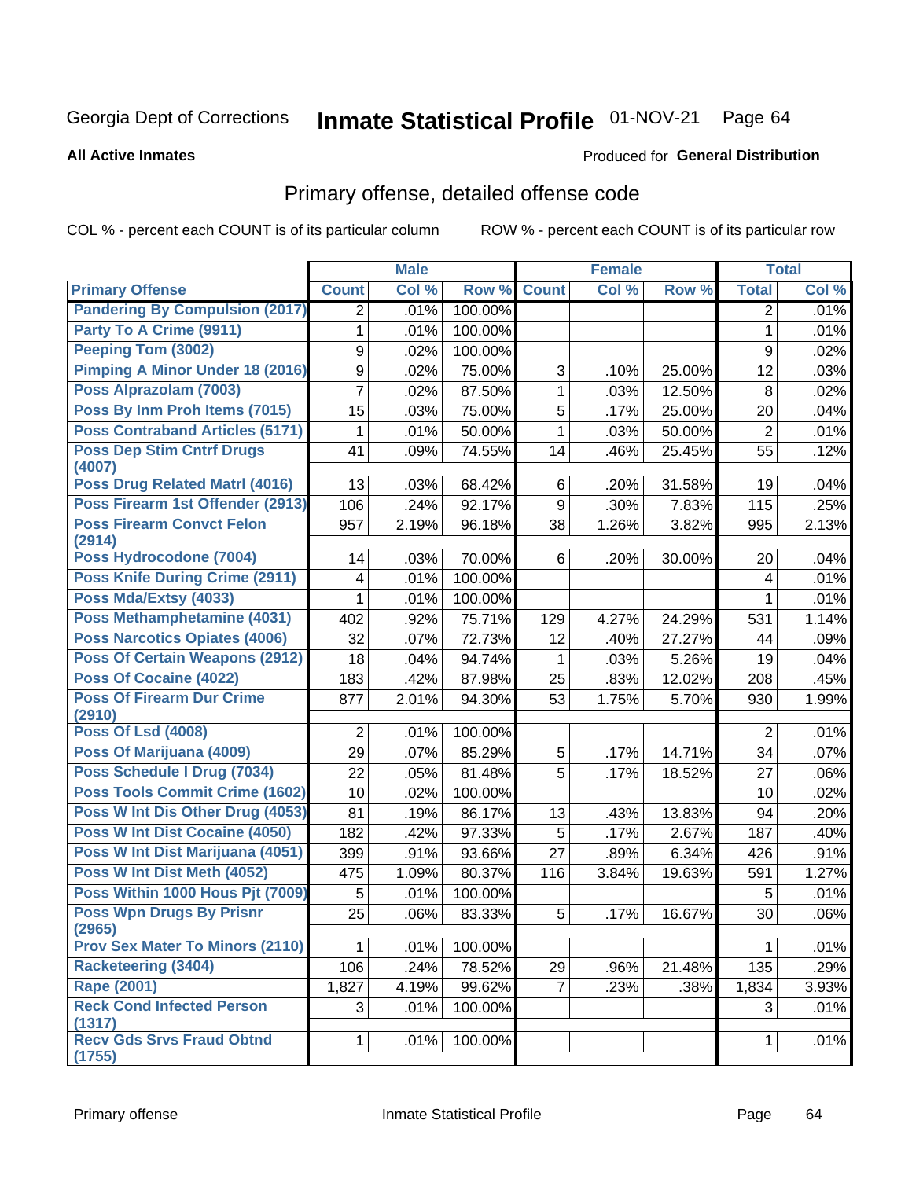Georgia Dept of Corrections **Inmate Statistical Profile** 01-NOV-21 Page 64

**All Active Inmates**

Produced for **General Distribution**

## Primary offense, detailed offense code

COL % - percent each COUNT is of its particular column ROW % - percent each COUNT is of its particular row

| | Male | | | Female | | | Total | |
|---|---|---|---|---|---|---|---|---|
| **Primary Offense** | **Count** | **Col %** | **Row %** | **Count** | **Col %** | **Row %** | **Total** | **Col %** |
| Pandering By Compulsion (2017) | 2 | .01% | 100.00% | | | | 2 | .01% |
| Party To A Crime (9911) | 1 | .01% | 100.00% | | | | 1 | .01% |
| Peeping Tom (3002) | 9 | .02% | 100.00% | | | | 9 | .02% |
| Pimping A Minor Under 18 (2016) | 9 | .02% | 75.00% | 3 | .10% | 25.00% | 12 | .03% |
| Poss Alprazolam (7003) | 7 | .02% | 87.50% | 1 | .03% | 12.50% | 8 | .02% |
| Poss By Inm Proh Items (7015) | 15 | .03% | 75.00% | 5 | .17% | 25.00% | 20 | .04% |
| Poss Contraband Articles (5171) | 1 | .01% | 50.00% | 1 | .03% | 50.00% | 2 | .01% |
| Poss Dep Stim Cntrf Drugs (4007) | 41 | .09% | 74.55% | 14 | .46% | 25.45% | 55 | .12% |
| Poss Drug Related Matrl (4016) | 13 | .03% | 68.42% | 6 | .20% | 31.58% | 19 | .04% |
| Poss Firearm 1st Offender (2913) | 106 | .24% | 92.17% | 9 | .30% | 7.83% | 115 | .25% |
| Poss Firearm Convct Felon (2914) | 957 | 2.19% | 96.18% | 38 | 1.26% | 3.82% | 995 | 2.13% |
| Poss Hydrocodone (7004) | 14 | .03% | 70.00% | 6 | .20% | 30.00% | 20 | .04% |
| Poss Knife During Crime (2911) | 4 | .01% | 100.00% | | | | 4 | .01% |
| Poss Mda/Extsy (4033) | 1 | .01% | 100.00% | | | | 1 | .01% |
| Poss Methamphetamine (4031) | 402 | .92% | 75.71% | 129 | 4.27% | 24.29% | 531 | 1.14% |
| Poss Narcotics Opiates (4006) | 32 | .07% | 72.73% | 12 | .40% | 27.27% | 44 | .09% |
| Poss Of Certain Weapons (2912) | 18 | .04% | 94.74% | 1 | .03% | 5.26% | 19 | .04% |
| Poss Of Cocaine (4022) | 183 | .42% | 87.98% | 25 | .83% | 12.02% | 208 | .45% |
| Poss Of Firearm Dur Crime (2910) | 877 | 2.01% | 94.30% | 53 | 1.75% | 5.70% | 930 | 1.99% |
| Poss Of Lsd (4008) | 2 | .01% | 100.00% | | | | 2 | .01% |
| Poss Of Marijuana (4009) | 29 | .07% | 85.29% | 5 | .17% | 14.71% | 34 | .07% |
| Poss Schedule I Drug (7034) | 22 | .05% | 81.48% | 5 | .17% | 18.52% | 27 | .06% |
| Poss Tools Commit Crime (1602) | 10 | .02% | 100.00% | | | | 10 | .02% |
| Poss W Int Dis Other Drug (4053) | 81 | .19% | 86.17% | 13 | .43% | 13.83% | 94 | .20% |
| Poss W Int Dist Cocaine (4050) | 182 | .42% | 97.33% | 5 | .17% | 2.67% | 187 | .40% |
| Poss W Int Dist Marijuana (4051) | 399 | .91% | 93.66% | 27 | .89% | 6.34% | 426 | .91% |
| Poss W Int Dist Meth (4052) | 475 | 1.09% | 80.37% | 116 | 3.84% | 19.63% | 591 | 1.27% |
| Poss Within 1000 Hous Pjt (7009) | 5 | .01% | 100.00% | | | | 5 | .01% |
| Poss Wpn Drugs By Prisnr (2965) | 25 | .06% | 83.33% | 5 | .17% | 16.67% | 30 | .06% |
| Prov Sex Mater To Minors (2110) | 1 | .01% | 100.00% | | | | 1 | .01% |
| Racketeering (3404) | 106 | .24% | 78.52% | 29 | .96% | 21.48% | 135 | .29% |
| Rape (2001) | 1,827 | 4.19% | 99.62% | 7 | .23% | .38% | 1,834 | 3.93% |
| Reck Cond Infected Person (1317) | 3 | .01% | 100.00% | | | | 3 | .01% |
| Recv Gds Srvs Fraud Obtnd (1755) | 1 | .01% | 100.00% | | | | 1 | .01% |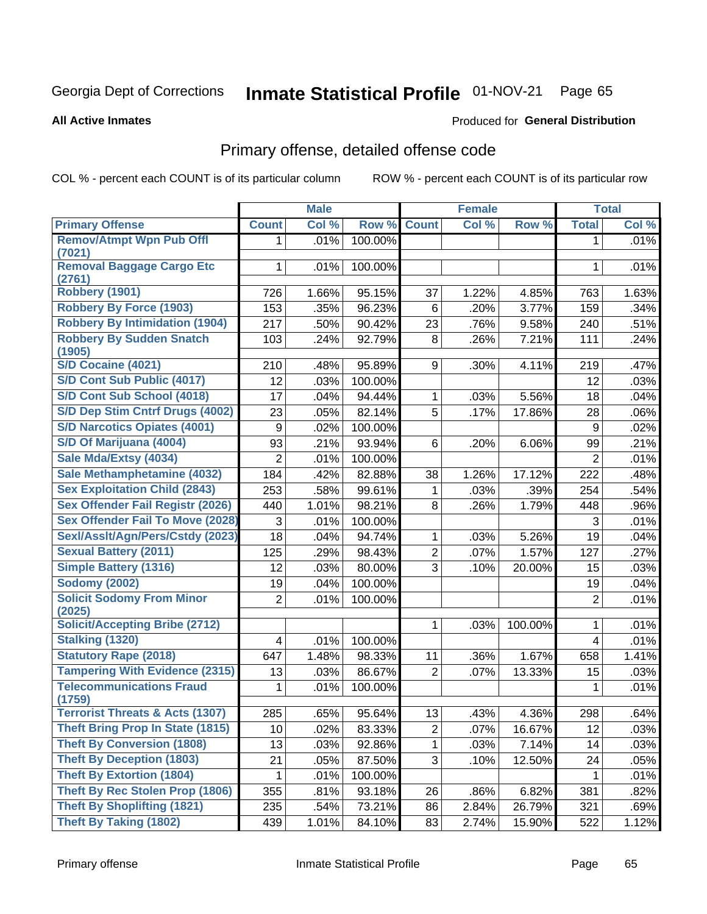Georgia Dept of Corrections **Inmate Statistical Profile** 01-NOV-21

**All Active Inmates**

Produced for **General Distribution**

## Primary offense, detailed offense code

COL % - percent each COUNT is of its particular column

ROW % - percent each COUNT is of its particular row

| | Male | | | Female | | | Total | |
|---|---|---|---|---|---|---|---|---|
| **Primary Offense** | **Count** | **Col %** | **Row %** | **Count** | **Col %** | **Row %** | **Total** | **Col %** |
| **Remov/Atmpt Wpn Pub Offl (7021)** | 1 | .01% | 100.00% | | | | 1 | .01% |
| **Removal Baggage Cargo Etc (2761)** | 1 | .01% | 100.00% | | | | 1 | .01% |
| **Robbery (1901)** | 726 | 1.66% | 95.15% | 37 | 1.22% | 4.85% | 763 | 1.63% |
| **Robbery By Force (1903)** | 153 | .35% | 96.23% | 6 | .20% | 3.77% | 159 | .34% |
| **Robbery By Intimidation (1904)** | 217 | .50% | 90.42% | 23 | .76% | 9.58% | 240 | .51% |
| **Robbery By Sudden Snatch (1905)** | 103 | .24% | 92.79% | 8 | .26% | 7.21% | 111 | .24% |
| **S/D Cocaine (4021)** | 210 | .48% | 95.89% | 9 | .30% | 4.11% | 219 | .47% |
| **S/D Cont Sub Public (4017)** | 12 | .03% | 100.00% | | | | 12 | .03% |
| **S/D Cont Sub School (4018)** | 17 | .04% | 94.44% | 1 | .03% | 5.56% | 18 | .04% |
| **S/D Dep Stim Cntrf Drugs (4002)** | 23 | .05% | 82.14% | 5 | .17% | 17.86% | 28 | .06% |
| **S/D Narcotics Opiates (4001)** | 9 | .02% | 100.00% | | | | 9 | .02% |
| **S/D Of Marijuana (4004)** | 93 | .21% | 93.94% | 6 | .20% | 6.06% | 99 | .21% |
| **Sale Mda/Extsy (4034)** | 2 | .01% | 100.00% | | | | 2 | .01% |
| **Sale Methamphetamine (4032)** | 184 | .42% | 82.88% | 38 | 1.26% | 17.12% | 222 | .48% |
| **Sex Exploitation Child (2843)** | 253 | .58% | 99.61% | 1 | .03% | .39% | 254 | .54% |
| **Sex Offender Fail Registr (2026)** | 440 | 1.01% | 98.21% | 8 | .26% | 1.79% | 448 | .96% |
| **Sex Offender Fail To Move (2028)** | 3 | .01% | 100.00% | | | | 3 | .01% |
| **Sexl/Asslt/Agn/Pers/Cstdy (2023)** | 18 | .04% | 94.74% | 1 | .03% | 5.26% | 19 | .04% |
| **Sexual Battery (2011)** | 125 | .29% | 98.43% | 2 | .07% | 1.57% | 127 | .27% |
| **Simple Battery (1316)** | 12 | .03% | 80.00% | 3 | .10% | 20.00% | 15 | .03% |
| **Sodomy (2002)** | 19 | .04% | 100.00% | | | | 19 | .04% |
| **Solicit Sodomy From Minor (2025)** | 2 | .01% | 100.00% | | | | 2 | .01% |
| **Solicit/Accepting Bribe (2712)** | | | | 1 | .03% | 100.00% | 1 | .01% |
| **Stalking (1320)** | 4 | .01% | 100.00% | | | | 4 | .01% |
| **Statutory Rape (2018)** | 647 | 1.48% | 98.33% | 11 | .36% | 1.67% | 658 | 1.41% |
| **Tampering With Evidence (2315)** | 13 | .03% | 86.67% | 2 | .07% | 13.33% | 15 | .03% |
| **Telecommunications Fraud (1759)** | 1 | .01% | 100.00% | | | | 1 | .01% |
| **Terrorist Threats & Acts (1307)** | 285 | .65% | 95.64% | 13 | .43% | 4.36% | 298 | .64% |
| **Theft Bring Prop In State (1815)** | 10 | .02% | 83.33% | 2 | .07% | 16.67% | 12 | .03% |
| **Theft By Conversion (1808)** | 13 | .03% | 92.86% | 1 | .03% | 7.14% | 14 | .03% |
| **Theft By Deception (1803)** | 21 | .05% | 87.50% | 3 | .10% | 12.50% | 24 | .05% |
| **Theft By Extortion (1804)** | 1 | .01% | 100.00% | | | | 1 | .01% |
| **Theft By Rec Stolen Prop (1806)** | 355 | .81% | 93.18% | 26 | .86% | 6.82% | 381 | .82% |
| **Theft By Shoplifting (1821)** | 235 | .54% | 73.21% | 86 | 2.84% | 26.79% | 321 | .69% |
| **Theft By Taking (1802)** | 439 | 1.01% | 84.10% | 83 | 2.74% | 15.90% | 522 | 1.12% |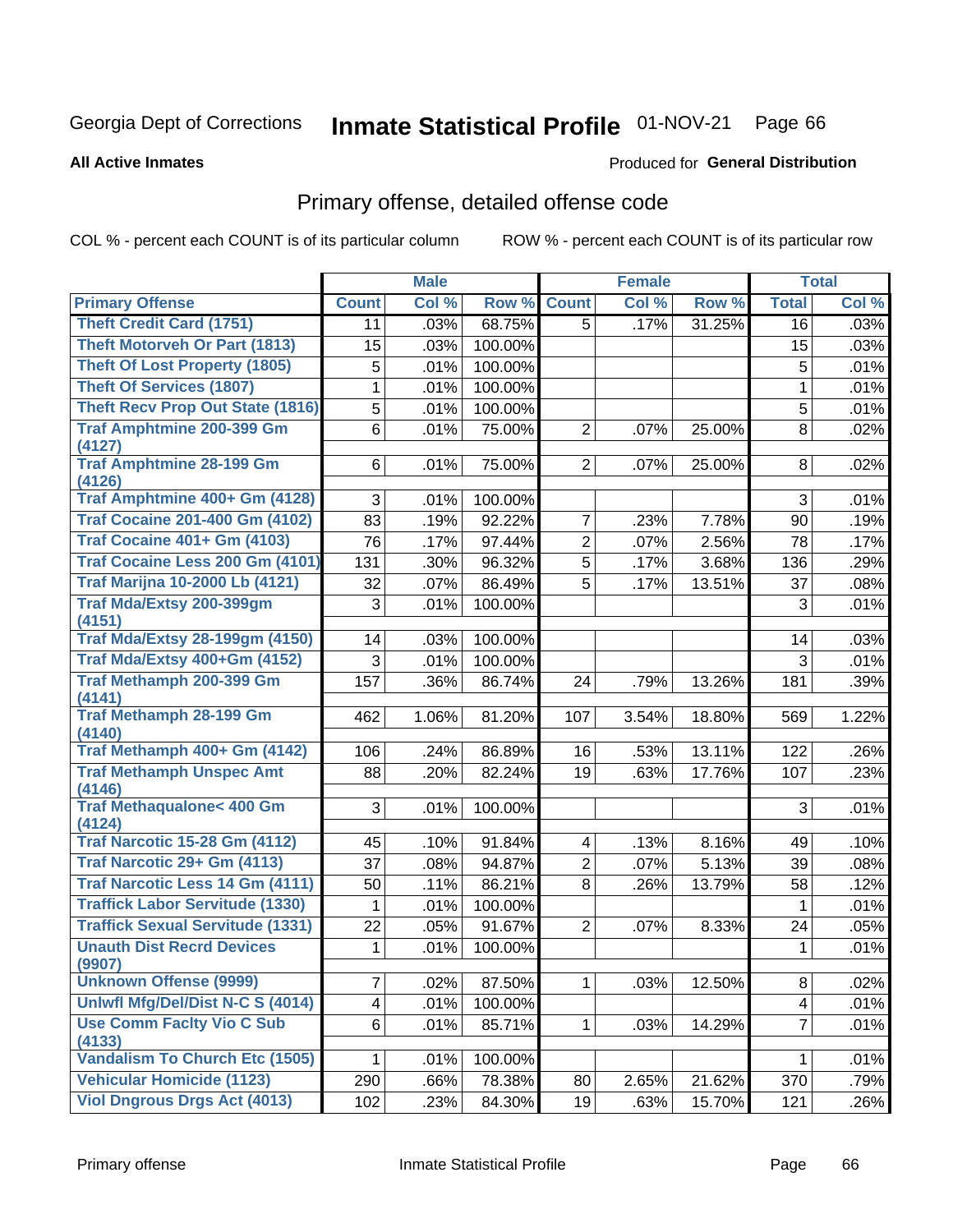Georgia Dept of Corrections **Inmate Statistical Profile** 01-NOV-21

**All Active Inmates**

Produced for **General Distribution**

## Primary offense, detailed offense code

COL % - percent each COUNT is of its particular column

ROW % - percent each COUNT is of its particular row

| | Male | | | Female | | | Total | |
|---|---|---|---|---|---|---|---|---|
| **Primary Offense** | **Count** | **Col %** | **Row %** | **Count** | **Col %** | **Row %** | **Total** | **Col %** |
| Theft Credit Card (1751) | 11 | .03% | 68.75% | 5 | .17% | 31.25% | 16 | .03% |
| Theft Motorveh Or Part (1813) | 15 | .03% | 100.00% | | | | 15 | .03% |
| Theft Of Lost Property (1805) | 5 | .01% | 100.00% | | | | 5 | .01% |
| Theft Of Services (1807) | 1 | .01% | 100.00% | | | | 1 | .01% |
| Theft Recv Prop Out State (1816) | 5 | .01% | 100.00% | | | | 5 | .01% |
| Traf Amphtmine 200-399 Gm (4127) | 6 | .01% | 75.00% | 2 | .07% | 25.00% | 8 | .02% |
| Traf Amphtmine 28-199 Gm (4126) | 6 | .01% | 75.00% | 2 | .07% | 25.00% | 8 | .02% |
| Traf Amphtmine 400+ Gm (4128) | 3 | .01% | 100.00% | | | | 3 | .01% |
| Traf Cocaine 201-400 Gm (4102) | 83 | .19% | 92.22% | 7 | .23% | 7.78% | 90 | .19% |
| Traf Cocaine 401+ Gm (4103) | 76 | .17% | 97.44% | 2 | .07% | 2.56% | 78 | .17% |
| Traf Cocaine Less 200 Gm (4101) | 131 | .30% | 96.32% | 5 | .17% | 3.68% | 136 | .29% |
| Traf Marijna 10-2000 Lb (4121) | 32 | .07% | 86.49% | 5 | .17% | 13.51% | 37 | .08% |
| Traf Mda/Extsy 200-399gm (4151) | 3 | .01% | 100.00% | | | | 3 | .01% |
| Traf Mda/Extsy 28-199gm (4150) | 14 | .03% | 100.00% | | | | 14 | .03% |
| Traf Mda/Extsy 400+Gm (4152) | 3 | .01% | 100.00% | | | | 3 | .01% |
| Traf Methamph 200-399 Gm (4141) | 157 | .36% | 86.74% | 24 | .79% | 13.26% | 181 | .39% |
| Traf Methamph 28-199 Gm (4140) | 462 | 1.06% | 81.20% | 107 | 3.54% | 18.80% | 569 | 1.22% |
| Traf Methamph 400+ Gm (4142) | 106 | .24% | 86.89% | 16 | .53% | 13.11% | 122 | .26% |
| Traf Methamph Unspec Amt (4146) | 88 | .20% | 82.24% | 19 | .63% | 17.76% | 107 | .23% |
| Traf Methaqualone< 400 Gm (4124) | 3 | .01% | 100.00% | | | | 3 | .01% |
| Traf Narcotic 15-28 Gm (4112) | 45 | .10% | 91.84% | 4 | .13% | 8.16% | 49 | .10% |
| Traf Narcotic 29+ Gm (4113) | 37 | .08% | 94.87% | 2 | .07% | 5.13% | 39 | .08% |
| Traf Narcotic Less 14 Gm (4111) | 50 | .11% | 86.21% | 8 | .26% | 13.79% | 58 | .12% |
| Traffick Labor Servitude (1330) | 1 | .01% | 100.00% | | | | 1 | .01% |
| Traffick Sexual Servitude (1331) | 22 | .05% | 91.67% | 2 | .07% | 8.33% | 24 | .05% |
| Unauth Dist Recrd Devices (9907) | 1 | .01% | 100.00% | | | | 1 | .01% |
| Unknown Offense (9999) | 7 | .02% | 87.50% | 1 | .03% | 12.50% | 8 | .02% |
| Unlwfl Mfg/Del/Dist N-C S (4014) | 4 | .01% | 100.00% | | | | 4 | .01% |
| Use Comm Faclty Vio C Sub (4133) | 6 | .01% | 85.71% | 1 | .03% | 14.29% | 7 | .01% |
| Vandalism To Church Etc (1505) | 1 | .01% | 100.00% | | | | 1 | .01% |
| Vehicular Homicide (1123) | 290 | .66% | 78.38% | 80 | 2.65% | 21.62% | 370 | .79% |
| Viol Dngrous Drgs Act (4013) | 102 | .23% | 84.30% | 19 | .63% | 15.70% | 121 | .26% |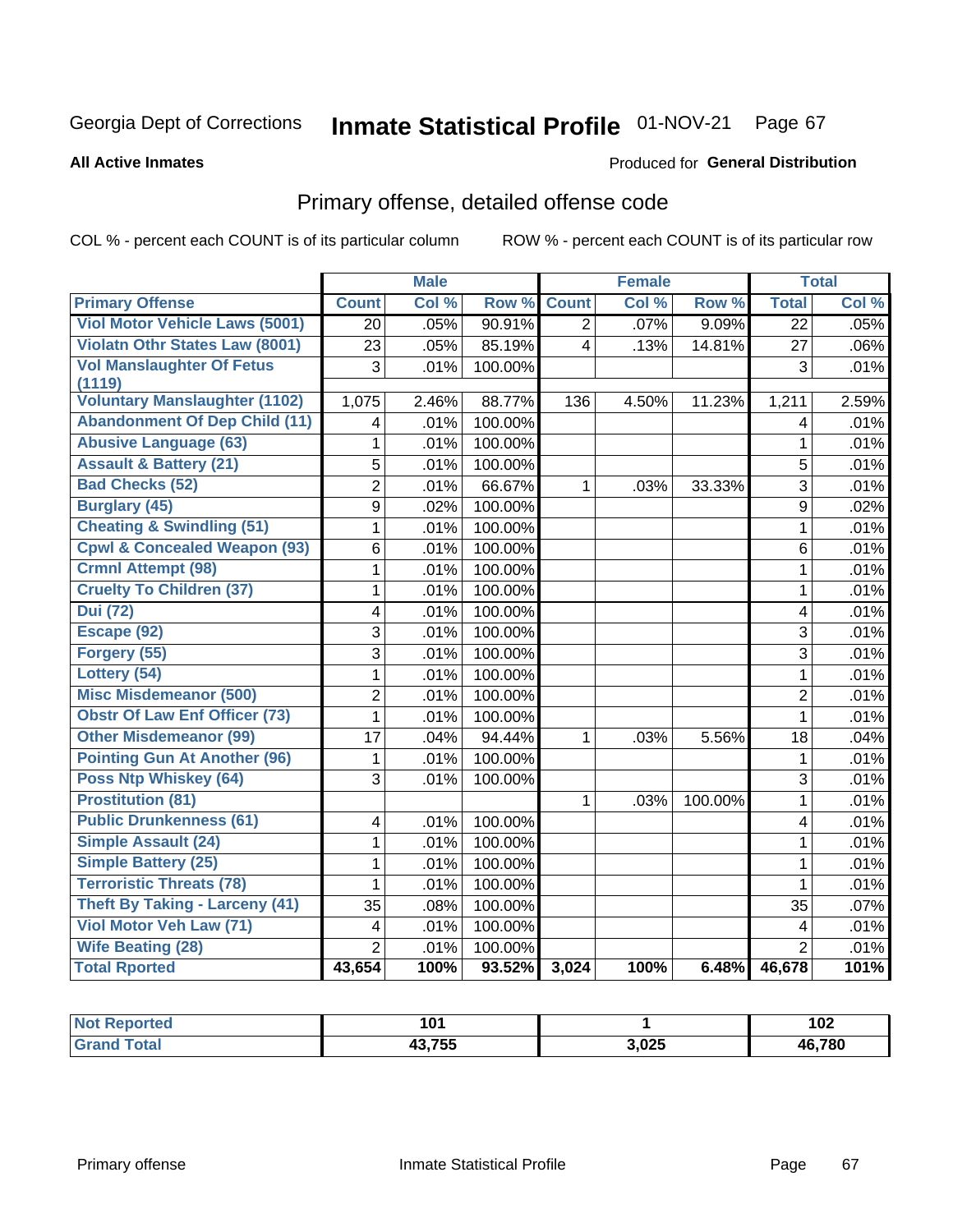Georgia Dept of Corrections **Inmate Statistical Profile** 01-NOV-21

**All Active Inmates**

Produced for **General Distribution**

## Primary offense, detailed offense code

COL % - percent each COUNT is of its particular column

ROW % - percent each COUNT is of its particular row

| | Male | | | Female | | | Total | |
|---|---|---|---|---|---|---|---|---|
| **Primary Offense** | **Count** | **Col %** | **Row %** | **Count** | **Col %** | **Row %** | **Total** | **Col %** |
| Viol Motor Vehicle Laws (5001) | 20 | .05% | 90.91% | 2 | .07% | 9.09% | 22 | .05% |
| Violatn Othr States Law (8001) | 23 | .05% | 85.19% | 4 | .13% | 14.81% | 27 | .06% |
| Vol Manslaughter Of Fetus (1119) | 3 | .01% | 100.00% | | | | 3 | .01% |
| Voluntary Manslaughter (1102) | 1,075 | 2.46% | 88.77% | 136 | 4.50% | 11.23% | 1,211 | 2.59% |
| Abandonment Of Dep Child (11) | 4 | .01% | 100.00% | | | | 4 | .01% |
| Abusive Language (63) | 1 | .01% | 100.00% | | | | 1 | .01% |
| Assault & Battery (21) | 5 | .01% | 100.00% | | | | 5 | .01% |
| Bad Checks (52) | 2 | .01% | 66.67% | 1 | .03% | 33.33% | 3 | .01% |
| Burglary (45) | 9 | .02% | 100.00% | | | | 9 | .02% |
| Cheating & Swindling (51) | 1 | .01% | 100.00% | | | | 1 | .01% |
| Cpwl & Concealed Weapon (93) | 6 | .01% | 100.00% | | | | 6 | .01% |
| Crmnl Attempt (98) | 1 | .01% | 100.00% | | | | 1 | .01% |
| Cruelty To Children (37) | 1 | .01% | 100.00% | | | | 1 | .01% |
| Dui (72) | 4 | .01% | 100.00% | | | | 4 | .01% |
| Escape (92) | 3 | .01% | 100.00% | | | | 3 | .01% |
| Forgery (55) | 3 | .01% | 100.00% | | | | 3 | .01% |
| Lottery (54) | 1 | .01% | 100.00% | | | | 1 | .01% |
| Misc Misdemeanor (500) | 2 | .01% | 100.00% | | | | 2 | .01% |
| Obstr Of Law Enf Officer (73) | 1 | .01% | 100.00% | | | | 1 | .01% |
| Other Misdemeanor (99) | 17 | .04% | 94.44% | 1 | .03% | 5.56% | 18 | .04% |
| Pointing Gun At Another (96) | 1 | .01% | 100.00% | | | | 1 | .01% |
| Poss Ntp Whiskey (64) | 3 | .01% | 100.00% | | | | 3 | .01% |
| Prostitution (81) | | | | 1 | .03% | 100.00% | 1 | .01% |
| Public Drunkenness (61) | 4 | .01% | 100.00% | | | | 4 | .01% |
| Simple Assault (24) | 1 | .01% | 100.00% | | | | 1 | .01% |
| Simple Battery (25) | 1 | .01% | 100.00% | | | | 1 | .01% |
| Terroristic Threats (78) | 1 | .01% | 100.00% | | | | 1 | .01% |
| Theft By Taking - Larceny (41) | 35 | .08% | 100.00% | | | | 35 | .07% |
| Viol Motor Veh Law (71) | 4 | .01% | 100.00% | | | | 4 | .01% |
| Wife Beating (28) | 2 | .01% | 100.00% | | | | 2 | .01% |
| **Total Rported** | **43,654** | **100%** | **93.52%** | **3,024** | **100%** | **6.48%** | **46,678** | **101%** |

| | Male | Female | Total |
|---|---|---|---|
| Not Reported | 101 | 1 | 102 |
| Grand Total | 43,755 | 3,025 | 46,780 |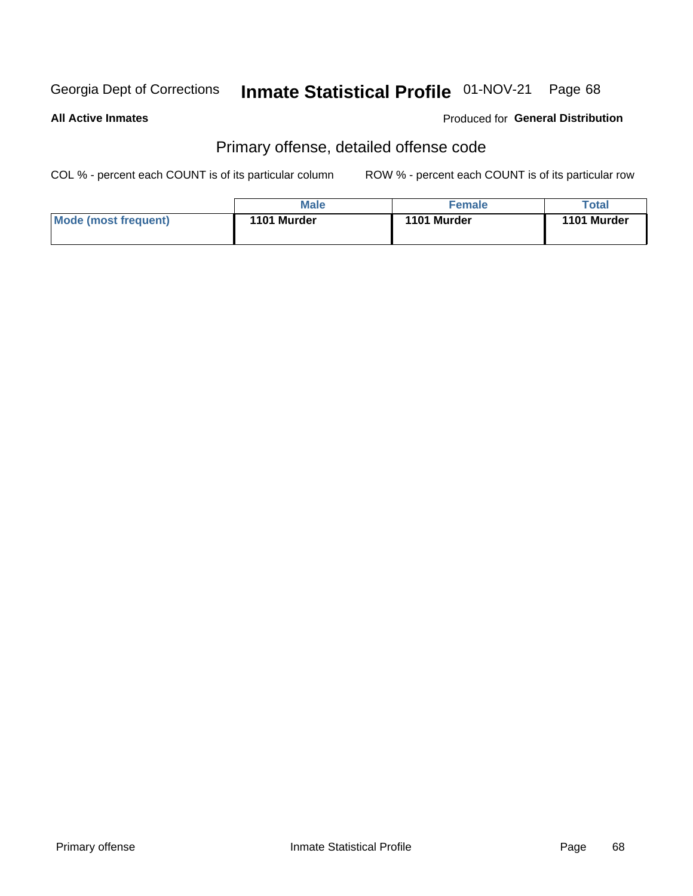Georgia Dept of Corrections **Inmate Statistical Profile** 01-NOV-21

**All Active Inmates**

Produced for **General Distribution**

## Primary offense, detailed offense code

COL % - percent each COUNT is of its particular column

ROW % - percent each COUNT is of its particular row

| | Male | Female | Total |
|---|---|---|---|
| Mode (most frequent) | 1101 Murder | 1101 Murder | 1101 Murder |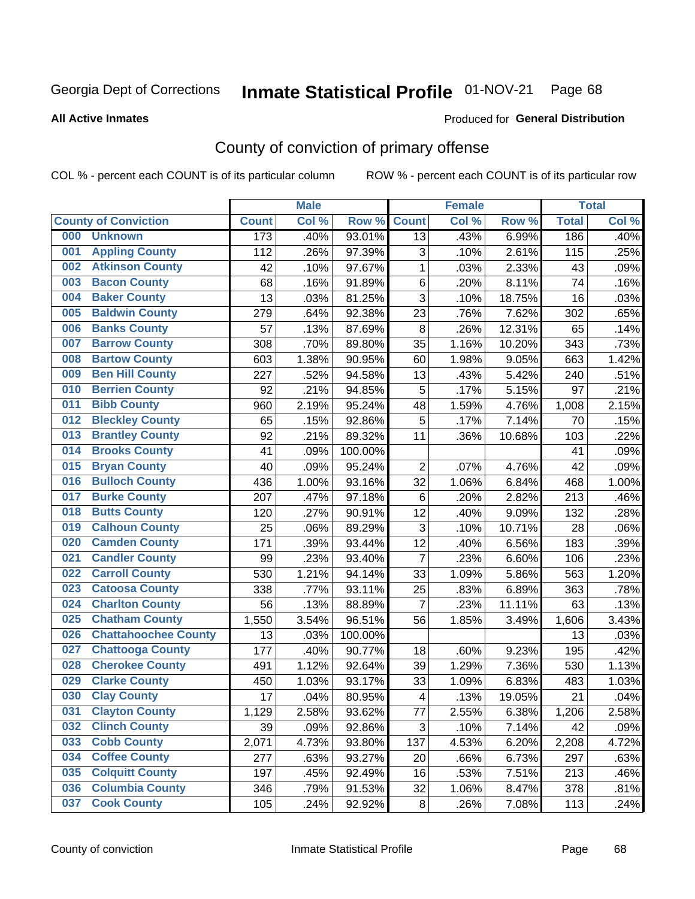Georgia Dept of Corrections

# Inmate Statistical Profile

01-NOV-21

**All Active Inmates**

Produced for **General Distribution**

## County of conviction of primary offense

COL % - percent each COUNT is of its particular column

ROW % - percent each COUNT is of its particular row

| County of Conviction | Male | | | Female | | | Total | |
|---|---|---|---|---|---|---|---|---|
| | Count | Col % | Row % | Count | Col % | Row % | Total | Col % |
| 000 Unknown | 173 | .40% | 93.01% | 13 | .43% | 6.99% | 186 | .40% |
| 001 Appling County | 112 | .26% | 97.39% | 3 | .10% | 2.61% | 115 | .25% |
| 002 Atkinson County | 42 | .10% | 97.67% | 1 | .03% | 2.33% | 43 | .09% |
| 003 Bacon County | 68 | .16% | 91.89% | 6 | .20% | 8.11% | 74 | .16% |
| 004 Baker County | 13 | .03% | 81.25% | 3 | .10% | 18.75% | 16 | .03% |
| 005 Baldwin County | 279 | .64% | 92.38% | 23 | .76% | 7.62% | 302 | .65% |
| 006 Banks County | 57 | .13% | 87.69% | 8 | .26% | 12.31% | 65 | .14% |
| 007 Barrow County | 308 | .70% | 89.80% | 35 | 1.16% | 10.20% | 343 | .73% |
| 008 Bartow County | 603 | 1.38% | 90.95% | 60 | 1.98% | 9.05% | 663 | 1.42% |
| 009 Ben Hill County | 227 | .52% | 94.58% | 13 | .43% | 5.42% | 240 | .51% |
| 010 Berrien County | 92 | .21% | 94.85% | 5 | .17% | 5.15% | 97 | .21% |
| 011 Bibb County | 960 | 2.19% | 95.24% | 48 | 1.59% | 4.76% | 1,008 | 2.15% |
| 012 Bleckley County | 65 | .15% | 92.86% | 5 | .17% | 7.14% | 70 | .15% |
| 013 Brantley County | 92 | .21% | 89.32% | 11 | .36% | 10.68% | 103 | .22% |
| 014 Brooks County | 41 | .09% | 100.00% | | | | 41 | .09% |
| 015 Bryan County | 40 | .09% | 95.24% | 2 | .07% | 4.76% | 42 | .09% |
| 016 Bulloch County | 436 | 1.00% | 93.16% | 32 | 1.06% | 6.84% | 468 | 1.00% |
| 017 Burke County | 207 | .47% | 97.18% | 6 | .20% | 2.82% | 213 | .46% |
| 018 Butts County | 120 | .27% | 90.91% | 12 | .40% | 9.09% | 132 | .28% |
| 019 Calhoun County | 25 | .06% | 89.29% | 3 | .10% | 10.71% | 28 | .06% |
| 020 Camden County | 171 | .39% | 93.44% | 12 | .40% | 6.56% | 183 | .39% |
| 021 Candler County | 99 | .23% | 93.40% | 7 | .23% | 6.60% | 106 | .23% |
| 022 Carroll County | 530 | 1.21% | 94.14% | 33 | 1.09% | 5.86% | 563 | 1.20% |
| 023 Catoosa County | 338 | .77% | 93.11% | 25 | .83% | 6.89% | 363 | .78% |
| 024 Charlton County | 56 | .13% | 88.89% | 7 | .23% | 11.11% | 63 | .13% |
| 025 Chatham County | 1,550 | 3.54% | 96.51% | 56 | 1.85% | 3.49% | 1,606 | 3.43% |
| 026 Chattahoochee County | 13 | .03% | 100.00% | | | | 13 | .03% |
| 027 Chattooga County | 177 | .40% | 90.77% | 18 | .60% | 9.23% | 195 | .42% |
| 028 Cherokee County | 491 | 1.12% | 92.64% | 39 | 1.29% | 7.36% | 530 | 1.13% |
| 029 Clarke County | 450 | 1.03% | 93.17% | 33 | 1.09% | 6.83% | 483 | 1.03% |
| 030 Clay County | 17 | .04% | 80.95% | 4 | .13% | 19.05% | 21 | .04% |
| 031 Clayton County | 1,129 | 2.58% | 93.62% | 77 | 2.55% | 6.38% | 1,206 | 2.58% |
| 032 Clinch County | 39 | .09% | 92.86% | 3 | .10% | 7.14% | 42 | .09% |
| 033 Cobb County | 2,071 | 4.73% | 93.80% | 137 | 4.53% | 6.20% | 2,208 | 4.72% |
| 034 Coffee County | 277 | .63% | 93.27% | 20 | .66% | 6.73% | 297 | .63% |
| 035 Colquitt County | 197 | .45% | 92.49% | 16 | .53% | 7.51% | 213 | .46% |
| 036 Columbia County | 346 | .79% | 91.53% | 32 | 1.06% | 8.47% | 378 | .81% |
| 037 Cook County | 105 | .24% | 92.92% | 8 | .26% | 7.08% | 113 | .24% |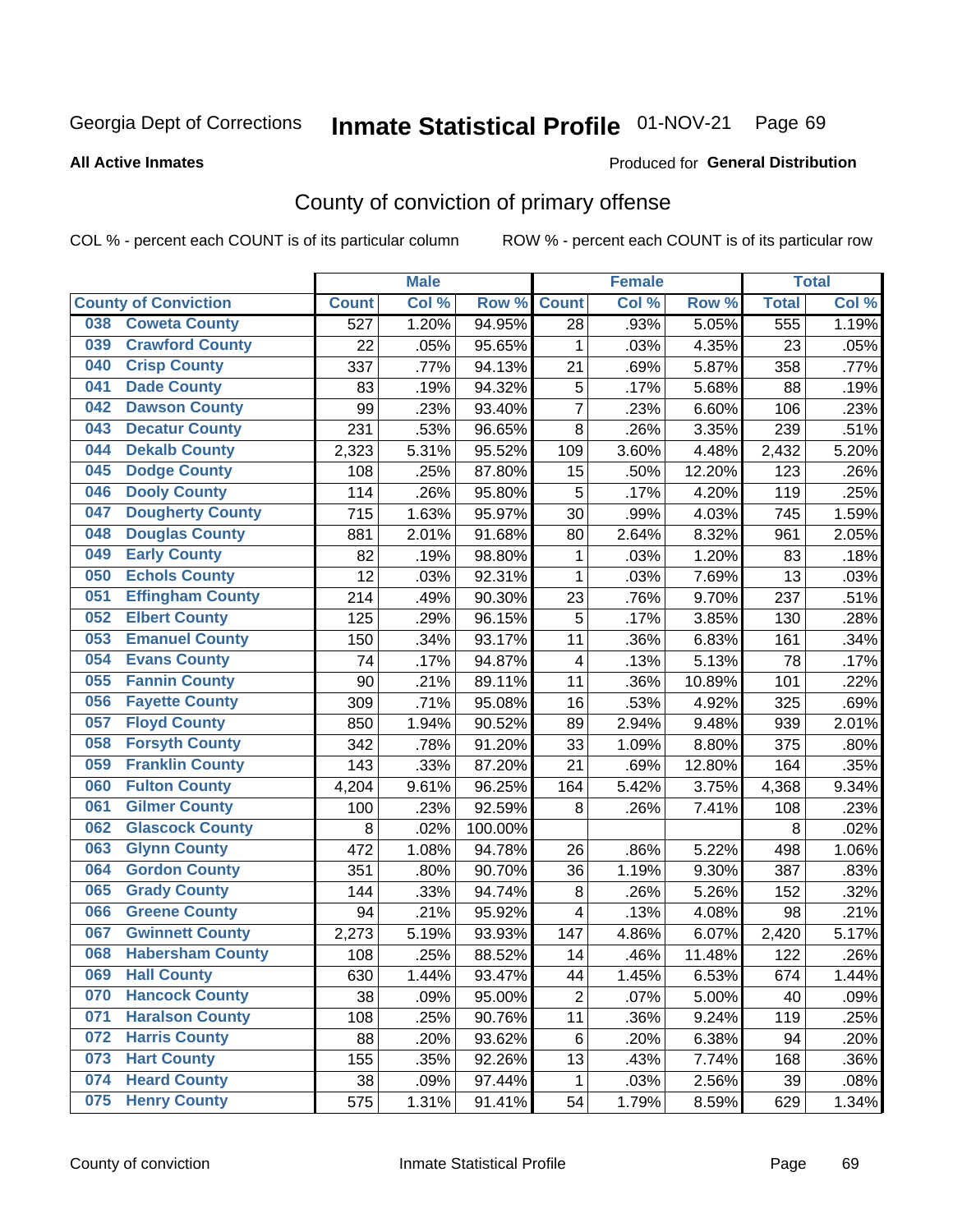Georgia Dept of Corrections **Inmate Statistical Profile** 01-NOV-21 Page 69

**All Active Inmates**

Produced for **General Distribution**

## County of conviction of primary offense

COL % - percent each COUNT is of its particular column ROW % - percent each COUNT is of its particular row

| County of Conviction | | Male | | | Female | | | Total | |
|---|---|---|---|---|---|---|---|---|---|
| | | Count | Col % | Row % | Count | Col % | Row % | Total | Col % |
| 038 | Coweta County | 527 | 1.20% | 94.95% | 28 | .93% | 5.05% | 555 | 1.19% |
| 039 | Crawford County | 22 | .05% | 95.65% | 1 | .03% | 4.35% | 23 | .05% |
| 040 | Crisp County | 337 | .77% | 94.13% | 21 | .69% | 5.87% | 358 | .77% |
| 041 | Dade County | 83 | .19% | 94.32% | 5 | .17% | 5.68% | 88 | .19% |
| 042 | Dawson County | 99 | .23% | 93.40% | 7 | .23% | 6.60% | 106 | .23% |
| 043 | Decatur County | 231 | .53% | 96.65% | 8 | .26% | 3.35% | 239 | .51% |
| 044 | Dekalb County | 2,323 | 5.31% | 95.52% | 109 | 3.60% | 4.48% | 2,432 | 5.20% |
| 045 | Dodge County | 108 | .25% | 87.80% | 15 | .50% | 12.20% | 123 | .26% |
| 046 | Dooly County | 114 | .26% | 95.80% | 5 | .17% | 4.20% | 119 | .25% |
| 047 | Dougherty County | 715 | 1.63% | 95.97% | 30 | .99% | 4.03% | 745 | 1.59% |
| 048 | Douglas County | 881 | 2.01% | 91.68% | 80 | 2.64% | 8.32% | 961 | 2.05% |
| 049 | Early County | 82 | .19% | 98.80% | 1 | .03% | 1.20% | 83 | .18% |
| 050 | Echols County | 12 | .03% | 92.31% | 1 | .03% | 7.69% | 13 | .03% |
| 051 | Effingham County | 214 | .49% | 90.30% | 23 | .76% | 9.70% | 237 | .51% |
| 052 | Elbert County | 125 | .29% | 96.15% | 5 | .17% | 3.85% | 130 | .28% |
| 053 | Emanuel County | 150 | .34% | 93.17% | 11 | .36% | 6.83% | 161 | .34% |
| 054 | Evans County | 74 | .17% | 94.87% | 4 | .13% | 5.13% | 78 | .17% |
| 055 | Fannin County | 90 | .21% | 89.11% | 11 | .36% | 10.89% | 101 | .22% |
| 056 | Fayette County | 309 | .71% | 95.08% | 16 | .53% | 4.92% | 325 | .69% |
| 057 | Floyd County | 850 | 1.94% | 90.52% | 89 | 2.94% | 9.48% | 939 | 2.01% |
| 058 | Forsyth County | 342 | .78% | 91.20% | 33 | 1.09% | 8.80% | 375 | .80% |
| 059 | Franklin County | 143 | .33% | 87.20% | 21 | .69% | 12.80% | 164 | .35% |
| 060 | Fulton County | 4,204 | 9.61% | 96.25% | 164 | 5.42% | 3.75% | 4,368 | 9.34% |
| 061 | Gilmer County | 100 | .23% | 92.59% | 8 | .26% | 7.41% | 108 | .23% |
| 062 | Glascock County | 8 | .02% | 100.00% | | | | 8 | .02% |
| 063 | Glynn County | 472 | 1.08% | 94.78% | 26 | .86% | 5.22% | 498 | 1.06% |
| 064 | Gordon County | 351 | .80% | 90.70% | 36 | 1.19% | 9.30% | 387 | .83% |
| 065 | Grady County | 144 | .33% | 94.74% | 8 | .26% | 5.26% | 152 | .32% |
| 066 | Greene County | 94 | .21% | 95.92% | 4 | .13% | 4.08% | 98 | .21% |
| 067 | Gwinnett County | 2,273 | 5.19% | 93.93% | 147 | 4.86% | 6.07% | 2,420 | 5.17% |
| 068 | Habersham County | 108 | .25% | 88.52% | 14 | .46% | 11.48% | 122 | .26% |
| 069 | Hall County | 630 | 1.44% | 93.47% | 44 | 1.45% | 6.53% | 674 | 1.44% |
| 070 | Hancock County | 38 | .09% | 95.00% | 2 | .07% | 5.00% | 40 | .09% |
| 071 | Haralson County | 108 | .25% | 90.76% | 11 | .36% | 9.24% | 119 | .25% |
| 072 | Harris County | 88 | .20% | 93.62% | 6 | .20% | 6.38% | 94 | .20% |
| 073 | Hart County | 155 | .35% | 92.26% | 13 | .43% | 7.74% | 168 | .36% |
| 074 | Heard County | 38 | .09% | 97.44% | 1 | .03% | 2.56% | 39 | .08% |
| 075 | Henry County | 575 | 1.31% | 91.41% | 54 | 1.79% | 8.59% | 629 | 1.34% |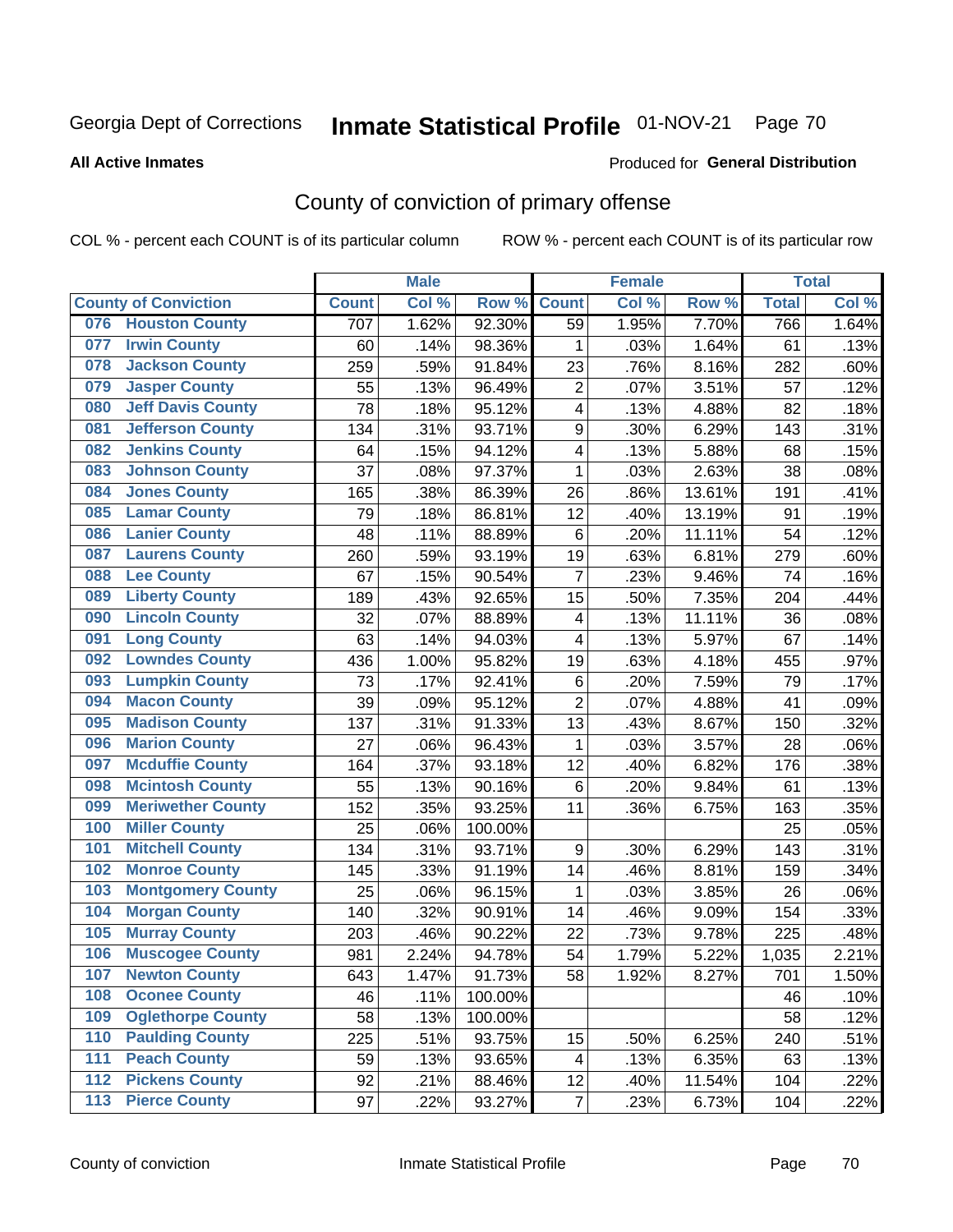Georgia Dept of Corrections **Inmate Statistical Profile** 01-NOV-21

**All Active Inmates**

Produced for **General Distribution**

## County of conviction of primary offense

COL % - percent each COUNT is of its particular column ROW % - percent each COUNT is of its particular row

| County of Conviction | Male | | | Female | | | Total | |
|---|---|---|---|---|---|---|---|---|
| | Count | Col % | Row % | Count | Col % | Row % | Total | Col % |
| 076 Houston County | 707 | 1.62% | 92.30% | 59 | 1.95% | 7.70% | 766 | 1.64% |
| 077 Irwin County | 60 | .14% | 98.36% | 1 | .03% | 1.64% | 61 | .13% |
| 078 Jackson County | 259 | .59% | 91.84% | 23 | .76% | 8.16% | 282 | .60% |
| 079 Jasper County | 55 | .13% | 96.49% | 2 | .07% | 3.51% | 57 | .12% |
| 080 Jeff Davis County | 78 | .18% | 95.12% | 4 | .13% | 4.88% | 82 | .18% |
| 081 Jefferson County | 134 | .31% | 93.71% | 9 | .30% | 6.29% | 143 | .31% |
| 082 Jenkins County | 64 | .15% | 94.12% | 4 | .13% | 5.88% | 68 | .15% |
| 083 Johnson County | 37 | .08% | 97.37% | 1 | .03% | 2.63% | 38 | .08% |
| 084 Jones County | 165 | .38% | 86.39% | 26 | .86% | 13.61% | 191 | .41% |
| 085 Lamar County | 79 | .18% | 86.81% | 12 | .40% | 13.19% | 91 | .19% |
| 086 Lanier County | 48 | .11% | 88.89% | 6 | .20% | 11.11% | 54 | .12% |
| 087 Laurens County | 260 | .59% | 93.19% | 19 | .63% | 6.81% | 279 | .60% |
| 088 Lee County | 67 | .15% | 90.54% | 7 | .23% | 9.46% | 74 | .16% |
| 089 Liberty County | 189 | .43% | 92.65% | 15 | .50% | 7.35% | 204 | .44% |
| 090 Lincoln County | 32 | .07% | 88.89% | 4 | .13% | 11.11% | 36 | .08% |
| 091 Long County | 63 | .14% | 94.03% | 4 | .13% | 5.97% | 67 | .14% |
| 092 Lowndes County | 436 | 1.00% | 95.82% | 19 | .63% | 4.18% | 455 | .97% |
| 093 Lumpkin County | 73 | .17% | 92.41% | 6 | .20% | 7.59% | 79 | .17% |
| 094 Macon County | 39 | .09% | 95.12% | 2 | .07% | 4.88% | 41 | .09% |
| 095 Madison County | 137 | .31% | 91.33% | 13 | .43% | 8.67% | 150 | .32% |
| 096 Marion County | 27 | .06% | 96.43% | 1 | .03% | 3.57% | 28 | .06% |
| 097 Mcduffie County | 164 | .37% | 93.18% | 12 | .40% | 6.82% | 176 | .38% |
| 098 Mcintosh County | 55 | .13% | 90.16% | 6 | .20% | 9.84% | 61 | .13% |
| 099 Meriwether County | 152 | .35% | 93.25% | 11 | .36% | 6.75% | 163 | .35% |
| 100 Miller County | 25 | .06% | 100.00% | | | | 25 | .05% |
| 101 Mitchell County | 134 | .31% | 93.71% | 9 | .30% | 6.29% | 143 | .31% |
| 102 Monroe County | 145 | .33% | 91.19% | 14 | .46% | 8.81% | 159 | .34% |
| 103 Montgomery County | 25 | .06% | 96.15% | 1 | .03% | 3.85% | 26 | .06% |
| 104 Morgan County | 140 | .32% | 90.91% | 14 | .46% | 9.09% | 154 | .33% |
| 105 Murray County | 203 | .46% | 90.22% | 22 | .73% | 9.78% | 225 | .48% |
| 106 Muscogee County | 981 | 2.24% | 94.78% | 54 | 1.79% | 5.22% | 1,035 | 2.21% |
| 107 Newton County | 643 | 1.47% | 91.73% | 58 | 1.92% | 8.27% | 701 | 1.50% |
| 108 Oconee County | 46 | .11% | 100.00% | | | | 46 | .10% |
| 109 Oglethorpe County | 58 | .13% | 100.00% | | | | 58 | .12% |
| 110 Paulding County | 225 | .51% | 93.75% | 15 | .50% | 6.25% | 240 | .51% |
| 111 Peach County | 59 | .13% | 93.65% | 4 | .13% | 6.35% | 63 | .13% |
| 112 Pickens County | 92 | .21% | 88.46% | 12 | .40% | 11.54% | 104 | .22% |
| 113 Pierce County | 97 | .22% | 93.27% | 7 | .23% | 6.73% | 104 | .22% |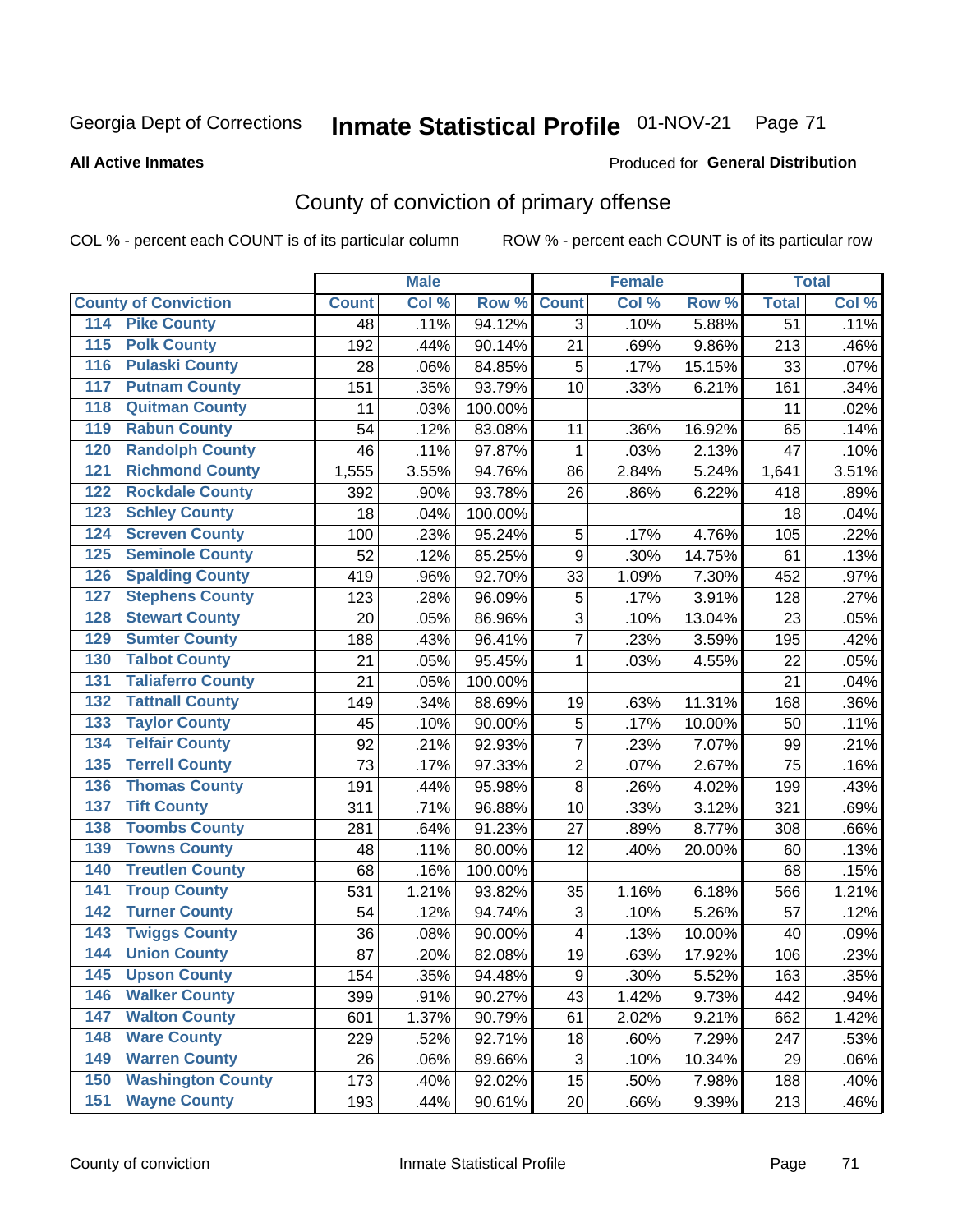Georgia Dept of Corrections **Inmate Statistical Profile** 01-NOV-21

**All Active Inmates**

Produced for **General Distribution**

## County of conviction of primary offense

COL % - percent each COUNT is of its particular column

ROW % - percent each COUNT is of its particular row

| County of Conviction | | Male | | | Female | | | Total | |
|---|---|---|---|---|---|---|---|---|---|
| | | Count | Col % | Row % | Count | Col % | Row % | Total | Col % |
| 114 | Pike County | 48 | .11% | 94.12% | 3 | .10% | 5.88% | 51 | .11% |
| 115 | Polk County | 192 | .44% | 90.14% | 21 | .69% | 9.86% | 213 | .46% |
| 116 | Pulaski County | 28 | .06% | 84.85% | 5 | .17% | 15.15% | 33 | .07% |
| 117 | Putnam County | 151 | .35% | 93.79% | 10 | .33% | 6.21% | 161 | .34% |
| 118 | Quitman County | 11 | .03% | 100.00% | | | | 11 | .02% |
| 119 | Rabun County | 54 | .12% | 83.08% | 11 | .36% | 16.92% | 65 | .14% |
| 120 | Randolph County | 46 | .11% | 97.87% | 1 | .03% | 2.13% | 47 | .10% |
| 121 | Richmond County | 1,555 | 3.55% | 94.76% | 86 | 2.84% | 5.24% | 1,641 | 3.51% |
| 122 | Rockdale County | 392 | .90% | 93.78% | 26 | .86% | 6.22% | 418 | .89% |
| 123 | Schley County | 18 | .04% | 100.00% | | | | 18 | .04% |
| 124 | Screven County | 100 | .23% | 95.24% | 5 | .17% | 4.76% | 105 | .22% |
| 125 | Seminole County | 52 | .12% | 85.25% | 9 | .30% | 14.75% | 61 | .13% |
| 126 | Spalding County | 419 | .96% | 92.70% | 33 | 1.09% | 7.30% | 452 | .97% |
| 127 | Stephens County | 123 | .28% | 96.09% | 5 | .17% | 3.91% | 128 | .27% |
| 128 | Stewart County | 20 | .05% | 86.96% | 3 | .10% | 13.04% | 23 | .05% |
| 129 | Sumter County | 188 | .43% | 96.41% | 7 | .23% | 3.59% | 195 | .42% |
| 130 | Talbot County | 21 | .05% | 95.45% | 1 | .03% | 4.55% | 22 | .05% |
| 131 | Taliaferro County | 21 | .05% | 100.00% | | | | 21 | .04% |
| 132 | Tattnall County | 149 | .34% | 88.69% | 19 | .63% | 11.31% | 168 | .36% |
| 133 | Taylor County | 45 | .10% | 90.00% | 5 | .17% | 10.00% | 50 | .11% |
| 134 | Telfair County | 92 | .21% | 92.93% | 7 | .23% | 7.07% | 99 | .21% |
| 135 | Terrell County | 73 | .17% | 97.33% | 2 | .07% | 2.67% | 75 | .16% |
| 136 | Thomas County | 191 | .44% | 95.98% | 8 | .26% | 4.02% | 199 | .43% |
| 137 | Tift County | 311 | .71% | 96.88% | 10 | .33% | 3.12% | 321 | .69% |
| 138 | Toombs County | 281 | .64% | 91.23% | 27 | .89% | 8.77% | 308 | .66% |
| 139 | Towns County | 48 | .11% | 80.00% | 12 | .40% | 20.00% | 60 | .13% |
| 140 | Treutlen County | 68 | .16% | 100.00% | | | | 68 | .15% |
| 141 | Troup County | 531 | 1.21% | 93.82% | 35 | 1.16% | 6.18% | 566 | 1.21% |
| 142 | Turner County | 54 | .12% | 94.74% | 3 | .10% | 5.26% | 57 | .12% |
| 143 | Twiggs County | 36 | .08% | 90.00% | 4 | .13% | 10.00% | 40 | .09% |
| 144 | Union County | 87 | .20% | 82.08% | 19 | .63% | 17.92% | 106 | .23% |
| 145 | Upson County | 154 | .35% | 94.48% | 9 | .30% | 5.52% | 163 | .35% |
| 146 | Walker County | 399 | .91% | 90.27% | 43 | 1.42% | 9.73% | 442 | .94% |
| 147 | Walton County | 601 | 1.37% | 90.79% | 61 | 2.02% | 9.21% | 662 | 1.42% |
| 148 | Ware County | 229 | .52% | 92.71% | 18 | .60% | 7.29% | 247 | .53% |
| 149 | Warren County | 26 | .06% | 89.66% | 3 | .10% | 10.34% | 29 | .06% |
| 150 | Washington County | 173 | .40% | 92.02% | 15 | .50% | 7.98% | 188 | .40% |
| 151 | Wayne County | 193 | .44% | 90.61% | 20 | .66% | 9.39% | 213 | .46% |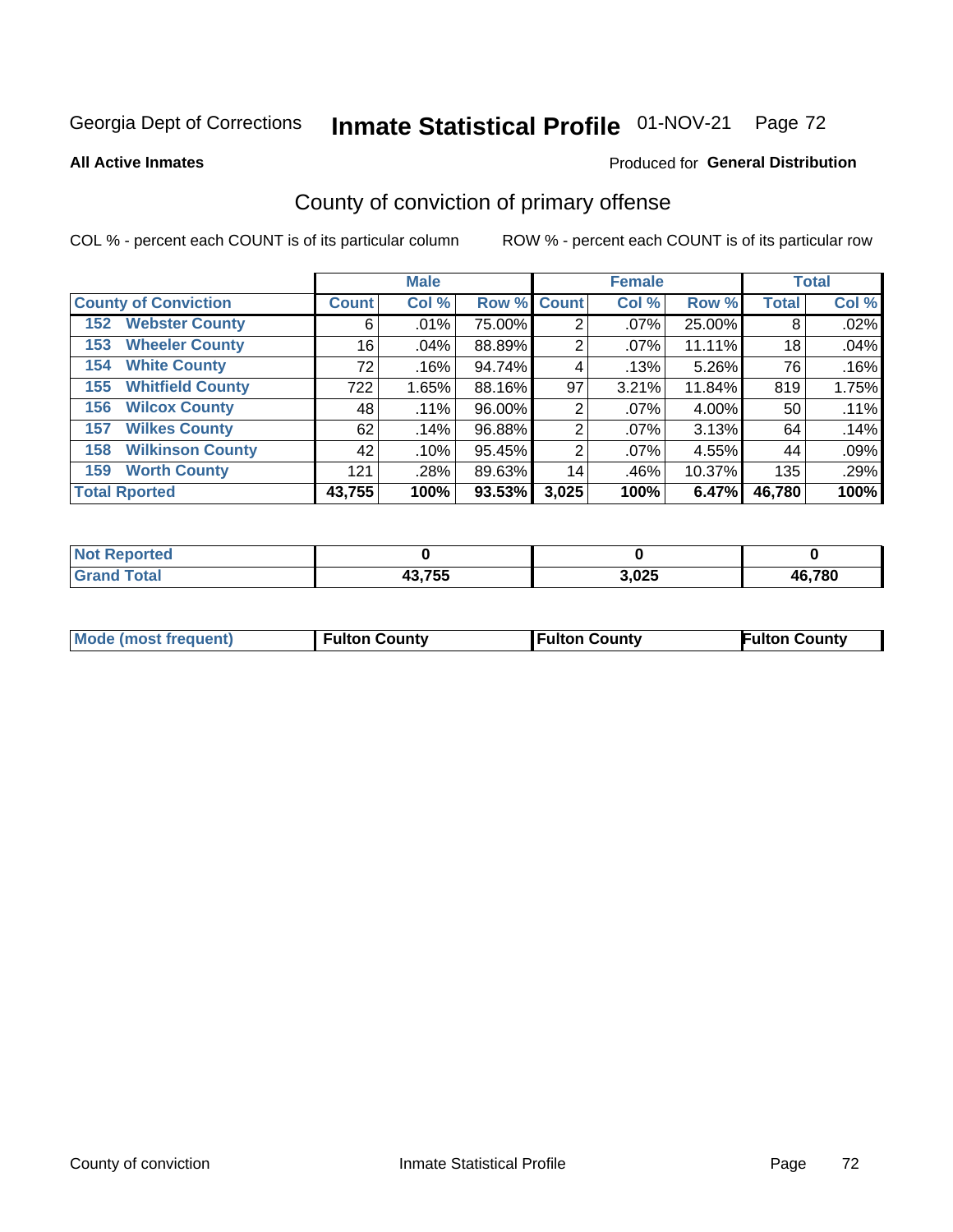Georgia Dept of Corrections **Inmate Statistical Profile** 01-NOV-21

**All Active Inmates**

Produced for **General Distribution**

## County of conviction of primary offense

COL % - percent each COUNT is of its particular column

ROW % - percent each COUNT is of its particular row

| | Male | | | Female | | | Total | |
|---|---|---|---|---|---|---|---|---|
| **County of Conviction** | **Count** | **Col %** | **Row %** | **Count** | **Col %** | **Row %** | **Total** | **Col %** |
| **152 Webster County** | 6 | .01% | 75.00% | 2 | .07% | 25.00% | 8 | .02% |
| **153 Wheeler County** | 16 | .04% | 88.89% | 2 | .07% | 11.11% | 18 | .04% |
| **154 White County** | 72 | .16% | 94.74% | 4 | .13% | 5.26% | 76 | .16% |
| **155 Whitfield County** | 722 | 1.65% | 88.16% | 97 | 3.21% | 11.84% | 819 | 1.75% |
| **156 Wilcox County** | 48 | .11% | 96.00% | 2 | .07% | 4.00% | 50 | .11% |
| **157 Wilkes County** | 62 | .14% | 96.88% | 2 | .07% | 3.13% | 64 | .14% |
| **158 Wilkinson County** | 42 | .10% | 95.45% | 2 | .07% | 4.55% | 44 | .09% |
| **159 Worth County** | 121 | .28% | 89.63% | 14 | .46% | 10.37% | 135 | .29% |
| **Total Rported** | **43,755** | **100%** | **93.53%** | **3,025** | **100%** | **6.47%** | **46,780** | **100%** |

| | Male | Female | Total |
|---|---|---|---|
| **Not Reported** | **0** | **0** | **0** |
| **Grand Total** | **43,755** | **3,025** | **46,780** |

| | Male | Female | Total |
|---|---|---|---|
| **Mode (most frequent)** | **Fulton County** | **Fulton County** | **Fulton County** |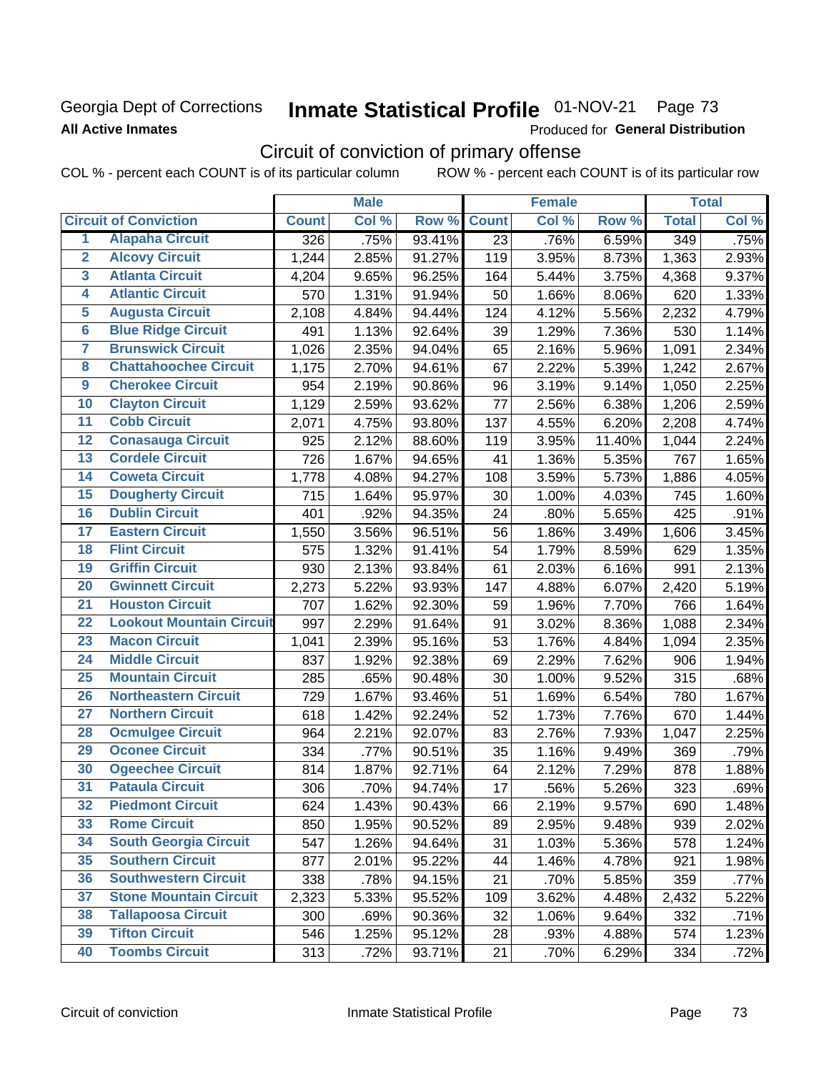Georgia Dept of Corrections **Inmate Statistical Profile** 01-NOV-21 Page 73

**All Active Inmates**

Produced for **General Distribution**

## Circuit of conviction of primary offense

COL % - percent each COUNT is of its particular column ROW % - percent each COUNT is of its particular row

| | Circuit of Conviction | Male | | | Female | | | Total | |
|---|---|---|---|---|---|---|---|---|---|
| | | Count | Col % | Row % | Count | Col % | Row % | Total | Col % |
| 1 | Alapaha Circuit | 326 | .75% | 93.41% | 23 | .76% | 6.59% | 349 | .75% |
| 2 | Alcovy Circuit | 1,244 | 2.85% | 91.27% | 119 | 3.95% | 8.73% | 1,363 | 2.93% |
| 3 | Atlanta Circuit | 4,204 | 9.65% | 96.25% | 164 | 5.44% | 3.75% | 4,368 | 9.37% |
| 4 | Atlantic Circuit | 570 | 1.31% | 91.94% | 50 | 1.66% | 8.06% | 620 | 1.33% |
| 5 | Augusta Circuit | 2,108 | 4.84% | 94.44% | 124 | 4.12% | 5.56% | 2,232 | 4.79% |
| 6 | Blue Ridge Circuit | 491 | 1.13% | 92.64% | 39 | 1.29% | 7.36% | 530 | 1.14% |
| 7 | Brunswick Circuit | 1,026 | 2.35% | 94.04% | 65 | 2.16% | 5.96% | 1,091 | 2.34% |
| 8 | Chattahoochee Circuit | 1,175 | 2.70% | 94.61% | 67 | 2.22% | 5.39% | 1,242 | 2.67% |
| 9 | Cherokee Circuit | 954 | 2.19% | 90.86% | 96 | 3.19% | 9.14% | 1,050 | 2.25% |
| 10 | Clayton Circuit | 1,129 | 2.59% | 93.62% | 77 | 2.56% | 6.38% | 1,206 | 2.59% |
| 11 | Cobb Circuit | 2,071 | 4.75% | 93.80% | 137 | 4.55% | 6.20% | 2,208 | 4.74% |
| 12 | Conasauga Circuit | 925 | 2.12% | 88.60% | 119 | 3.95% | 11.40% | 1,044 | 2.24% |
| 13 | Cordele Circuit | 726 | 1.67% | 94.65% | 41 | 1.36% | 5.35% | 767 | 1.65% |
| 14 | Coweta Circuit | 1,778 | 4.08% | 94.27% | 108 | 3.59% | 5.73% | 1,886 | 4.05% |
| 15 | Dougherty Circuit | 715 | 1.64% | 95.97% | 30 | 1.00% | 4.03% | 745 | 1.60% |
| 16 | Dublin Circuit | 401 | .92% | 94.35% | 24 | .80% | 5.65% | 425 | .91% |
| 17 | Eastern Circuit | 1,550 | 3.56% | 96.51% | 56 | 1.86% | 3.49% | 1,606 | 3.45% |
| 18 | Flint Circuit | 575 | 1.32% | 91.41% | 54 | 1.79% | 8.59% | 629 | 1.35% |
| 19 | Griffin Circuit | 930 | 2.13% | 93.84% | 61 | 2.03% | 6.16% | 991 | 2.13% |
| 20 | Gwinnett Circuit | 2,273 | 5.22% | 93.93% | 147 | 4.88% | 6.07% | 2,420 | 5.19% |
| 21 | Houston Circuit | 707 | 1.62% | 92.30% | 59 | 1.96% | 7.70% | 766 | 1.64% |
| 22 | Lookout Mountain Circuit | 997 | 2.29% | 91.64% | 91 | 3.02% | 8.36% | 1,088 | 2.34% |
| 23 | Macon Circuit | 1,041 | 2.39% | 95.16% | 53 | 1.76% | 4.84% | 1,094 | 2.35% |
| 24 | Middle Circuit | 837 | 1.92% | 92.38% | 69 | 2.29% | 7.62% | 906 | 1.94% |
| 25 | Mountain Circuit | 285 | .65% | 90.48% | 30 | 1.00% | 9.52% | 315 | .68% |
| 26 | Northeastern Circuit | 729 | 1.67% | 93.46% | 51 | 1.69% | 6.54% | 780 | 1.67% |
| 27 | Northern Circuit | 618 | 1.42% | 92.24% | 52 | 1.73% | 7.76% | 670 | 1.44% |
| 28 | Ocmulgee Circuit | 964 | 2.21% | 92.07% | 83 | 2.76% | 7.93% | 1,047 | 2.25% |
| 29 | Oconee Circuit | 334 | .77% | 90.51% | 35 | 1.16% | 9.49% | 369 | .79% |
| 30 | Ogeechee Circuit | 814 | 1.87% | 92.71% | 64 | 2.12% | 7.29% | 878 | 1.88% |
| 31 | Pataula Circuit | 306 | .70% | 94.74% | 17 | .56% | 5.26% | 323 | .69% |
| 32 | Piedmont Circuit | 624 | 1.43% | 90.43% | 66 | 2.19% | 9.57% | 690 | 1.48% |
| 33 | Rome Circuit | 850 | 1.95% | 90.52% | 89 | 2.95% | 9.48% | 939 | 2.02% |
| 34 | South Georgia Circuit | 547 | 1.26% | 94.64% | 31 | 1.03% | 5.36% | 578 | 1.24% |
| 35 | Southern Circuit | 877 | 2.01% | 95.22% | 44 | 1.46% | 4.78% | 921 | 1.98% |
| 36 | Southwestern Circuit | 338 | .78% | 94.15% | 21 | .70% | 5.85% | 359 | .77% |
| 37 | Stone Mountain Circuit | 2,323 | 5.33% | 95.52% | 109 | 3.62% | 4.48% | 2,432 | 5.22% |
| 38 | Tallapoosa Circuit | 300 | .69% | 90.36% | 32 | 1.06% | 9.64% | 332 | .71% |
| 39 | Tifton Circuit | 546 | 1.25% | 95.12% | 28 | .93% | 4.88% | 574 | 1.23% |
| 40 | Toombs Circuit | 313 | .72% | 93.71% | 21 | .70% | 6.29% | 334 | .72% |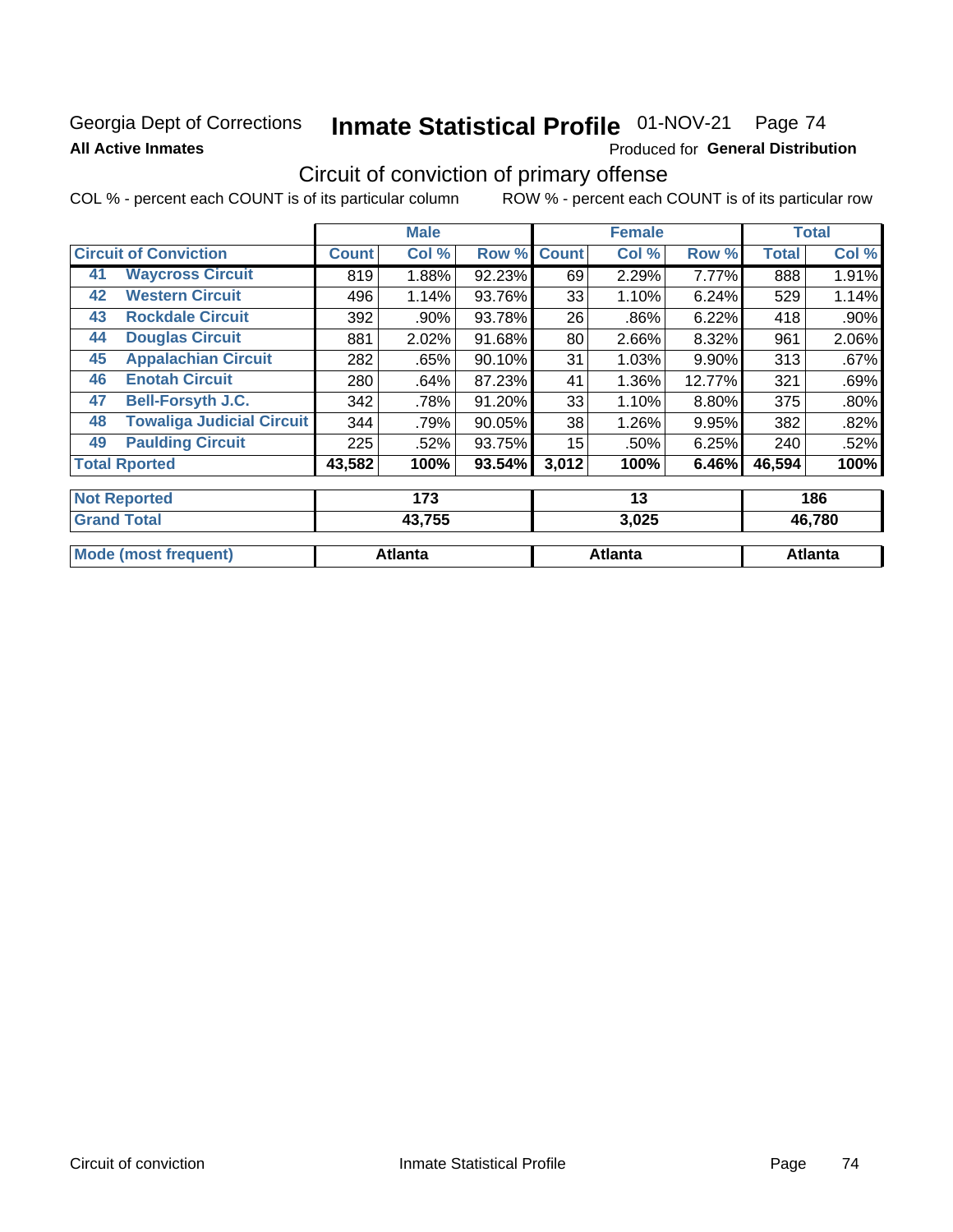Georgia Dept of Corrections **Inmate Statistical Profile** 01-NOV-21 Page 74

**All Active Inmates**

Produced for **General Distribution**

## Circuit of conviction of primary offense

COL % - percent each COUNT is of its particular column ROW % - percent each COUNT is of its particular row

| Circuit of Conviction | Male | | | Female | | | Total | |
|---|---|---|---|---|---|---|---|---|
| | Count | Col % | Row % | Count | Col % | Row % | Total | Col % |
| 41 Waycross Circuit | 819 | 1.88% | 92.23% | 69 | 2.29% | 7.77% | 888 | 1.91% |
| 42 Western Circuit | 496 | 1.14% | 93.76% | 33 | 1.10% | 6.24% | 529 | 1.14% |
| 43 Rockdale Circuit | 392 | .90% | 93.78% | 26 | .86% | 6.22% | 418 | .90% |
| 44 Douglas Circuit | 881 | 2.02% | 91.68% | 80 | 2.66% | 8.32% | 961 | 2.06% |
| 45 Appalachian Circuit | 282 | .65% | 90.10% | 31 | 1.03% | 9.90% | 313 | .67% |
| 46 Enotah Circuit | 280 | .64% | 87.23% | 41 | 1.36% | 12.77% | 321 | .69% |
| 47 Bell-Forsyth J.C. | 342 | .78% | 91.20% | 33 | 1.10% | 8.80% | 375 | .80% |
| 48 Towaliga Judicial Circuit | 344 | .79% | 90.05% | 38 | 1.26% | 9.95% | 382 | .82% |
| 49 Paulding Circuit | 225 | .52% | 93.75% | 15 | .50% | 6.25% | 240 | .52% |
| Total Rported | 43,582 | 100% | 93.54% | 3,012 | 100% | 6.46% | 46,594 | 100% |
| Not Reported | 173 | | | 13 | | | 186 | |
| Grand Total | 43,755 | | | 3,025 | | | 46,780 | |
| Mode (most frequent) | Atlanta | | | Atlanta | | | Atlanta | |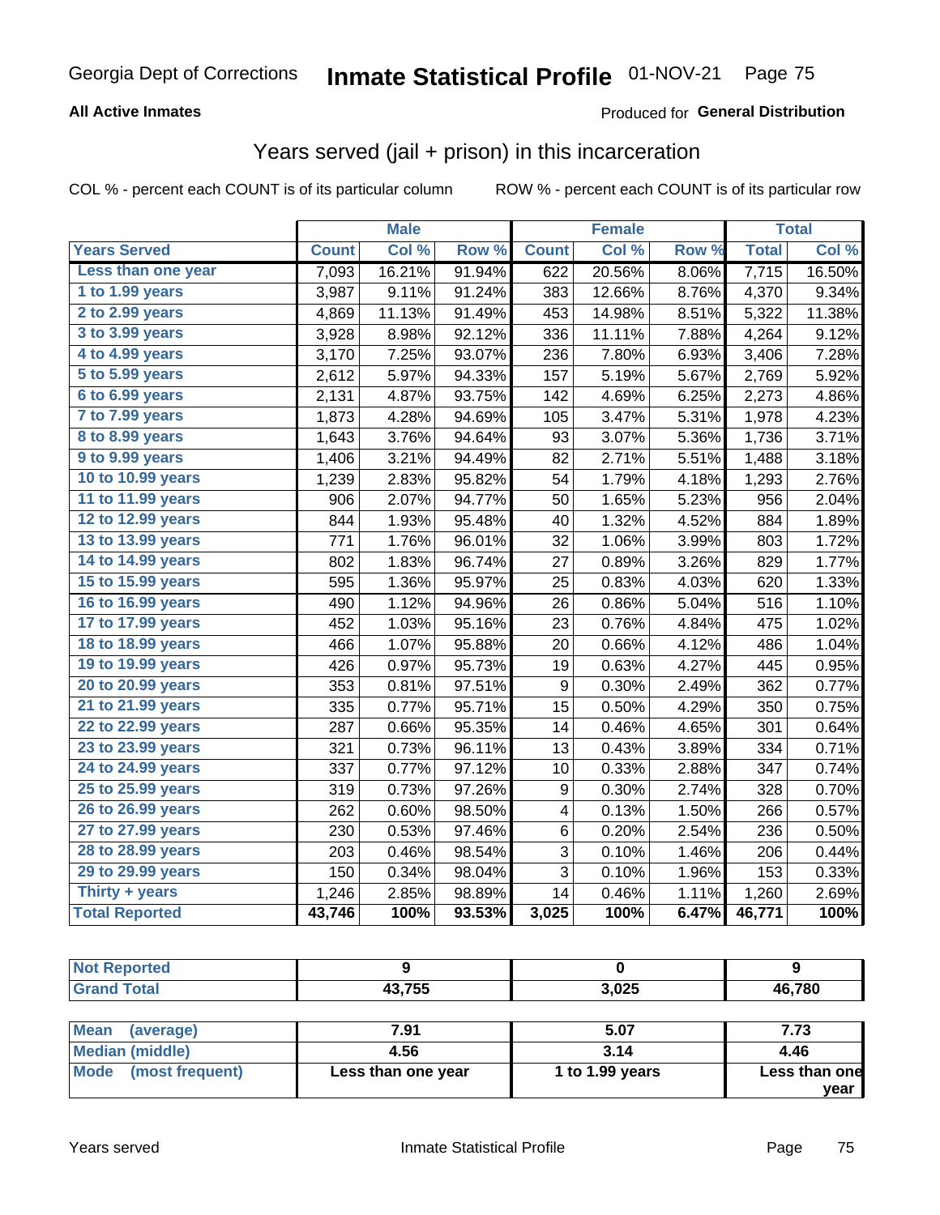Georgia Dept of Corrections **Inmate Statistical Profile** 01-NOV-21

**All Active Inmates**

Produced for **General Distribution**

## Years served (jail + prison) in this incarceration

COL % - percent each COUNT is of its particular column

ROW % - percent each COUNT is of its particular row

| | Male | | | Female | | | Total | |
|---|---|---|---|---|---|---|---|---|
| **Years Served** | **Count** | **Col %** | **Row %** | **Count** | **Col %** | **Row %** | **Total** | **Col %** |
| Less than one year | 7,093 | 16.21% | 91.94% | 622 | 20.56% | 8.06% | 7,715 | 16.50% |
| 1 to 1.99 years | 3,987 | 9.11% | 91.24% | 383 | 12.66% | 8.76% | 4,370 | 9.34% |
| 2 to 2.99 years | 4,869 | 11.13% | 91.49% | 453 | 14.98% | 8.51% | 5,322 | 11.38% |
| 3 to 3.99 years | 3,928 | 8.98% | 92.12% | 336 | 11.11% | 7.88% | 4,264 | 9.12% |
| 4 to 4.99 years | 3,170 | 7.25% | 93.07% | 236 | 7.80% | 6.93% | 3,406 | 7.28% |
| 5 to 5.99 years | 2,612 | 5.97% | 94.33% | 157 | 5.19% | 5.67% | 2,769 | 5.92% |
| 6 to 6.99 years | 2,131 | 4.87% | 93.75% | 142 | 4.69% | 6.25% | 2,273 | 4.86% |
| 7 to 7.99 years | 1,873 | 4.28% | 94.69% | 105 | 3.47% | 5.31% | 1,978 | 4.23% |
| 8 to 8.99 years | 1,643 | 3.76% | 94.64% | 93 | 3.07% | 5.36% | 1,736 | 3.71% |
| 9 to 9.99 years | 1,406 | 3.21% | 94.49% | 82 | 2.71% | 5.51% | 1,488 | 3.18% |
| 10 to 10.99 years | 1,239 | 2.83% | 95.82% | 54 | 1.79% | 4.18% | 1,293 | 2.76% |
| 11 to 11.99 years | 906 | 2.07% | 94.77% | 50 | 1.65% | 5.23% | 956 | 2.04% |
| 12 to 12.99 years | 844 | 1.93% | 95.48% | 40 | 1.32% | 4.52% | 884 | 1.89% |
| 13 to 13.99 years | 771 | 1.76% | 96.01% | 32 | 1.06% | 3.99% | 803 | 1.72% |
| 14 to 14.99 years | 802 | 1.83% | 96.74% | 27 | 0.89% | 3.26% | 829 | 1.77% |
| 15 to 15.99 years | 595 | 1.36% | 95.97% | 25 | 0.83% | 4.03% | 620 | 1.33% |
| 16 to 16.99 years | 490 | 1.12% | 94.96% | 26 | 0.86% | 5.04% | 516 | 1.10% |
| 17 to 17.99 years | 452 | 1.03% | 95.16% | 23 | 0.76% | 4.84% | 475 | 1.02% |
| 18 to 18.99 years | 466 | 1.07% | 95.88% | 20 | 0.66% | 4.12% | 486 | 1.04% |
| 19 to 19.99 years | 426 | 0.97% | 95.73% | 19 | 0.63% | 4.27% | 445 | 0.95% |
| 20 to 20.99 years | 353 | 0.81% | 97.51% | 9 | 0.30% | 2.49% | 362 | 0.77% |
| 21 to 21.99 years | 335 | 0.77% | 95.71% | 15 | 0.50% | 4.29% | 350 | 0.75% |
| 22 to 22.99 years | 287 | 0.66% | 95.35% | 14 | 0.46% | 4.65% | 301 | 0.64% |
| 23 to 23.99 years | 321 | 0.73% | 96.11% | 13 | 0.43% | 3.89% | 334 | 0.71% |
| 24 to 24.99 years | 337 | 0.77% | 97.12% | 10 | 0.33% | 2.88% | 347 | 0.74% |
| 25 to 25.99 years | 319 | 0.73% | 97.26% | 9 | 0.30% | 2.74% | 328 | 0.70% |
| 26 to 26.99 years | 262 | 0.60% | 98.50% | 4 | 0.13% | 1.50% | 266 | 0.57% |
| 27 to 27.99 years | 230 | 0.53% | 97.46% | 6 | 0.20% | 2.54% | 236 | 0.50% |
| 28 to 28.99 years | 203 | 0.46% | 98.54% | 3 | 0.10% | 1.46% | 206 | 0.44% |
| 29 to 29.99 years | 150 | 0.34% | 98.04% | 3 | 0.10% | 1.96% | 153 | 0.33% |
| Thirty + years | 1,246 | 2.85% | 98.89% | 14 | 0.46% | 1.11% | 1,260 | 2.69% |
| **Total Reported** | **43,746** | **100%** | **93.53%** | **3,025** | **100%** | **6.47%** | **46,771** | **100%** |

| | Male | Female | Total |
|---|---|---|---|
| Not Reported | 9 | 0 | 9 |
| Grand Total | 43,755 | 3,025 | 46,780 |

| | Male | Female | Total |
|---|---|---|---|
| Mean (average) | 7.91 | 5.07 | 7.73 |
| Median (middle) | 4.56 | 3.14 | 4.46 |
| Mode (most frequent) | Less than one year | 1 to 1.99 years | Less than one year |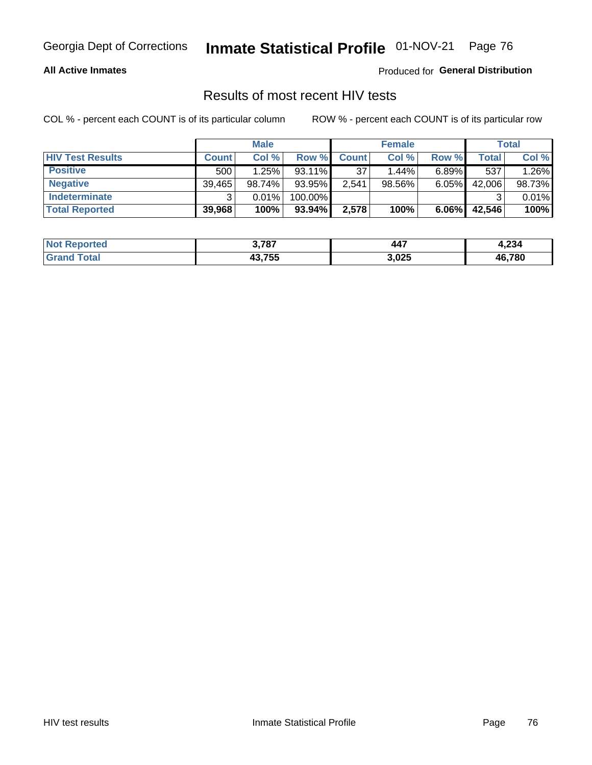Georgia Dept of Corrections **Inmate Statistical Profile** 01-NOV-21 Page 76

**All Active Inmates**

Produced for **General Distribution**

## Results of most recent HIV tests

COL % - percent each COUNT is of its particular column    ROW % - percent each COUNT is of its particular row

| | Male | | | Female | | | Total | |
|---|---|---|---|---|---|---|---|---|
| **HIV Test Results** | **Count** | **Col %** | **Row %** | **Count** | **Col %** | **Row %** | **Total** | **Col %** |
| **Positive** | 500 | 1.25% | 93.11% | 37 | 1.44% | 6.89% | 537 | 1.26% |
| **Negative** | 39,465 | 98.74% | 93.95% | 2,541 | 98.56% | 6.05% | 42,006 | 98.73% |
| **Indeterminate** | 3 | 0.01% | 100.00% | | | | 3 | 0.01% |
| **Total Reported** | **39,968** | **100%** | **93.94%** | **2,578** | **100%** | **6.06%** | **42,546** | **100%** |

| | Male | Female | Total |
|---|---|---|---|
| **Not Reported** | **3,787** | **447** | **4,234** |
| **Grand Total** | **43,755** | **3,025** | **46,780** |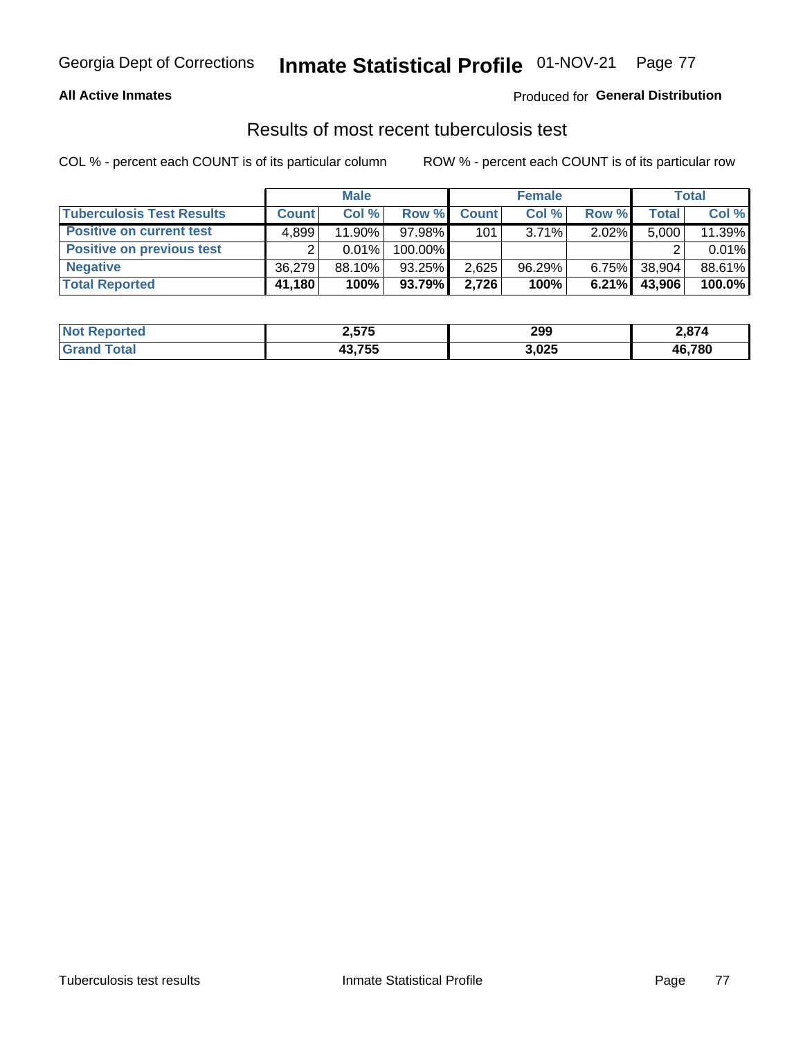Georgia Dept of Corrections **Inmate Statistical Profile** 01-NOV-21

**All Active Inmates**

Produced for **General Distribution**

## Results of most recent tuberculosis test

COL % - percent each COUNT is of its particular column    ROW % - percent each COUNT is of its particular row

| | Male | | | Female | | | Total | |
|---|---|---|---|---|---|---|---|---|
| **Tuberculosis Test Results** | **Count** | **Col %** | **Row %** | **Count** | **Col %** | **Row %** | **Total** | **Col %** |
| **Positive on current test** | 4,899 | 11.90% | 97.98% | 101 | 3.71% | 2.02% | 5,000 | 11.39% |
| **Positive on previous test** | 2 | 0.01% | 100.00% | | | | 2 | 0.01% |
| **Negative** | 36,279 | 88.10% | 93.25% | 2,625 | 96.29% | 6.75% | 38,904 | 88.61% |
| **Total Reported** | **41,180** | **100%** | **93.79%** | **2,726** | **100%** | **6.21%** | **43,906** | **100.0%** |

| | Male | Female | Total |
|---|---|---|---|
| **Not Reported** | **2,575** | **299** | **2,874** |
| **Grand Total** | **43,755** | **3,025** | **46,780** |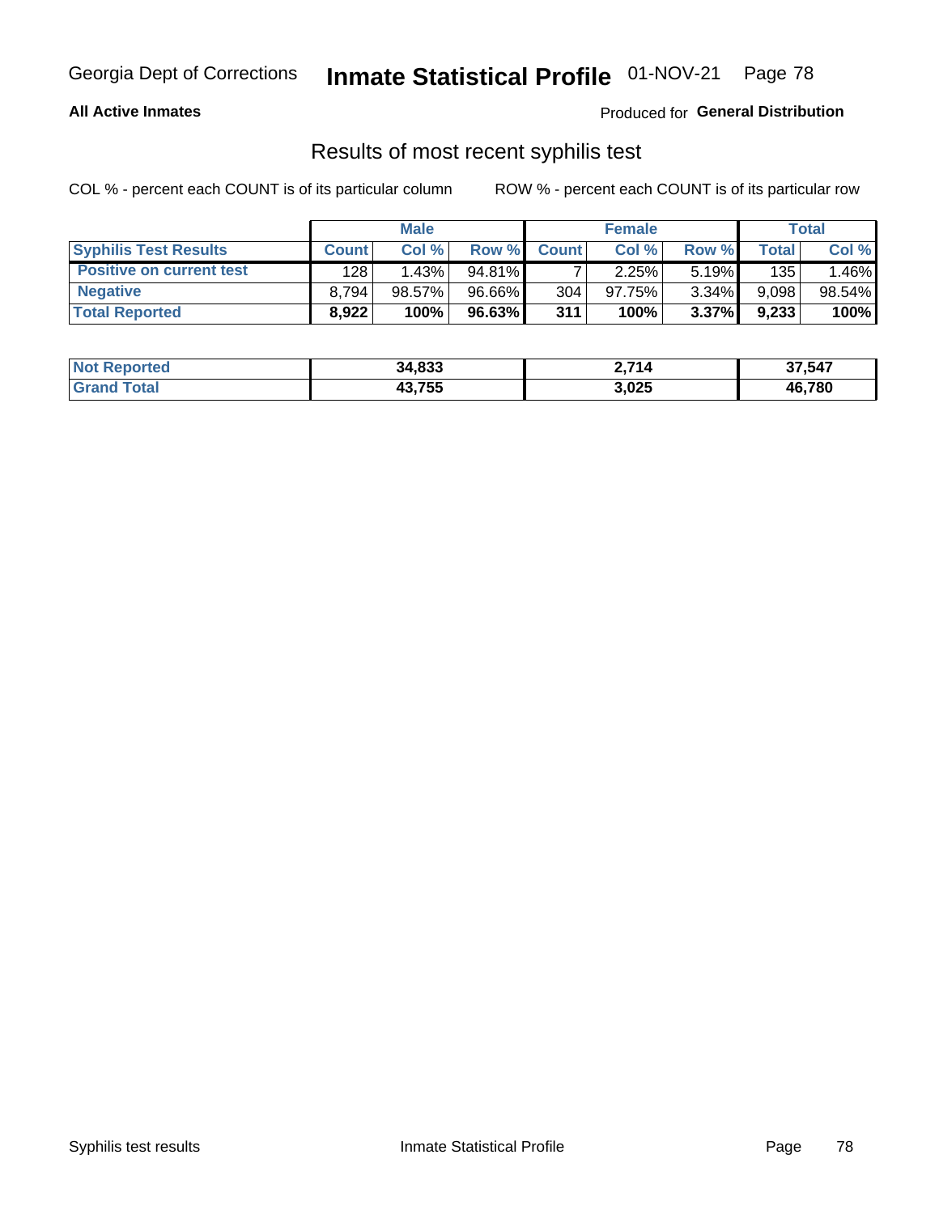Georgia Dept of Corrections **Inmate Statistical Profile** 01-NOV-21

**All Active Inmates**

Produced for **General Distribution**

## Results of most recent syphilis test

COL % - percent each COUNT is of its particular column

ROW % - percent each COUNT is of its particular row

| | Male | | | Female | | | Total | |
|---|---|---|---|---|---|---|---|---|
| **Syphilis Test Results** | **Count** | **Col %** | **Row %** | **Count** | **Col %** | **Row %** | **Total** | **Col %** |
| **Positive on current test** | 128 | 1.43% | 94.81% | 7 | 2.25% | 5.19% | 135 | 1.46% |
| **Negative** | 8,794 | 98.57% | 96.66% | 304 | 97.75% | 3.34% | 9,098 | 98.54% |
| **Total Reported** | **8,922** | **100%** | **96.63%** | **311** | **100%** | **3.37%** | **9,233** | **100%** |

| | Male | Female | Total |
|---|---|---|---|
| **Not Reported** | **34,833** | **2,714** | **37,547** |
| **Grand Total** | **43,755** | **3,025** | **46,780** |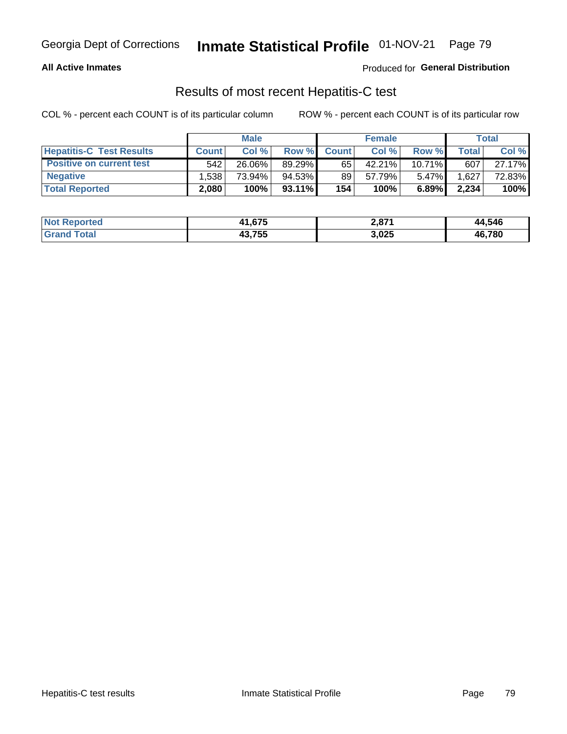Georgia Dept of Corrections **Inmate Statistical Profile** 01-NOV-21

**All Active Inmates**

Produced for **General Distribution**

## Results of most recent Hepatitis-C test

COL % - percent each COUNT is of its particular column ROW % - percent each COUNT is of its particular row

| | Male | | | Female | | | Total | |
|---|---|---|---|---|---|---|---|---|
| **Hepatitis-C Test Results** | **Count** | **Col %** | **Row %** | **Count** | **Col %** | **Row %** | **Total** | **Col %** |
| **Positive on current test** | 542 | 26.06% | 89.29% | 65 | 42.21% | 10.71% | 607 | 27.17% |
| **Negative** | 1,538 | 73.94% | 94.53% | 89 | 57.79% | 5.47% | 1,627 | 72.83% |
| **Total Reported** | **2,080** | **100%** | **93.11%** | **154** | **100%** | **6.89%** | **2,234** | **100%** |

| | Male | Female | Total |
|---|---|---|---|
| **Not Reported** | **41,675** | **2,871** | **44,546** |
| **Grand Total** | **43,755** | **3,025** | **46,780** |